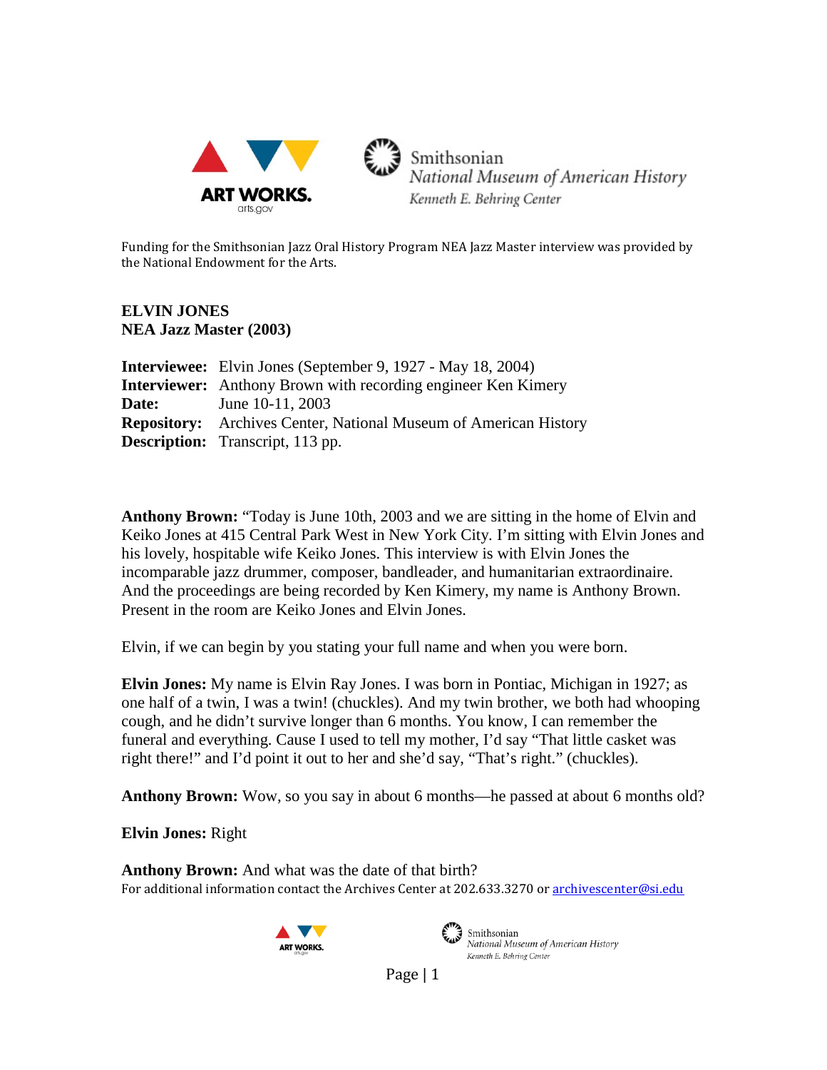Funding for the Smithsonian Jazz Oral History Program NEA Jazz Master interview was provided by the National Endowment for the Arts.

**ELVIN JONES**
**NEA Jazz Master (2003)**

**Interviewee:** Elvin Jones (September 9, 1927 - May 18, 2004)
**Interviewer:** Anthony Brown with recording engineer Ken Kimery
**Date:** June 10-11, 2003
**Repository:** Archives Center, National Museum of American History
**Description:** Transcript, 113 pp.

**Anthony Brown:** "Today is June 10th, 2003 and we are sitting in the home of Elvin and Keiko Jones at 415 Central Park West in New York City. I'm sitting with Elvin Jones and his lovely, hospitable wife Keiko Jones. This interview is with Elvin Jones the incomparable jazz drummer, composer, bandleader, and humanitarian extraordinaire. And the proceedings are being recorded by Ken Kimery, my name is Anthony Brown. Present in the room are Keiko Jones and Elvin Jones.

Elvin, if we can begin by you stating your full name and when you were born.

**Elvin Jones:** My name is Elvin Ray Jones. I was born in Pontiac, Michigan in 1927; as one half of a twin, I was a twin! (chuckles). And my twin brother, we both had whooping cough, and he didn't survive longer than 6 months. You know, I can remember the funeral and everything. Cause I used to tell my mother, I'd say "That little casket was right there!" and I'd point it out to her and she'd say, "That's right." (chuckles).

**Anthony Brown:** Wow, so you say in about 6 months—he passed at about 6 months old?

**Elvin Jones:** Right

**Anthony Brown:** And what was the date of that birth?

For additional information contact the Archives Center at 202.633.3270 or archivescenter@si.edu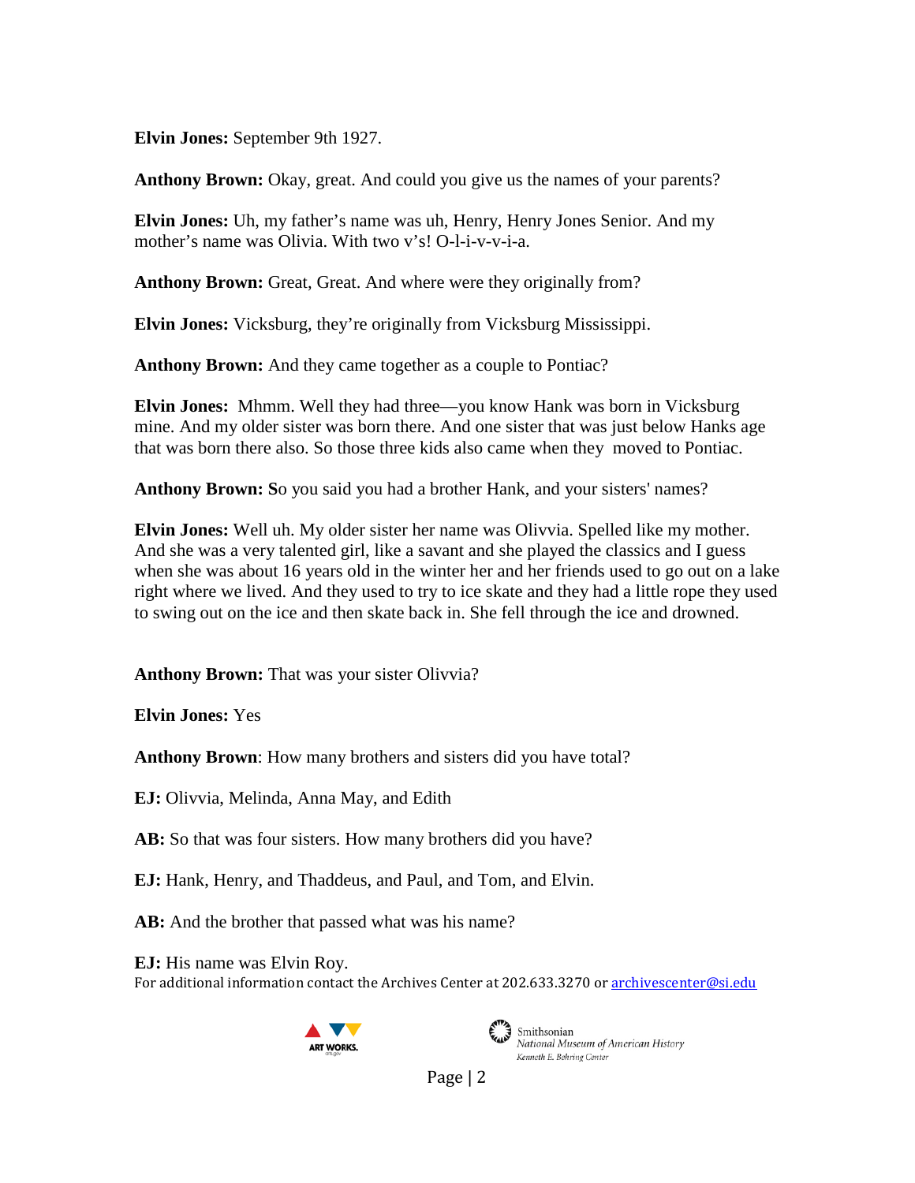**Elvin Jones:** September 9th 1927.

**Anthony Brown:** Okay, great. And could you give us the names of your parents?

**Elvin Jones:** Uh, my father's name was uh, Henry, Henry Jones Senior. And my mother's name was Olivia. With two v's! O-l-i-v-v-i-a.

**Anthony Brown:** Great, Great. And where were they originally from?

**Elvin Jones:** Vicksburg, they're originally from Vicksburg Mississippi.

**Anthony Brown:** And they came together as a couple to Pontiac?

**Elvin Jones:** Mhmm. Well they had three—you know Hank was born in Vicksburg mine. And my older sister was born there. And one sister that was just below Hanks age that was born there also. So those three kids also came when they moved to Pontiac.

**Anthony Brown:** So you said you had a brother Hank, and your sisters' names?

**Elvin Jones:** Well uh. My older sister her name was Olivvia. Spelled like my mother. And she was a very talented girl, like a savant and she played the classics and I guess when she was about 16 years old in the winter her and her friends used to go out on a lake right where we lived. And they used to try to ice skate and they had a little rope they used to swing out on the ice and then skate back in. She fell through the ice and drowned.

**Anthony Brown:** That was your sister Olivvia?

**Elvin Jones:** Yes

**Anthony Brown**: How many brothers and sisters did you have total?

**EJ:** Olivvia, Melinda, Anna May, and Edith

**AB:** So that was four sisters. How many brothers did you have?

**EJ:** Hank, Henry, and Thaddeus, and Paul, and Tom, and Elvin.

**AB:** And the brother that passed what was his name?

**EJ:** His name was Elvin Roy.

For additional information contact the Archives Center at 202.633.3270 or archivescenter@si.edu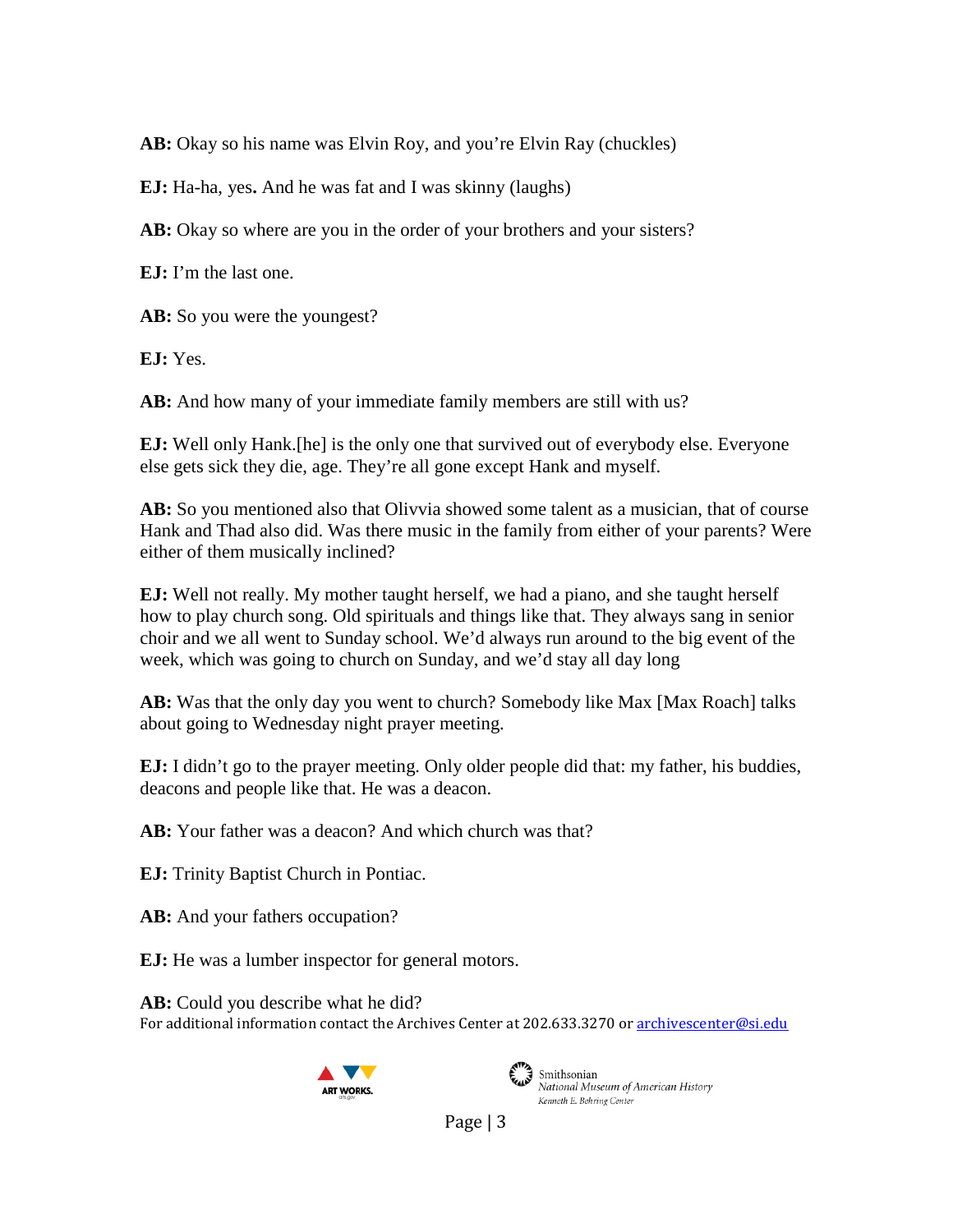**AB:** Okay so his name was Elvin Roy, and you're Elvin Ray (chuckles)

**EJ:** Ha-ha, yes**.** And he was fat and I was skinny (laughs)

**AB:** Okay so where are you in the order of your brothers and your sisters?

**EJ:** I'm the last one.

**AB:** So you were the youngest?

**EJ:** Yes.

**AB:** And how many of your immediate family members are still with us?

**EJ:** Well only Hank.[he] is the only one that survived out of everybody else. Everyone else gets sick they die, age. They're all gone except Hank and myself.

**AB:** So you mentioned also that Olivvia showed some talent as a musician, that of course Hank and Thad also did. Was there music in the family from either of your parents? Were either of them musically inclined?

**EJ:** Well not really. My mother taught herself, we had a piano, and she taught herself how to play church song. Old spirituals and things like that. They always sang in senior choir and we all went to Sunday school. We'd always run around to the big event of the week, which was going to church on Sunday, and we'd stay all day long

**AB:** Was that the only day you went to church? Somebody like Max [Max Roach] talks about going to Wednesday night prayer meeting.

**EJ:** I didn't go to the prayer meeting. Only older people did that: my father, his buddies, deacons and people like that. He was a deacon.

**AB:** Your father was a deacon? And which church was that?

**EJ:** Trinity Baptist Church in Pontiac.

**AB:** And your fathers occupation?

**EJ:** He was a lumber inspector for general motors.

**AB:** Could you describe what he did?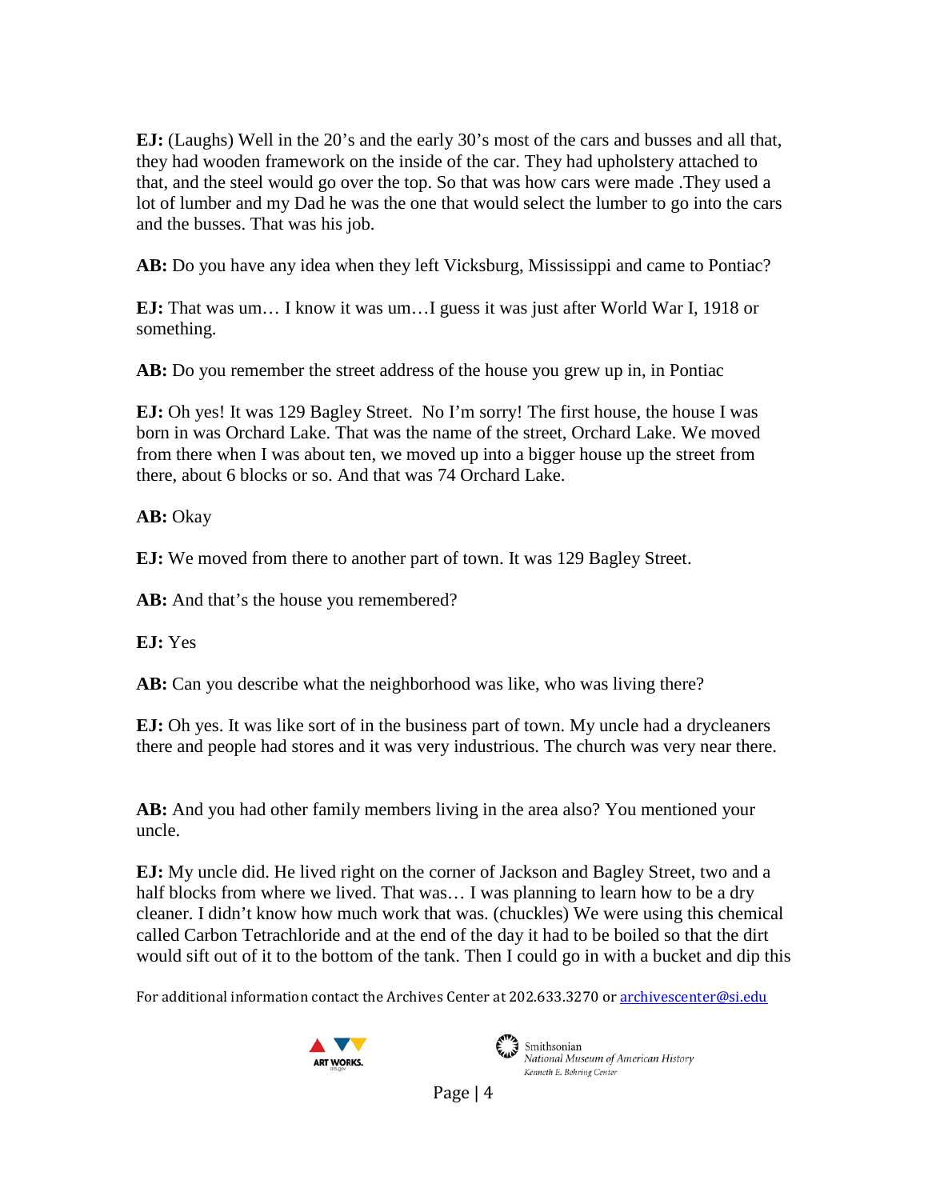**EJ:** (Laughs) Well in the 20's and the early 30's most of the cars and busses and all that, they had wooden framework on the inside of the car. They had upholstery attached to that, and the steel would go over the top. So that was how cars were made .They used a lot of lumber and my Dad he was the one that would select the lumber to go into the cars and the busses. That was his job.

**AB:** Do you have any idea when they left Vicksburg, Mississippi and came to Pontiac?

**EJ:** That was um… I know it was um…I guess it was just after World War I, 1918 or something.

**AB:** Do you remember the street address of the house you grew up in, in Pontiac

**EJ:** Oh yes! It was 129 Bagley Street. No I'm sorry! The first house, the house I was born in was Orchard Lake. That was the name of the street, Orchard Lake. We moved from there when I was about ten, we moved up into a bigger house up the street from there, about 6 blocks or so. And that was 74 Orchard Lake.

**AB:** Okay

**EJ:** We moved from there to another part of town. It was 129 Bagley Street.

**AB:** And that's the house you remembered?

**EJ:** Yes

**AB:** Can you describe what the neighborhood was like, who was living there?

**EJ:** Oh yes. It was like sort of in the business part of town. My uncle had a drycleaners there and people had stores and it was very industrious. The church was very near there.

**AB:** And you had other family members living in the area also? You mentioned your uncle.

**EJ:** My uncle did. He lived right on the corner of Jackson and Bagley Street, two and a half blocks from where we lived. That was… I was planning to learn how to be a dry cleaner. I didn't know how much work that was. (chuckles) We were using this chemical called Carbon Tetrachloride and at the end of the day it had to be boiled so that the dirt would sift out of it to the bottom of the tank. Then I could go in with a bucket and dip this

For additional information contact the Archives Center at 202.633.3270 or archivescenter@si.edu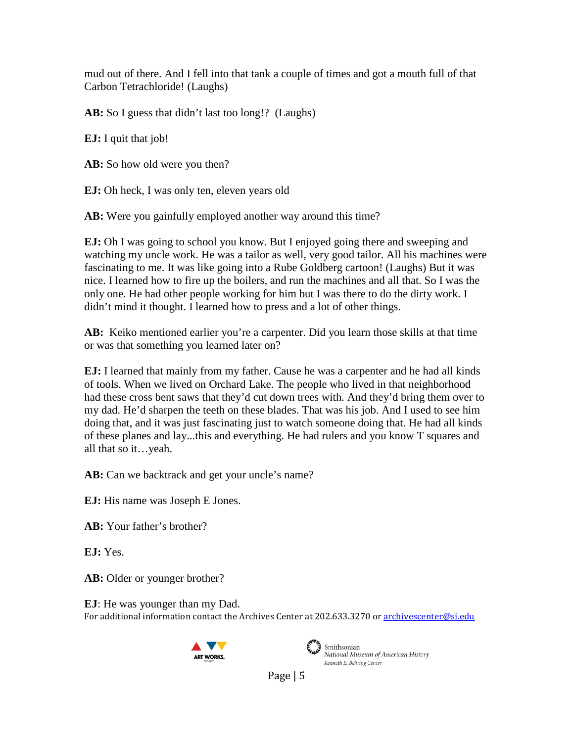mud out of there. And I fell into that tank a couple of times and got a mouth full of that Carbon Tetrachloride! (Laughs)

**AB:** So I guess that didn't last too long!? (Laughs)

**EJ:** I quit that job!

**AB:** So how old were you then?

**EJ:** Oh heck, I was only ten, eleven years old

**AB:** Were you gainfully employed another way around this time?

**EJ:** Oh I was going to school you know. But I enjoyed going there and sweeping and watching my uncle work. He was a tailor as well, very good tailor. All his machines were fascinating to me. It was like going into a Rube Goldberg cartoon! (Laughs) But it was nice. I learned how to fire up the boilers, and run the machines and all that. So I was the only one. He had other people working for him but I was there to do the dirty work. I didn't mind it thought. I learned how to press and a lot of other things.

**AB:** Keiko mentioned earlier you're a carpenter. Did you learn those skills at that time or was that something you learned later on?

**EJ:** I learned that mainly from my father. Cause he was a carpenter and he had all kinds of tools. When we lived on Orchard Lake. The people who lived in that neighborhood had these cross bent saws that they'd cut down trees with. And they'd bring them over to my dad. He'd sharpen the teeth on these blades. That was his job. And I used to see him doing that, and it was just fascinating just to watch someone doing that. He had all kinds of these planes and lay...this and everything. He had rulers and you know T squares and all that so it…yeah.

**AB:** Can we backtrack and get your uncle's name?

**EJ:** His name was Joseph E Jones.

**AB:** Your father's brother?

**EJ:** Yes.

**AB:** Older or younger brother?

**EJ**: He was younger than my Dad.

For additional information contact the Archives Center at 202.633.3270 or archivescenter@si.edu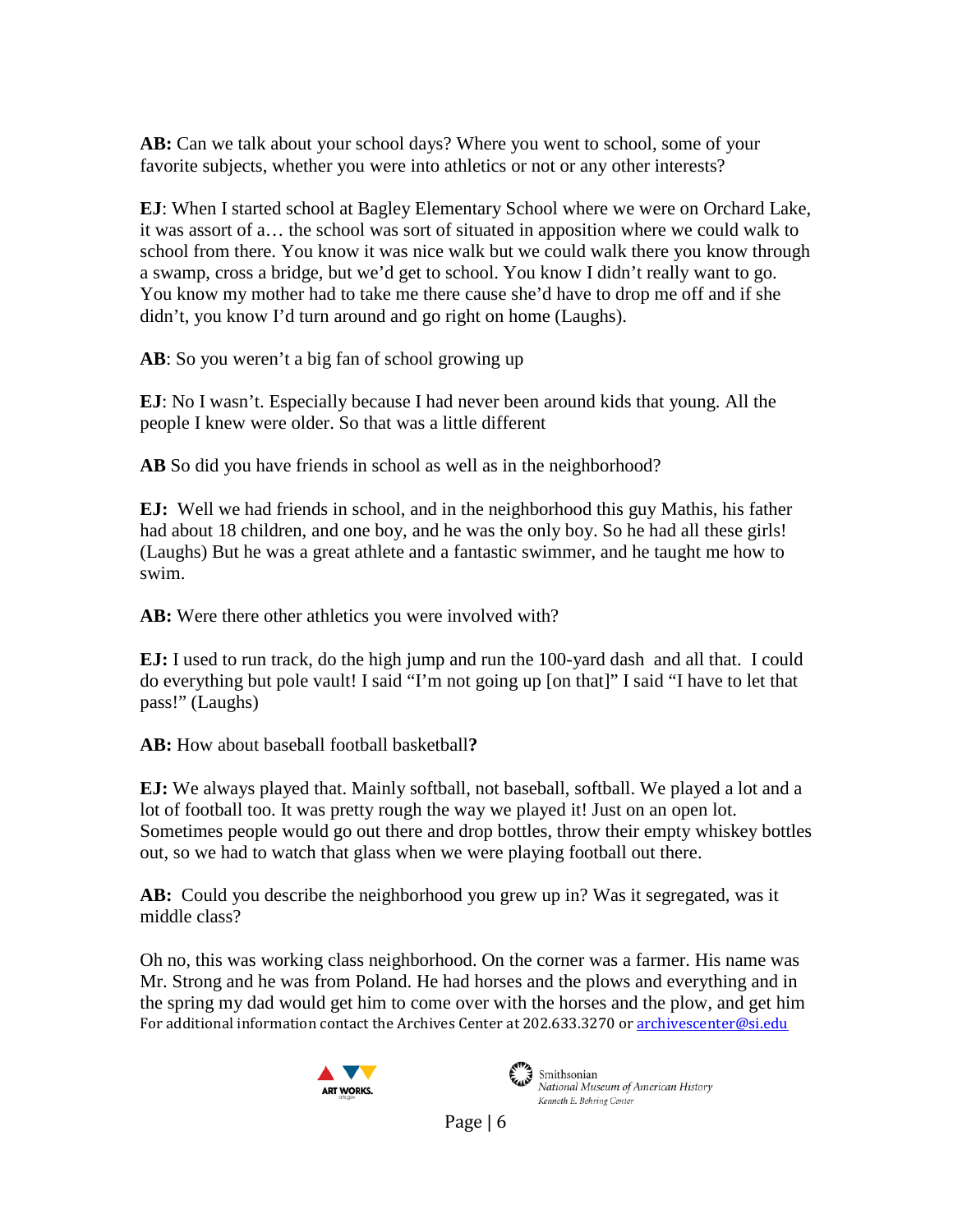**AB:** Can we talk about your school days? Where you went to school, some of your favorite subjects, whether you were into athletics or not or any other interests?

**EJ**: When I started school at Bagley Elementary School where we were on Orchard Lake, it was assort of a… the school was sort of situated in apposition where we could walk to school from there. You know it was nice walk but we could walk there you know through a swamp, cross a bridge, but we'd get to school. You know I didn't really want to go. You know my mother had to take me there cause she'd have to drop me off and if she didn't, you know I'd turn around and go right on home (Laughs).

**AB**: So you weren't a big fan of school growing up

**EJ**: No I wasn't. Especially because I had never been around kids that young. All the people I knew were older. So that was a little different

**AB** So did you have friends in school as well as in the neighborhood?

**EJ:** Well we had friends in school, and in the neighborhood this guy Mathis, his father had about 18 children, and one boy, and he was the only boy. So he had all these girls! (Laughs) But he was a great athlete and a fantastic swimmer, and he taught me how to swim.

**AB:** Were there other athletics you were involved with?

**EJ:** I used to run track, do the high jump and run the 100-yard dash and all that. I could do everything but pole vault! I said "I'm not going up [on that]" I said "I have to let that pass!" (Laughs)

**AB:** How about baseball football basketball**?**

**EJ:** We always played that. Mainly softball, not baseball, softball. We played a lot and a lot of football too. It was pretty rough the way we played it! Just on an open lot. Sometimes people would go out there and drop bottles, throw their empty whiskey bottles out, so we had to watch that glass when we were playing football out there.

**AB:** Could you describe the neighborhood you grew up in? Was it segregated, was it middle class?

Oh no, this was working class neighborhood. On the corner was a farmer. His name was Mr. Strong and he was from Poland. He had horses and the plows and everything and in the spring my dad would get him to come over with the horses and the plow, and get him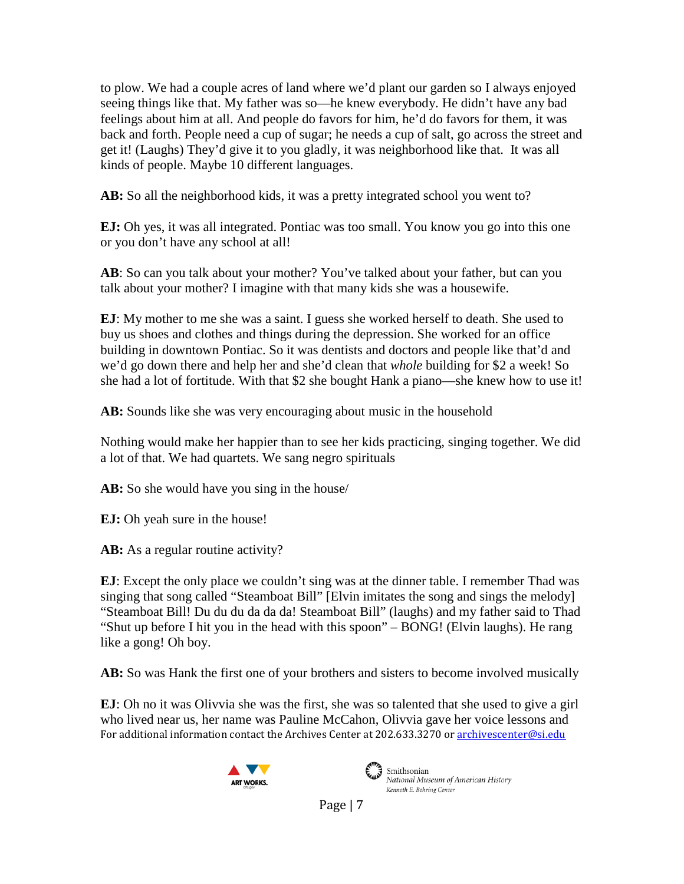to plow. We had a couple acres of land where we'd plant our garden so I always enjoyed seeing things like that. My father was so—he knew everybody. He didn't have any bad feelings about him at all. And people do favors for him, he'd do favors for them, it was back and forth. People need a cup of sugar; he needs a cup of salt, go across the street and get it! (Laughs) They'd give it to you gladly, it was neighborhood like that. It was all kinds of people. Maybe 10 different languages.

**AB:** So all the neighborhood kids, it was a pretty integrated school you went to?

**EJ:** Oh yes, it was all integrated. Pontiac was too small. You know you go into this one or you don't have any school at all!

**AB**: So can you talk about your mother? You've talked about your father, but can you talk about your mother? I imagine with that many kids she was a housewife.

**EJ**: My mother to me she was a saint. I guess she worked herself to death. She used to buy us shoes and clothes and things during the depression. She worked for an office building in downtown Pontiac. So it was dentists and doctors and people like that'd and we'd go down there and help her and she'd clean that *whole* building for $2 a week! So she had a lot of fortitude. With that $2 she bought Hank a piano—she knew how to use it!

**AB:** Sounds like she was very encouraging about music in the household

Nothing would make her happier than to see her kids practicing, singing together. We did a lot of that. We had quartets. We sang negro spirituals

**AB:** So she would have you sing in the house/

**EJ:** Oh yeah sure in the house!

**AB:** As a regular routine activity?

**EJ**: Except the only place we couldn't sing was at the dinner table. I remember Thad was singing that song called "Steamboat Bill" [Elvin imitates the song and sings the melody] "Steamboat Bill! Du du du da da da! Steamboat Bill" (laughs) and my father said to Thad "Shut up before I hit you in the head with this spoon" – BONG! (Elvin laughs). He rang like a gong! Oh boy.

**AB:** So was Hank the first one of your brothers and sisters to become involved musically

**EJ**: Oh no it was Olivvia she was the first, she was so talented that she used to give a girl who lived near us, her name was Pauline McCahon, Olivvia gave her voice lessons and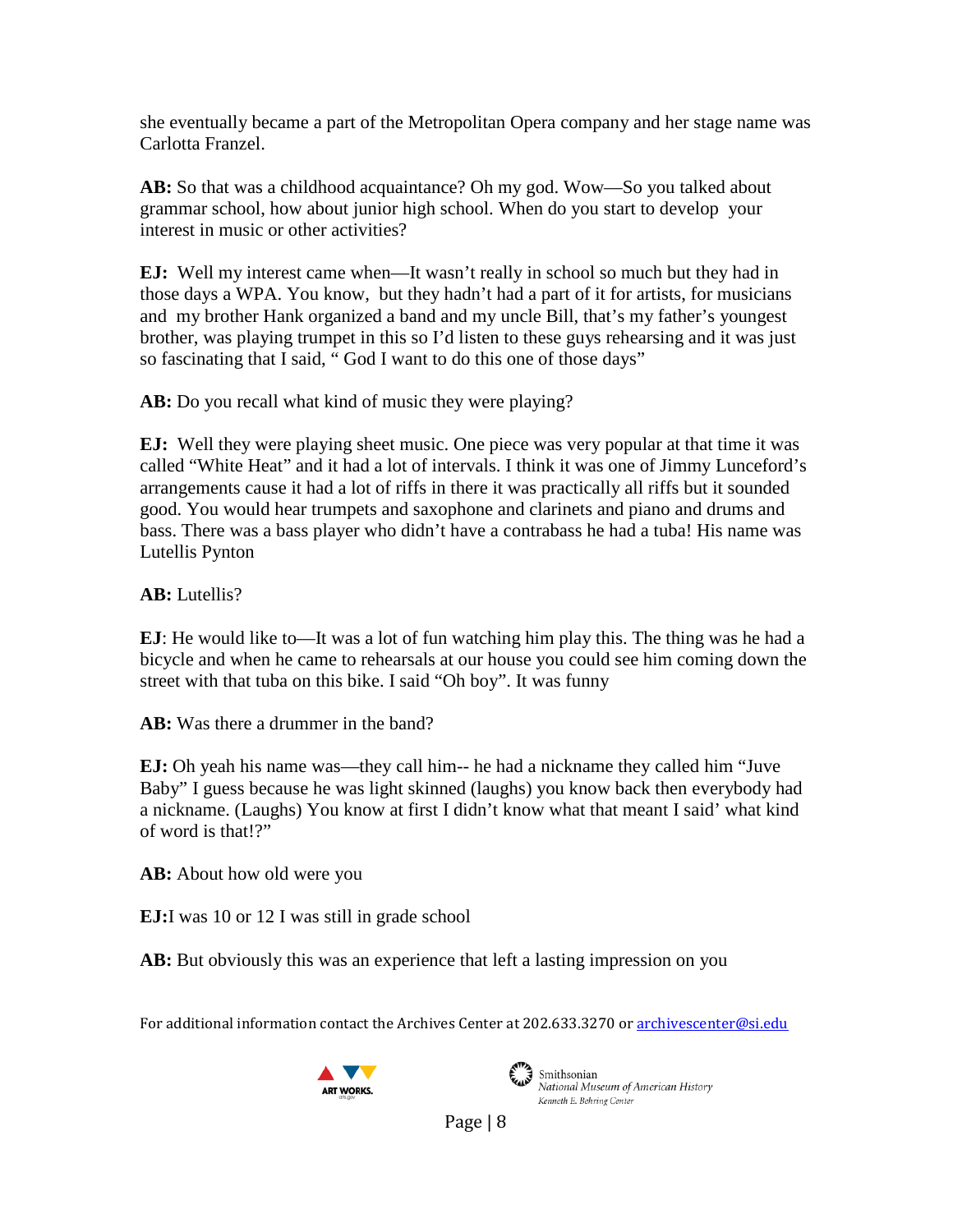she eventually became a part of the Metropolitan Opera company and her stage name was Carlotta Franzel.

**AB:** So that was a childhood acquaintance? Oh my god. Wow—So you talked about grammar school, how about junior high school. When do you start to develop your interest in music or other activities?

**EJ:** Well my interest came when—It wasn't really in school so much but they had in those days a WPA. You know, but they hadn't had a part of it for artists, for musicians and my brother Hank organized a band and my uncle Bill, that's my father's youngest brother, was playing trumpet in this so I'd listen to these guys rehearsing and it was just so fascinating that I said, " God I want to do this one of those days"

**AB:** Do you recall what kind of music they were playing?

**EJ:** Well they were playing sheet music. One piece was very popular at that time it was called "White Heat" and it had a lot of intervals. I think it was one of Jimmy Lunceford's arrangements cause it had a lot of riffs in there it was practically all riffs but it sounded good. You would hear trumpets and saxophone and clarinets and piano and drums and bass. There was a bass player who didn't have a contrabass he had a tuba! His name was Lutellis Pynton

**AB:** Lutellis?

**EJ**: He would like to—It was a lot of fun watching him play this. The thing was he had a bicycle and when he came to rehearsals at our house you could see him coming down the street with that tuba on this bike. I said "Oh boy". It was funny

**AB:** Was there a drummer in the band?

**EJ:** Oh yeah his name was—they call him-- he had a nickname they called him "Juve Baby" I guess because he was light skinned (laughs) you know back then everybody had a nickname. (Laughs) You know at first I didn't know what that meant I said' what kind of word is that!?"

**AB:** About how old were you

**EJ:**I was 10 or 12 I was still in grade school

**AB:** But obviously this was an experience that left a lasting impression on you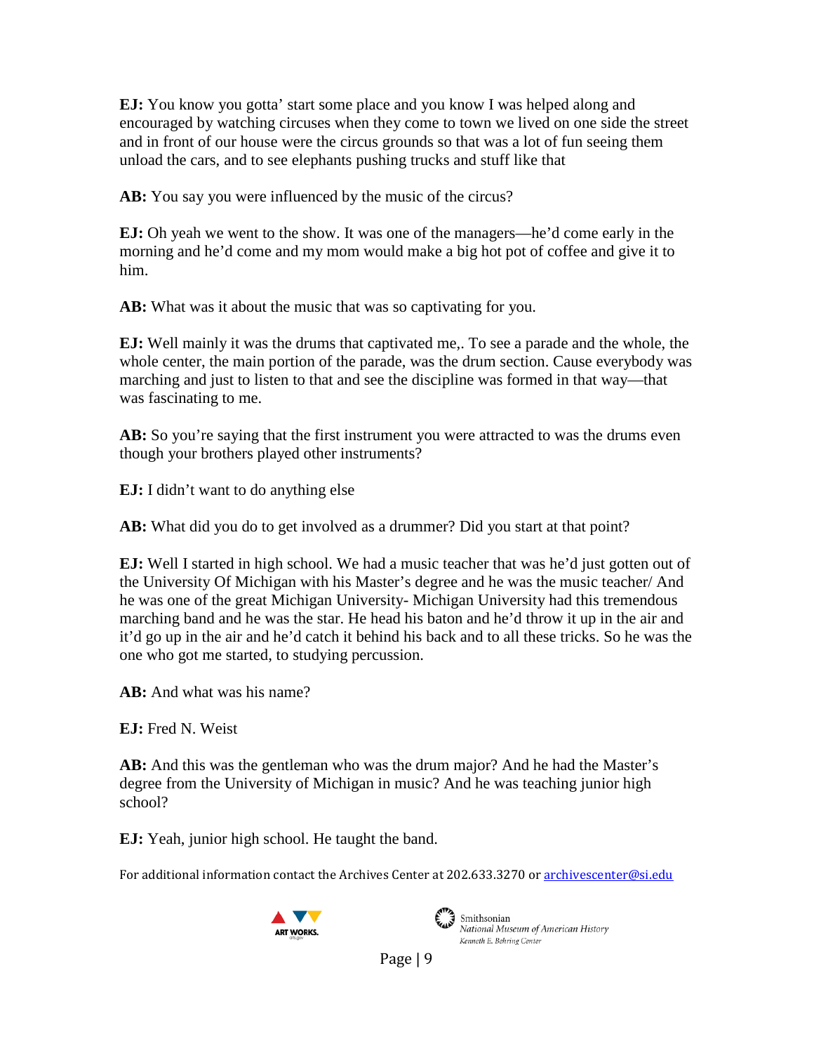**EJ:** You know you gotta' start some place and you know I was helped along and encouraged by watching circuses when they come to town we lived on one side the street and in front of our house were the circus grounds so that was a lot of fun seeing them unload the cars, and to see elephants pushing trucks and stuff like that

**AB:** You say you were influenced by the music of the circus?

**EJ:** Oh yeah we went to the show. It was one of the managers—he'd come early in the morning and he'd come and my mom would make a big hot pot of coffee and give it to him.

**AB:** What was it about the music that was so captivating for you.

**EJ:** Well mainly it was the drums that captivated me,. To see a parade and the whole, the whole center, the main portion of the parade, was the drum section. Cause everybody was marching and just to listen to that and see the discipline was formed in that way—that was fascinating to me.

**AB:** So you're saying that the first instrument you were attracted to was the drums even though your brothers played other instruments?

**EJ:** I didn't want to do anything else

**AB:** What did you do to get involved as a drummer? Did you start at that point?

**EJ:** Well I started in high school. We had a music teacher that was he'd just gotten out of the University Of Michigan with his Master's degree and he was the music teacher/ And he was one of the great Michigan University- Michigan University had this tremendous marching band and he was the star. He head his baton and he'd throw it up in the air and it'd go up in the air and he'd catch it behind his back and to all these tricks. So he was the one who got me started, to studying percussion.

**AB:** And what was his name?

**EJ:** Fred N. Weist

**AB:** And this was the gentleman who was the drum major? And he had the Master's degree from the University of Michigan in music? And he was teaching junior high school?

**EJ:** Yeah, junior high school. He taught the band.

For additional information contact the Archives Center at 202.633.3270 or archivescenter@si.edu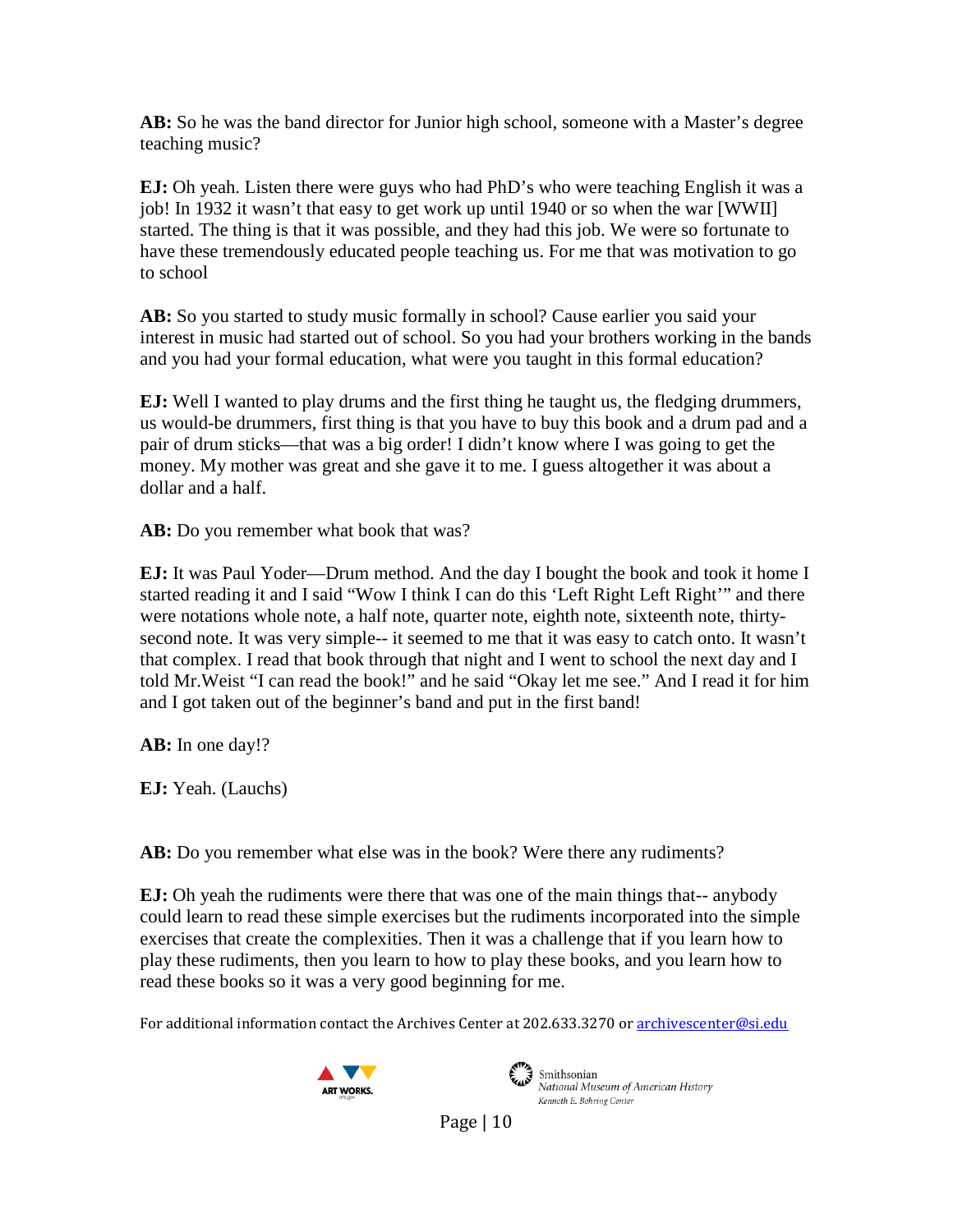**AB:** So he was the band director for Junior high school, someone with a Master's degree teaching music?

**EJ:** Oh yeah. Listen there were guys who had PhD's who were teaching English it was a job! In 1932 it wasn't that easy to get work up until 1940 or so when the war [WWII] started. The thing is that it was possible, and they had this job. We were so fortunate to have these tremendously educated people teaching us. For me that was motivation to go to school

**AB:** So you started to study music formally in school? Cause earlier you said your interest in music had started out of school. So you had your brothers working in the bands and you had your formal education, what were you taught in this formal education?

**EJ:** Well I wanted to play drums and the first thing he taught us, the fledging drummers, us would-be drummers, first thing is that you have to buy this book and a drum pad and a pair of drum sticks—that was a big order! I didn't know where I was going to get the money. My mother was great and she gave it to me. I guess altogether it was about a dollar and a half.

**AB:** Do you remember what book that was?

**EJ:** It was Paul Yoder—Drum method. And the day I bought the book and took it home I started reading it and I said "Wow I think I can do this 'Left Right Left Right'" and there were notations whole note, a half note, quarter note, eighth note, sixteenth note, thirty-second note. It was very simple-- it seemed to me that it was easy to catch onto. It wasn't that complex. I read that book through that night and I went to school the next day and I told Mr.Weist "I can read the book!" and he said "Okay let me see." And I read it for him and I got taken out of the beginner's band and put in the first band!

**AB:** In one day!?

**EJ:** Yeah. (Lauchs)

**AB:** Do you remember what else was in the book? Were there any rudiments?

**EJ:** Oh yeah the rudiments were there that was one of the main things that-- anybody could learn to read these simple exercises but the rudiments incorporated into the simple exercises that create the complexities. Then it was a challenge that if you learn how to play these rudiments, then you learn to how to play these books, and you learn how to read these books so it was a very good beginning for me.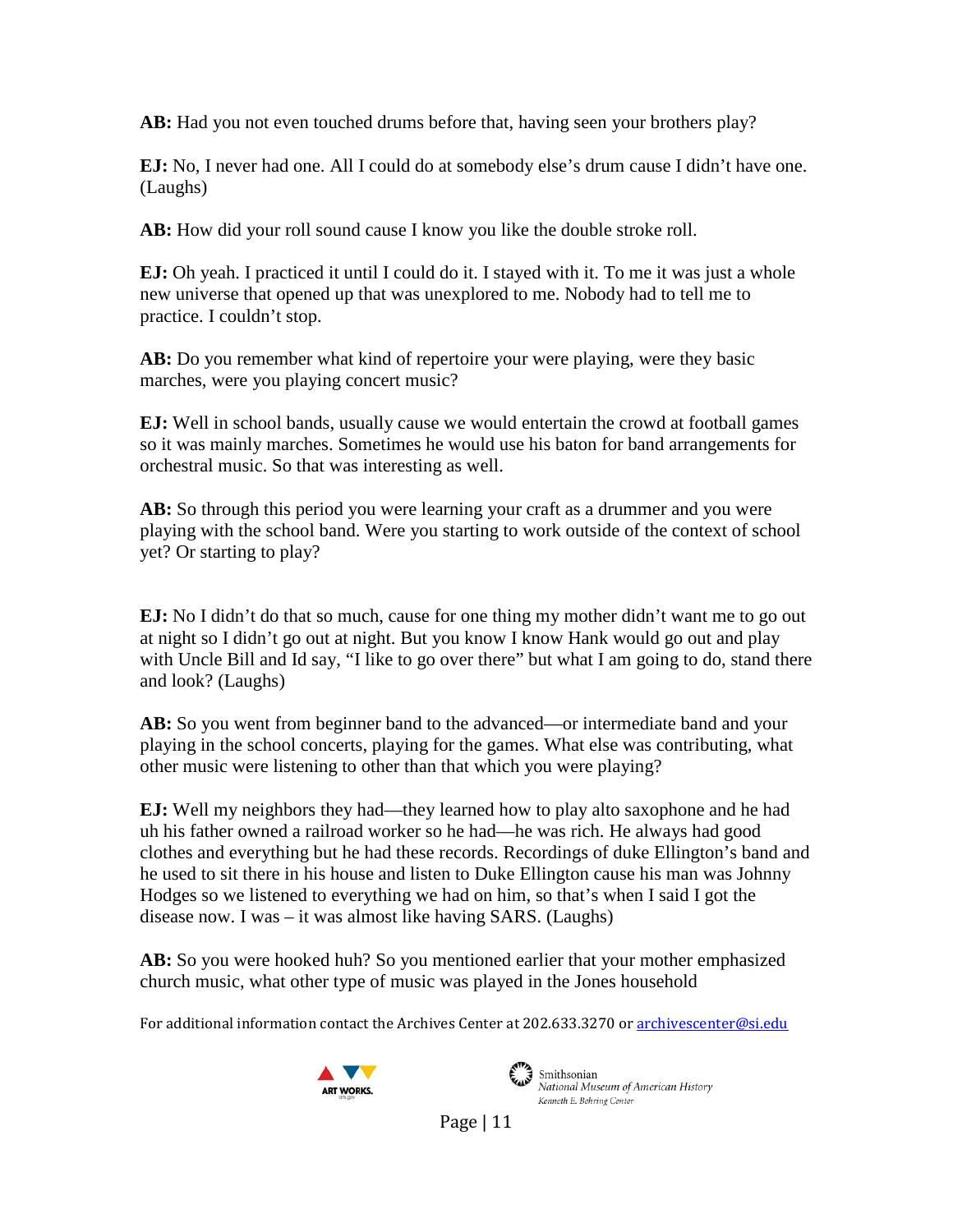**AB:** Had you not even touched drums before that, having seen your brothers play?

**EJ:** No, I never had one. All I could do at somebody else's drum cause I didn't have one. (Laughs)

**AB:** How did your roll sound cause I know you like the double stroke roll.

**EJ:** Oh yeah. I practiced it until I could do it. I stayed with it. To me it was just a whole new universe that opened up that was unexplored to me. Nobody had to tell me to practice. I couldn't stop.

**AB:** Do you remember what kind of repertoire your were playing, were they basic marches, were you playing concert music?

**EJ:** Well in school bands, usually cause we would entertain the crowd at football games so it was mainly marches. Sometimes he would use his baton for band arrangements for orchestral music. So that was interesting as well.

**AB:** So through this period you were learning your craft as a drummer and you were playing with the school band. Were you starting to work outside of the context of school yet? Or starting to play?

**EJ:** No I didn't do that so much, cause for one thing my mother didn't want me to go out at night so I didn't go out at night. But you know I know Hank would go out and play with Uncle Bill and Id say, "I like to go over there" but what I am going to do, stand there and look? (Laughs)

**AB:** So you went from beginner band to the advanced—or intermediate band and your playing in the school concerts, playing for the games. What else was contributing, what other music were listening to other than that which you were playing?

**EJ:** Well my neighbors they had—they learned how to play alto saxophone and he had uh his father owned a railroad worker so he had—he was rich. He always had good clothes and everything but he had these records. Recordings of duke Ellington's band and he used to sit there in his house and listen to Duke Ellington cause his man was Johnny Hodges so we listened to everything we had on him, so that's when I said I got the disease now. I was – it was almost like having SARS. (Laughs)

**AB:** So you were hooked huh? So you mentioned earlier that your mother emphasized church music, what other type of music was played in the Jones household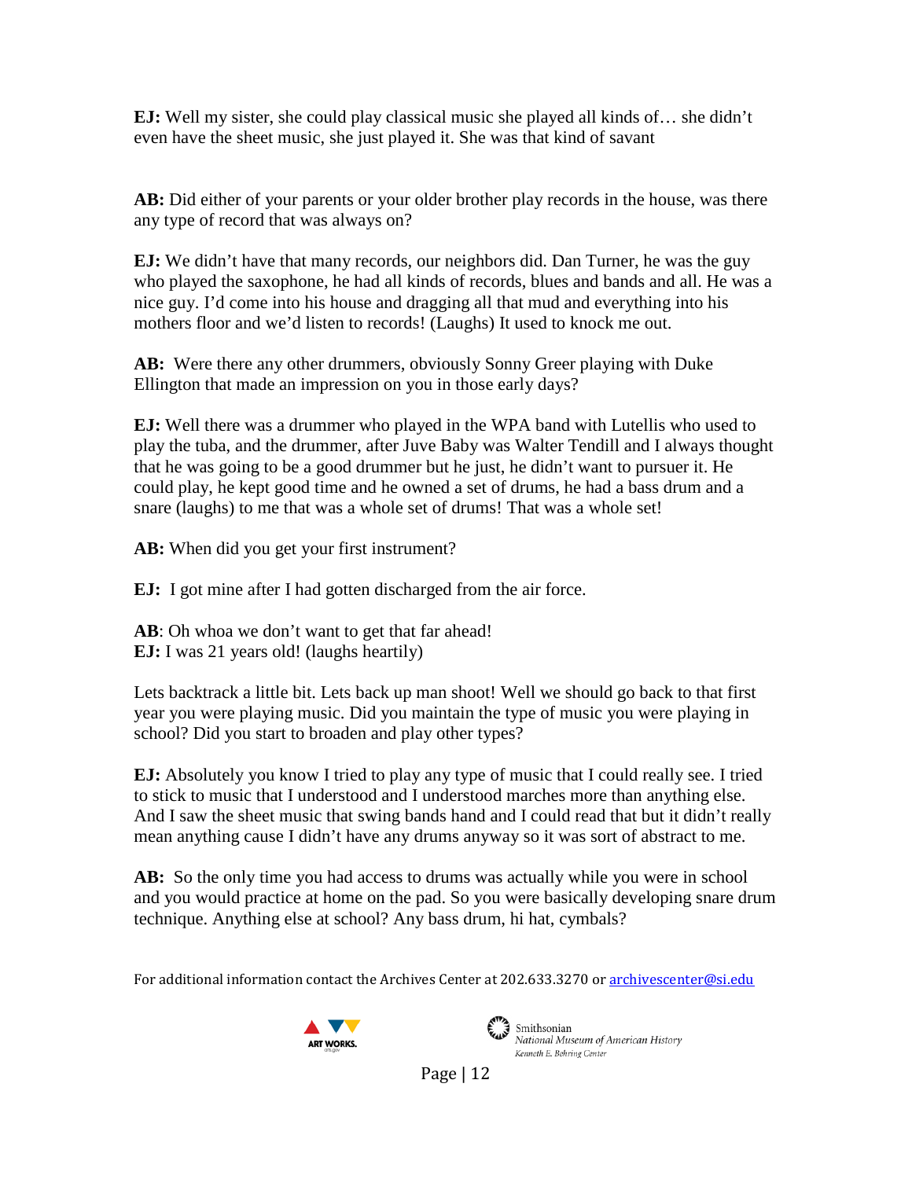**EJ:** Well my sister, she could play classical music she played all kinds of… she didn't even have the sheet music, she just played it. She was that kind of savant

**AB:** Did either of your parents or your older brother play records in the house, was there any type of record that was always on?

**EJ:** We didn't have that many records, our neighbors did. Dan Turner, he was the guy who played the saxophone, he had all kinds of records, blues and bands and all. He was a nice guy. I'd come into his house and dragging all that mud and everything into his mothers floor and we'd listen to records! (Laughs) It used to knock me out.

**AB:** Were there any other drummers, obviously Sonny Greer playing with Duke Ellington that made an impression on you in those early days?

**EJ:** Well there was a drummer who played in the WPA band with Lutellis who used to play the tuba, and the drummer, after Juve Baby was Walter Tendill and I always thought that he was going to be a good drummer but he just, he didn't want to pursuer it. He could play, he kept good time and he owned a set of drums, he had a bass drum and a snare (laughs) to me that was a whole set of drums! That was a whole set!

**AB:** When did you get your first instrument?

**EJ:** I got mine after I had gotten discharged from the air force.

**AB**: Oh whoa we don't want to get that far ahead!
**EJ:** I was 21 years old! (laughs heartily)

Lets backtrack a little bit. Lets back up man shoot! Well we should go back to that first year you were playing music. Did you maintain the type of music you were playing in school? Did you start to broaden and play other types?

**EJ:** Absolutely you know I tried to play any type of music that I could really see. I tried to stick to music that I understood and I understood marches more than anything else. And I saw the sheet music that swing bands hand and I could read that but it didn't really mean anything cause I didn't have any drums anyway so it was sort of abstract to me.

**AB:** So the only time you had access to drums was actually while you were in school and you would practice at home on the pad. So you were basically developing snare drum technique. Anything else at school? Any bass drum, hi hat, cymbals?

For additional information contact the Archives Center at 202.633.3270 or archivescenter@si.edu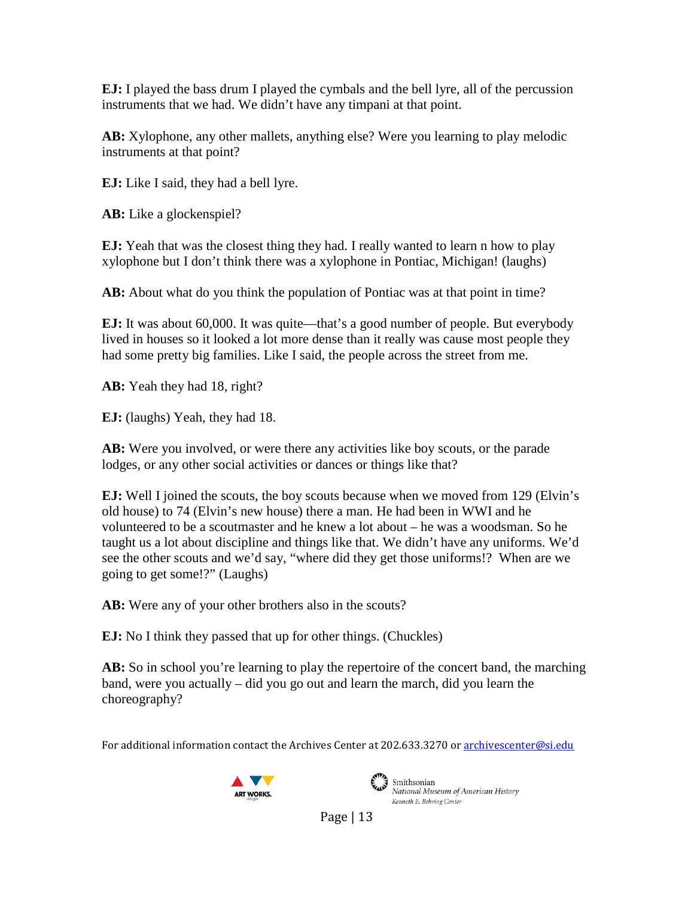**EJ:** I played the bass drum I played the cymbals and the bell lyre, all of the percussion instruments that we had. We didn't have any timpani at that point.

**AB:** Xylophone, any other mallets, anything else? Were you learning to play melodic instruments at that point?

**EJ:** Like I said, they had a bell lyre.

**AB:** Like a glockenspiel?

**EJ:** Yeah that was the closest thing they had. I really wanted to learn n how to play xylophone but I don't think there was a xylophone in Pontiac, Michigan! (laughs)

**AB:** About what do you think the population of Pontiac was at that point in time?

**EJ:** It was about 60,000. It was quite—that's a good number of people. But everybody lived in houses so it looked a lot more dense than it really was cause most people they had some pretty big families. Like I said, the people across the street from me.

**AB:** Yeah they had 18, right?

**EJ:** (laughs) Yeah, they had 18.

**AB:** Were you involved, or were there any activities like boy scouts, or the parade lodges, or any other social activities or dances or things like that?

**EJ:** Well I joined the scouts, the boy scouts because when we moved from 129 (Elvin's old house) to 74 (Elvin's new house) there a man. He had been in WWI and he volunteered to be a scoutmaster and he knew a lot about – he was a woodsman. So he taught us a lot about discipline and things like that. We didn't have any uniforms. We'd see the other scouts and we'd say, "where did they get those uniforms!? When are we going to get some!?" (Laughs)

**AB:** Were any of your other brothers also in the scouts?

**EJ:** No I think they passed that up for other things. (Chuckles)

**AB:** So in school you're learning to play the repertoire of the concert band, the marching band, were you actually – did you go out and learn the march, did you learn the choreography?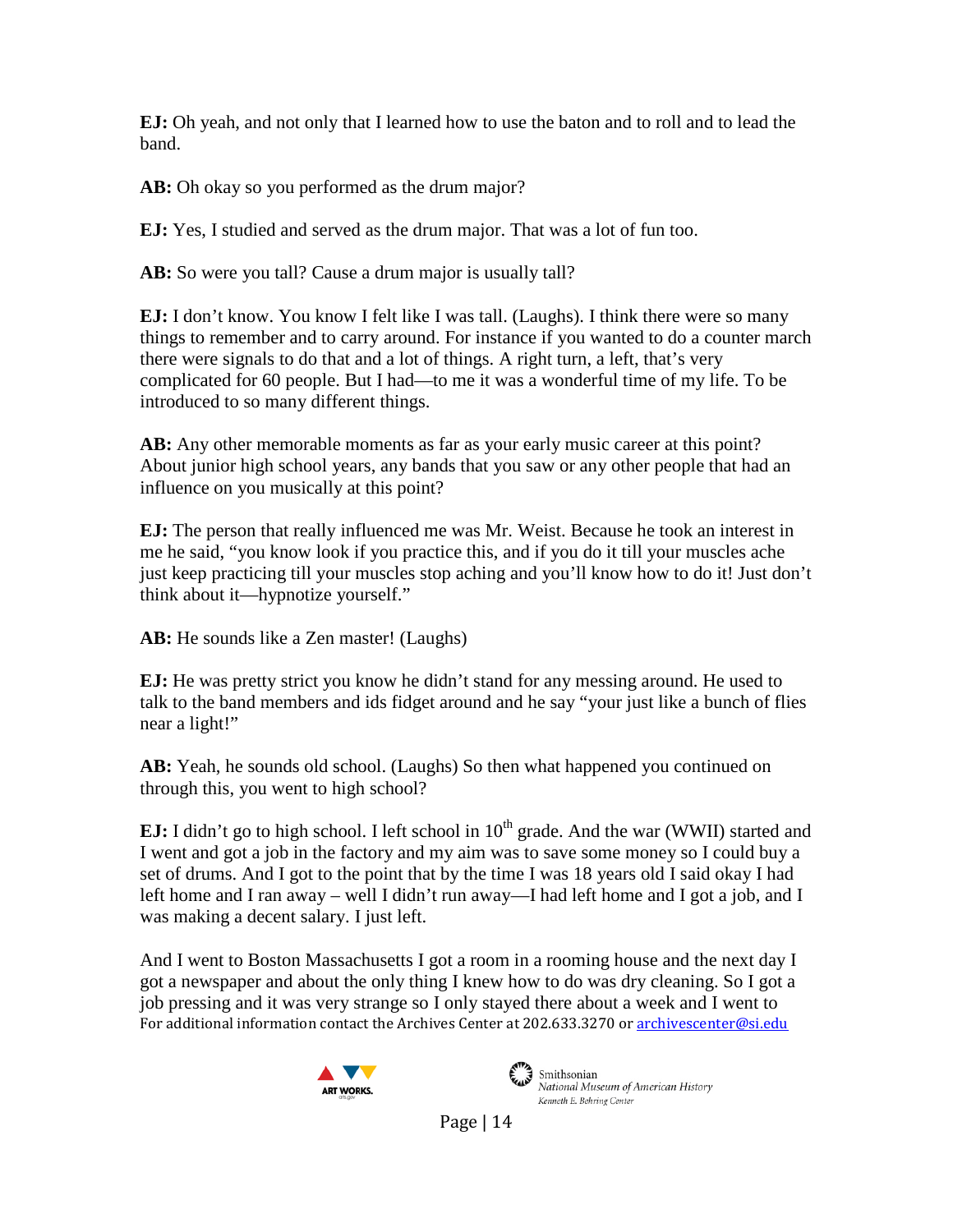**EJ:** Oh yeah, and not only that I learned how to use the baton and to roll and to lead the band.

**AB:** Oh okay so you performed as the drum major?

**EJ:** Yes, I studied and served as the drum major. That was a lot of fun too.

**AB:** So were you tall? Cause a drum major is usually tall?

**EJ:** I don't know. You know I felt like I was tall. (Laughs). I think there were so many things to remember and to carry around. For instance if you wanted to do a counter march there were signals to do that and a lot of things. A right turn, a left, that's very complicated for 60 people. But I had—to me it was a wonderful time of my life. To be introduced to so many different things.

**AB:** Any other memorable moments as far as your early music career at this point? About junior high school years, any bands that you saw or any other people that had an influence on you musically at this point?

**EJ:** The person that really influenced me was Mr. Weist. Because he took an interest in me he said, "you know look if you practice this, and if you do it till your muscles ache just keep practicing till your muscles stop aching and you'll know how to do it! Just don't think about it—hypnotize yourself."

**AB:** He sounds like a Zen master! (Laughs)

**EJ:** He was pretty strict you know he didn't stand for any messing around. He used to talk to the band members and ids fidget around and he say "your just like a bunch of flies near a light!"

**AB:** Yeah, he sounds old school. (Laughs) So then what happened you continued on through this, you went to high school?

**EJ:** I didn't go to high school. I left school in 10th grade. And the war (WWII) started and I went and got a job in the factory and my aim was to save some money so I could buy a set of drums. And I got to the point that by the time I was 18 years old I said okay I had left home and I ran away – well I didn't run away—I had left home and I got a job, and I was making a decent salary. I just left.

And I went to Boston Massachusetts I got a room in a rooming house and the next day I got a newspaper and about the only thing I knew how to do was dry cleaning. So I got a job pressing and it was very strange so I only stayed there about a week and I went to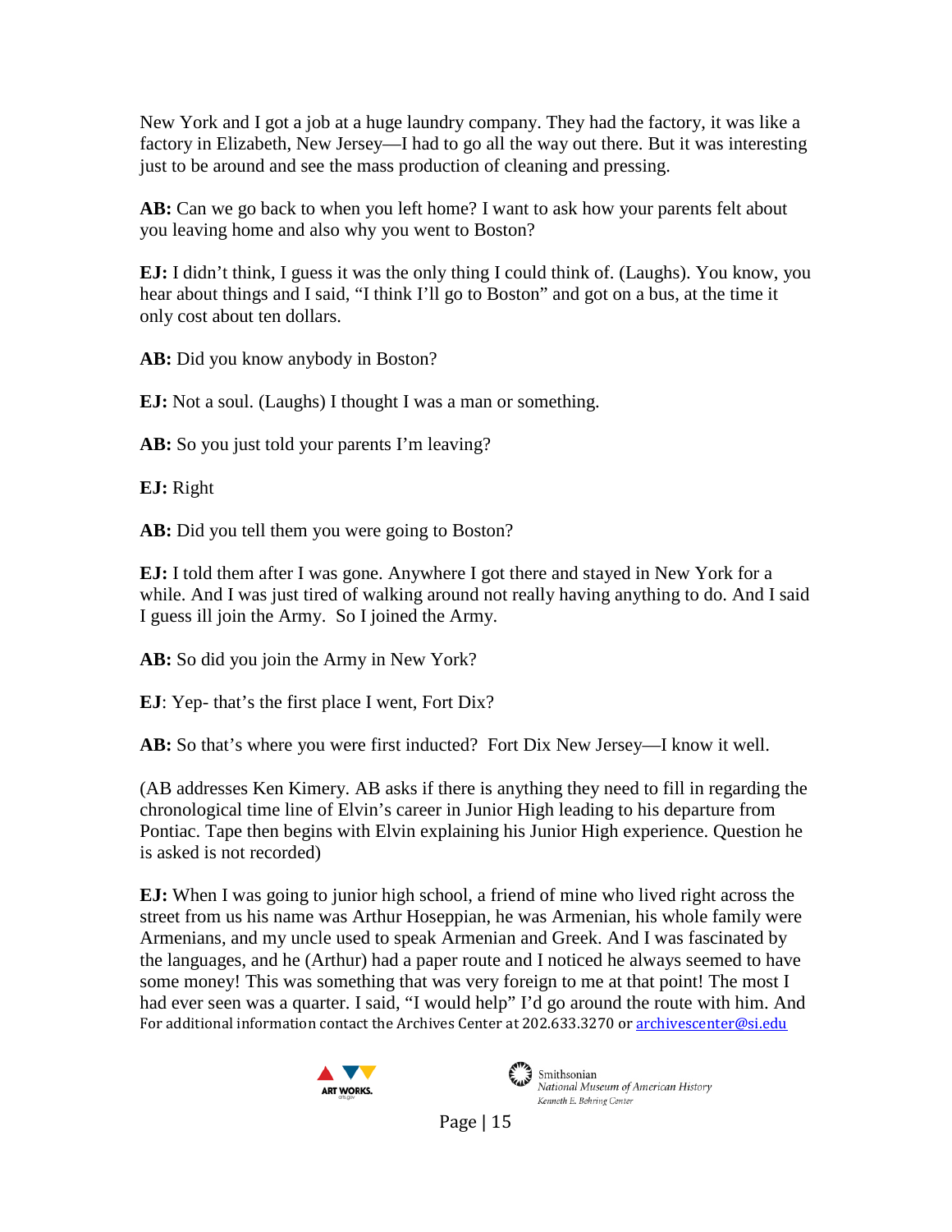New York and I got a job at a huge laundry company. They had the factory, it was like a factory in Elizabeth, New Jersey—I had to go all the way out there. But it was interesting just to be around and see the mass production of cleaning and pressing.

**AB:** Can we go back to when you left home? I want to ask how your parents felt about you leaving home and also why you went to Boston?

**EJ:** I didn't think, I guess it was the only thing I could think of. (Laughs). You know, you hear about things and I said, "I think I'll go to Boston" and got on a bus, at the time it only cost about ten dollars.

**AB:** Did you know anybody in Boston?

**EJ:** Not a soul. (Laughs) I thought I was a man or something.

**AB:** So you just told your parents I'm leaving?

**EJ:** Right

**AB:** Did you tell them you were going to Boston?

**EJ:** I told them after I was gone. Anywhere I got there and stayed in New York for a while. And I was just tired of walking around not really having anything to do. And I said I guess ill join the Army. So I joined the Army.

**AB:** So did you join the Army in New York?

**EJ**: Yep- that's the first place I went, Fort Dix?

**AB:** So that's where you were first inducted? Fort Dix New Jersey—I know it well.

(AB addresses Ken Kimery. AB asks if there is anything they need to fill in regarding the chronological time line of Elvin's career in Junior High leading to his departure from Pontiac. Tape then begins with Elvin explaining his Junior High experience. Question he is asked is not recorded)

**EJ:** When I was going to junior high school, a friend of mine who lived right across the street from us his name was Arthur Hoseppian, he was Armenian, his whole family were Armenians, and my uncle used to speak Armenian and Greek. And I was fascinated by the languages, and he (Arthur) had a paper route and I noticed he always seemed to have some money! This was something that was very foreign to me at that point! The most I had ever seen was a quarter. I said, "I would help" I'd go around the route with him. And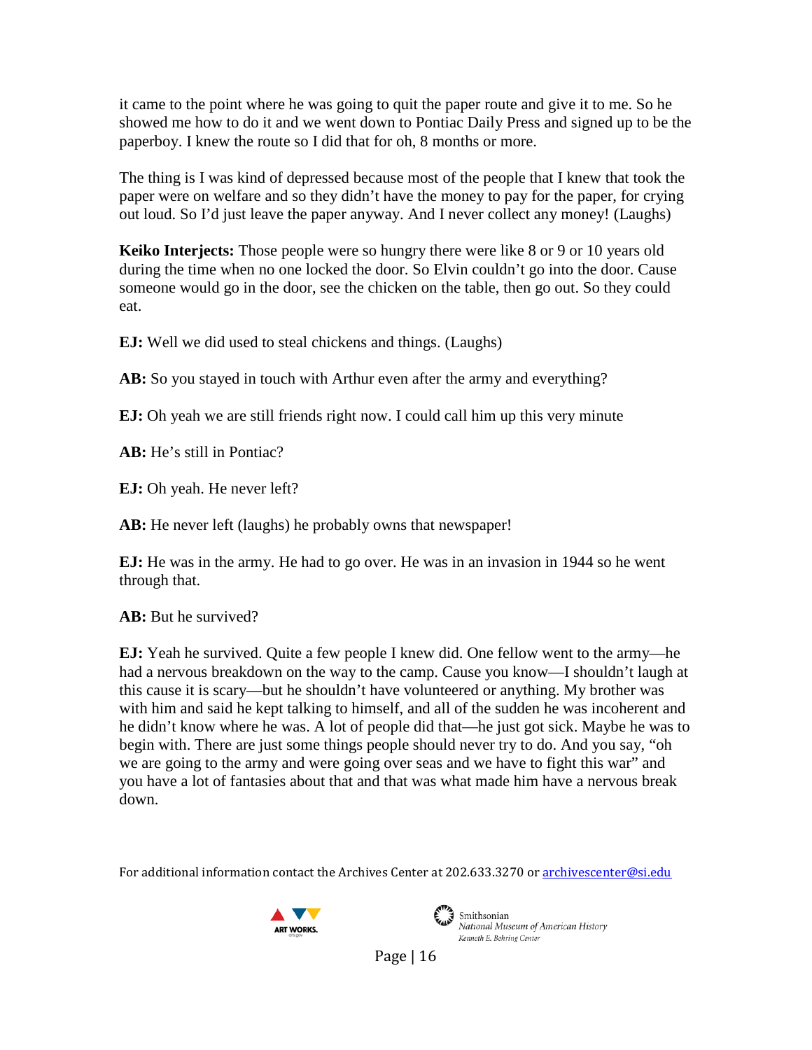it came to the point where he was going to quit the paper route and give it to me. So he showed me how to do it and we went down to Pontiac Daily Press and signed up to be the paperboy. I knew the route so I did that for oh, 8 months or more.

The thing is I was kind of depressed because most of the people that I knew that took the paper were on welfare and so they didn't have the money to pay for the paper, for crying out loud. So I'd just leave the paper anyway. And I never collect any money! (Laughs)

**Keiko Interjects:** Those people were so hungry there were like 8 or 9 or 10 years old during the time when no one locked the door. So Elvin couldn't go into the door. Cause someone would go in the door, see the chicken on the table, then go out. So they could eat.

**EJ:** Well we did used to steal chickens and things. (Laughs)

**AB:** So you stayed in touch with Arthur even after the army and everything?

**EJ:** Oh yeah we are still friends right now. I could call him up this very minute

**AB:** He's still in Pontiac?

**EJ:** Oh yeah. He never left?

**AB:** He never left (laughs) he probably owns that newspaper!

**EJ:** He was in the army. He had to go over. He was in an invasion in 1944 so he went through that.

**AB:** But he survived?

**EJ:** Yeah he survived. Quite a few people I knew did. One fellow went to the army—he had a nervous breakdown on the way to the camp. Cause you know—I shouldn't laugh at this cause it is scary—but he shouldn't have volunteered or anything. My brother was with him and said he kept talking to himself, and all of the sudden he was incoherent and he didn't know where he was. A lot of people did that—he just got sick. Maybe he was to begin with. There are just some things people should never try to do. And you say, "oh we are going to the army and were going over seas and we have to fight this war" and you have a lot of fantasies about that and that was what made him have a nervous break down.

For additional information contact the Archives Center at 202.633.3270 or archivescenter@si.edu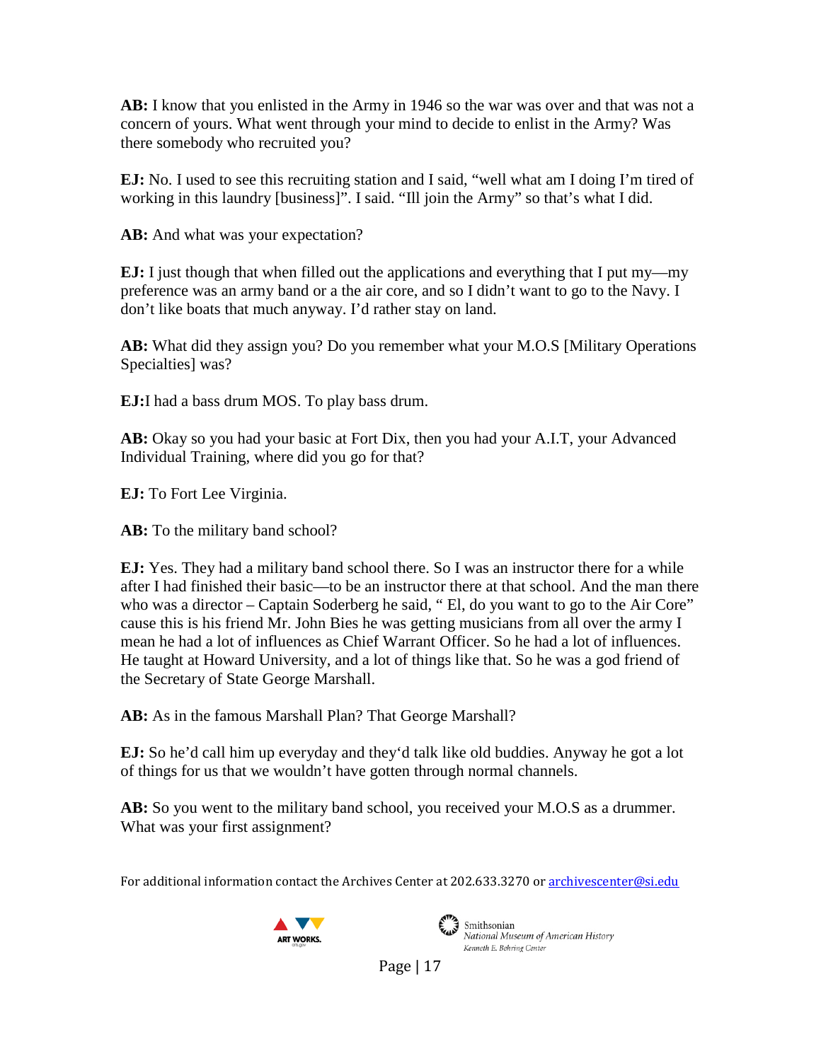**AB:** I know that you enlisted in the Army in 1946 so the war was over and that was not a concern of yours. What went through your mind to decide to enlist in the Army? Was there somebody who recruited you?

**EJ:** No. I used to see this recruiting station and I said, "well what am I doing I'm tired of working in this laundry [business]". I said. "Ill join the Army" so that's what I did.

**AB:** And what was your expectation?

**EJ:** I just though that when filled out the applications and everything that I put my—my preference was an army band or a the air core, and so I didn't want to go to the Navy. I don't like boats that much anyway. I'd rather stay on land.

**AB:** What did they assign you? Do you remember what your M.O.S [Military Operations Specialties] was?

**EJ:**I had a bass drum MOS. To play bass drum.

**AB:** Okay so you had your basic at Fort Dix, then you had your A.I.T, your Advanced Individual Training, where did you go for that?

**EJ:** To Fort Lee Virginia.

**AB:** To the military band school?

**EJ:** Yes. They had a military band school there. So I was an instructor there for a while after I had finished their basic—to be an instructor there at that school. And the man there who was a director – Captain Soderberg he said, " El, do you want to go to the Air Core" cause this is his friend Mr. John Bies he was getting musicians from all over the army I mean he had a lot of influences as Chief Warrant Officer. So he had a lot of influences. He taught at Howard University, and a lot of things like that. So he was a god friend of the Secretary of State George Marshall.

**AB:** As in the famous Marshall Plan? That George Marshall?

**EJ:** So he'd call him up everyday and they'd talk like old buddies. Anyway he got a lot of things for us that we wouldn't have gotten through normal channels.

**AB:** So you went to the military band school, you received your M.O.S as a drummer. What was your first assignment?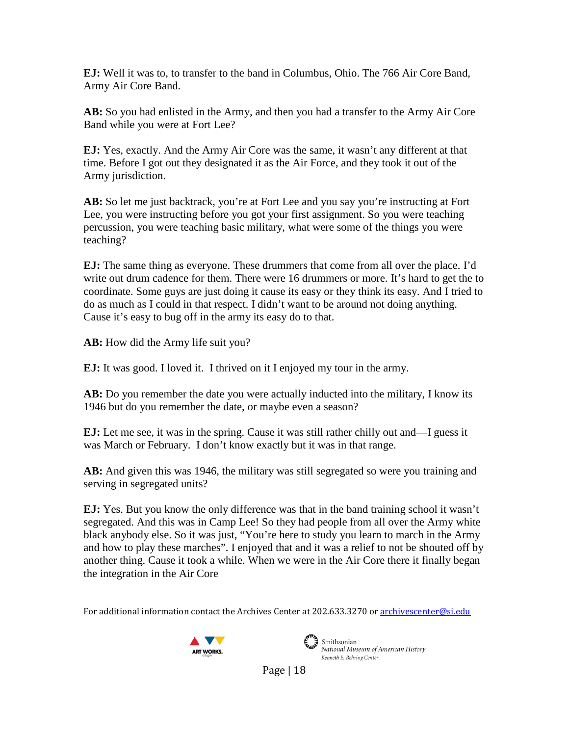**EJ:** Well it was to, to transfer to the band in Columbus, Ohio. The 766 Air Core Band, Army Air Core Band.

**AB:** So you had enlisted in the Army, and then you had a transfer to the Army Air Core Band while you were at Fort Lee?

**EJ:** Yes, exactly. And the Army Air Core was the same, it wasn't any different at that time. Before I got out they designated it as the Air Force, and they took it out of the Army jurisdiction.

**AB:** So let me just backtrack, you're at Fort Lee and you say you're instructing at Fort Lee, you were instructing before you got your first assignment. So you were teaching percussion, you were teaching basic military, what were some of the things you were teaching?

**EJ:** The same thing as everyone. These drummers that come from all over the place. I'd write out drum cadence for them. There were 16 drummers or more. It's hard to get the to coordinate. Some guys are just doing it cause its easy or they think its easy. And I tried to do as much as I could in that respect. I didn't want to be around not doing anything. Cause it's easy to bug off in the army its easy do to that.

**AB:** How did the Army life suit you?

**EJ:** It was good. I loved it. I thrived on it I enjoyed my tour in the army.

**AB:** Do you remember the date you were actually inducted into the military, I know its 1946 but do you remember the date, or maybe even a season?

**EJ:** Let me see, it was in the spring. Cause it was still rather chilly out and—I guess it was March or February. I don't know exactly but it was in that range.

**AB:** And given this was 1946, the military was still segregated so were you training and serving in segregated units?

**EJ:** Yes. But you know the only difference was that in the band training school it wasn't segregated. And this was in Camp Lee! So they had people from all over the Army white black anybody else. So it was just, "You're here to study you learn to march in the Army and how to play these marches". I enjoyed that and it was a relief to not be shouted off by another thing. Cause it took a while. When we were in the Air Core there it finally began the integration in the Air Core

For additional information contact the Archives Center at 202.633.3270 or archivescenter@si.edu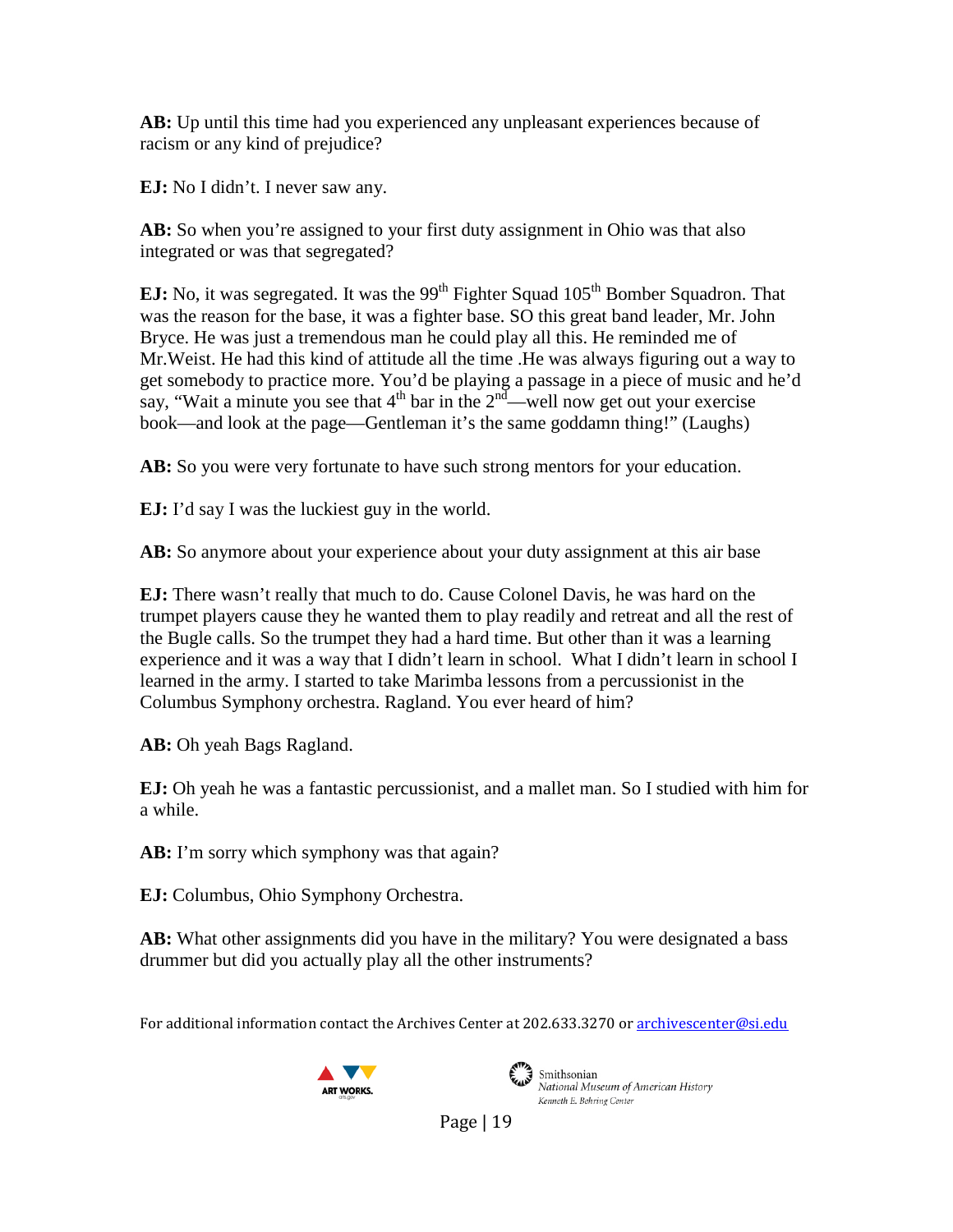**AB:** Up until this time had you experienced any unpleasant experiences because of racism or any kind of prejudice?

**EJ:** No I didn't. I never saw any.

**AB:** So when you're assigned to your first duty assignment in Ohio was that also integrated or was that segregated?

**EJ:** No, it was segregated. It was the 99th Fighter Squad 105th Bomber Squadron. That was the reason for the base, it was a fighter base. SO this great band leader, Mr. John Bryce. He was just a tremendous man he could play all this. He reminded me of Mr.Weist. He had this kind of attitude all the time .He was always figuring out a way to get somebody to practice more. You'd be playing a passage in a piece of music and he'd say, "Wait a minute you see that 4th bar in the 2nd—well now get out your exercise book—and look at the page—Gentleman it's the same goddamn thing!" (Laughs)

**AB:** So you were very fortunate to have such strong mentors for your education.

**EJ:** I'd say I was the luckiest guy in the world.

**AB:** So anymore about your experience about your duty assignment at this air base

**EJ:** There wasn't really that much to do. Cause Colonel Davis, he was hard on the trumpet players cause they he wanted them to play readily and retreat and all the rest of the Bugle calls. So the trumpet they had a hard time. But other than it was a learning experience and it was a way that I didn't learn in school. What I didn't learn in school I learned in the army. I started to take Marimba lessons from a percussionist in the Columbus Symphony orchestra. Ragland. You ever heard of him?

**AB:** Oh yeah Bags Ragland.

**EJ:** Oh yeah he was a fantastic percussionist, and a mallet man. So I studied with him for a while.

**AB:** I'm sorry which symphony was that again?

**EJ:** Columbus, Ohio Symphony Orchestra.

**AB:** What other assignments did you have in the military? You were designated a bass drummer but did you actually play all the other instruments?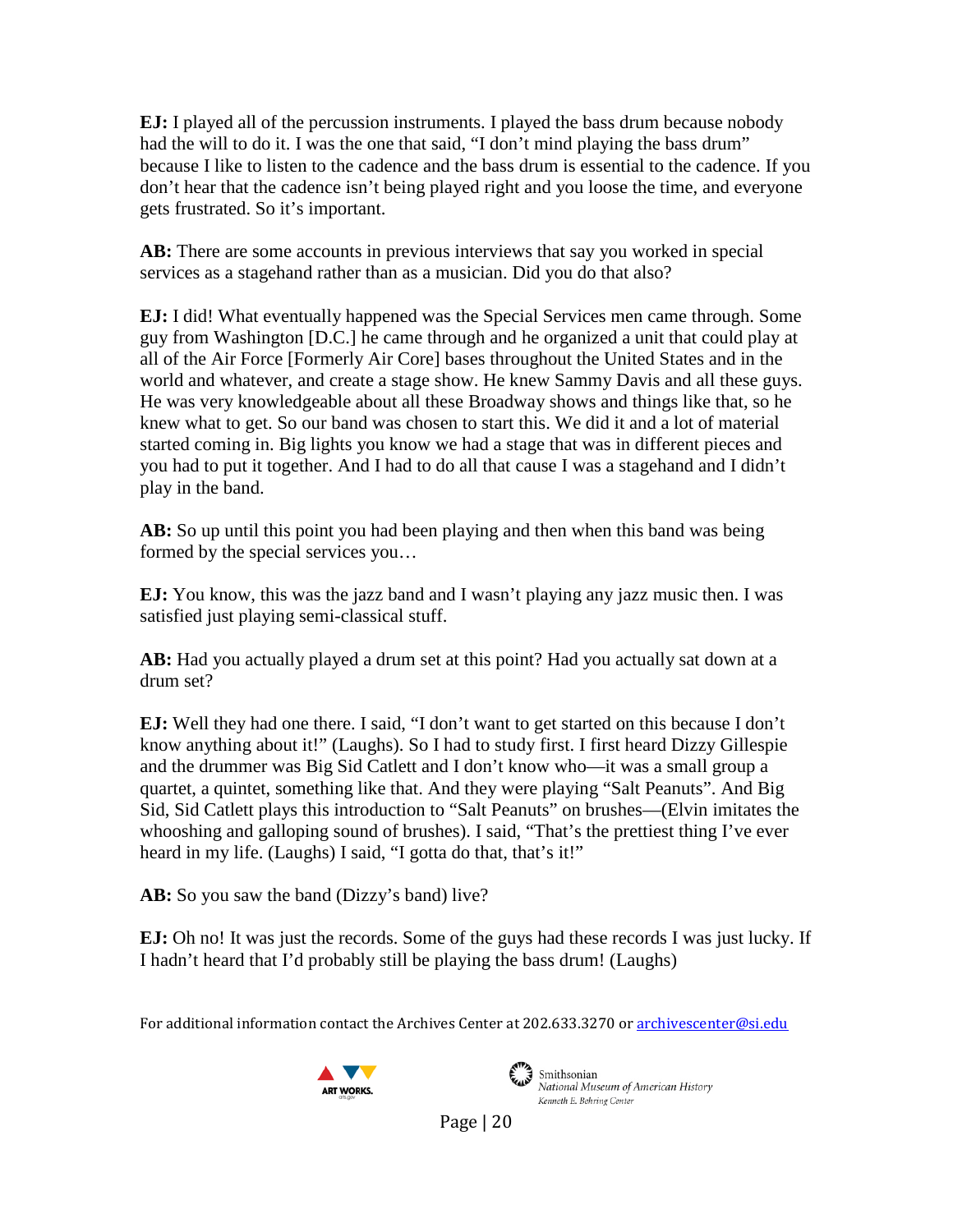**EJ:** I played all of the percussion instruments. I played the bass drum because nobody had the will to do it. I was the one that said, "I don't mind playing the bass drum" because I like to listen to the cadence and the bass drum is essential to the cadence. If you don't hear that the cadence isn't being played right and you loose the time, and everyone gets frustrated. So it's important.

**AB:** There are some accounts in previous interviews that say you worked in special services as a stagehand rather than as a musician. Did you do that also?

**EJ:** I did! What eventually happened was the Special Services men came through. Some guy from Washington [D.C.] he came through and he organized a unit that could play at all of the Air Force [Formerly Air Core] bases throughout the United States and in the world and whatever, and create a stage show. He knew Sammy Davis and all these guys. He was very knowledgeable about all these Broadway shows and things like that, so he knew what to get. So our band was chosen to start this. We did it and a lot of material started coming in. Big lights you know we had a stage that was in different pieces and you had to put it together. And I had to do all that cause I was a stagehand and I didn't play in the band.

**AB:** So up until this point you had been playing and then when this band was being formed by the special services you…

**EJ:** You know, this was the jazz band and I wasn't playing any jazz music then. I was satisfied just playing semi-classical stuff.

**AB:** Had you actually played a drum set at this point? Had you actually sat down at a drum set?

**EJ:** Well they had one there. I said, "I don't want to get started on this because I don't know anything about it!" (Laughs). So I had to study first. I first heard Dizzy Gillespie and the drummer was Big Sid Catlett and I don't know who—it was a small group a quartet, a quintet, something like that. And they were playing "Salt Peanuts". And Big Sid, Sid Catlett plays this introduction to "Salt Peanuts" on brushes—(Elvin imitates the whooshing and galloping sound of brushes). I said, "That's the prettiest thing I've ever heard in my life. (Laughs) I said, "I gotta do that, that's it!"

**AB:** So you saw the band (Dizzy's band) live?

**EJ:** Oh no! It was just the records. Some of the guys had these records I was just lucky. If I hadn't heard that I'd probably still be playing the bass drum! (Laughs)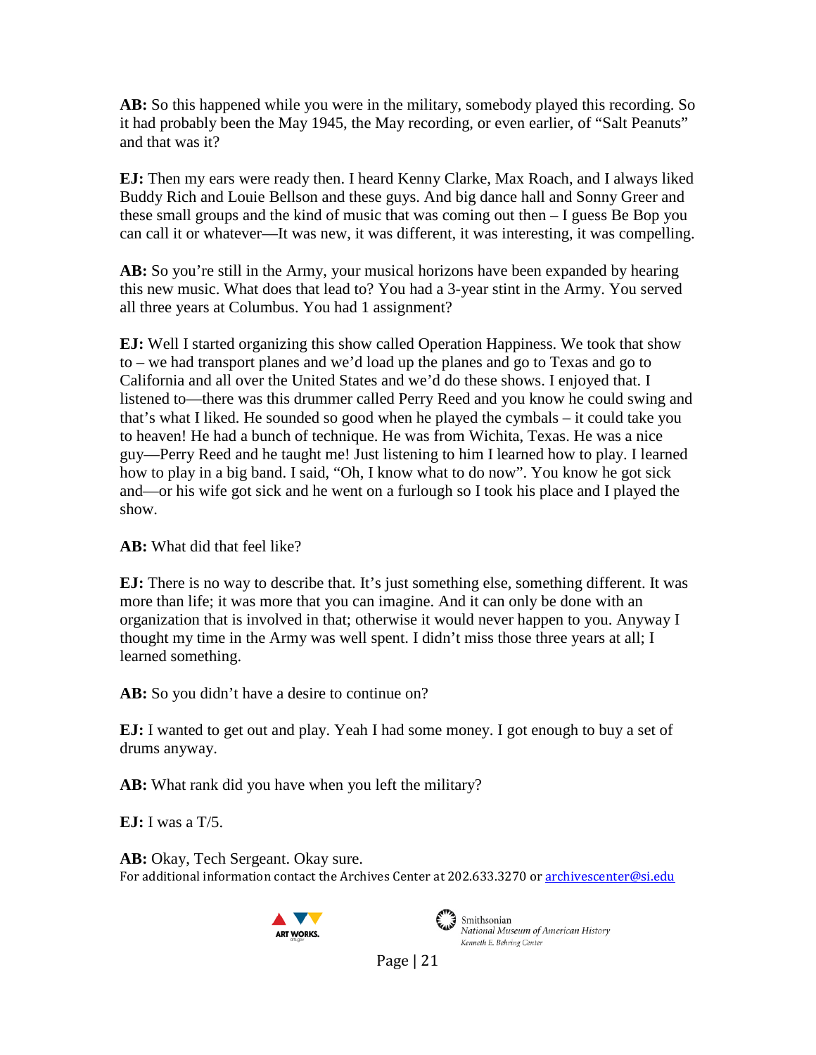**AB:** So this happened while you were in the military, somebody played this recording. So it had probably been the May 1945, the May recording, or even earlier, of "Salt Peanuts" and that was it?

**EJ:** Then my ears were ready then. I heard Kenny Clarke, Max Roach, and I always liked Buddy Rich and Louie Bellson and these guys. And big dance hall and Sonny Greer and these small groups and the kind of music that was coming out then – I guess Be Bop you can call it or whatever—It was new, it was different, it was interesting, it was compelling.

**AB:** So you're still in the Army, your musical horizons have been expanded by hearing this new music. What does that lead to? You had a 3-year stint in the Army. You served all three years at Columbus. You had 1 assignment?

**EJ:** Well I started organizing this show called Operation Happiness. We took that show to – we had transport planes and we'd load up the planes and go to Texas and go to California and all over the United States and we'd do these shows. I enjoyed that. I listened to—there was this drummer called Perry Reed and you know he could swing and that's what I liked. He sounded so good when he played the cymbals – it could take you to heaven! He had a bunch of technique. He was from Wichita, Texas. He was a nice guy—Perry Reed and he taught me! Just listening to him I learned how to play. I learned how to play in a big band. I said, "Oh, I know what to do now". You know he got sick and—or his wife got sick and he went on a furlough so I took his place and I played the show.

**AB:** What did that feel like?

**EJ:** There is no way to describe that. It's just something else, something different. It was more than life; it was more that you can imagine. And it can only be done with an organization that is involved in that; otherwise it would never happen to you. Anyway I thought my time in the Army was well spent. I didn't miss those three years at all; I learned something.

**AB:** So you didn't have a desire to continue on?

**EJ:** I wanted to get out and play. Yeah I had some money. I got enough to buy a set of drums anyway.

**AB:** What rank did you have when you left the military?

**EJ:** I was a T/5.

**AB:** Okay, Tech Sergeant. Okay sure.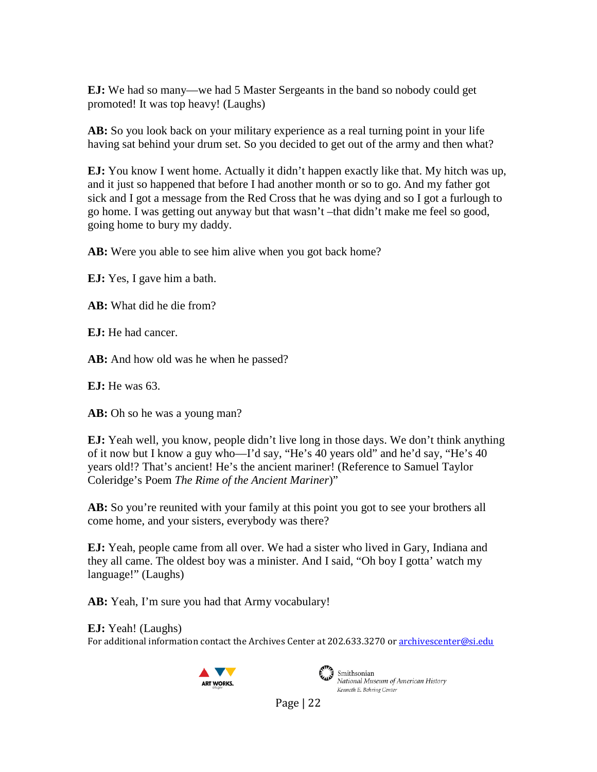**EJ:** We had so many—we had 5 Master Sergeants in the band so nobody could get promoted! It was top heavy! (Laughs)

**AB:** So you look back on your military experience as a real turning point in your life having sat behind your drum set. So you decided to get out of the army and then what?

**EJ:** You know I went home. Actually it didn't happen exactly like that. My hitch was up, and it just so happened that before I had another month or so to go. And my father got sick and I got a message from the Red Cross that he was dying and so I got a furlough to go home. I was getting out anyway but that wasn't –that didn't make me feel so good, going home to bury my daddy.

**AB:** Were you able to see him alive when you got back home?

**EJ:** Yes, I gave him a bath.

**AB:** What did he die from?

**EJ:** He had cancer.

**AB:** And how old was he when he passed?

**EJ:** He was 63.

**AB:** Oh so he was a young man?

**EJ:** Yeah well, you know, people didn't live long in those days. We don't think anything of it now but I know a guy who—I'd say, "He's 40 years old" and he'd say, "He's 40 years old!? That's ancient! He's the ancient mariner! (Reference to Samuel Taylor Coleridge's Poem *The Rime of the Ancient Mariner*)"

**AB:** So you're reunited with your family at this point you got to see your brothers all come home, and your sisters, everybody was there?

**EJ:** Yeah, people came from all over. We had a sister who lived in Gary, Indiana and they all came. The oldest boy was a minister. And I said, "Oh boy I gotta' watch my language!" (Laughs)

**AB:** Yeah, I'm sure you had that Army vocabulary!

**EJ:** Yeah! (Laughs)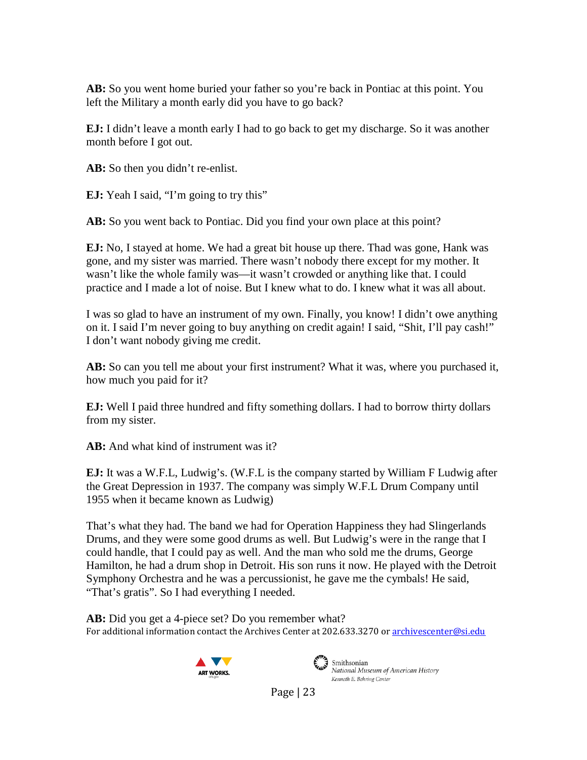**AB:** So you went home buried your father so you're back in Pontiac at this point. You left the Military a month early did you have to go back?

**EJ:** I didn't leave a month early I had to go back to get my discharge. So it was another month before I got out.

**AB:** So then you didn't re-enlist.

**EJ:** Yeah I said, "I'm going to try this"

**AB:** So you went back to Pontiac. Did you find your own place at this point?

**EJ:** No, I stayed at home. We had a great bit house up there. Thad was gone, Hank was gone, and my sister was married. There wasn't nobody there except for my mother. It wasn't like the whole family was—it wasn't crowded or anything like that. I could practice and I made a lot of noise. But I knew what to do. I knew what it was all about.

I was so glad to have an instrument of my own. Finally, you know! I didn't owe anything on it. I said I'm never going to buy anything on credit again! I said, "Shit, I'll pay cash!" I don't want nobody giving me credit.

**AB:** So can you tell me about your first instrument? What it was, where you purchased it, how much you paid for it?

**EJ:** Well I paid three hundred and fifty something dollars. I had to borrow thirty dollars from my sister.

**AB:** And what kind of instrument was it?

**EJ:** It was a W.F.L, Ludwig's. (W.F.L is the company started by William F Ludwig after the Great Depression in 1937. The company was simply W.F.L Drum Company until 1955 when it became known as Ludwig)

That's what they had. The band we had for Operation Happiness they had Slingerlands Drums, and they were some good drums as well. But Ludwig's were in the range that I could handle, that I could pay as well. And the man who sold me the drums, George Hamilton, he had a drum shop in Detroit. His son runs it now. He played with the Detroit Symphony Orchestra and he was a percussionist, he gave me the cymbals! He said, "That's gratis". So I had everything I needed.

**AB:** Did you get a 4-piece set? Do you remember what?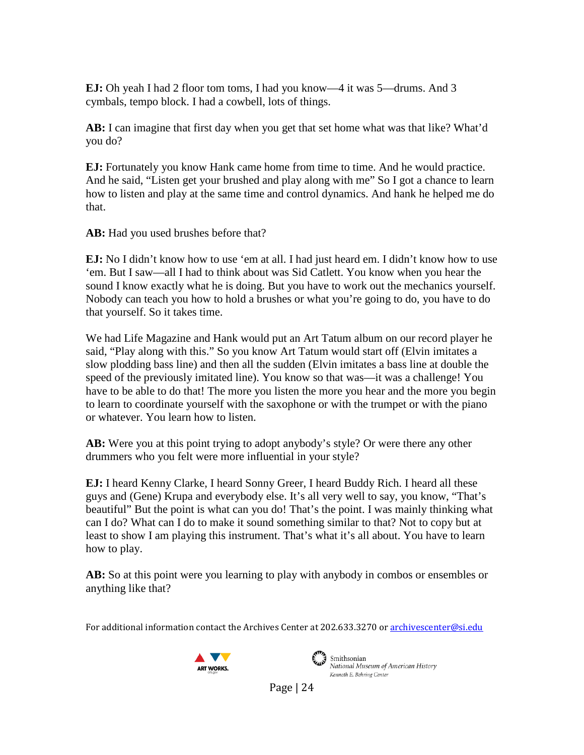**EJ:** Oh yeah I had 2 floor tom toms, I had you know—4 it was 5—drums. And 3 cymbals, tempo block. I had a cowbell, lots of things.

**AB:** I can imagine that first day when you get that set home what was that like? What'd you do?

**EJ:** Fortunately you know Hank came home from time to time. And he would practice. And he said, "Listen get your brushed and play along with me" So I got a chance to learn how to listen and play at the same time and control dynamics. And hank he helped me do that.

**AB:** Had you used brushes before that?

**EJ:** No I didn't know how to use 'em at all. I had just heard em. I didn't know how to use 'em. But I saw—all I had to think about was Sid Catlett. You know when you hear the sound I know exactly what he is doing. But you have to work out the mechanics yourself. Nobody can teach you how to hold a brushes or what you're going to do, you have to do that yourself. So it takes time.

We had Life Magazine and Hank would put an Art Tatum album on our record player he said, "Play along with this." So you know Art Tatum would start off (Elvin imitates a slow plodding bass line) and then all the sudden (Elvin imitates a bass line at double the speed of the previously imitated line). You know so that was—it was a challenge! You have to be able to do that! The more you listen the more you hear and the more you begin to learn to coordinate yourself with the saxophone or with the trumpet or with the piano or whatever. You learn how to listen.

**AB:** Were you at this point trying to adopt anybody's style? Or were there any other drummers who you felt were more influential in your style?

**EJ:** I heard Kenny Clarke, I heard Sonny Greer, I heard Buddy Rich. I heard all these guys and (Gene) Krupa and everybody else. It's all very well to say, you know, "That's beautiful" But the point is what can you do! That's the point. I was mainly thinking what can I do? What can I do to make it sound something similar to that? Not to copy but at least to show I am playing this instrument. That's what it's all about. You have to learn how to play.

**AB:** So at this point were you learning to play with anybody in combos or ensembles or anything like that?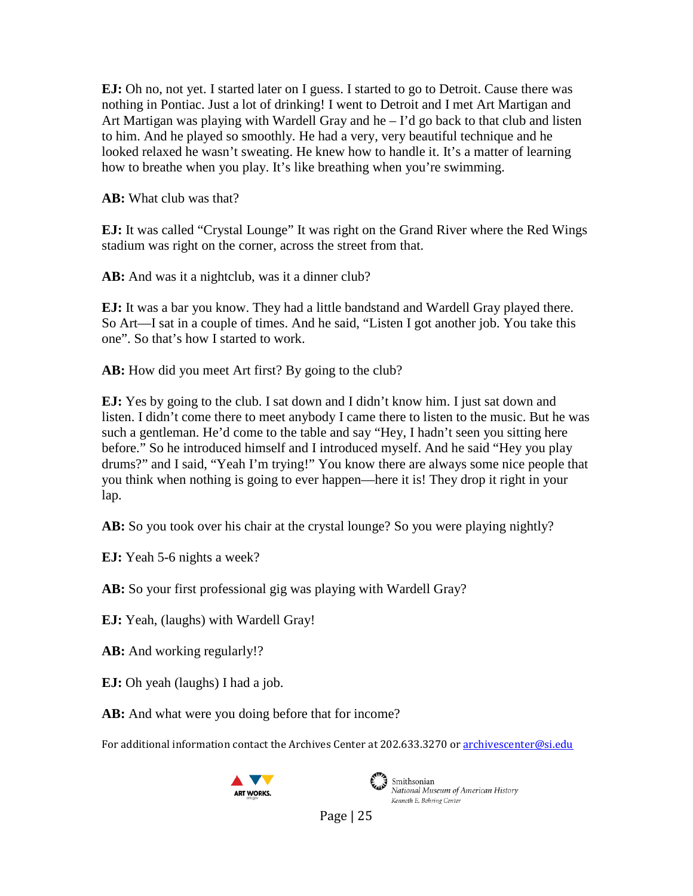**EJ:** Oh no, not yet. I started later on I guess. I started to go to Detroit. Cause there was nothing in Pontiac. Just a lot of drinking! I went to Detroit and I met Art Martigan and Art Martigan was playing with Wardell Gray and he – I'd go back to that club and listen to him. And he played so smoothly. He had a very, very beautiful technique and he looked relaxed he wasn't sweating. He knew how to handle it. It's a matter of learning how to breathe when you play. It's like breathing when you're swimming.

**AB:** What club was that?

**EJ:** It was called "Crystal Lounge" It was right on the Grand River where the Red Wings stadium was right on the corner, across the street from that.

**AB:** And was it a nightclub, was it a dinner club?

**EJ:** It was a bar you know. They had a little bandstand and Wardell Gray played there. So Art—I sat in a couple of times. And he said, "Listen I got another job. You take this one". So that's how I started to work.

**AB:** How did you meet Art first? By going to the club?

**EJ:** Yes by going to the club. I sat down and I didn't know him. I just sat down and listen. I didn't come there to meet anybody I came there to listen to the music. But he was such a gentleman. He'd come to the table and say "Hey, I hadn't seen you sitting here before." So he introduced himself and I introduced myself. And he said "Hey you play drums?" and I said, "Yeah I'm trying!" You know there are always some nice people that you think when nothing is going to ever happen—here it is! They drop it right in your lap.

**AB:** So you took over his chair at the crystal lounge? So you were playing nightly?

**EJ:** Yeah 5-6 nights a week?

**AB:** So your first professional gig was playing with Wardell Gray?

**EJ:** Yeah, (laughs) with Wardell Gray!

**AB:** And working regularly!?

**EJ:** Oh yeah (laughs) I had a job.

**AB:** And what were you doing before that for income?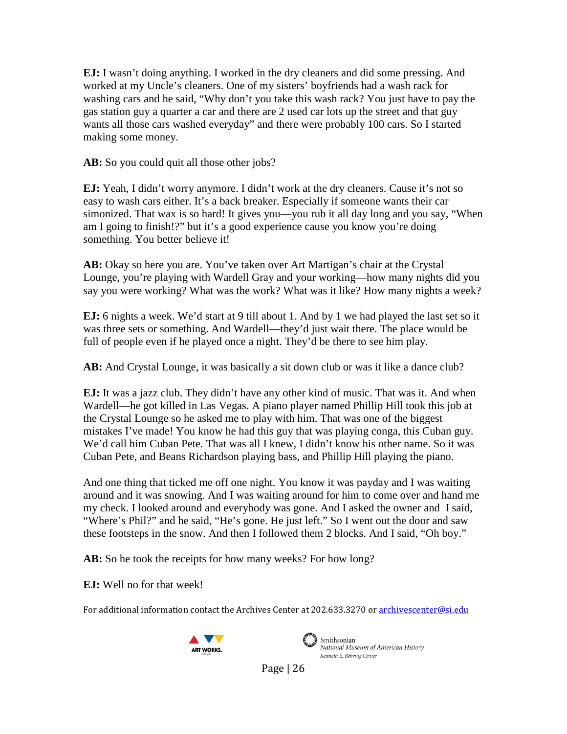**EJ:** I wasn't doing anything. I worked in the dry cleaners and did some pressing. And worked at my Uncle's cleaners. One of my sisters' boyfriends had a wash rack for washing cars and he said, "Why don't you take this wash rack? You just have to pay the gas station guy a quarter a car and there are 2 used car lots up the street and that guy wants all those cars washed everyday" and there were probably 100 cars. So I started making some money.

**AB:** So you could quit all those other jobs?

**EJ:** Yeah, I didn't worry anymore. I didn't work at the dry cleaners. Cause it's not so easy to wash cars either. It's a back breaker. Especially if someone wants their car simonized. That wax is so hard! It gives you—you rub it all day long and you say, "When am I going to finish!?" but it's a good experience cause you know you're doing something. You better believe it!

**AB:** Okay so here you are. You've taken over Art Martigan's chair at the Crystal Lounge, you're playing with Wardell Gray and your working—how many nights did you say you were working? What was the work? What was it like? How many nights a week?

**EJ:** 6 nights a week. We'd start at 9 till about 1. And by 1 we had played the last set so it was three sets or something. And Wardell—they'd just wait there. The place would be full of people even if he played once a night. They'd be there to see him play.

**AB:** And Crystal Lounge, it was basically a sit down club or was it like a dance club?

**EJ:** It was a jazz club. They didn't have any other kind of music. That was it. And when Wardell—he got killed in Las Vegas. A piano player named Phillip Hill took this job at the Crystal Lounge so he asked me to play with him. That was one of the biggest mistakes I've made! You know he had this guy that was playing conga, this Cuban guy. We'd call him Cuban Pete. That was all I knew, I didn't know his other name. So it was Cuban Pete, and Beans Richardson playing bass, and Phillip Hill playing the piano.

And one thing that ticked me off one night. You know it was payday and I was waiting around and it was snowing. And I was waiting around for him to come over and hand me my check. I looked around and everybody was gone. And I asked the owner and I said, "Where's Phil?" and he said, "He's gone. He just left." So I went out the door and saw these footsteps in the snow. And then I followed them 2 blocks. And I said, "Oh boy."

**AB:** So he took the receipts for how many weeks? For how long?

**EJ:** Well no for that week!

For additional information contact the Archives Center at 202.633.3270 or archivescenter@si.edu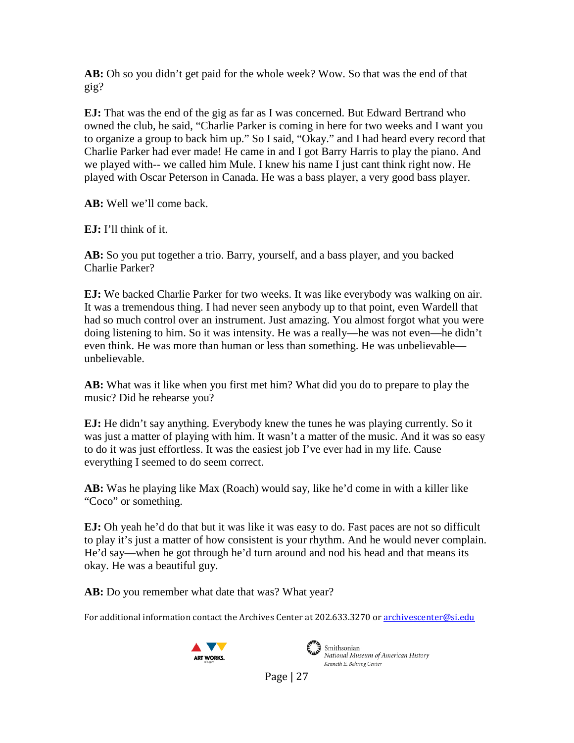**AB:** Oh so you didn't get paid for the whole week? Wow. So that was the end of that gig?

**EJ:** That was the end of the gig as far as I was concerned. But Edward Bertrand who owned the club, he said, "Charlie Parker is coming in here for two weeks and I want you to organize a group to back him up." So I said, "Okay." and I had heard every record that Charlie Parker had ever made! He came in and I got Barry Harris to play the piano. And we played with-- we called him Mule. I knew his name I just cant think right now. He played with Oscar Peterson in Canada. He was a bass player, a very good bass player.

**AB:** Well we'll come back.

**EJ:** I'll think of it.

**AB:** So you put together a trio. Barry, yourself, and a bass player, and you backed Charlie Parker?

**EJ:** We backed Charlie Parker for two weeks. It was like everybody was walking on air. It was a tremendous thing. I had never seen anybody up to that point, even Wardell that had so much control over an instrument. Just amazing. You almost forgot what you were doing listening to him. So it was intensity. He was a really—he was not even—he didn't even think. He was more than human or less than something. He was unbelievable—unbelievable.

**AB:** What was it like when you first met him? What did you do to prepare to play the music? Did he rehearse you?

**EJ:** He didn't say anything. Everybody knew the tunes he was playing currently. So it was just a matter of playing with him. It wasn't a matter of the music. And it was so easy to do it was just effortless. It was the easiest job I've ever had in my life. Cause everything I seemed to do seem correct.

**AB:** Was he playing like Max (Roach) would say, like he'd come in with a killer like "Coco" or something.

**EJ:** Oh yeah he'd do that but it was like it was easy to do. Fast paces are not so difficult to play it's just a matter of how consistent is your rhythm. And he would never complain. He'd say—when he got through he'd turn around and nod his head and that means its okay. He was a beautiful guy.

**AB:** Do you remember what date that was? What year?

For additional information contact the Archives Center at 202.633.3270 or archivescenter@si.edu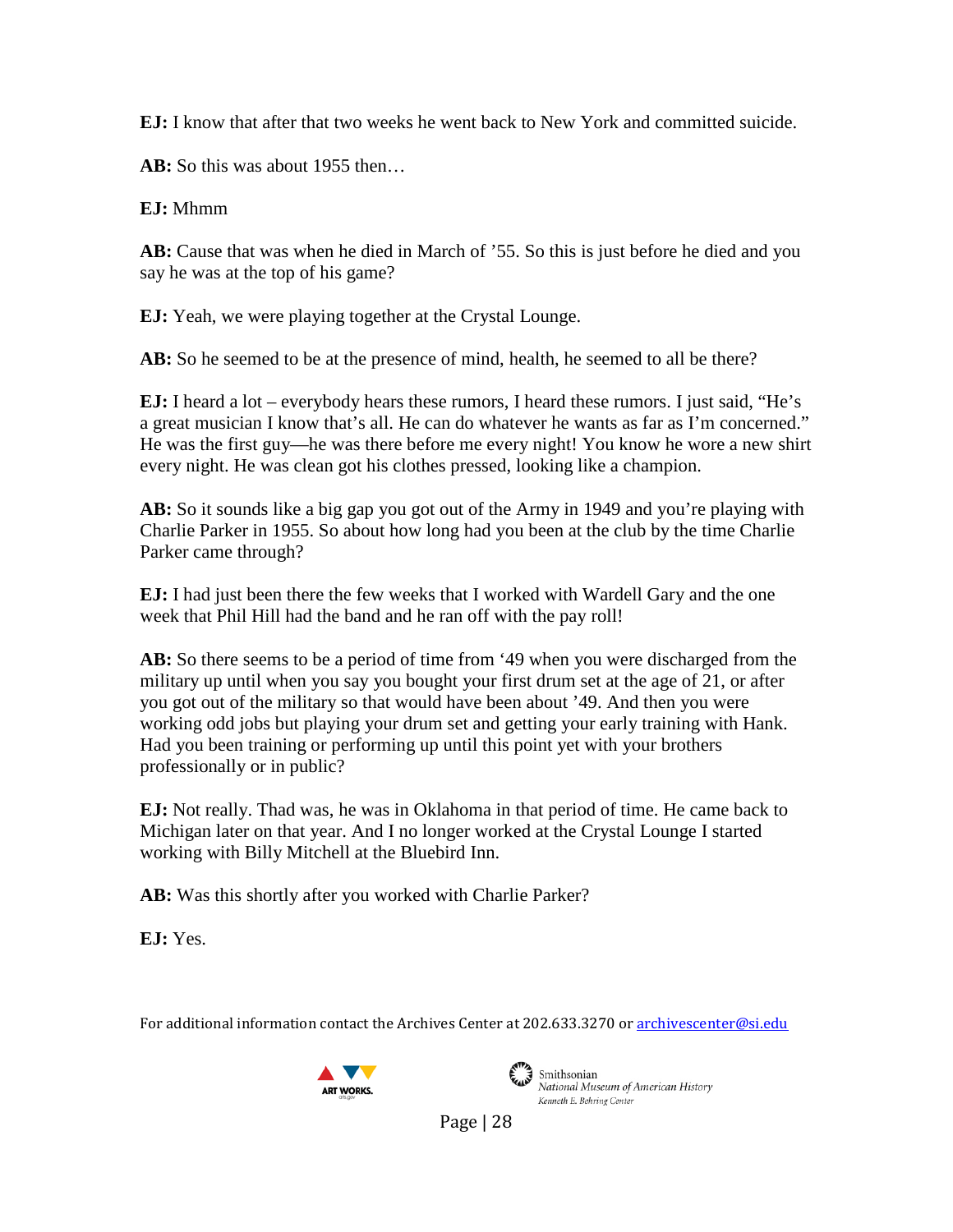**EJ:** I know that after that two weeks he went back to New York and committed suicide.

**AB:** So this was about 1955 then…

**EJ:** Mhmm

**AB:** Cause that was when he died in March of '55. So this is just before he died and you say he was at the top of his game?

**EJ:** Yeah, we were playing together at the Crystal Lounge.

**AB:** So he seemed to be at the presence of mind, health, he seemed to all be there?

**EJ:** I heard a lot – everybody hears these rumors, I heard these rumors. I just said, "He's a great musician I know that's all. He can do whatever he wants as far as I'm concerned." He was the first guy—he was there before me every night! You know he wore a new shirt every night. He was clean got his clothes pressed, looking like a champion.

**AB:** So it sounds like a big gap you got out of the Army in 1949 and you're playing with Charlie Parker in 1955. So about how long had you been at the club by the time Charlie Parker came through?

**EJ:** I had just been there the few weeks that I worked with Wardell Gary and the one week that Phil Hill had the band and he ran off with the pay roll!

**AB:** So there seems to be a period of time from '49 when you were discharged from the military up until when you say you bought your first drum set at the age of 21, or after you got out of the military so that would have been about '49. And then you were working odd jobs but playing your drum set and getting your early training with Hank. Had you been training or performing up until this point yet with your brothers professionally or in public?

**EJ:** Not really. Thad was, he was in Oklahoma in that period of time. He came back to Michigan later on that year. And I no longer worked at the Crystal Lounge I started working with Billy Mitchell at the Bluebird Inn.

**AB:** Was this shortly after you worked with Charlie Parker?

**EJ:** Yes.

For additional information contact the Archives Center at 202.633.3270 or archivescenter@si.edu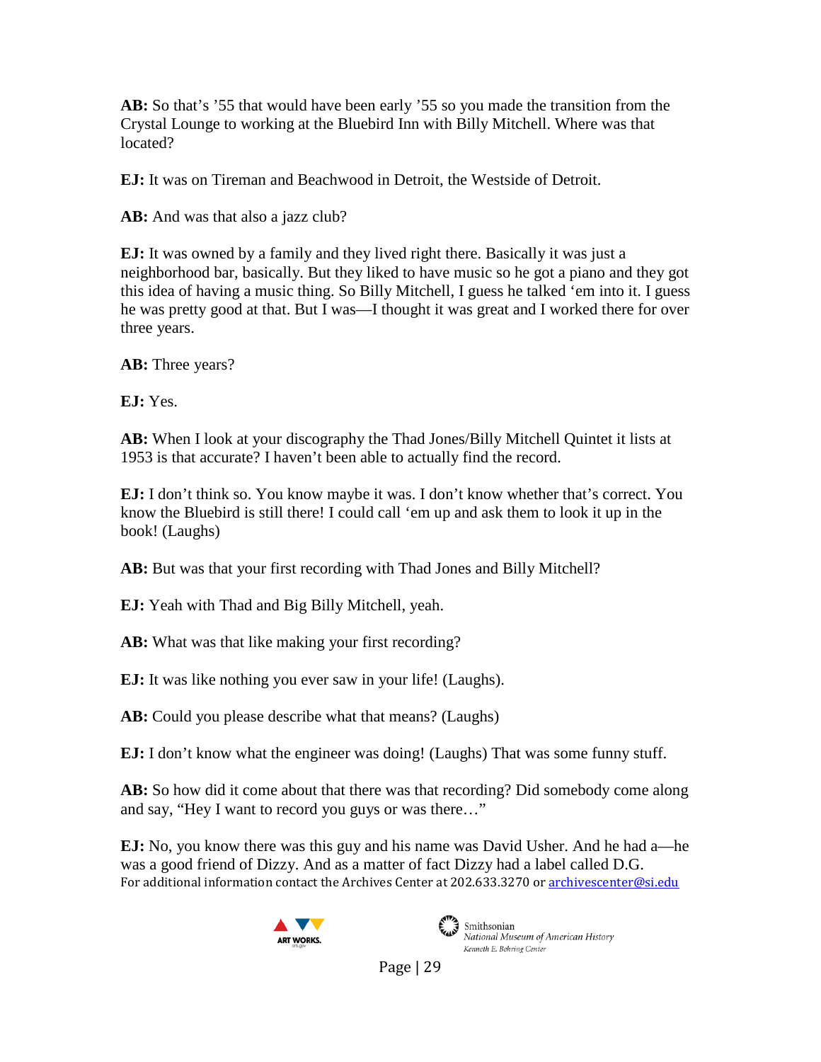**AB:** So that's '55 that would have been early '55 so you made the transition from the Crystal Lounge to working at the Bluebird Inn with Billy Mitchell. Where was that located?

**EJ:** It was on Tireman and Beachwood in Detroit, the Westside of Detroit.

**AB:** And was that also a jazz club?

**EJ:** It was owned by a family and they lived right there. Basically it was just a neighborhood bar, basically. But they liked to have music so he got a piano and they got this idea of having a music thing. So Billy Mitchell, I guess he talked 'em into it. I guess he was pretty good at that. But I was—I thought it was great and I worked there for over three years.

**AB:** Three years?

**EJ:** Yes.

**AB:** When I look at your discography the Thad Jones/Billy Mitchell Quintet it lists at 1953 is that accurate? I haven't been able to actually find the record.

**EJ:** I don't think so. You know maybe it was. I don't know whether that's correct. You know the Bluebird is still there! I could call 'em up and ask them to look it up in the book! (Laughs)

**AB:** But was that your first recording with Thad Jones and Billy Mitchell?

**EJ:** Yeah with Thad and Big Billy Mitchell, yeah.

**AB:** What was that like making your first recording?

**EJ:** It was like nothing you ever saw in your life! (Laughs).

**AB:** Could you please describe what that means? (Laughs)

**EJ:** I don't know what the engineer was doing! (Laughs) That was some funny stuff.

**AB:** So how did it come about that there was that recording? Did somebody come along and say, "Hey I want to record you guys or was there…"

**EJ:** No, you know there was this guy and his name was David Usher. And he had a—he was a good friend of Dizzy. And as a matter of fact Dizzy had a label called D.G.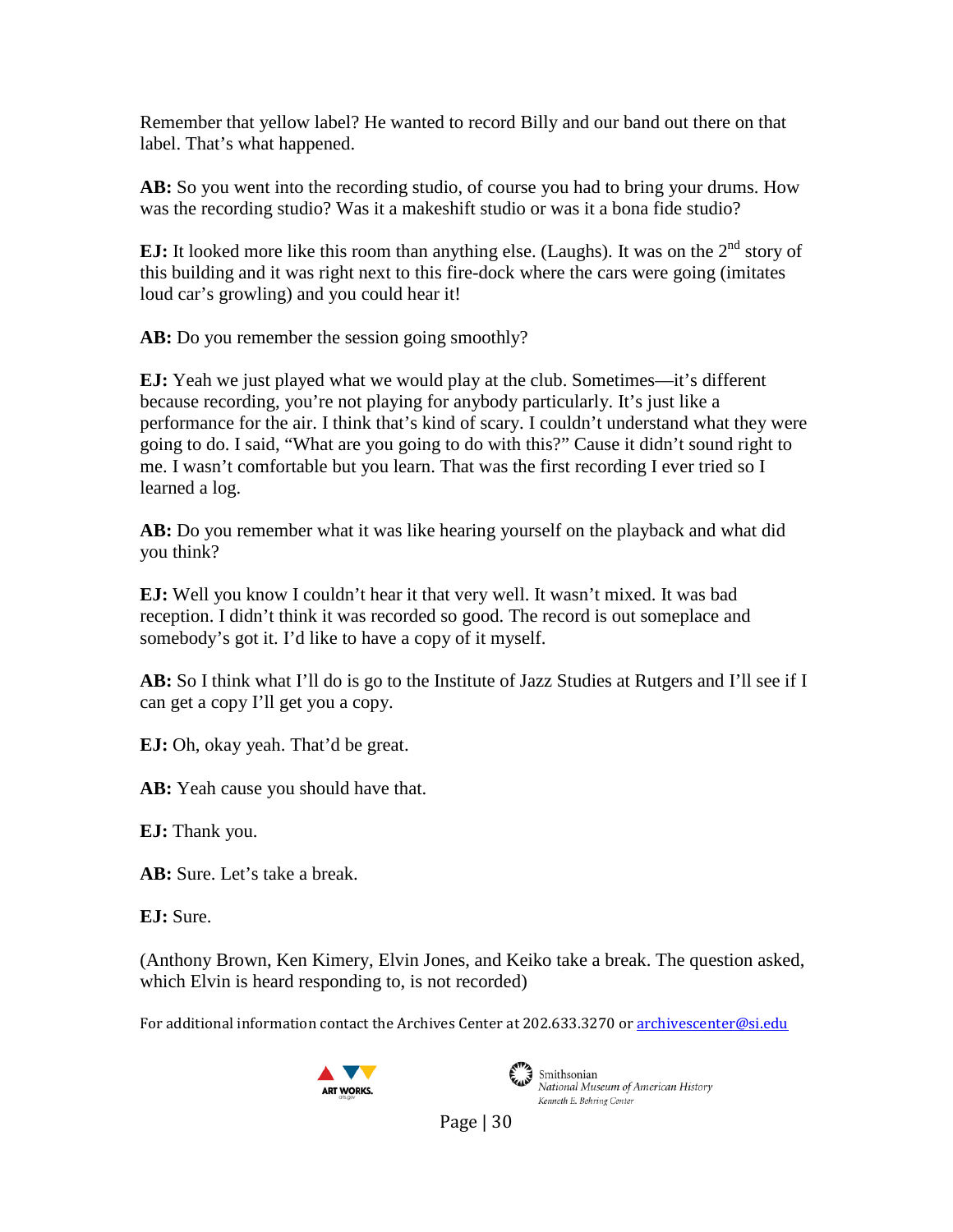Remember that yellow label? He wanted to record Billy and our band out there on that label. That's what happened.

**AB:** So you went into the recording studio, of course you had to bring your drums. How was the recording studio? Was it a makeshift studio or was it a bona fide studio?

**EJ:** It looked more like this room than anything else. (Laughs). It was on the 2nd story of this building and it was right next to this fire-dock where the cars were going (imitates loud car's growling) and you could hear it!

**AB:** Do you remember the session going smoothly?

**EJ:** Yeah we just played what we would play at the club. Sometimes—it's different because recording, you're not playing for anybody particularly. It's just like a performance for the air. I think that's kind of scary. I couldn't understand what they were going to do. I said, "What are you going to do with this?" Cause it didn't sound right to me. I wasn't comfortable but you learn. That was the first recording I ever tried so I learned a log.

**AB:** Do you remember what it was like hearing yourself on the playback and what did you think?

**EJ:** Well you know I couldn't hear it that very well. It wasn't mixed. It was bad reception. I didn't think it was recorded so good. The record is out someplace and somebody's got it. I'd like to have a copy of it myself.

**AB:** So I think what I'll do is go to the Institute of Jazz Studies at Rutgers and I'll see if I can get a copy I'll get you a copy.

**EJ:** Oh, okay yeah. That'd be great.

**AB:** Yeah cause you should have that.

**EJ:** Thank you.

**AB:** Sure. Let's take a break.

**EJ:** Sure.

(Anthony Brown, Ken Kimery, Elvin Jones, and Keiko take a break. The question asked, which Elvin is heard responding to, is not recorded)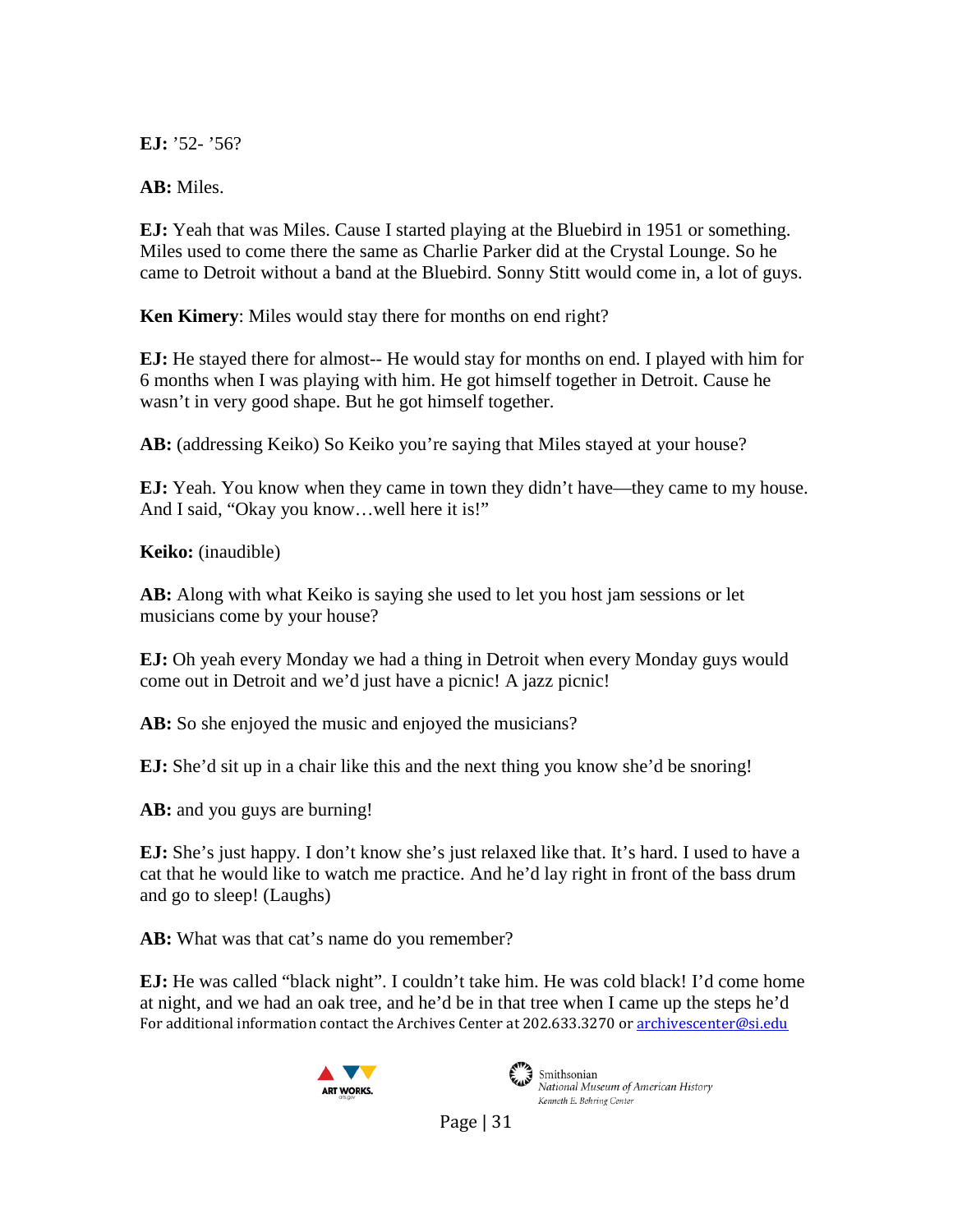**EJ:** '52- '56?

**AB:** Miles.

**EJ:** Yeah that was Miles. Cause I started playing at the Bluebird in 1951 or something. Miles used to come there the same as Charlie Parker did at the Crystal Lounge. So he came to Detroit without a band at the Bluebird. Sonny Stitt would come in, a lot of guys.

**Ken Kimery**: Miles would stay there for months on end right?

**EJ:** He stayed there for almost-- He would stay for months on end. I played with him for 6 months when I was playing with him. He got himself together in Detroit. Cause he wasn't in very good shape. But he got himself together.

**AB:** (addressing Keiko) So Keiko you're saying that Miles stayed at your house?

**EJ:** Yeah. You know when they came in town they didn't have—they came to my house. And I said, "Okay you know…well here it is!"

**Keiko:** (inaudible)

**AB:** Along with what Keiko is saying she used to let you host jam sessions or let musicians come by your house?

**EJ:** Oh yeah every Monday we had a thing in Detroit when every Monday guys would come out in Detroit and we'd just have a picnic! A jazz picnic!

**AB:** So she enjoyed the music and enjoyed the musicians?

**EJ:** She'd sit up in a chair like this and the next thing you know she'd be snoring!

**AB:** and you guys are burning!

**EJ:** She's just happy. I don't know she's just relaxed like that. It's hard. I used to have a cat that he would like to watch me practice. And he'd lay right in front of the bass drum and go to sleep! (Laughs)

**AB:** What was that cat's name do you remember?

**EJ:** He was called "black night". I couldn't take him. He was cold black! I'd come home at night, and we had an oak tree, and he'd be in that tree when I came up the steps he'd

For additional information contact the Archives Center at 202.633.3270 or archivescenter@si.edu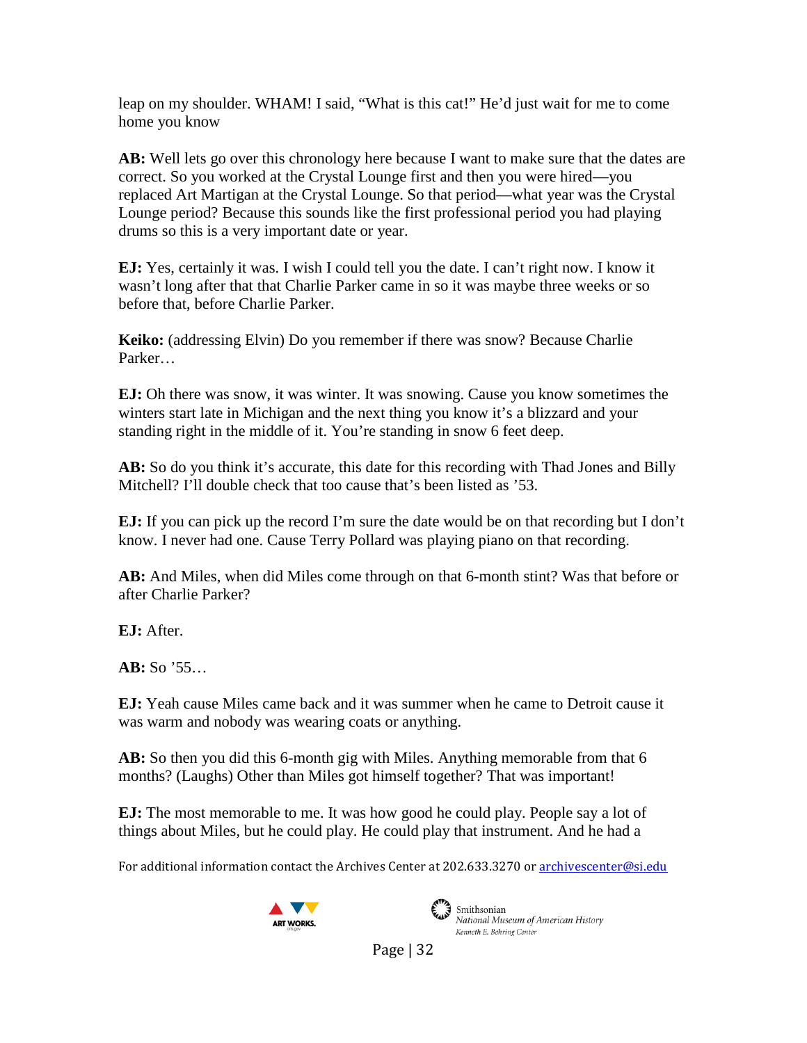leap on my shoulder. WHAM! I said, "What is this cat!" He'd just wait for me to come home you know

**AB:** Well lets go over this chronology here because I want to make sure that the dates are correct. So you worked at the Crystal Lounge first and then you were hired—you replaced Art Martigan at the Crystal Lounge. So that period—what year was the Crystal Lounge period? Because this sounds like the first professional period you had playing drums so this is a very important date or year.

**EJ:** Yes, certainly it was. I wish I could tell you the date. I can't right now. I know it wasn't long after that that Charlie Parker came in so it was maybe three weeks or so before that, before Charlie Parker.

**Keiko:** (addressing Elvin) Do you remember if there was snow? Because Charlie Parker…

**EJ:** Oh there was snow, it was winter. It was snowing. Cause you know sometimes the winters start late in Michigan and the next thing you know it's a blizzard and your standing right in the middle of it. You're standing in snow 6 feet deep.

**AB:** So do you think it's accurate, this date for this recording with Thad Jones and Billy Mitchell? I'll double check that too cause that's been listed as '53.

**EJ:** If you can pick up the record I'm sure the date would be on that recording but I don't know. I never had one. Cause Terry Pollard was playing piano on that recording.

**AB:** And Miles, when did Miles come through on that 6-month stint? Was that before or after Charlie Parker?

**EJ:** After.

**AB:** So '55…

**EJ:** Yeah cause Miles came back and it was summer when he came to Detroit cause it was warm and nobody was wearing coats or anything.

**AB:** So then you did this 6-month gig with Miles. Anything memorable from that 6 months? (Laughs) Other than Miles got himself together? That was important!

**EJ:** The most memorable to me. It was how good he could play. People say a lot of things about Miles, but he could play. He could play that instrument. And he had a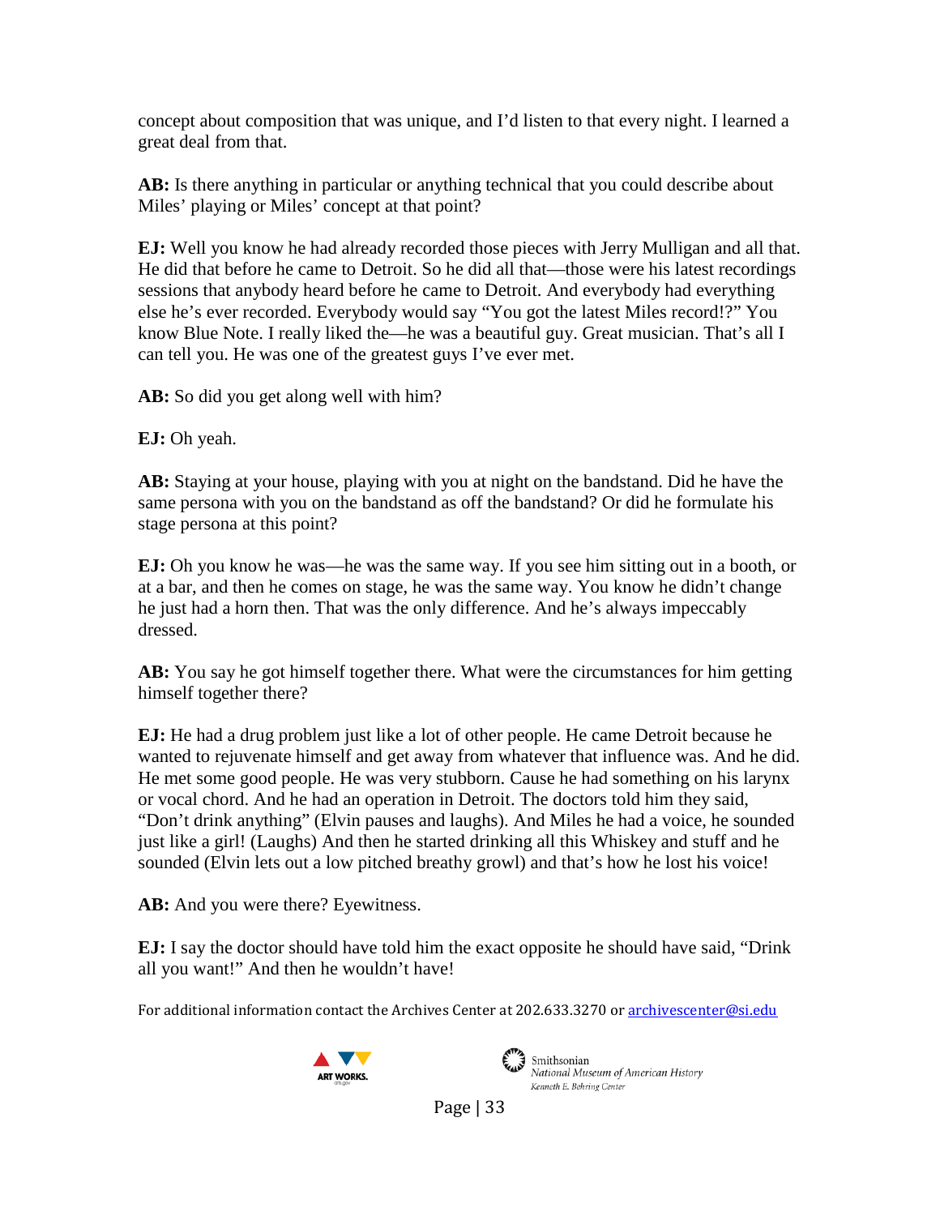concept about composition that was unique, and I'd listen to that every night. I learned a great deal from that.

**AB:** Is there anything in particular or anything technical that you could describe about Miles' playing or Miles' concept at that point?

**EJ:** Well you know he had already recorded those pieces with Jerry Mulligan and all that. He did that before he came to Detroit. So he did all that—those were his latest recordings sessions that anybody heard before he came to Detroit. And everybody had everything else he's ever recorded. Everybody would say "You got the latest Miles record!?" You know Blue Note. I really liked the—he was a beautiful guy. Great musician. That's all I can tell you. He was one of the greatest guys I've ever met.

**AB:** So did you get along well with him?

**EJ:** Oh yeah.

**AB:** Staying at your house, playing with you at night on the bandstand. Did he have the same persona with you on the bandstand as off the bandstand? Or did he formulate his stage persona at this point?

**EJ:** Oh you know he was—he was the same way. If you see him sitting out in a booth, or at a bar, and then he comes on stage, he was the same way. You know he didn't change he just had a horn then. That was the only difference. And he's always impeccably dressed.

**AB:** You say he got himself together there. What were the circumstances for him getting himself together there?

**EJ:** He had a drug problem just like a lot of other people. He came Detroit because he wanted to rejuvenate himself and get away from whatever that influence was. And he did. He met some good people. He was very stubborn. Cause he had something on his larynx or vocal chord. And he had an operation in Detroit. The doctors told him they said, "Don't drink anything" (Elvin pauses and laughs). And Miles he had a voice, he sounded just like a girl! (Laughs) And then he started drinking all this Whiskey and stuff and he sounded (Elvin lets out a low pitched breathy growl) and that's how he lost his voice!

**AB:** And you were there? Eyewitness.

**EJ:** I say the doctor should have told him the exact opposite he should have said, "Drink all you want!" And then he wouldn't have!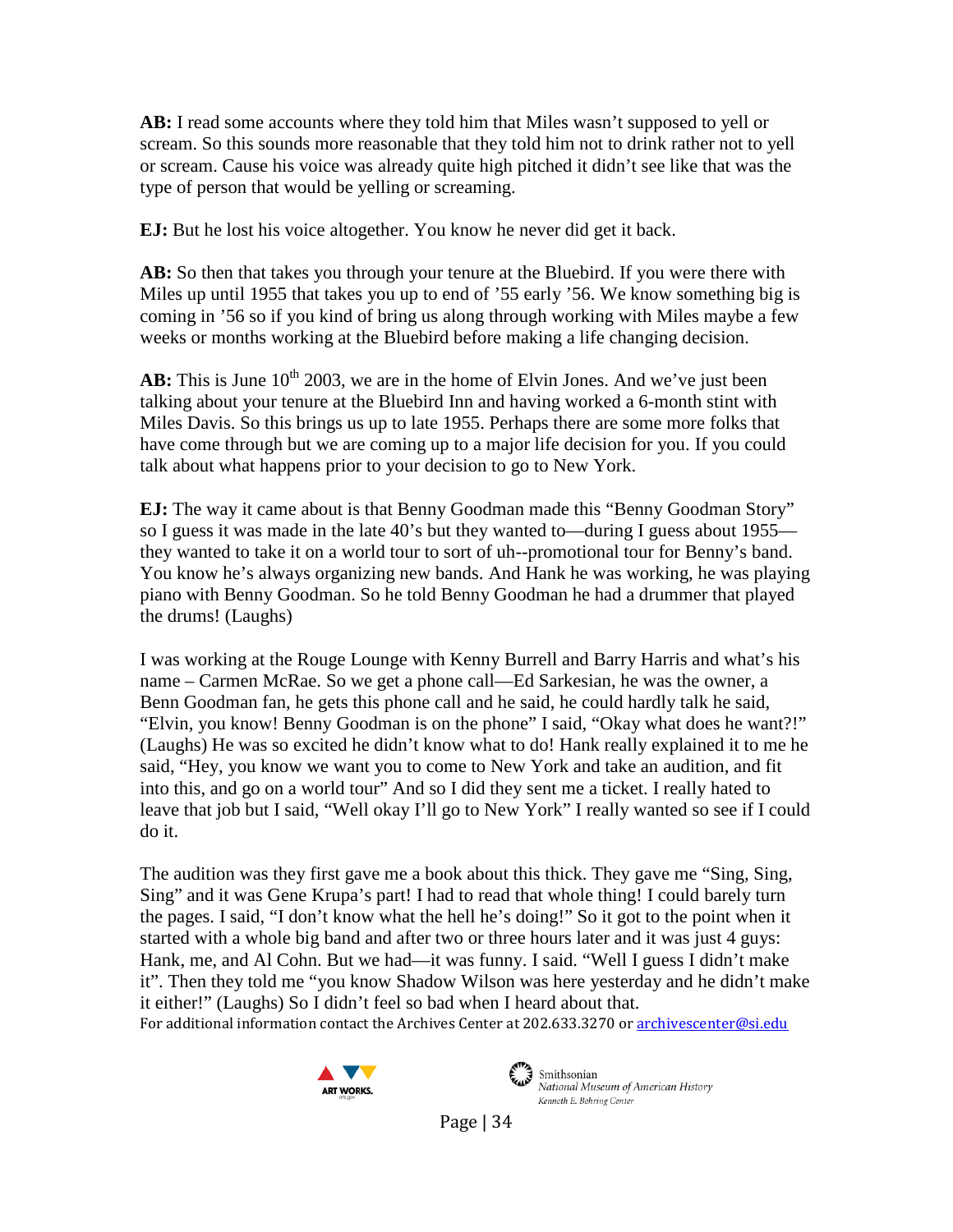**AB:** I read some accounts where they told him that Miles wasn't supposed to yell or scream. So this sounds more reasonable that they told him not to drink rather not to yell or scream. Cause his voice was already quite high pitched it didn't see like that was the type of person that would be yelling or screaming.

**EJ:** But he lost his voice altogether. You know he never did get it back.

**AB:** So then that takes you through your tenure at the Bluebird. If you were there with Miles up until 1955 that takes you up to end of '55 early '56. We know something big is coming in '56 so if you kind of bring us along through working with Miles maybe a few weeks or months working at the Bluebird before making a life changing decision.

**AB:** This is June 10th 2003, we are in the home of Elvin Jones. And we've just been talking about your tenure at the Bluebird Inn and having worked a 6-month stint with Miles Davis. So this brings us up to late 1955. Perhaps there are some more folks that have come through but we are coming up to a major life decision for you. If you could talk about what happens prior to your decision to go to New York.

**EJ:** The way it came about is that Benny Goodman made this "Benny Goodman Story" so I guess it was made in the late 40's but they wanted to—during I guess about 1955—they wanted to take it on a world tour to sort of uh--promotional tour for Benny's band. You know he's always organizing new bands. And Hank he was working, he was playing piano with Benny Goodman. So he told Benny Goodman he had a drummer that played the drums! (Laughs)

I was working at the Rouge Lounge with Kenny Burrell and Barry Harris and what's his name – Carmen McRae. So we get a phone call—Ed Sarkesian, he was the owner, a Benn Goodman fan, he gets this phone call and he said, he could hardly talk he said, "Elvin, you know! Benny Goodman is on the phone" I said, "Okay what does he want?!" (Laughs) He was so excited he didn't know what to do! Hank really explained it to me he said, "Hey, you know we want you to come to New York and take an audition, and fit into this, and go on a world tour" And so I did they sent me a ticket. I really hated to leave that job but I said, "Well okay I'll go to New York" I really wanted so see if I could do it.

The audition was they first gave me a book about this thick. They gave me "Sing, Sing, Sing" and it was Gene Krupa's part! I had to read that whole thing! I could barely turn the pages. I said, "I don't know what the hell he's doing!" So it got to the point when it started with a whole big band and after two or three hours later and it was just 4 guys: Hank, me, and Al Cohn. But we had—it was funny. I said. "Well I guess I didn't make it". Then they told me "you know Shadow Wilson was here yesterday and he didn't make it either!" (Laughs) So I didn't feel so bad when I heard about that.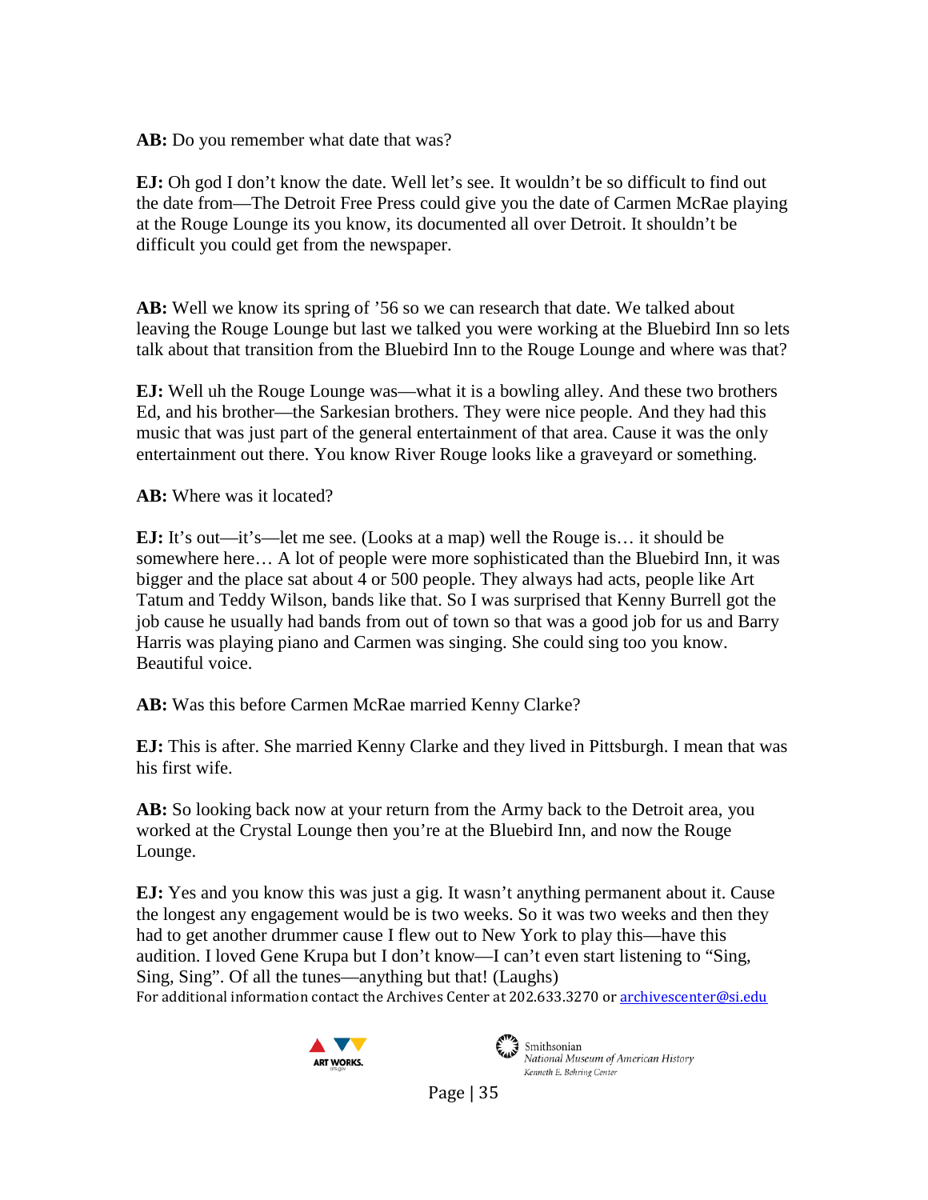**AB:** Do you remember what date that was?

**EJ:** Oh god I don't know the date. Well let's see. It wouldn't be so difficult to find out the date from—The Detroit Free Press could give you the date of Carmen McRae playing at the Rouge Lounge its you know, its documented all over Detroit. It shouldn't be difficult you could get from the newspaper.

**AB:** Well we know its spring of '56 so we can research that date. We talked about leaving the Rouge Lounge but last we talked you were working at the Bluebird Inn so lets talk about that transition from the Bluebird Inn to the Rouge Lounge and where was that?

**EJ:** Well uh the Rouge Lounge was—what it is a bowling alley. And these two brothers Ed, and his brother—the Sarkesian brothers. They were nice people. And they had this music that was just part of the general entertainment of that area. Cause it was the only entertainment out there. You know River Rouge looks like a graveyard or something.

**AB:** Where was it located?

**EJ:** It's out—it's—let me see. (Looks at a map) well the Rouge is… it should be somewhere here… A lot of people were more sophisticated than the Bluebird Inn, it was bigger and the place sat about 4 or 500 people. They always had acts, people like Art Tatum and Teddy Wilson, bands like that. So I was surprised that Kenny Burrell got the job cause he usually had bands from out of town so that was a good job for us and Barry Harris was playing piano and Carmen was singing. She could sing too you know. Beautiful voice.

**AB:** Was this before Carmen McRae married Kenny Clarke?

**EJ:** This is after. She married Kenny Clarke and they lived in Pittsburgh. I mean that was his first wife.

**AB:** So looking back now at your return from the Army back to the Detroit area, you worked at the Crystal Lounge then you're at the Bluebird Inn, and now the Rouge Lounge.

**EJ:** Yes and you know this was just a gig. It wasn't anything permanent about it. Cause the longest any engagement would be is two weeks. So it was two weeks and then they had to get another drummer cause I flew out to New York to play this—have this audition. I loved Gene Krupa but I don't know—I can't even start listening to "Sing, Sing, Sing". Of all the tunes—anything but that! (Laughs)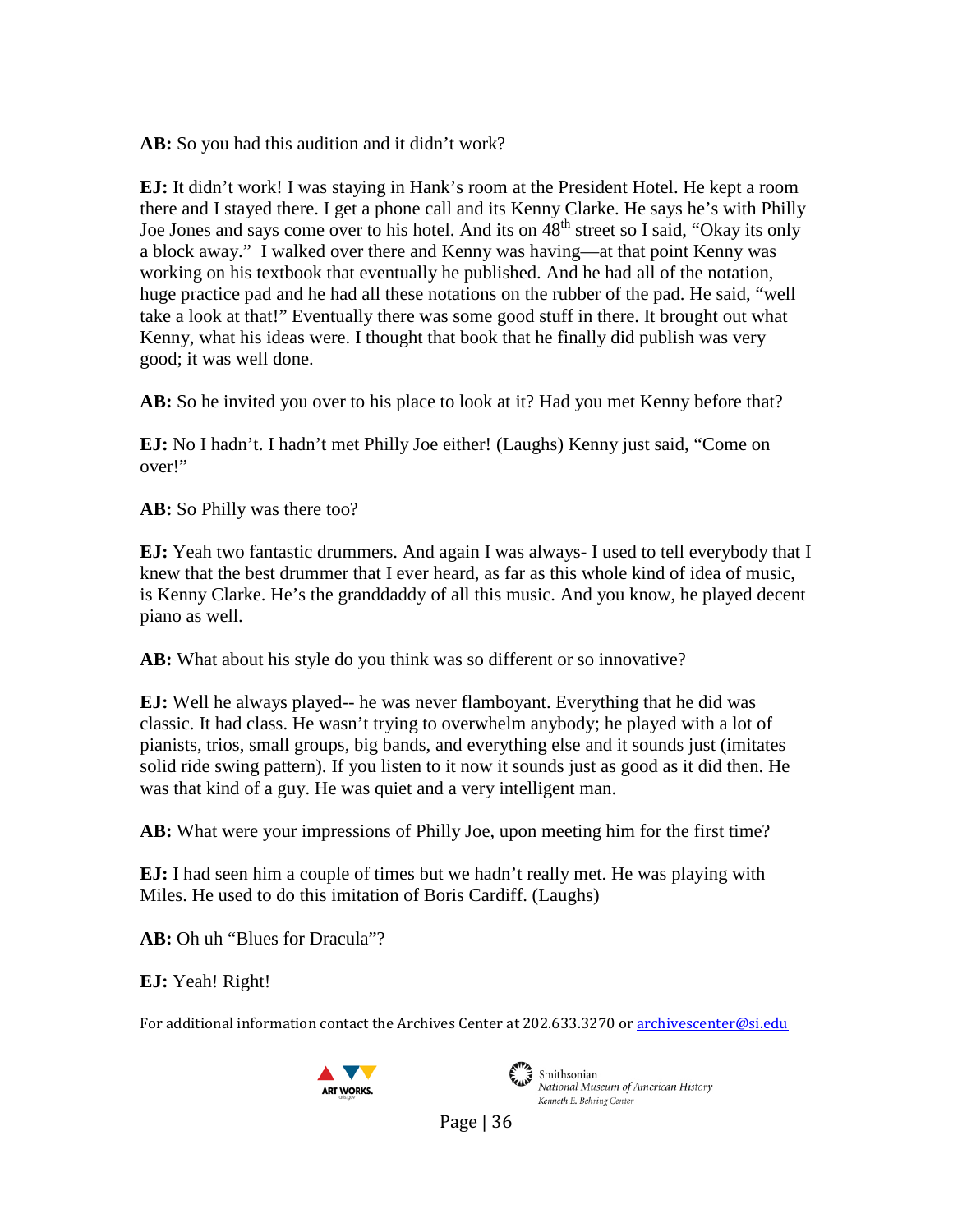**AB:** So you had this audition and it didn't work?

**EJ:** It didn't work! I was staying in Hank's room at the President Hotel. He kept a room there and I stayed there. I get a phone call and its Kenny Clarke. He says he's with Philly Joe Jones and says come over to his hotel. And its on 48th street so I said, "Okay its only a block away." I walked over there and Kenny was having—at that point Kenny was working on his textbook that eventually he published. And he had all of the notation, huge practice pad and he had all these notations on the rubber of the pad. He said, "well take a look at that!" Eventually there was some good stuff in there. It brought out what Kenny, what his ideas were. I thought that book that he finally did publish was very good; it was well done.

**AB:** So he invited you over to his place to look at it? Had you met Kenny before that?

**EJ:** No I hadn't. I hadn't met Philly Joe either! (Laughs) Kenny just said, "Come on over!"

**AB:** So Philly was there too?

**EJ:** Yeah two fantastic drummers. And again I was always- I used to tell everybody that I knew that the best drummer that I ever heard, as far as this whole kind of idea of music, is Kenny Clarke. He's the granddaddy of all this music. And you know, he played decent piano as well.

**AB:** What about his style do you think was so different or so innovative?

**EJ:** Well he always played-- he was never flamboyant. Everything that he did was classic. It had class. He wasn't trying to overwhelm anybody; he played with a lot of pianists, trios, small groups, big bands, and everything else and it sounds just (imitates solid ride swing pattern). If you listen to it now it sounds just as good as it did then. He was that kind of a guy. He was quiet and a very intelligent man.

**AB:** What were your impressions of Philly Joe, upon meeting him for the first time?

**EJ:** I had seen him a couple of times but we hadn't really met. He was playing with Miles. He used to do this imitation of Boris Cardiff. (Laughs)

**AB:** Oh uh "Blues for Dracula"?

**EJ:** Yeah! Right!

For additional information contact the Archives Center at 202.633.3270 or archivescenter@si.edu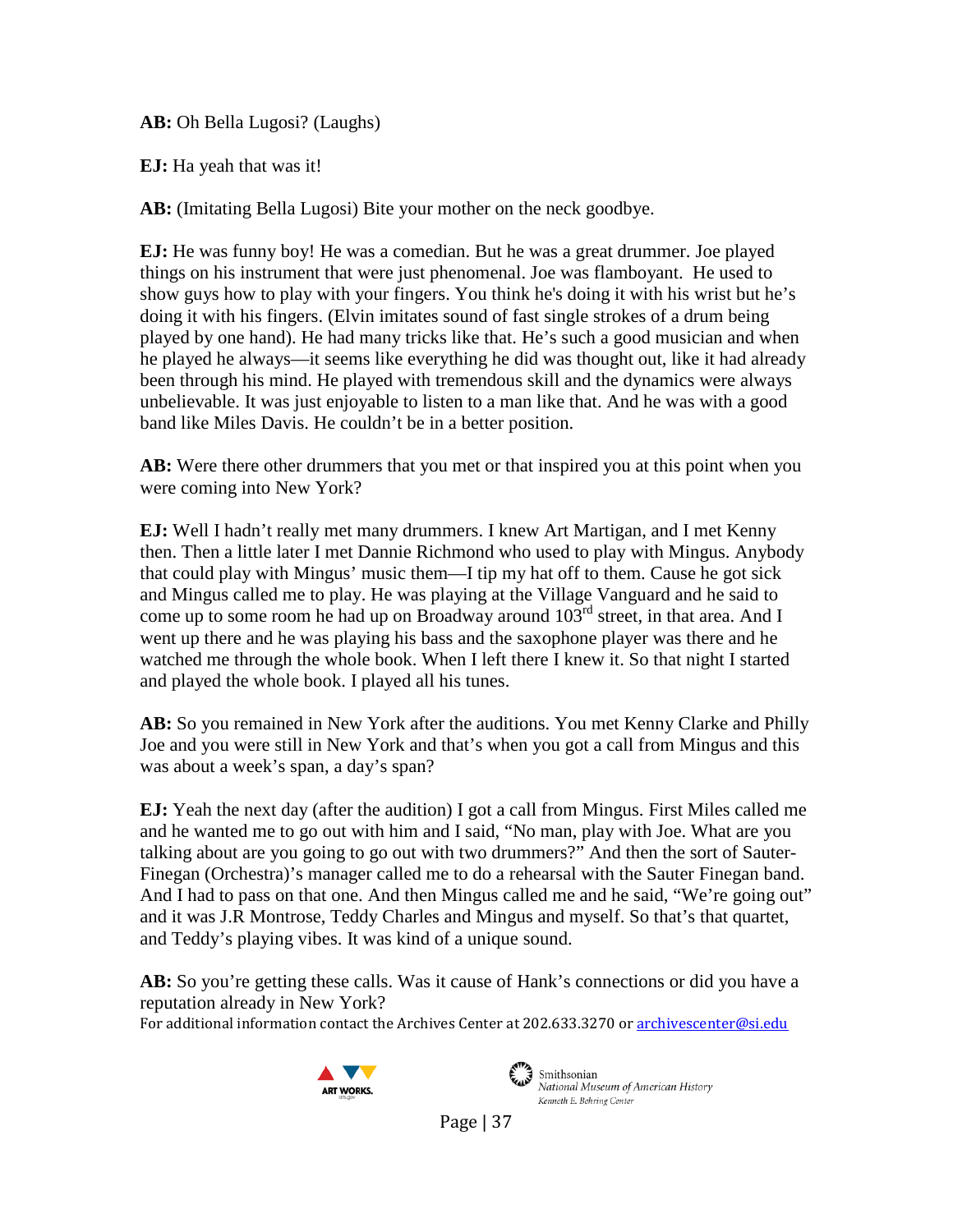**AB:** Oh Bella Lugosi? (Laughs)

**EJ:** Ha yeah that was it!

**AB:** (Imitating Bella Lugosi) Bite your mother on the neck goodbye.

**EJ:** He was funny boy! He was a comedian. But he was a great drummer. Joe played things on his instrument that were just phenomenal. Joe was flamboyant. He used to show guys how to play with your fingers. You think he's doing it with his wrist but he's doing it with his fingers. (Elvin imitates sound of fast single strokes of a drum being played by one hand). He had many tricks like that. He's such a good musician and when he played he always—it seems like everything he did was thought out, like it had already been through his mind. He played with tremendous skill and the dynamics were always unbelievable. It was just enjoyable to listen to a man like that. And he was with a good band like Miles Davis. He couldn't be in a better position.

**AB:** Were there other drummers that you met or that inspired you at this point when you were coming into New York?

**EJ:** Well I hadn't really met many drummers. I knew Art Martigan, and I met Kenny then. Then a little later I met Dannie Richmond who used to play with Mingus. Anybody that could play with Mingus' music them—I tip my hat off to them. Cause he got sick and Mingus called me to play. He was playing at the Village Vanguard and he said to come up to some room he had up on Broadway around 103rd street, in that area. And I went up there and he was playing his bass and the saxophone player was there and he watched me through the whole book. When I left there I knew it. So that night I started and played the whole book. I played all his tunes.

**AB:** So you remained in New York after the auditions. You met Kenny Clarke and Philly Joe and you were still in New York and that's when you got a call from Mingus and this was about a week's span, a day's span?

**EJ:** Yeah the next day (after the audition) I got a call from Mingus. First Miles called me and he wanted me to go out with him and I said, "No man, play with Joe. What are you talking about are you going to go out with two drummers?" And then the sort of Sauter-Finegan (Orchestra)'s manager called me to do a rehearsal with the Sauter Finegan band. And I had to pass on that one. And then Mingus called me and he said, "We're going out" and it was J.R Montrose, Teddy Charles and Mingus and myself. So that's that quartet, and Teddy's playing vibes. It was kind of a unique sound.

**AB:** So you're getting these calls. Was it cause of Hank's connections or did you have a reputation already in New York?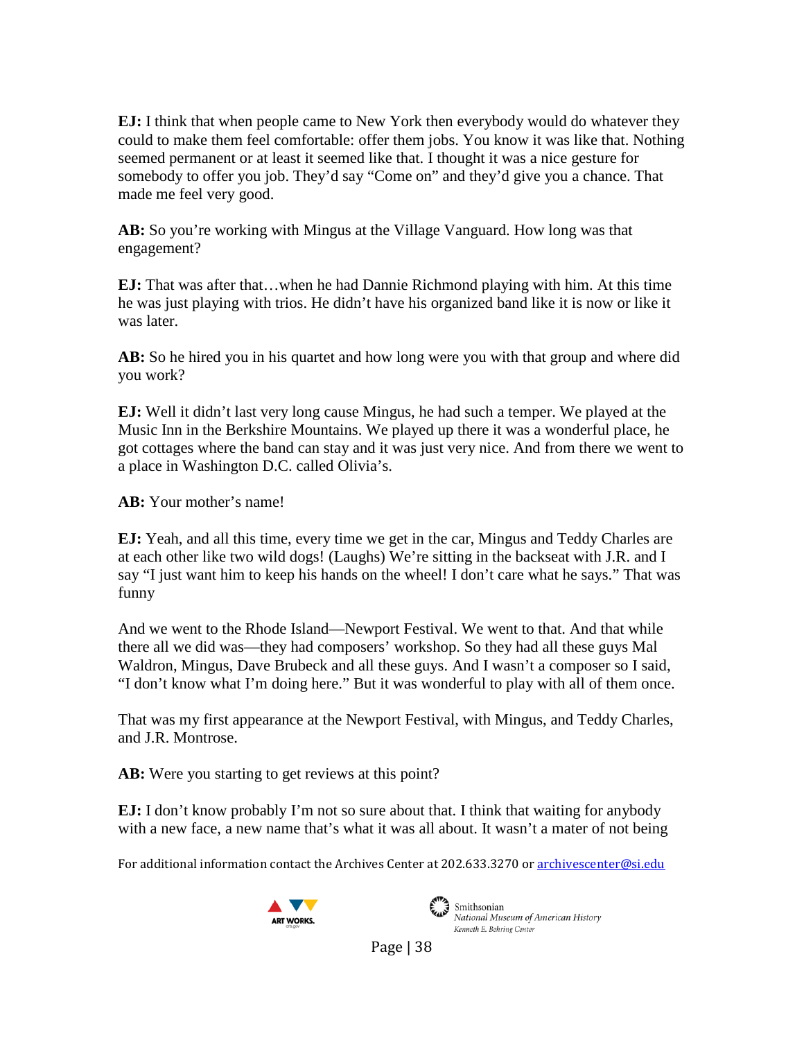**EJ:** I think that when people came to New York then everybody would do whatever they could to make them feel comfortable: offer them jobs. You know it was like that. Nothing seemed permanent or at least it seemed like that. I thought it was a nice gesture for somebody to offer you job. They'd say "Come on" and they'd give you a chance. That made me feel very good.

**AB:** So you're working with Mingus at the Village Vanguard. How long was that engagement?

**EJ:** That was after that…when he had Dannie Richmond playing with him. At this time he was just playing with trios. He didn't have his organized band like it is now or like it was later.

**AB:** So he hired you in his quartet and how long were you with that group and where did you work?

**EJ:** Well it didn't last very long cause Mingus, he had such a temper. We played at the Music Inn in the Berkshire Mountains. We played up there it was a wonderful place, he got cottages where the band can stay and it was just very nice. And from there we went to a place in Washington D.C. called Olivia's.

**AB:** Your mother's name!

**EJ:** Yeah, and all this time, every time we get in the car, Mingus and Teddy Charles are at each other like two wild dogs! (Laughs) We're sitting in the backseat with J.R. and I say "I just want him to keep his hands on the wheel! I don't care what he says." That was funny

And we went to the Rhode Island—Newport Festival. We went to that. And that while there all we did was—they had composers' workshop. So they had all these guys Mal Waldron, Mingus, Dave Brubeck and all these guys. And I wasn't a composer so I said, "I don't know what I'm doing here." But it was wonderful to play with all of them once.

That was my first appearance at the Newport Festival, with Mingus, and Teddy Charles, and J.R. Montrose.

**AB:** Were you starting to get reviews at this point?

**EJ:** I don't know probably I'm not so sure about that. I think that waiting for anybody with a new face, a new name that's what it was all about. It wasn't a mater of not being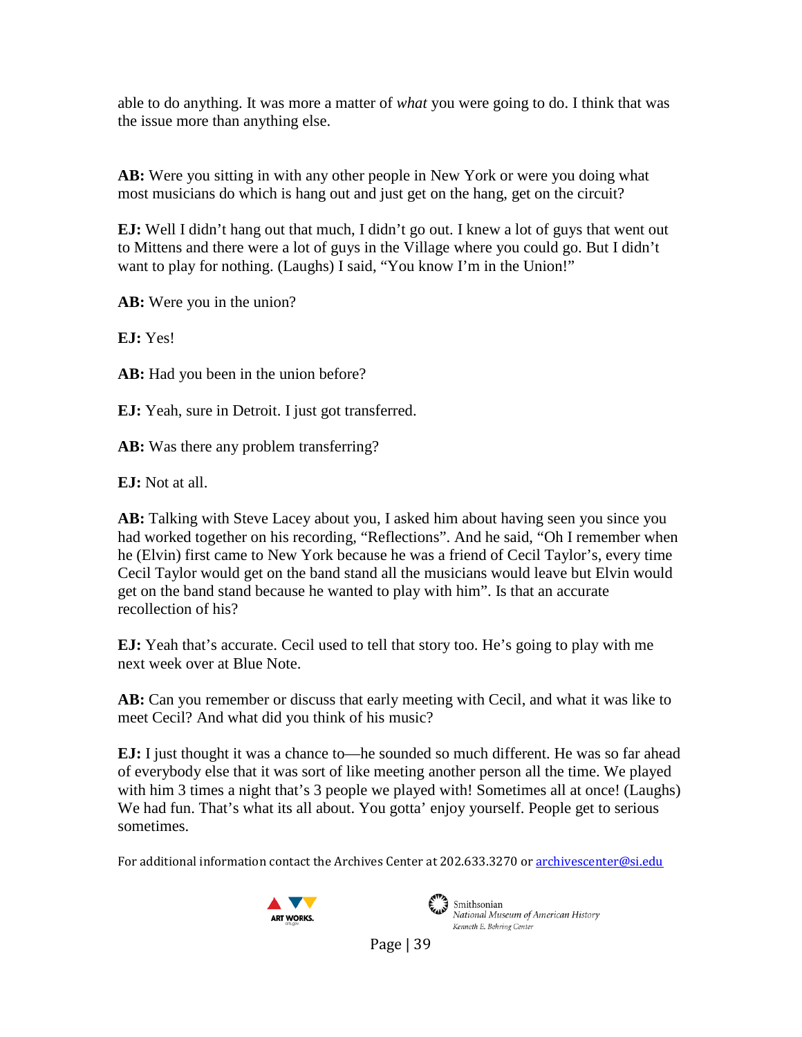able to do anything. It was more a matter of *what* you were going to do. I think that was the issue more than anything else.

**AB:** Were you sitting in with any other people in New York or were you doing what most musicians do which is hang out and just get on the hang, get on the circuit?

**EJ:** Well I didn't hang out that much, I didn't go out. I knew a lot of guys that went out to Mittens and there were a lot of guys in the Village where you could go. But I didn't want to play for nothing. (Laughs) I said, "You know I'm in the Union!"

**AB:** Were you in the union?

**EJ:** Yes!

**AB:** Had you been in the union before?

**EJ:** Yeah, sure in Detroit. I just got transferred.

**AB:** Was there any problem transferring?

**EJ:** Not at all.

**AB:** Talking with Steve Lacey about you, I asked him about having seen you since you had worked together on his recording, "Reflections". And he said, "Oh I remember when he (Elvin) first came to New York because he was a friend of Cecil Taylor's, every time Cecil Taylor would get on the band stand all the musicians would leave but Elvin would get on the band stand because he wanted to play with him". Is that an accurate recollection of his?

**EJ:** Yeah that's accurate. Cecil used to tell that story too. He's going to play with me next week over at Blue Note.

**AB:** Can you remember or discuss that early meeting with Cecil, and what it was like to meet Cecil? And what did you think of his music?

**EJ:** I just thought it was a chance to—he sounded so much different. He was so far ahead of everybody else that it was sort of like meeting another person all the time. We played with him 3 times a night that's 3 people we played with! Sometimes all at once! (Laughs) We had fun. That's what its all about. You gotta' enjoy yourself. People get to serious sometimes.

For additional information contact the Archives Center at 202.633.3270 or archivescenter@si.edu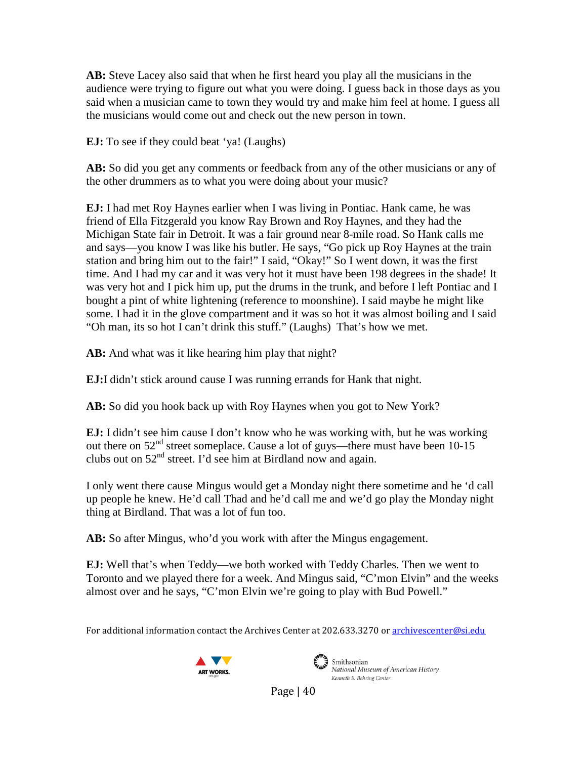**AB:** Steve Lacey also said that when he first heard you play all the musicians in the audience were trying to figure out what you were doing. I guess back in those days as you said when a musician came to town they would try and make him feel at home. I guess all the musicians would come out and check out the new person in town.

**EJ:** To see if they could beat 'ya! (Laughs)

**AB:** So did you get any comments or feedback from any of the other musicians or any of the other drummers as to what you were doing about your music?

**EJ:** I had met Roy Haynes earlier when I was living in Pontiac. Hank came, he was friend of Ella Fitzgerald you know Ray Brown and Roy Haynes, and they had the Michigan State fair in Detroit. It was a fair ground near 8-mile road. So Hank calls me and says—you know I was like his butler. He says, "Go pick up Roy Haynes at the train station and bring him out to the fair!" I said, "Okay!" So I went down, it was the first time. And I had my car and it was very hot it must have been 198 degrees in the shade! It was very hot and I pick him up, put the drums in the trunk, and before I left Pontiac and I bought a pint of white lightening (reference to moonshine). I said maybe he might like some. I had it in the glove compartment and it was so hot it was almost boiling and I said "Oh man, its so hot I can't drink this stuff." (Laughs) That's how we met.

**AB:** And what was it like hearing him play that night?

**EJ:** I didn't stick around cause I was running errands for Hank that night.

**AB:** So did you hook back up with Roy Haynes when you got to New York?

**EJ:** I didn't see him cause I don't know who he was working with, but he was working out there on 52nd street someplace. Cause a lot of guys—there must have been 10-15 clubs out on 52nd street. I'd see him at Birdland now and again.

I only went there cause Mingus would get a Monday night there sometime and he 'd call up people he knew. He'd call Thad and he'd call me and we'd go play the Monday night thing at Birdland. That was a lot of fun too.

**AB:** So after Mingus, who'd you work with after the Mingus engagement.

**EJ:** Well that's when Teddy—we both worked with Teddy Charles. Then we went to Toronto and we played there for a week. And Mingus said, "C'mon Elvin" and the weeks almost over and he says, "C'mon Elvin we're going to play with Bud Powell."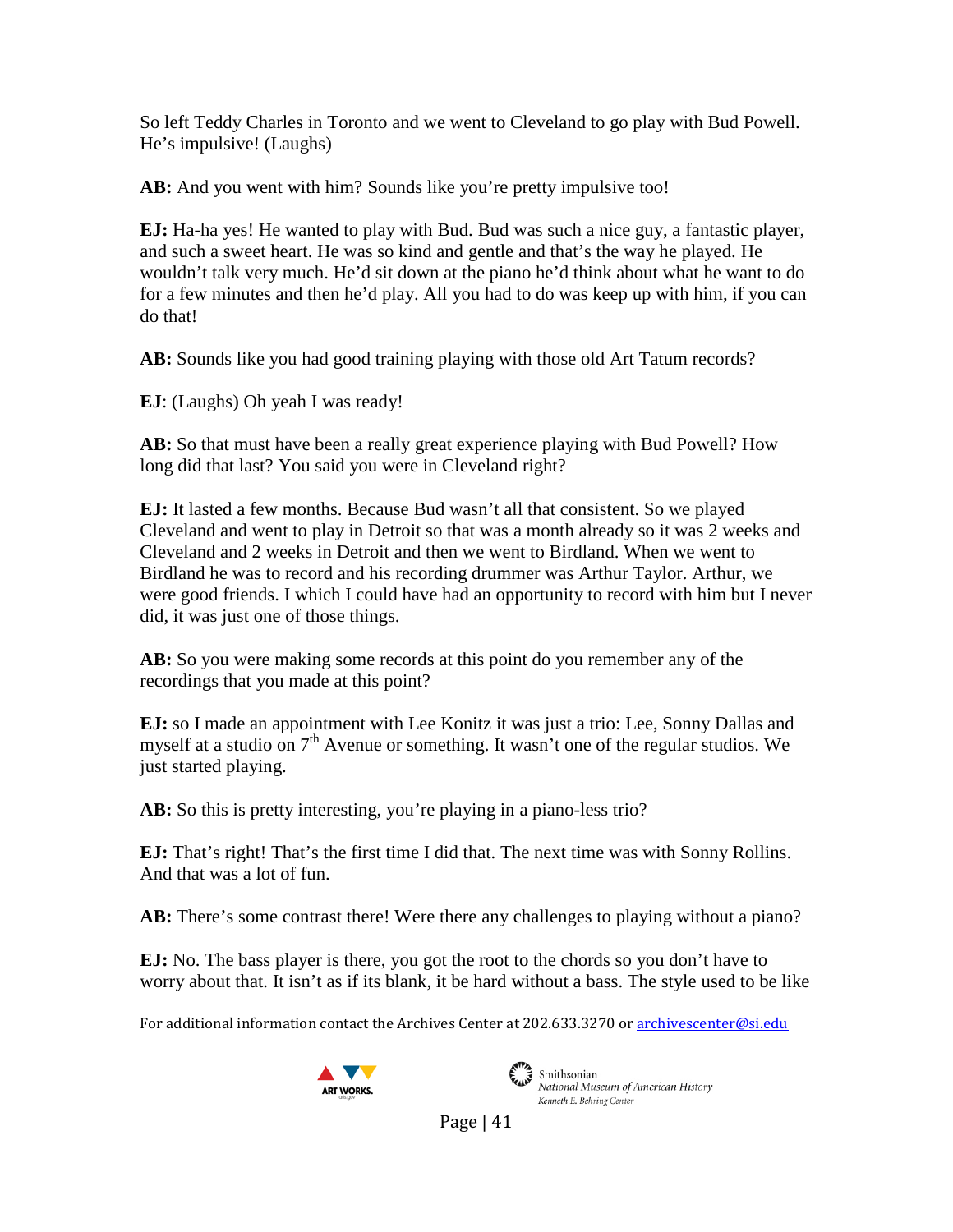So left Teddy Charles in Toronto and we went to Cleveland to go play with Bud Powell. He's impulsive! (Laughs)

**AB:** And you went with him? Sounds like you're pretty impulsive too!

**EJ:** Ha-ha yes! He wanted to play with Bud. Bud was such a nice guy, a fantastic player, and such a sweet heart. He was so kind and gentle and that's the way he played. He wouldn't talk very much. He'd sit down at the piano he'd think about what he want to do for a few minutes and then he'd play. All you had to do was keep up with him, if you can do that!

**AB:** Sounds like you had good training playing with those old Art Tatum records?

**EJ**: (Laughs) Oh yeah I was ready!

**AB:** So that must have been a really great experience playing with Bud Powell? How long did that last? You said you were in Cleveland right?

**EJ:** It lasted a few months. Because Bud wasn't all that consistent. So we played Cleveland and went to play in Detroit so that was a month already so it was 2 weeks and Cleveland and 2 weeks in Detroit and then we went to Birdland. When we went to Birdland he was to record and his recording drummer was Arthur Taylor. Arthur, we were good friends. I which I could have had an opportunity to record with him but I never did, it was just one of those things.

**AB:** So you were making some records at this point do you remember any of the recordings that you made at this point?

**EJ:** so I made an appointment with Lee Konitz it was just a trio: Lee, Sonny Dallas and myself at a studio on 7th Avenue or something. It wasn't one of the regular studios. We just started playing.

**AB:** So this is pretty interesting, you're playing in a piano-less trio?

**EJ:** That's right! That's the first time I did that. The next time was with Sonny Rollins. And that was a lot of fun.

**AB:** There's some contrast there! Were there any challenges to playing without a piano?

**EJ:** No. The bass player is there, you got the root to the chords so you don't have to worry about that. It isn't as if its blank, it be hard without a bass. The style used to be like

For additional information contact the Archives Center at 202.633.3270 or archivescenter@si.edu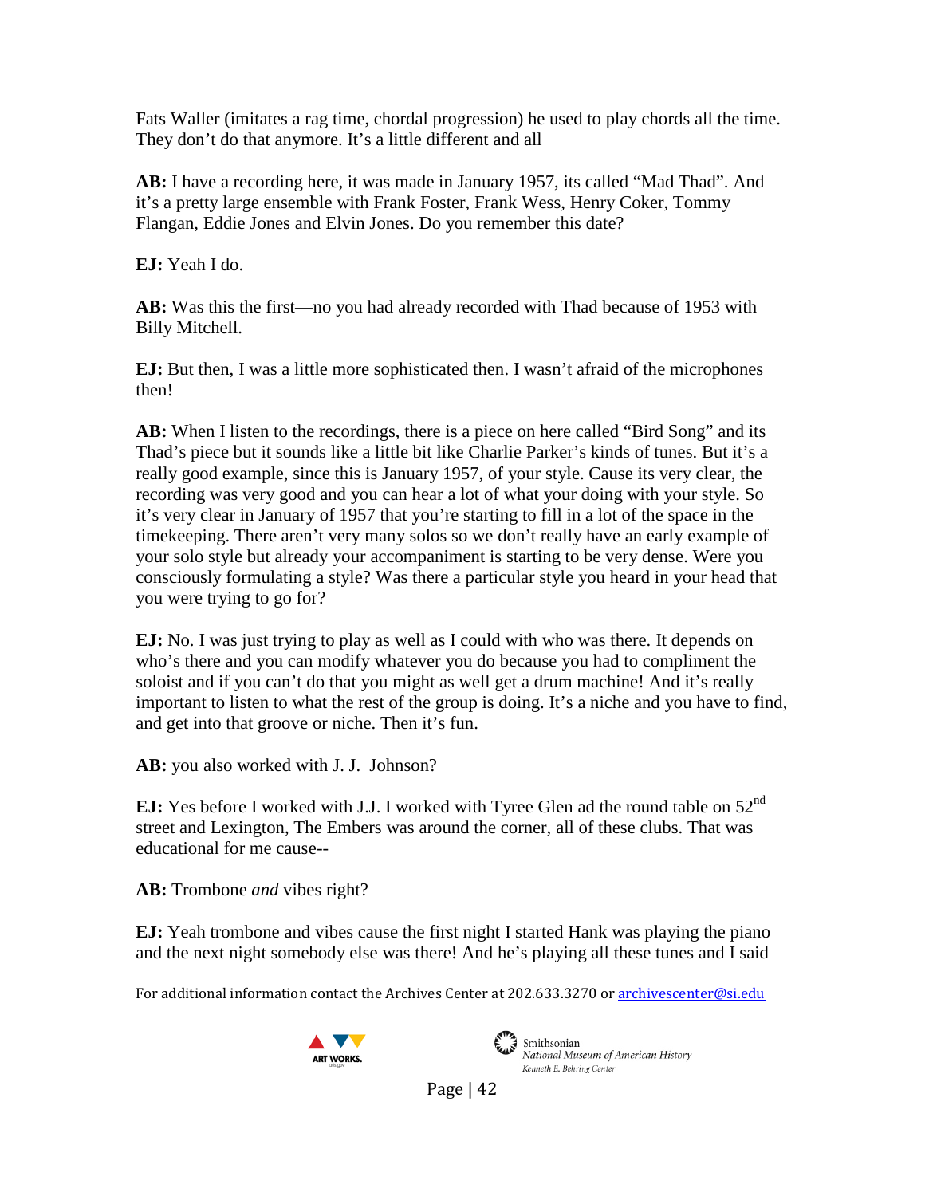Fats Waller (imitates a rag time, chordal progression) he used to play chords all the time. They don't do that anymore. It's a little different and all

**AB:** I have a recording here, it was made in January 1957, its called "Mad Thad". And it's a pretty large ensemble with Frank Foster, Frank Wess, Henry Coker, Tommy Flangan, Eddie Jones and Elvin Jones. Do you remember this date?

**EJ:** Yeah I do.

**AB:** Was this the first—no you had already recorded with Thad because of 1953 with Billy Mitchell.

**EJ:** But then, I was a little more sophisticated then. I wasn't afraid of the microphones then!

**AB:** When I listen to the recordings, there is a piece on here called "Bird Song" and its Thad's piece but it sounds like a little bit like Charlie Parker's kinds of tunes. But it's a really good example, since this is January 1957, of your style. Cause its very clear, the recording was very good and you can hear a lot of what your doing with your style. So it's very clear in January of 1957 that you're starting to fill in a lot of the space in the timekeeping. There aren't very many solos so we don't really have an early example of your solo style but already your accompaniment is starting to be very dense. Were you consciously formulating a style? Was there a particular style you heard in your head that you were trying to go for?

**EJ:** No. I was just trying to play as well as I could with who was there. It depends on who's there and you can modify whatever you do because you had to compliment the soloist and if you can't do that you might as well get a drum machine! And it's really important to listen to what the rest of the group is doing. It's a niche and you have to find, and get into that groove or niche. Then it's fun.

**AB:** you also worked with J. J. Johnson?

**EJ:** Yes before I worked with J.J. I worked with Tyree Glen ad the round table on 52nd street and Lexington, The Embers was around the corner, all of these clubs. That was educational for me cause--

**AB:** Trombone *and* vibes right?

**EJ:** Yeah trombone and vibes cause the first night I started Hank was playing the piano and the next night somebody else was there! And he's playing all these tunes and I said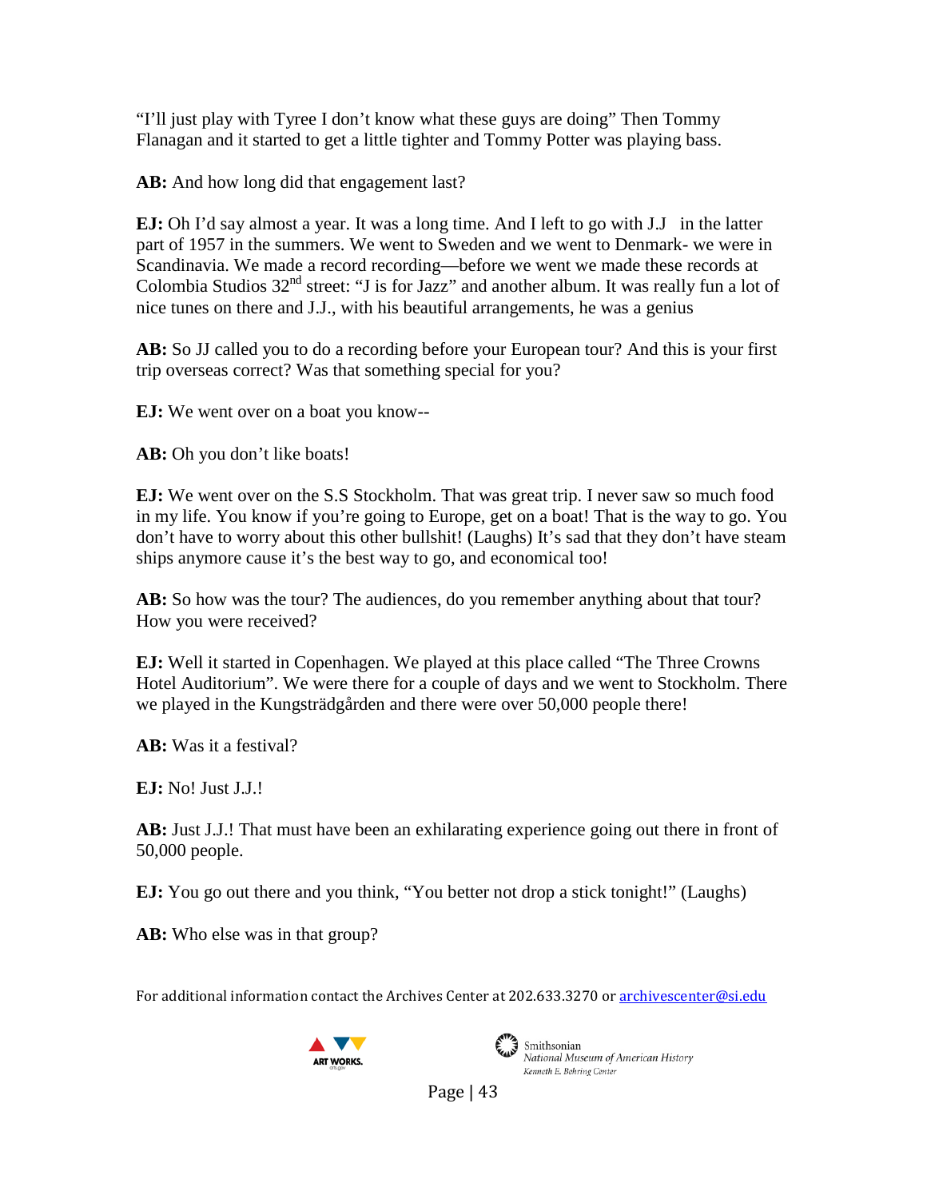"I'll just play with Tyree I don't know what these guys are doing" Then Tommy Flanagan and it started to get a little tighter and Tommy Potter was playing bass.

**AB:** And how long did that engagement last?

**EJ:** Oh I'd say almost a year. It was a long time. And I left to go with J.J in the latter part of 1957 in the summers. We went to Sweden and we went to Denmark- we were in Scandinavia. We made a record recording—before we went we made these records at Colombia Studios 32nd street: "J is for Jazz" and another album. It was really fun a lot of nice tunes on there and J.J., with his beautiful arrangements, he was a genius

**AB:** So JJ called you to do a recording before your European tour? And this is your first trip overseas correct? Was that something special for you?

**EJ:** We went over on a boat you know--

**AB:** Oh you don't like boats!

**EJ:** We went over on the S.S Stockholm. That was great trip. I never saw so much food in my life. You know if you're going to Europe, get on a boat! That is the way to go. You don't have to worry about this other bullshit! (Laughs) It's sad that they don't have steam ships anymore cause it's the best way to go, and economical too!

**AB:** So how was the tour? The audiences, do you remember anything about that tour? How you were received?

**EJ:** Well it started in Copenhagen. We played at this place called "The Three Crowns Hotel Auditorium". We were there for a couple of days and we went to Stockholm. There we played in the Kungsträdgården and there were over 50,000 people there!

**AB:** Was it a festival?

**EJ:** No! Just J.J.!

**AB:** Just J.J.! That must have been an exhilarating experience going out there in front of 50,000 people.

**EJ:** You go out there and you think, "You better not drop a stick tonight!" (Laughs)

**AB:** Who else was in that group?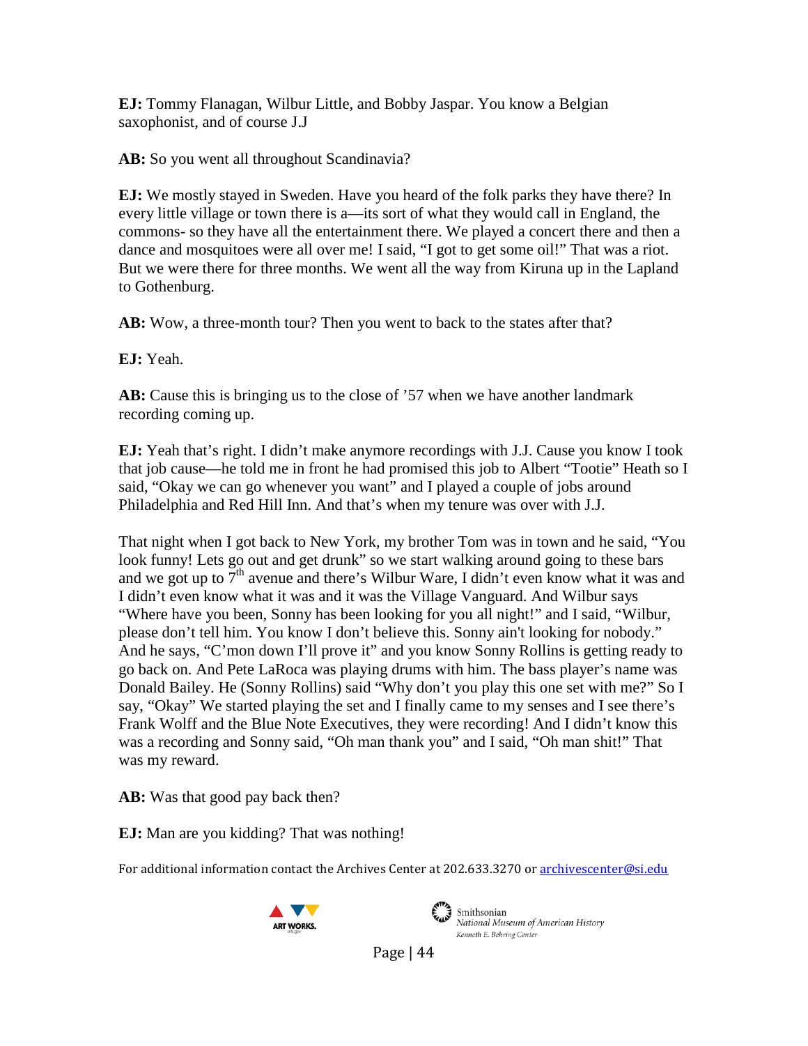**EJ:** Tommy Flanagan, Wilbur Little, and Bobby Jaspar. You know a Belgian saxophonist, and of course J.J

**AB:** So you went all throughout Scandinavia?

**EJ:** We mostly stayed in Sweden. Have you heard of the folk parks they have there? In every little village or town there is a—its sort of what they would call in England, the commons- so they have all the entertainment there. We played a concert there and then a dance and mosquitoes were all over me! I said, "I got to get some oil!" That was a riot. But we were there for three months. We went all the way from Kiruna up in the Lapland to Gothenburg.

**AB:** Wow, a three-month tour? Then you went to back to the states after that?

**EJ:** Yeah.

**AB:** Cause this is bringing us to the close of '57 when we have another landmark recording coming up.

**EJ:** Yeah that's right. I didn't make anymore recordings with J.J. Cause you know I took that job cause—he told me in front he had promised this job to Albert "Tootie" Heath so I said, "Okay we can go whenever you want" and I played a couple of jobs around Philadelphia and Red Hill Inn. And that's when my tenure was over with J.J.

That night when I got back to New York, my brother Tom was in town and he said, "You look funny! Lets go out and get drunk" so we start walking around going to these bars and we got up to 7th avenue and there's Wilbur Ware, I didn't even know what it was and I didn't even know what it was and it was the Village Vanguard. And Wilbur says "Where have you been, Sonny has been looking for you all night!" and I said, "Wilbur, please don't tell him. You know I don't believe this. Sonny ain't looking for nobody." And he says, "C'mon down I'll prove it" and you know Sonny Rollins is getting ready to go back on. And Pete LaRoca was playing drums with him. The bass player's name was Donald Bailey. He (Sonny Rollins) said "Why don't you play this one set with me?" So I say, "Okay" We started playing the set and I finally came to my senses and I see there's Frank Wolff and the Blue Note Executives, they were recording! And I didn't know this was a recording and Sonny said, "Oh man thank you" and I said, "Oh man shit!" That was my reward.

**AB:** Was that good pay back then?

**EJ:** Man are you kidding? That was nothing!

For additional information contact the Archives Center at 202.633.3270 or archivescenter@si.edu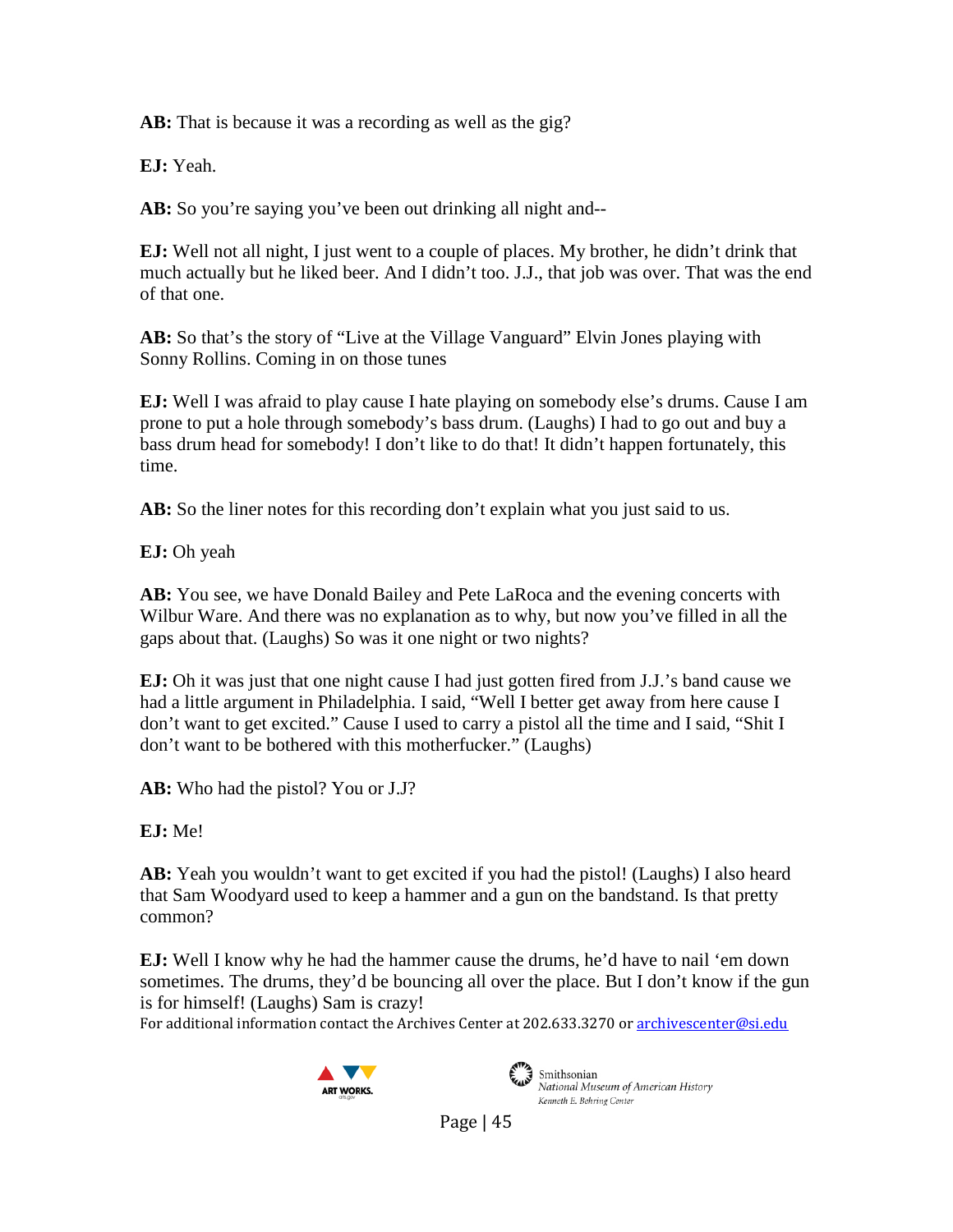**AB:** That is because it was a recording as well as the gig?

**EJ:** Yeah.

**AB:** So you're saying you've been out drinking all night and--

**EJ:** Well not all night, I just went to a couple of places. My brother, he didn't drink that much actually but he liked beer. And I didn't too. J.J., that job was over. That was the end of that one.

**AB:** So that's the story of "Live at the Village Vanguard" Elvin Jones playing with Sonny Rollins. Coming in on those tunes

**EJ:** Well I was afraid to play cause I hate playing on somebody else's drums. Cause I am prone to put a hole through somebody's bass drum. (Laughs) I had to go out and buy a bass drum head for somebody! I don't like to do that! It didn't happen fortunately, this time.

**AB:** So the liner notes for this recording don't explain what you just said to us.

**EJ:** Oh yeah

**AB:** You see, we have Donald Bailey and Pete LaRoca and the evening concerts with Wilbur Ware. And there was no explanation as to why, but now you've filled in all the gaps about that. (Laughs) So was it one night or two nights?

**EJ:** Oh it was just that one night cause I had just gotten fired from J.J.'s band cause we had a little argument in Philadelphia. I said, "Well I better get away from here cause I don't want to get excited." Cause I used to carry a pistol all the time and I said, "Shit I don't want to be bothered with this motherfucker." (Laughs)

**AB:** Who had the pistol? You or J.J?

**EJ:** Me!

**AB:** Yeah you wouldn't want to get excited if you had the pistol! (Laughs) I also heard that Sam Woodyard used to keep a hammer and a gun on the bandstand. Is that pretty common?

**EJ:** Well I know why he had the hammer cause the drums, he'd have to nail 'em down sometimes. The drums, they'd be bouncing all over the place. But I don't know if the gun is for himself! (Laughs) Sam is crazy!

For additional information contact the Archives Center at 202.633.3270 or archivescenter@si.edu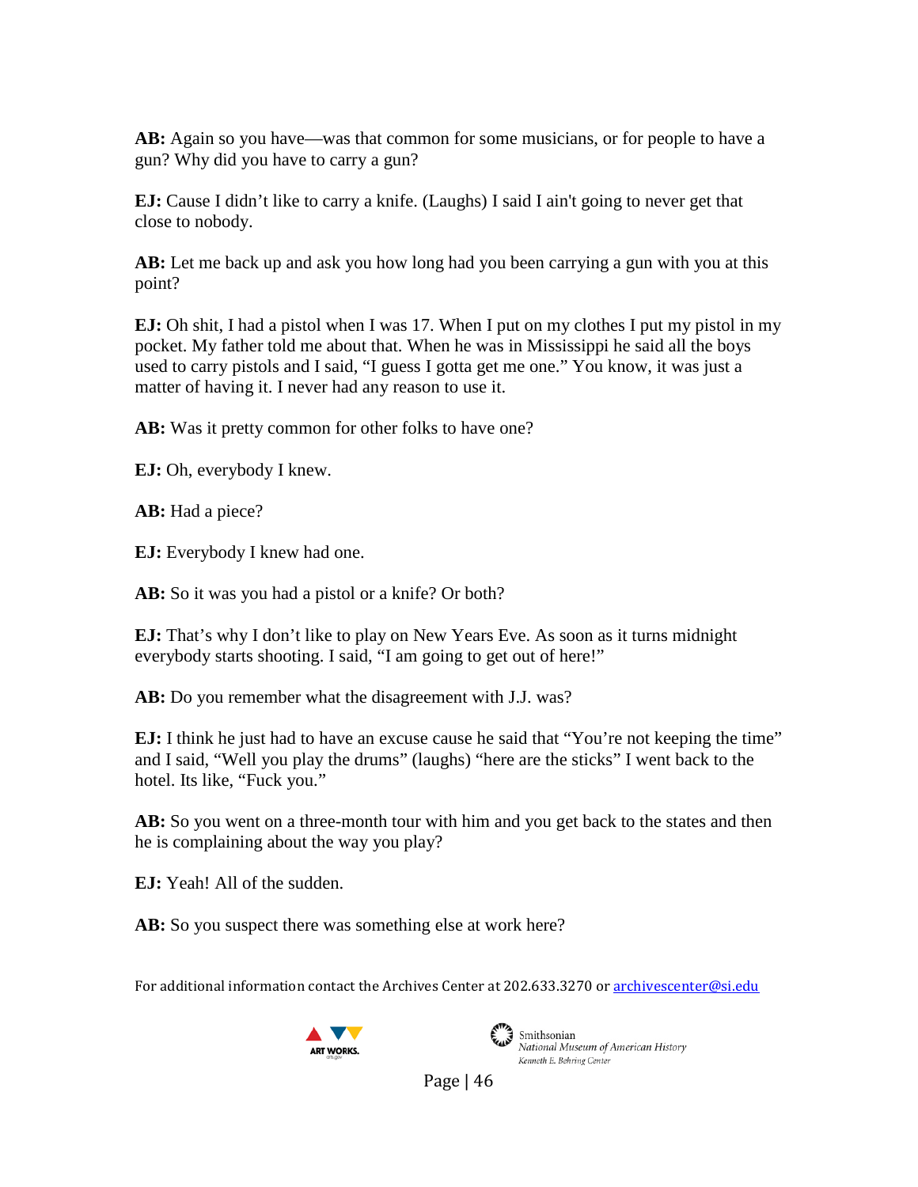**AB:** Again so you have—was that common for some musicians, or for people to have a gun? Why did you have to carry a gun?

**EJ:** Cause I didn't like to carry a knife. (Laughs) I said I ain't going to never get that close to nobody.

**AB:** Let me back up and ask you how long had you been carrying a gun with you at this point?

**EJ:** Oh shit, I had a pistol when I was 17. When I put on my clothes I put my pistol in my pocket. My father told me about that. When he was in Mississippi he said all the boys used to carry pistols and I said, "I guess I gotta get me one." You know, it was just a matter of having it. I never had any reason to use it.

**AB:** Was it pretty common for other folks to have one?

**EJ:** Oh, everybody I knew.

**AB:** Had a piece?

**EJ:** Everybody I knew had one.

**AB:** So it was you had a pistol or a knife? Or both?

**EJ:** That's why I don't like to play on New Years Eve. As soon as it turns midnight everybody starts shooting. I said, "I am going to get out of here!"

**AB:** Do you remember what the disagreement with J.J. was?

**EJ:** I think he just had to have an excuse cause he said that "You're not keeping the time" and I said, "Well you play the drums" (laughs) "here are the sticks" I went back to the hotel. Its like, "Fuck you."

**AB:** So you went on a three-month tour with him and you get back to the states and then he is complaining about the way you play?

**EJ:** Yeah! All of the sudden.

**AB:** So you suspect there was something else at work here?

For additional information contact the Archives Center at 202.633.3270 or archivescenter@si.edu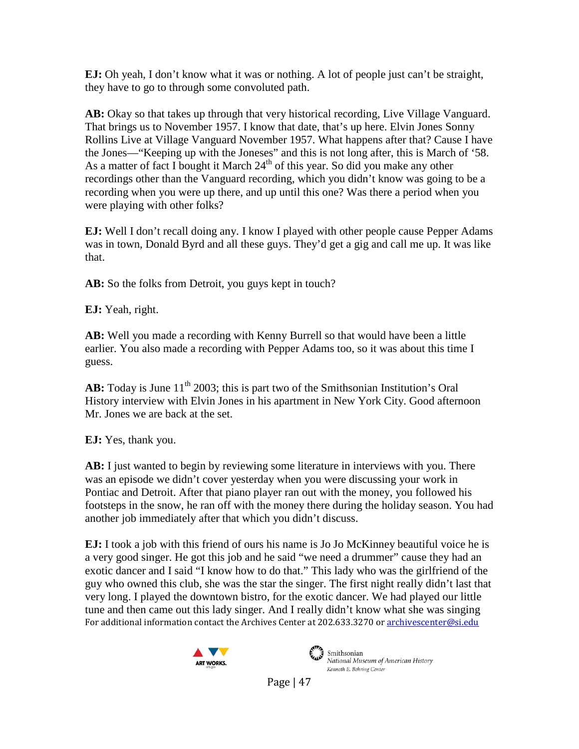**EJ:** Oh yeah, I don't know what it was or nothing. A lot of people just can't be straight, they have to go to through some convoluted path.

**AB:** Okay so that takes up through that very historical recording, Live Village Vanguard. That brings us to November 1957. I know that date, that's up here. Elvin Jones Sonny Rollins Live at Village Vanguard November 1957. What happens after that? Cause I have the Jones—"Keeping up with the Joneses" and this is not long after, this is March of '58. As a matter of fact I bought it March 24th of this year. So did you make any other recordings other than the Vanguard recording, which you didn't know was going to be a recording when you were up there, and up until this one? Was there a period when you were playing with other folks?

**EJ:** Well I don't recall doing any. I know I played with other people cause Pepper Adams was in town, Donald Byrd and all these guys. They'd get a gig and call me up. It was like that.

**AB:** So the folks from Detroit, you guys kept in touch?

**EJ:** Yeah, right.

**AB:** Well you made a recording with Kenny Burrell so that would have been a little earlier. You also made a recording with Pepper Adams too, so it was about this time I guess.

**AB:** Today is June 11th 2003; this is part two of the Smithsonian Institution's Oral History interview with Elvin Jones in his apartment in New York City. Good afternoon Mr. Jones we are back at the set.

**EJ:** Yes, thank you.

**AB:** I just wanted to begin by reviewing some literature in interviews with you. There was an episode we didn't cover yesterday when you were discussing your work in Pontiac and Detroit. After that piano player ran out with the money, you followed his footsteps in the snow, he ran off with the money there during the holiday season. You had another job immediately after that which you didn't discuss.

**EJ:** I took a job with this friend of ours his name is Jo Jo McKinney beautiful voice he is a very good singer. He got this job and he said "we need a drummer" cause they had an exotic dancer and I said "I know how to do that." This lady who was the girlfriend of the guy who owned this club, she was the star the singer. The first night really didn't last that very long. I played the downtown bistro, for the exotic dancer. We had played our little tune and then came out this lady singer. And I really didn't know what she was singing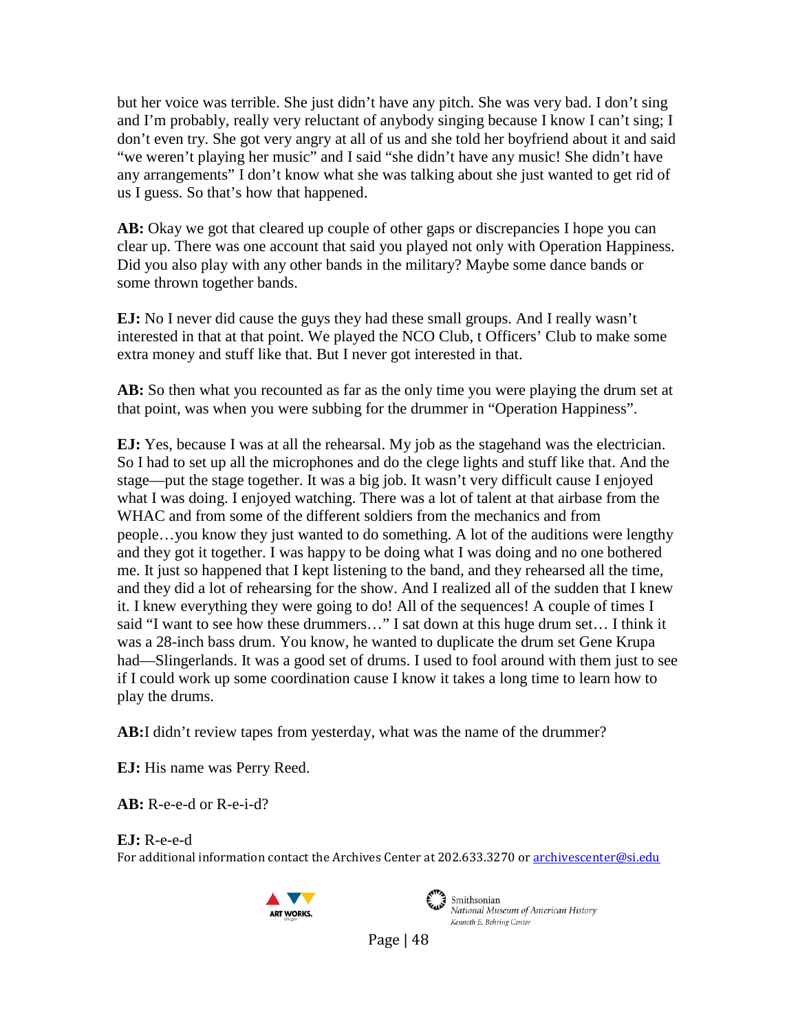but her voice was terrible. She just didn't have any pitch. She was very bad. I don't sing and I'm probably, really very reluctant of anybody singing because I know I can't sing; I don't even try. She got very angry at all of us and she told her boyfriend about it and said "we weren't playing her music" and I said "she didn't have any music! She didn't have any arrangements" I don't know what she was talking about she just wanted to get rid of us I guess. So that's how that happened.

**AB:** Okay we got that cleared up couple of other gaps or discrepancies I hope you can clear up. There was one account that said you played not only with Operation Happiness. Did you also play with any other bands in the military? Maybe some dance bands or some thrown together bands.

**EJ:** No I never did cause the guys they had these small groups. And I really wasn't interested in that at that point. We played the NCO Club, t Officers' Club to make some extra money and stuff like that. But I never got interested in that.

**AB:** So then what you recounted as far as the only time you were playing the drum set at that point, was when you were subbing for the drummer in "Operation Happiness".

**EJ:** Yes, because I was at all the rehearsal. My job as the stagehand was the electrician. So I had to set up all the microphones and do the clege lights and stuff like that. And the stage—put the stage together. It was a big job. It wasn't very difficult cause I enjoyed what I was doing. I enjoyed watching. There was a lot of talent at that airbase from the WHAC and from some of the different soldiers from the mechanics and from people…you know they just wanted to do something. A lot of the auditions were lengthy and they got it together. I was happy to be doing what I was doing and no one bothered me. It just so happened that I kept listening to the band, and they rehearsed all the time, and they did a lot of rehearsing for the show. And I realized all of the sudden that I knew it. I knew everything they were going to do! All of the sequences! A couple of times I said "I want to see how these drummers…" I sat down at this huge drum set… I think it was a 28-inch bass drum. You know, he wanted to duplicate the drum set Gene Krupa had—Slingerlands. It was a good set of drums. I used to fool around with them just to see if I could work up some coordination cause I know it takes a long time to learn how to play the drums.

**AB:** I didn't review tapes from yesterday, what was the name of the drummer?

**EJ:** His name was Perry Reed.

**AB:** R-e-e-d or R-e-i-d?

**EJ:** R-e-e-d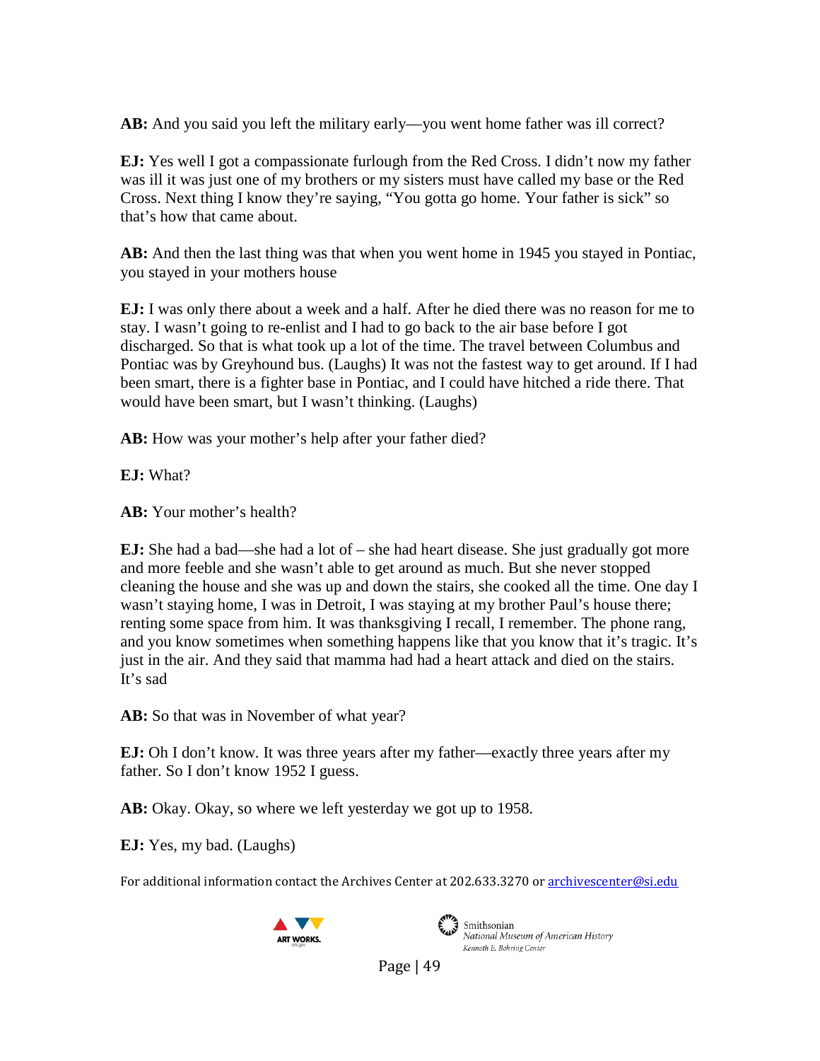**AB:** And you said you left the military early—you went home father was ill correct?

**EJ:** Yes well I got a compassionate furlough from the Red Cross. I didn't now my father was ill it was just one of my brothers or my sisters must have called my base or the Red Cross. Next thing I know they're saying, "You gotta go home. Your father is sick" so that's how that came about.

**AB:** And then the last thing was that when you went home in 1945 you stayed in Pontiac, you stayed in your mothers house

**EJ:** I was only there about a week and a half. After he died there was no reason for me to stay. I wasn't going to re-enlist and I had to go back to the air base before I got discharged. So that is what took up a lot of the time. The travel between Columbus and Pontiac was by Greyhound bus. (Laughs) It was not the fastest way to get around. If I had been smart, there is a fighter base in Pontiac, and I could have hitched a ride there. That would have been smart, but I wasn't thinking. (Laughs)

**AB:** How was your mother's help after your father died?

**EJ:** What?

**AB:** Your mother's health?

**EJ:** She had a bad—she had a lot of – she had heart disease. She just gradually got more and more feeble and she wasn't able to get around as much. But she never stopped cleaning the house and she was up and down the stairs, she cooked all the time. One day I wasn't staying home, I was in Detroit, I was staying at my brother Paul's house there; renting some space from him. It was thanksgiving I recall, I remember. The phone rang, and you know sometimes when something happens like that you know that it's tragic. It's just in the air. And they said that mamma had had a heart attack and died on the stairs. It's sad

**AB:** So that was in November of what year?

**EJ:** Oh I don't know. It was three years after my father—exactly three years after my father. So I don't know 1952 I guess.

**AB:** Okay. Okay, so where we left yesterday we got up to 1958.

**EJ:** Yes, my bad. (Laughs)

For additional information contact the Archives Center at 202.633.3270 or archivescenter@si.edu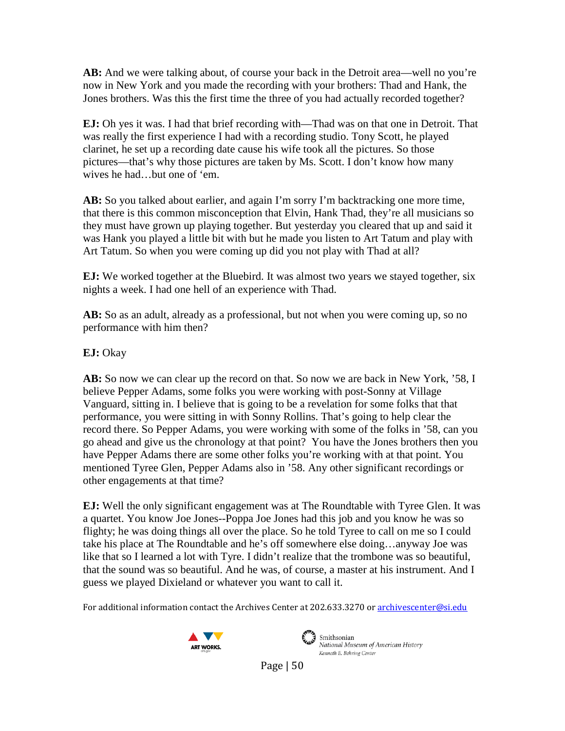**AB:** And we were talking about, of course your back in the Detroit area—well no you're now in New York and you made the recording with your brothers: Thad and Hank, the Jones brothers. Was this the first time the three of you had actually recorded together?

**EJ:** Oh yes it was. I had that brief recording with—Thad was on that one in Detroit. That was really the first experience I had with a recording studio. Tony Scott, he played clarinet, he set up a recording date cause his wife took all the pictures. So those pictures—that's why those pictures are taken by Ms. Scott. I don't know how many wives he had…but one of 'em.

**AB:** So you talked about earlier, and again I'm sorry I'm backtracking one more time, that there is this common misconception that Elvin, Hank Thad, they're all musicians so they must have grown up playing together. But yesterday you cleared that up and said it was Hank you played a little bit with but he made you listen to Art Tatum and play with Art Tatum. So when you were coming up did you not play with Thad at all?

**EJ:** We worked together at the Bluebird. It was almost two years we stayed together, six nights a week. I had one hell of an experience with Thad.

**AB:** So as an adult, already as a professional, but not when you were coming up, so no performance with him then?

**EJ:** Okay

**AB:** So now we can clear up the record on that. So now we are back in New York, '58, I believe Pepper Adams, some folks you were working with post-Sonny at Village Vanguard, sitting in. I believe that is going to be a revelation for some folks that that performance, you were sitting in with Sonny Rollins. That's going to help clear the record there. So Pepper Adams, you were working with some of the folks in '58, can you go ahead and give us the chronology at that point? You have the Jones brothers then you have Pepper Adams there are some other folks you're working with at that point. You mentioned Tyree Glen, Pepper Adams also in '58. Any other significant recordings or other engagements at that time?

**EJ:** Well the only significant engagement was at The Roundtable with Tyree Glen. It was a quartet. You know Joe Jones--Poppa Joe Jones had this job and you know he was so flighty; he was doing things all over the place. So he told Tyree to call on me so I could take his place at The Roundtable and he's off somewhere else doing…anyway Joe was like that so I learned a lot with Tyre. I didn't realize that the trombone was so beautiful, that the sound was so beautiful. And he was, of course, a master at his instrument. And I guess we played Dixieland or whatever you want to call it.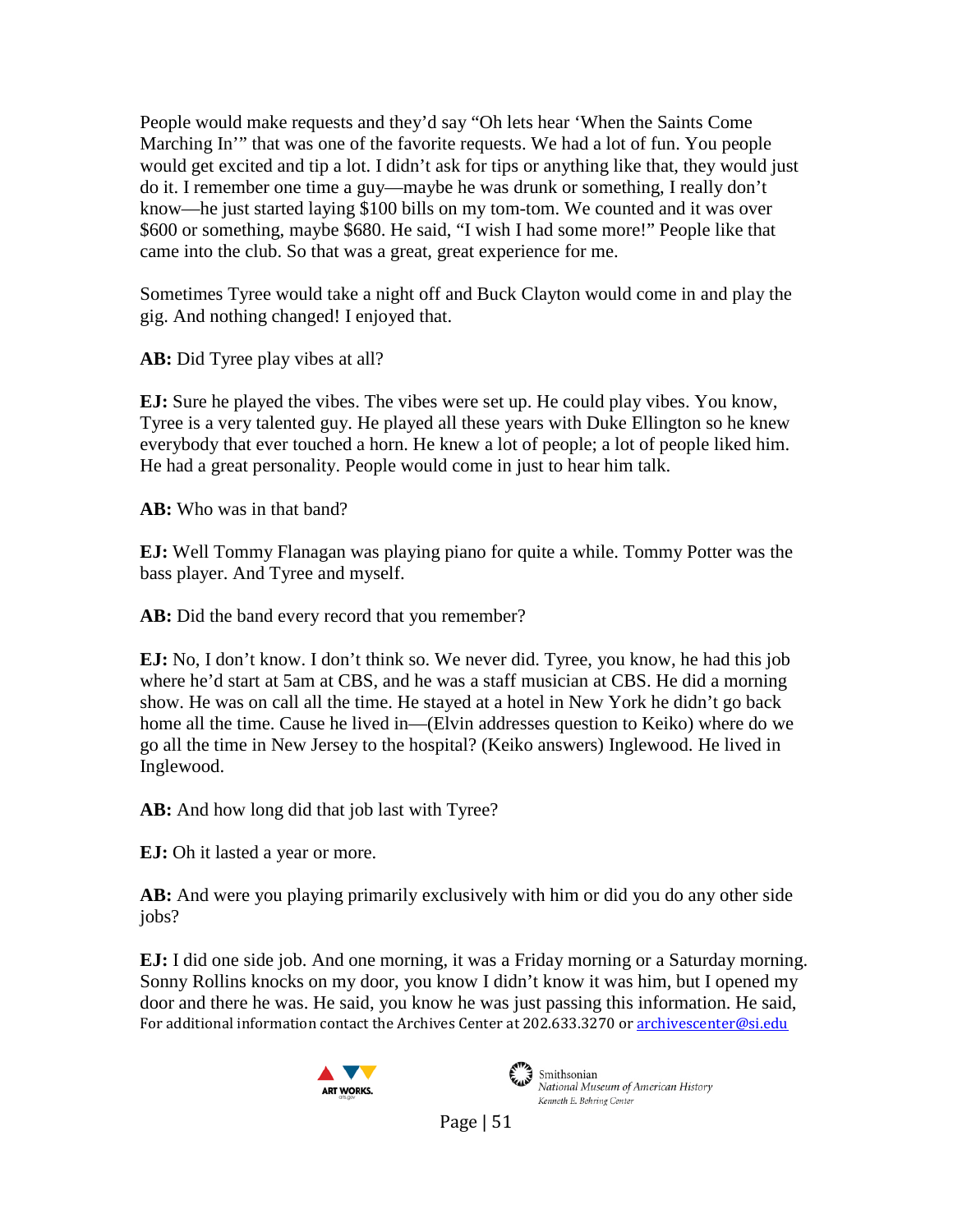People would make requests and they'd say "Oh lets hear 'When the Saints Come Marching In'" that was one of the favorite requests. We had a lot of fun. You people would get excited and tip a lot. I didn't ask for tips or anything like that, they would just do it. I remember one time a guy—maybe he was drunk or something, I really don't know—he just started laying $100 bills on my tom-tom. We counted and it was over $600 or something, maybe $680. He said, "I wish I had some more!" People like that came into the club. So that was a great, great experience for me.

Sometimes Tyree would take a night off and Buck Clayton would come in and play the gig. And nothing changed! I enjoyed that.

**AB:** Did Tyree play vibes at all?

**EJ:** Sure he played the vibes. The vibes were set up. He could play vibes. You know, Tyree is a very talented guy. He played all these years with Duke Ellington so he knew everybody that ever touched a horn. He knew a lot of people; a lot of people liked him. He had a great personality. People would come in just to hear him talk.

**AB:** Who was in that band?

**EJ:** Well Tommy Flanagan was playing piano for quite a while. Tommy Potter was the bass player. And Tyree and myself.

**AB:** Did the band every record that you remember?

**EJ:** No, I don't know. I don't think so. We never did. Tyree, you know, he had this job where he'd start at 5am at CBS, and he was a staff musician at CBS. He did a morning show. He was on call all the time. He stayed at a hotel in New York he didn't go back home all the time. Cause he lived in—(Elvin addresses question to Keiko) where do we go all the time in New Jersey to the hospital? (Keiko answers) Inglewood. He lived in Inglewood.

**AB:** And how long did that job last with Tyree?

**EJ:** Oh it lasted a year or more.

**AB:** And were you playing primarily exclusively with him or did you do any other side jobs?

**EJ:** I did one side job. And one morning, it was a Friday morning or a Saturday morning. Sonny Rollins knocks on my door, you know I didn't know it was him, but I opened my door and there he was. He said, you know he was just passing this information. He said,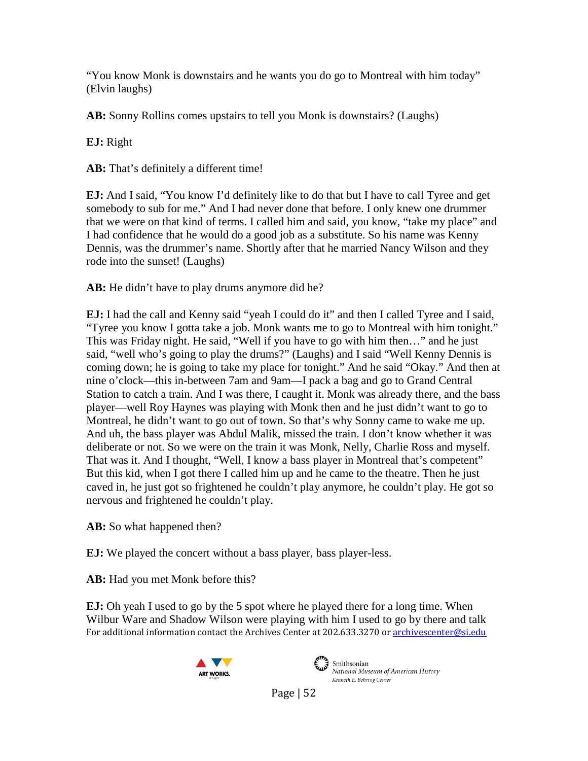"You know Monk is downstairs and he wants you do go to Montreal with him today" (Elvin laughs)

**AB:** Sonny Rollins comes upstairs to tell you Monk is downstairs? (Laughs)

**EJ:** Right

**AB:** That's definitely a different time!

**EJ:** And I said, "You know I'd definitely like to do that but I have to call Tyree and get somebody to sub for me." And I had never done that before. I only knew one drummer that we were on that kind of terms. I called him and said, you know, "take my place" and I had confidence that he would do a good job as a substitute. So his name was Kenny Dennis, was the drummer's name. Shortly after that he married Nancy Wilson and they rode into the sunset! (Laughs)

**AB:** He didn't have to play drums anymore did he?

**EJ:** I had the call and Kenny said "yeah I could do it" and then I called Tyree and I said, "Tyree you know I gotta take a job. Monk wants me to go to Montreal with him tonight." This was Friday night. He said, "Well if you have to go with him then…" and he just said, "well who's going to play the drums?" (Laughs) and I said "Well Kenny Dennis is coming down; he is going to take my place for tonight." And he said "Okay." And then at nine o'clock—this in-between 7am and 9am—I pack a bag and go to Grand Central Station to catch a train. And I was there, I caught it. Monk was already there, and the bass player—well Roy Haynes was playing with Monk then and he just didn't want to go to Montreal, he didn't want to go out of town. So that's why Sonny came to wake me up. And uh, the bass player was Abdul Malik, missed the train. I don't know whether it was deliberate or not. So we were on the train it was Monk, Nelly, Charlie Ross and myself. That was it. And I thought, "Well, I know a bass player in Montreal that's competent" But this kid, when I got there I called him up and he came to the theatre. Then he just caved in, he just got so frightened he couldn't play anymore, he couldn't play. He got so nervous and frightened he couldn't play.

**AB:** So what happened then?

**EJ:** We played the concert without a bass player, bass player-less.

**AB:** Had you met Monk before this?

**EJ:** Oh yeah I used to go by the 5 spot where he played there for a long time. When Wilbur Ware and Shadow Wilson were playing with him I used to go by there and talk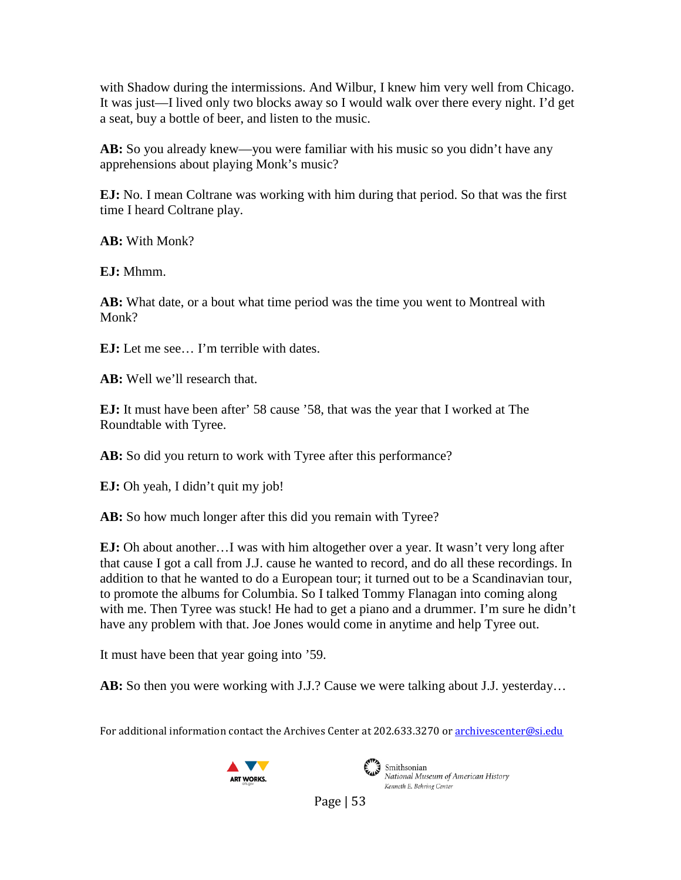with Shadow during the intermissions. And Wilbur, I knew him very well from Chicago. It was just—I lived only two blocks away so I would walk over there every night. I'd get a seat, buy a bottle of beer, and listen to the music.

**AB:** So you already knew—you were familiar with his music so you didn't have any apprehensions about playing Monk's music?

**EJ:** No. I mean Coltrane was working with him during that period. So that was the first time I heard Coltrane play.

**AB:** With Monk?

**EJ:** Mhmm.

**AB:** What date, or a bout what time period was the time you went to Montreal with Monk?

**EJ:** Let me see… I'm terrible with dates.

**AB:** Well we'll research that.

**EJ:** It must have been after' 58 cause '58, that was the year that I worked at The Roundtable with Tyree.

**AB:** So did you return to work with Tyree after this performance?

**EJ:** Oh yeah, I didn't quit my job!

**AB:** So how much longer after this did you remain with Tyree?

**EJ:** Oh about another…I was with him altogether over a year. It wasn't very long after that cause I got a call from J.J. cause he wanted to record, and do all these recordings. In addition to that he wanted to do a European tour; it turned out to be a Scandinavian tour, to promote the albums for Columbia. So I talked Tommy Flanagan into coming along with me. Then Tyree was stuck! He had to get a piano and a drummer. I'm sure he didn't have any problem with that. Joe Jones would come in anytime and help Tyree out.

It must have been that year going into '59.

**AB:** So then you were working with J.J.? Cause we were talking about J.J. yesterday…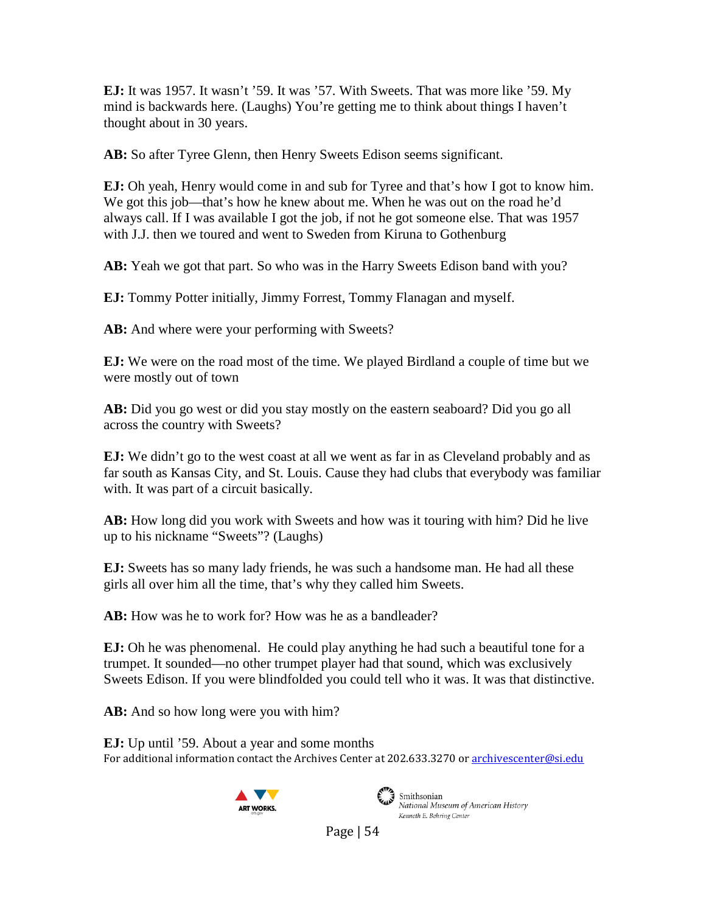**EJ:** It was 1957. It wasn't '59. It was '57. With Sweets. That was more like '59. My mind is backwards here. (Laughs) You're getting me to think about things I haven't thought about in 30 years.

**AB:** So after Tyree Glenn, then Henry Sweets Edison seems significant.

**EJ:** Oh yeah, Henry would come in and sub for Tyree and that's how I got to know him. We got this job—that's how he knew about me. When he was out on the road he'd always call. If I was available I got the job, if not he got someone else. That was 1957 with J.J. then we toured and went to Sweden from Kiruna to Gothenburg

**AB:** Yeah we got that part. So who was in the Harry Sweets Edison band with you?

**EJ:** Tommy Potter initially, Jimmy Forrest, Tommy Flanagan and myself.

**AB:** And where were your performing with Sweets?

**EJ:** We were on the road most of the time. We played Birdland a couple of time but we were mostly out of town

**AB:** Did you go west or did you stay mostly on the eastern seaboard? Did you go all across the country with Sweets?

**EJ:** We didn't go to the west coast at all we went as far in as Cleveland probably and as far south as Kansas City, and St. Louis. Cause they had clubs that everybody was familiar with. It was part of a circuit basically.

**AB:** How long did you work with Sweets and how was it touring with him? Did he live up to his nickname "Sweets"? (Laughs)

**EJ:** Sweets has so many lady friends, he was such a handsome man. He had all these girls all over him all the time, that's why they called him Sweets.

**AB:** How was he to work for? How was he as a bandleader?

**EJ:** Oh he was phenomenal. He could play anything he had such a beautiful tone for a trumpet. It sounded—no other trumpet player had that sound, which was exclusively Sweets Edison. If you were blindfolded you could tell who it was. It was that distinctive.

**AB:** And so how long were you with him?

**EJ:** Up until '59. About a year and some months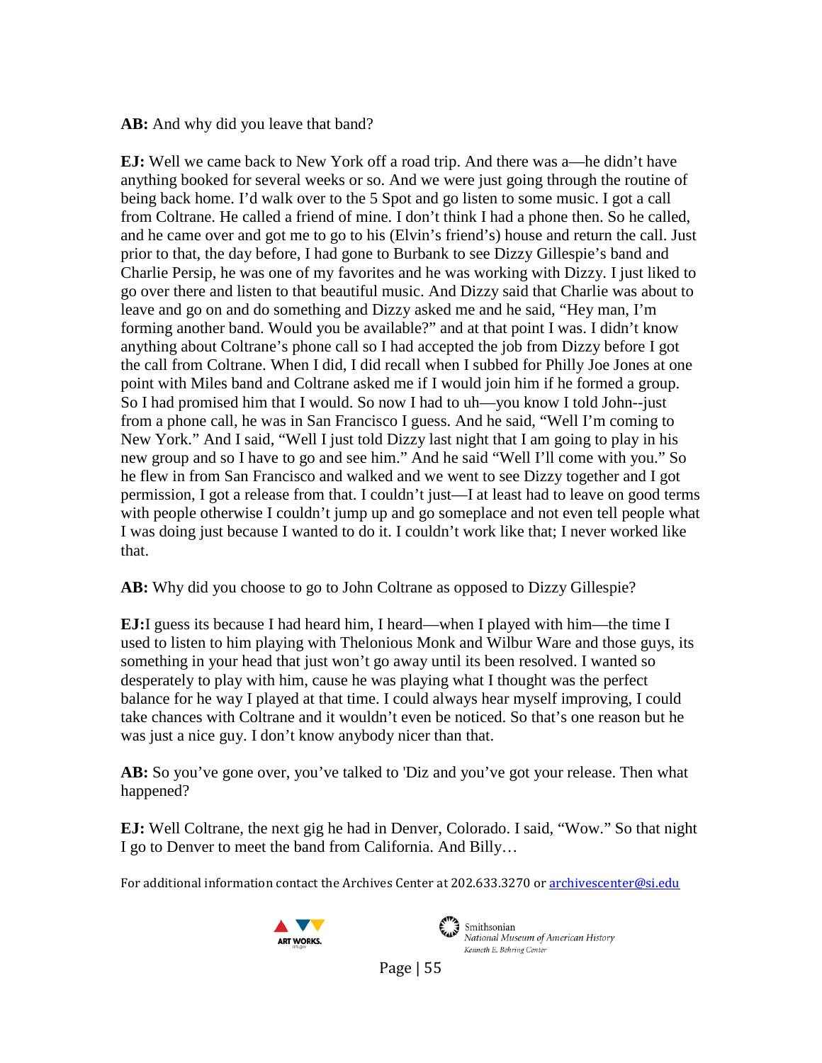**AB:** And why did you leave that band?

**EJ:** Well we came back to New York off a road trip. And there was a—he didn't have anything booked for several weeks or so. And we were just going through the routine of being back home. I'd walk over to the 5 Spot and go listen to some music. I got a call from Coltrane. He called a friend of mine. I don't think I had a phone then. So he called, and he came over and got me to go to his (Elvin's friend's) house and return the call. Just prior to that, the day before, I had gone to Burbank to see Dizzy Gillespie's band and Charlie Persip, he was one of my favorites and he was working with Dizzy. I just liked to go over there and listen to that beautiful music. And Dizzy said that Charlie was about to leave and go on and do something and Dizzy asked me and he said, "Hey man, I'm forming another band. Would you be available?" and at that point I was. I didn't know anything about Coltrane's phone call so I had accepted the job from Dizzy before I got the call from Coltrane. When I did, I did recall when I subbed for Philly Joe Jones at one point with Miles band and Coltrane asked me if I would join him if he formed a group. So I had promised him that I would. So now I had to uh—you know I told John--just from a phone call, he was in San Francisco I guess. And he said, "Well I'm coming to New York." And I said, "Well I just told Dizzy last night that I am going to play in his new group and so I have to go and see him." And he said "Well I'll come with you." So he flew in from San Francisco and walked and we went to see Dizzy together and I got permission, I got a release from that. I couldn't just—I at least had to leave on good terms with people otherwise I couldn't jump up and go someplace and not even tell people what I was doing just because I wanted to do it. I couldn't work like that; I never worked like that.

**AB:** Why did you choose to go to John Coltrane as opposed to Dizzy Gillespie?

**EJ:** I guess its because I had heard him, I heard—when I played with him—the time I used to listen to him playing with Thelonious Monk and Wilbur Ware and those guys, its something in your head that just won't go away until its been resolved. I wanted so desperately to play with him, cause he was playing what I thought was the perfect balance for he way I played at that time. I could always hear myself improving, I could take chances with Coltrane and it wouldn't even be noticed. So that's one reason but he was just a nice guy. I don't know anybody nicer than that.

**AB:** So you've gone over, you've talked to 'Diz and you've got your release. Then what happened?

**EJ:** Well Coltrane, the next gig he had in Denver, Colorado. I said, "Wow." So that night I go to Denver to meet the band from California. And Billy…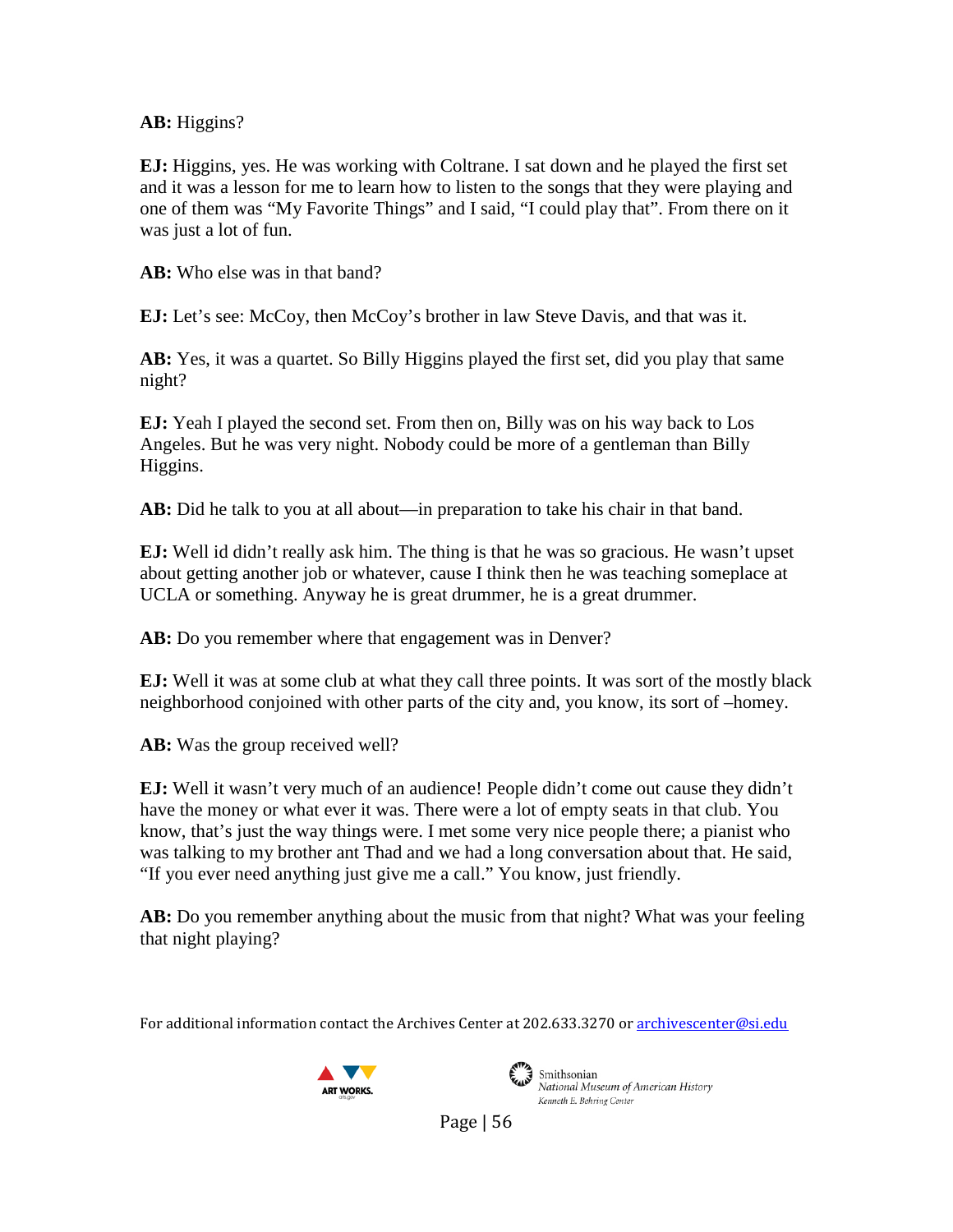**AB:** Higgins?

**EJ:** Higgins, yes. He was working with Coltrane. I sat down and he played the first set and it was a lesson for me to learn how to listen to the songs that they were playing and one of them was "My Favorite Things" and I said, "I could play that". From there on it was just a lot of fun.

**AB:** Who else was in that band?

**EJ:** Let's see: McCoy, then McCoy's brother in law Steve Davis, and that was it.

**AB:** Yes, it was a quartet. So Billy Higgins played the first set, did you play that same night?

**EJ:** Yeah I played the second set. From then on, Billy was on his way back to Los Angeles. But he was very night. Nobody could be more of a gentleman than Billy Higgins.

**AB:** Did he talk to you at all about—in preparation to take his chair in that band.

**EJ:** Well id didn't really ask him. The thing is that he was so gracious. He wasn't upset about getting another job or whatever, cause I think then he was teaching someplace at UCLA or something. Anyway he is great drummer, he is a great drummer.

**AB:** Do you remember where that engagement was in Denver?

**EJ:** Well it was at some club at what they call three points. It was sort of the mostly black neighborhood conjoined with other parts of the city and, you know, its sort of –homey.

**AB:** Was the group received well?

**EJ:** Well it wasn't very much of an audience! People didn't come out cause they didn't have the money or what ever it was. There were a lot of empty seats in that club. You know, that's just the way things were. I met some very nice people there; a pianist who was talking to my brother ant Thad and we had a long conversation about that. He said, "If you ever need anything just give me a call." You know, just friendly.

**AB:** Do you remember anything about the music from that night? What was your feeling that night playing?

For additional information contact the Archives Center at 202.633.3270 or archivescenter@si.edu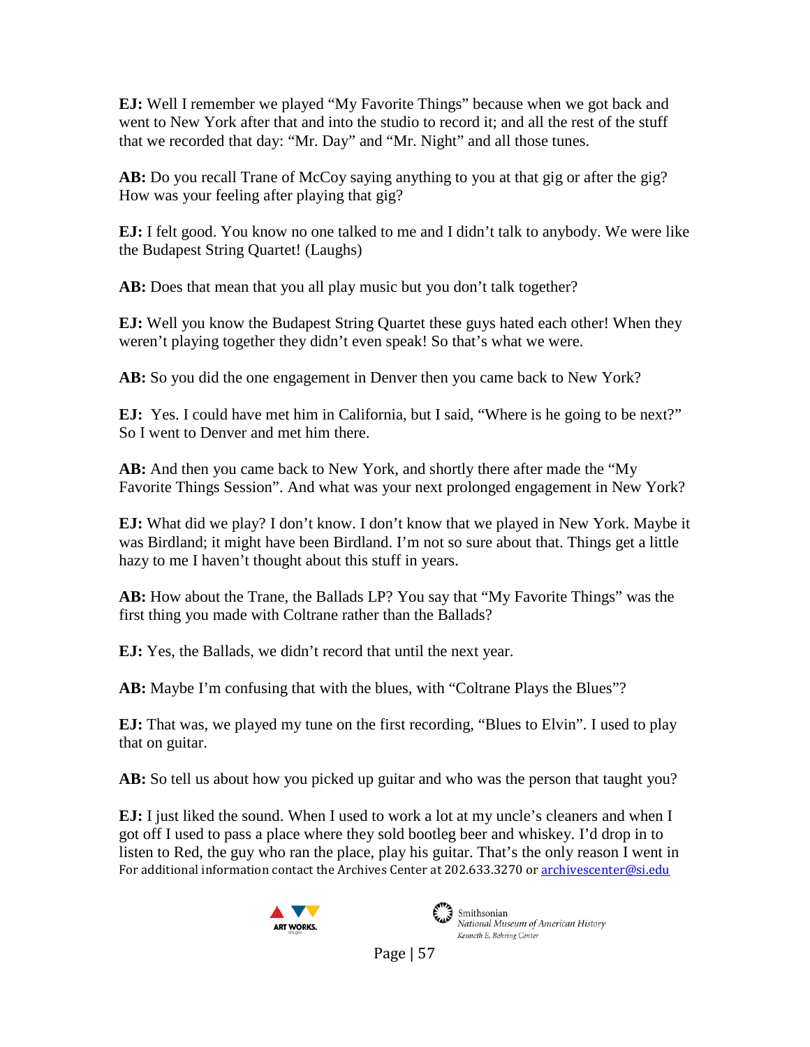**EJ:** Well I remember we played "My Favorite Things" because when we got back and went to New York after that and into the studio to record it; and all the rest of the stuff that we recorded that day: "Mr. Day" and "Mr. Night" and all those tunes.

**AB:** Do you recall Trane of McCoy saying anything to you at that gig or after the gig? How was your feeling after playing that gig?

**EJ:** I felt good. You know no one talked to me and I didn't talk to anybody. We were like the Budapest String Quartet! (Laughs)

**AB:** Does that mean that you all play music but you don't talk together?

**EJ:** Well you know the Budapest String Quartet these guys hated each other! When they weren't playing together they didn't even speak! So that's what we were.

**AB:** So you did the one engagement in Denver then you came back to New York?

**EJ:** Yes. I could have met him in California, but I said, "Where is he going to be next?" So I went to Denver and met him there.

**AB:** And then you came back to New York, and shortly there after made the "My Favorite Things Session". And what was your next prolonged engagement in New York?

**EJ:** What did we play? I don't know. I don't know that we played in New York. Maybe it was Birdland; it might have been Birdland. I'm not so sure about that. Things get a little hazy to me I haven't thought about this stuff in years.

**AB:** How about the Trane, the Ballads LP? You say that "My Favorite Things" was the first thing you made with Coltrane rather than the Ballads?

**EJ:** Yes, the Ballads, we didn't record that until the next year.

**AB:** Maybe I'm confusing that with the blues, with "Coltrane Plays the Blues"?

**EJ:** That was, we played my tune on the first recording, "Blues to Elvin". I used to play that on guitar.

**AB:** So tell us about how you picked up guitar and who was the person that taught you?

**EJ:** I just liked the sound. When I used to work a lot at my uncle's cleaners and when I got off I used to pass a place where they sold bootleg beer and whiskey. I'd drop in to listen to Red, the guy who ran the place, play his guitar. That's the only reason I went in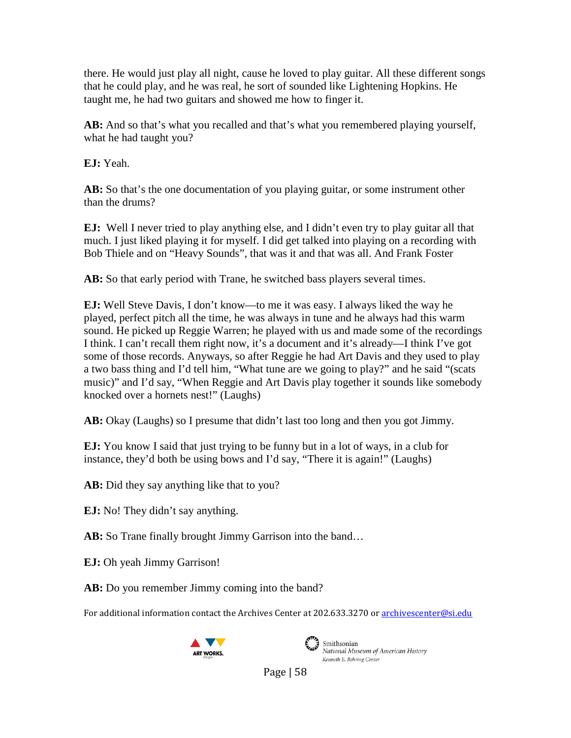there. He would just play all night, cause he loved to play guitar. All these different songs that he could play, and he was real, he sort of sounded like Lightening Hopkins. He taught me, he had two guitars and showed me how to finger it.

**AB:** And so that's what you recalled and that's what you remembered playing yourself, what he had taught you?

**EJ:** Yeah.

**AB:** So that's the one documentation of you playing guitar, or some instrument other than the drums?

**EJ:** Well I never tried to play anything else, and I didn't even try to play guitar all that much. I just liked playing it for myself. I did get talked into playing on a recording with Bob Thiele and on "Heavy Sounds", that was it and that was all. And Frank Foster

**AB:** So that early period with Trane, he switched bass players several times.

**EJ:** Well Steve Davis, I don't know—to me it was easy. I always liked the way he played, perfect pitch all the time, he was always in tune and he always had this warm sound. He picked up Reggie Warren; he played with us and made some of the recordings I think. I can't recall them right now, it's a document and it's already—I think I've got some of those records. Anyways, so after Reggie he had Art Davis and they used to play a two bass thing and I'd tell him, "What tune are we going to play?" and he said "(scats music)" and I'd say, "When Reggie and Art Davis play together it sounds like somebody knocked over a hornets nest!" (Laughs)

**AB:** Okay (Laughs) so I presume that didn't last too long and then you got Jimmy.

**EJ:** You know I said that just trying to be funny but in a lot of ways, in a club for instance, they'd both be using bows and I'd say, "There it is again!" (Laughs)

**AB:** Did they say anything like that to you?

**EJ:** No! They didn't say anything.

**AB:** So Trane finally brought Jimmy Garrison into the band…

**EJ:** Oh yeah Jimmy Garrison!

**AB:** Do you remember Jimmy coming into the band?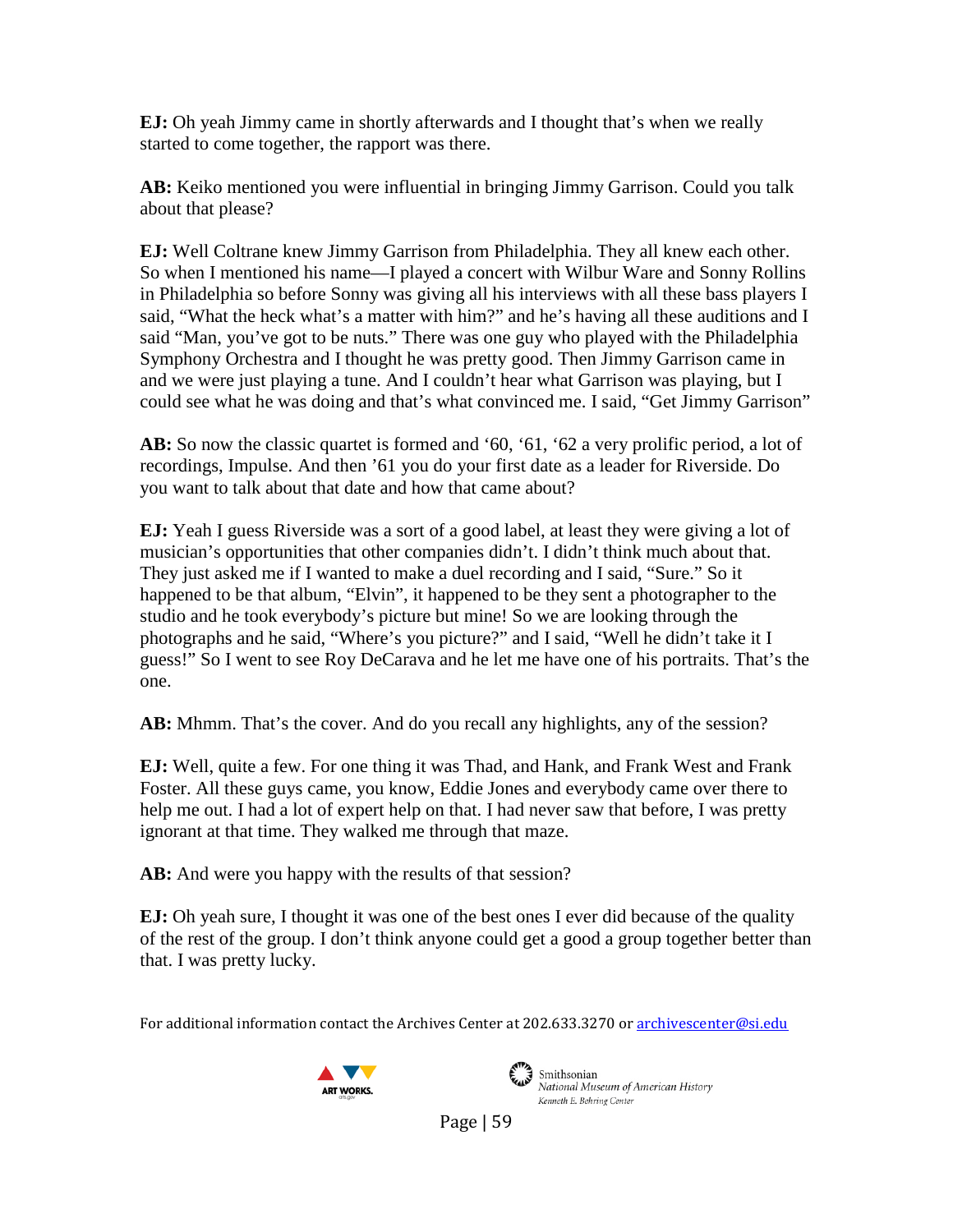**EJ:** Oh yeah Jimmy came in shortly afterwards and I thought that's when we really started to come together, the rapport was there.

**AB:** Keiko mentioned you were influential in bringing Jimmy Garrison. Could you talk about that please?

**EJ:** Well Coltrane knew Jimmy Garrison from Philadelphia. They all knew each other. So when I mentioned his name—I played a concert with Wilbur Ware and Sonny Rollins in Philadelphia so before Sonny was giving all his interviews with all these bass players I said, "What the heck what's a matter with him?" and he's having all these auditions and I said "Man, you've got to be nuts." There was one guy who played with the Philadelphia Symphony Orchestra and I thought he was pretty good. Then Jimmy Garrison came in and we were just playing a tune. And I couldn't hear what Garrison was playing, but I could see what he was doing and that's what convinced me. I said, "Get Jimmy Garrison"

**AB:** So now the classic quartet is formed and '60, '61, '62 a very prolific period, a lot of recordings, Impulse. And then '61 you do your first date as a leader for Riverside. Do you want to talk about that date and how that came about?

**EJ:** Yeah I guess Riverside was a sort of a good label, at least they were giving a lot of musician's opportunities that other companies didn't. I didn't think much about that. They just asked me if I wanted to make a duel recording and I said, "Sure." So it happened to be that album, "Elvin", it happened to be they sent a photographer to the studio and he took everybody's picture but mine! So we are looking through the photographs and he said, "Where's you picture?" and I said, "Well he didn't take it I guess!" So I went to see Roy DeCarava and he let me have one of his portraits. That's the one.

**AB:** Mhmm. That's the cover. And do you recall any highlights, any of the session?

**EJ:** Well, quite a few. For one thing it was Thad, and Hank, and Frank West and Frank Foster. All these guys came, you know, Eddie Jones and everybody came over there to help me out. I had a lot of expert help on that. I had never saw that before, I was pretty ignorant at that time. They walked me through that maze.

**AB:** And were you happy with the results of that session?

**EJ:** Oh yeah sure, I thought it was one of the best ones I ever did because of the quality of the rest of the group. I don't think anyone could get a good a group together better than that. I was pretty lucky.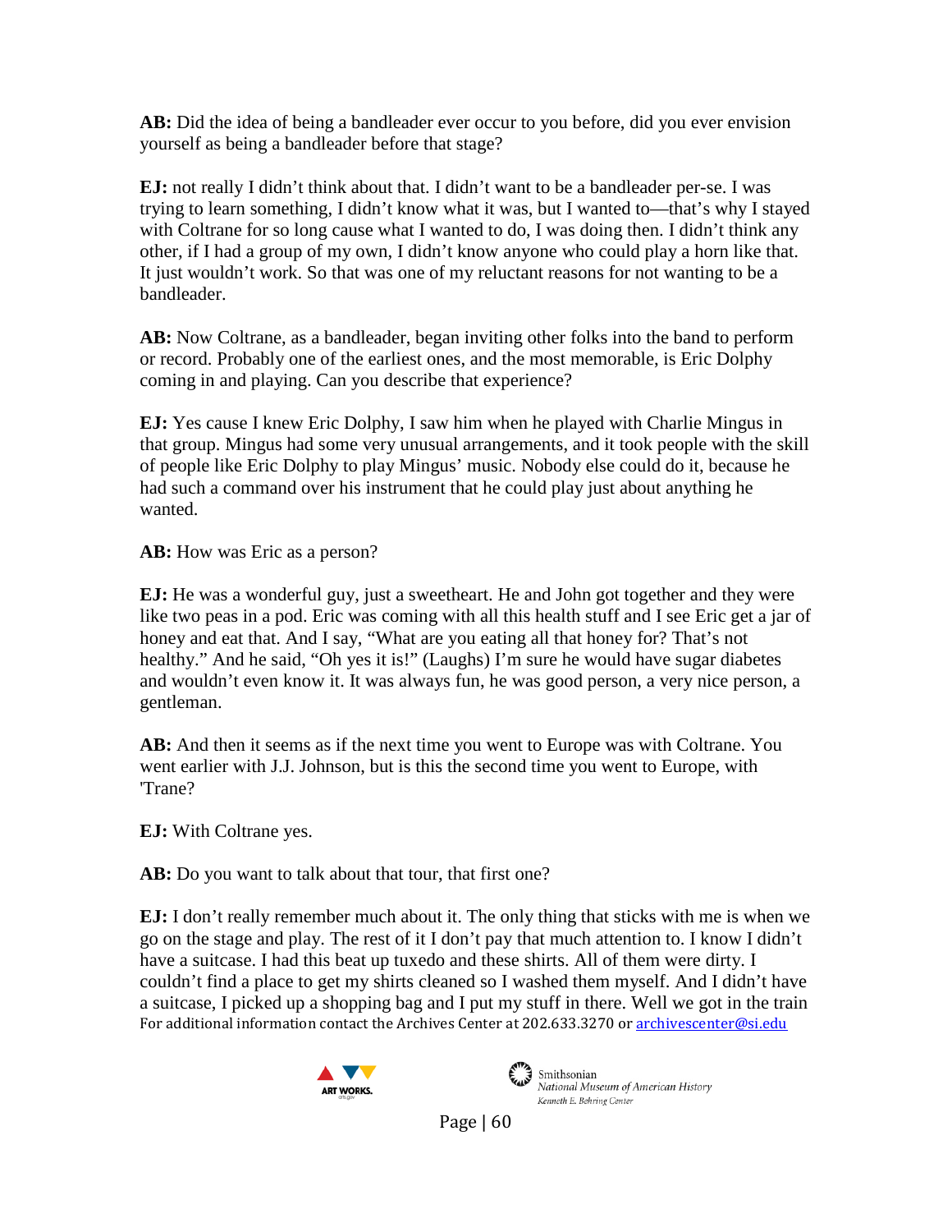**AB:** Did the idea of being a bandleader ever occur to you before, did you ever envision yourself as being a bandleader before that stage?

**EJ:** not really I didn't think about that. I didn't want to be a bandleader per-se. I was trying to learn something, I didn't know what it was, but I wanted to—that's why I stayed with Coltrane for so long cause what I wanted to do, I was doing then. I didn't think any other, if I had a group of my own, I didn't know anyone who could play a horn like that. It just wouldn't work. So that was one of my reluctant reasons for not wanting to be a bandleader.

**AB:** Now Coltrane, as a bandleader, began inviting other folks into the band to perform or record. Probably one of the earliest ones, and the most memorable, is Eric Dolphy coming in and playing. Can you describe that experience?

**EJ:** Yes cause I knew Eric Dolphy, I saw him when he played with Charlie Mingus in that group. Mingus had some very unusual arrangements, and it took people with the skill of people like Eric Dolphy to play Mingus' music. Nobody else could do it, because he had such a command over his instrument that he could play just about anything he wanted.

**AB:** How was Eric as a person?

**EJ:** He was a wonderful guy, just a sweetheart. He and John got together and they were like two peas in a pod. Eric was coming with all this health stuff and I see Eric get a jar of honey and eat that. And I say, "What are you eating all that honey for? That's not healthy." And he said, "Oh yes it is!" (Laughs) I'm sure he would have sugar diabetes and wouldn't even know it. It was always fun, he was good person, a very nice person, a gentleman.

**AB:** And then it seems as if the next time you went to Europe was with Coltrane. You went earlier with J.J. Johnson, but is this the second time you went to Europe, with 'Trane?

**EJ:** With Coltrane yes.

**AB:** Do you want to talk about that tour, that first one?

**EJ:** I don't really remember much about it. The only thing that sticks with me is when we go on the stage and play. The rest of it I don't pay that much attention to. I know I didn't have a suitcase. I had this beat up tuxedo and these shirts. All of them were dirty. I couldn't find a place to get my shirts cleaned so I washed them myself. And I didn't have a suitcase, I picked up a shopping bag and I put my stuff in there. Well we got in the train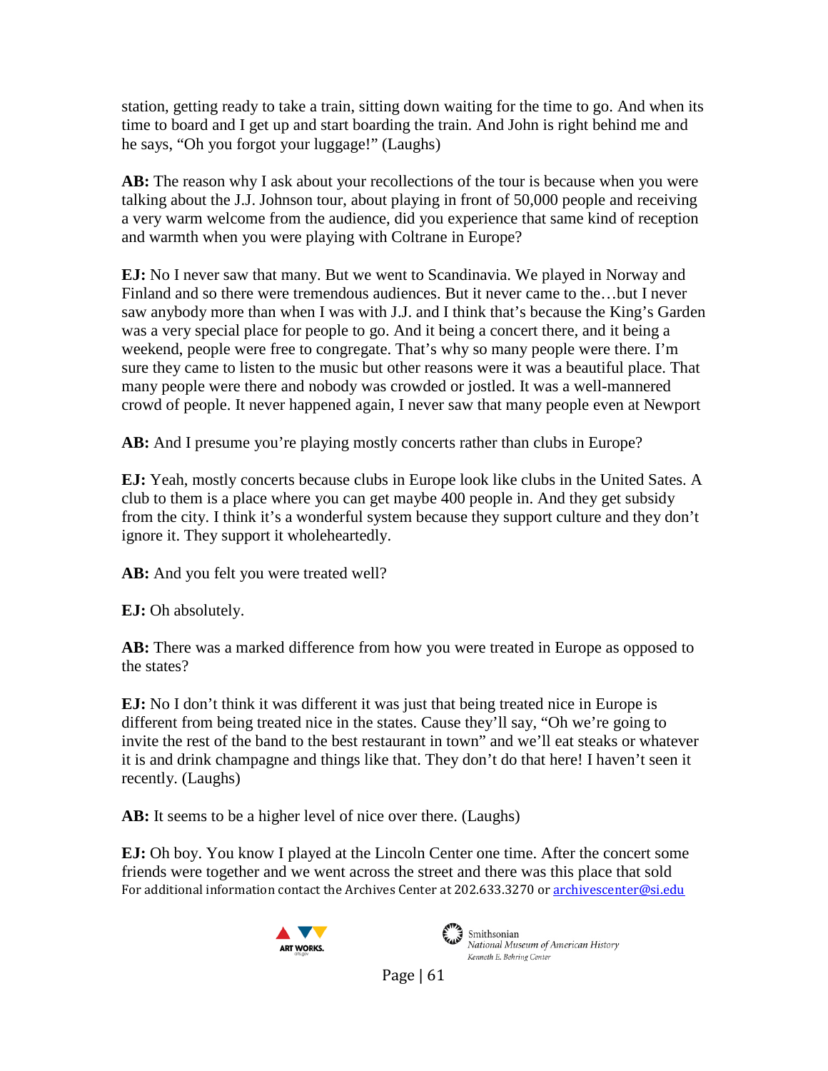station, getting ready to take a train, sitting down waiting for the time to go. And when its time to board and I get up and start boarding the train. And John is right behind me and he says, "Oh you forgot your luggage!" (Laughs)

**AB:** The reason why I ask about your recollections of the tour is because when you were talking about the J.J. Johnson tour, about playing in front of 50,000 people and receiving a very warm welcome from the audience, did you experience that same kind of reception and warmth when you were playing with Coltrane in Europe?

**EJ:** No I never saw that many. But we went to Scandinavia. We played in Norway and Finland and so there were tremendous audiences. But it never came to the…but I never saw anybody more than when I was with J.J. and I think that's because the King's Garden was a very special place for people to go. And it being a concert there, and it being a weekend, people were free to congregate. That's why so many people were there. I'm sure they came to listen to the music but other reasons were it was a beautiful place. That many people were there and nobody was crowded or jostled. It was a well-mannered crowd of people. It never happened again, I never saw that many people even at Newport

**AB:** And I presume you're playing mostly concerts rather than clubs in Europe?

**EJ:** Yeah, mostly concerts because clubs in Europe look like clubs in the United Sates. A club to them is a place where you can get maybe 400 people in. And they get subsidy from the city. I think it's a wonderful system because they support culture and they don't ignore it. They support it wholeheartedly.

**AB:** And you felt you were treated well?

**EJ:** Oh absolutely.

**AB:** There was a marked difference from how you were treated in Europe as opposed to the states?

**EJ:** No I don't think it was different it was just that being treated nice in Europe is different from being treated nice in the states. Cause they'll say, "Oh we're going to invite the rest of the band to the best restaurant in town" and we'll eat steaks or whatever it is and drink champagne and things like that. They don't do that here! I haven't seen it recently. (Laughs)

**AB:** It seems to be a higher level of nice over there. (Laughs)

**EJ:** Oh boy. You know I played at the Lincoln Center one time. After the concert some friends were together and we went across the street and there was this place that sold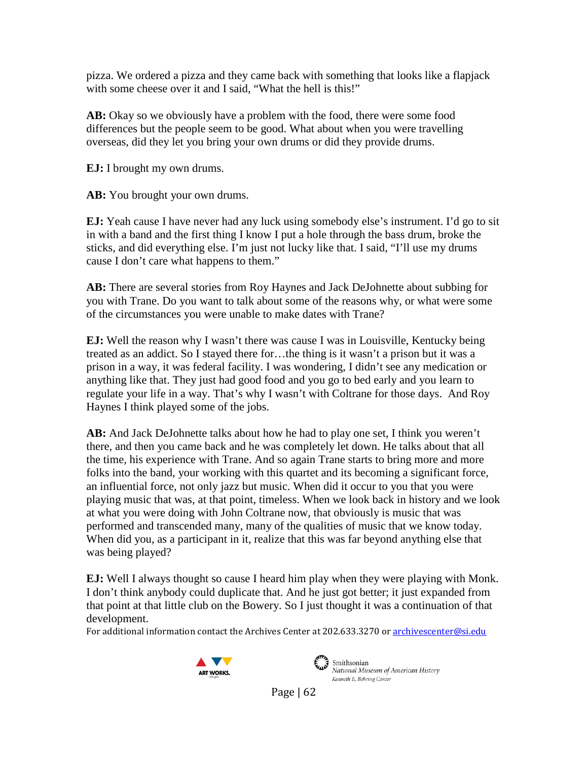pizza. We ordered a pizza and they came back with something that looks like a flapjack with some cheese over it and I said, "What the hell is this!"

**AB:** Okay so we obviously have a problem with the food, there were some food differences but the people seem to be good. What about when you were travelling overseas, did they let you bring your own drums or did they provide drums.

**EJ:** I brought my own drums.

**AB:** You brought your own drums.

**EJ:** Yeah cause I have never had any luck using somebody else's instrument. I'd go to sit in with a band and the first thing I know I put a hole through the bass drum, broke the sticks, and did everything else. I'm just not lucky like that. I said, "I'll use my drums cause I don't care what happens to them."

**AB:** There are several stories from Roy Haynes and Jack DeJohnette about subbing for you with Trane. Do you want to talk about some of the reasons why, or what were some of the circumstances you were unable to make dates with Trane?

**EJ:** Well the reason why I wasn't there was cause I was in Louisville, Kentucky being treated as an addict. So I stayed there for…the thing is it wasn't a prison but it was a prison in a way, it was federal facility. I was wondering, I didn't see any medication or anything like that. They just had good food and you go to bed early and you learn to regulate your life in a way. That's why I wasn't with Coltrane for those days. And Roy Haynes I think played some of the jobs.

**AB:** And Jack DeJohnette talks about how he had to play one set, I think you weren't there, and then you came back and he was completely let down. He talks about that all the time, his experience with Trane. And so again Trane starts to bring more and more folks into the band, your working with this quartet and its becoming a significant force, an influential force, not only jazz but music. When did it occur to you that you were playing music that was, at that point, timeless. When we look back in history and we look at what you were doing with John Coltrane now, that obviously is music that was performed and transcended many, many of the qualities of music that we know today. When did you, as a participant in it, realize that this was far beyond anything else that was being played?

**EJ:** Well I always thought so cause I heard him play when they were playing with Monk. I don't think anybody could duplicate that. And he just got better; it just expanded from that point at that little club on the Bowery. So I just thought it was a continuation of that development.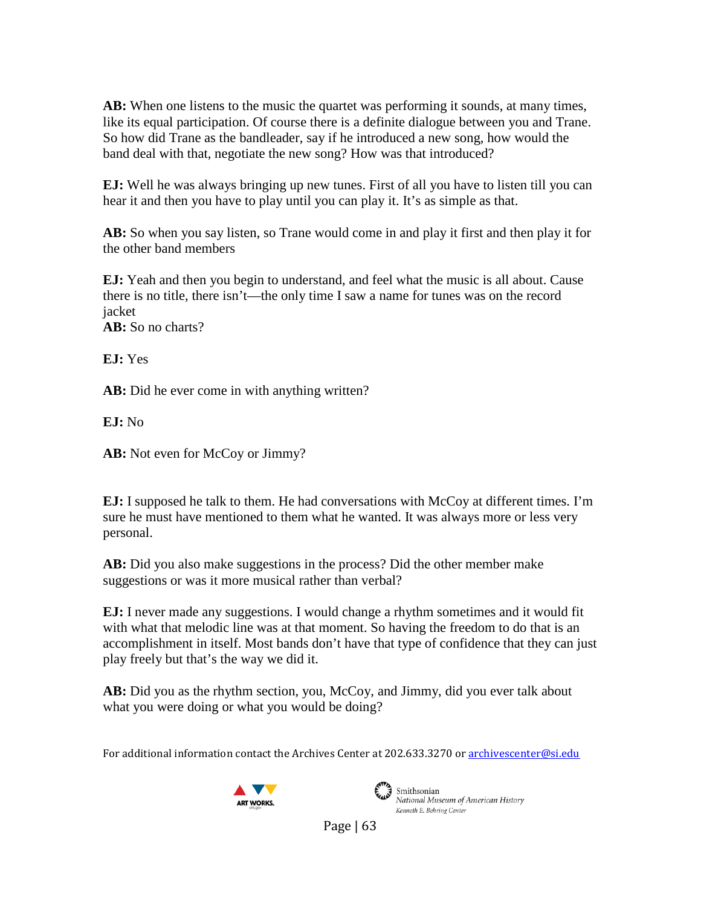**AB:** When one listens to the music the quartet was performing it sounds, at many times, like its equal participation. Of course there is a definite dialogue between you and Trane. So how did Trane as the bandleader, say if he introduced a new song, how would the band deal with that, negotiate the new song? How was that introduced?

**EJ:** Well he was always bringing up new tunes. First of all you have to listen till you can hear it and then you have to play until you can play it. It's as simple as that.

**AB:** So when you say listen, so Trane would come in and play it first and then play it for the other band members

**EJ:** Yeah and then you begin to understand, and feel what the music is all about. Cause there is no title, there isn't—the only time I saw a name for tunes was on the record jacket

**AB:** So no charts?

**EJ:** Yes

**AB:** Did he ever come in with anything written?

**EJ:** No

**AB:** Not even for McCoy or Jimmy?

**EJ:** I supposed he talk to them. He had conversations with McCoy at different times. I'm sure he must have mentioned to them what he wanted. It was always more or less very personal.

**AB:** Did you also make suggestions in the process? Did the other member make suggestions or was it more musical rather than verbal?

**EJ:** I never made any suggestions. I would change a rhythm sometimes and it would fit with what that melodic line was at that moment. So having the freedom to do that is an accomplishment in itself. Most bands don't have that type of confidence that they can just play freely but that's the way we did it.

**AB:** Did you as the rhythm section, you, McCoy, and Jimmy, did you ever talk about what you were doing or what you would be doing?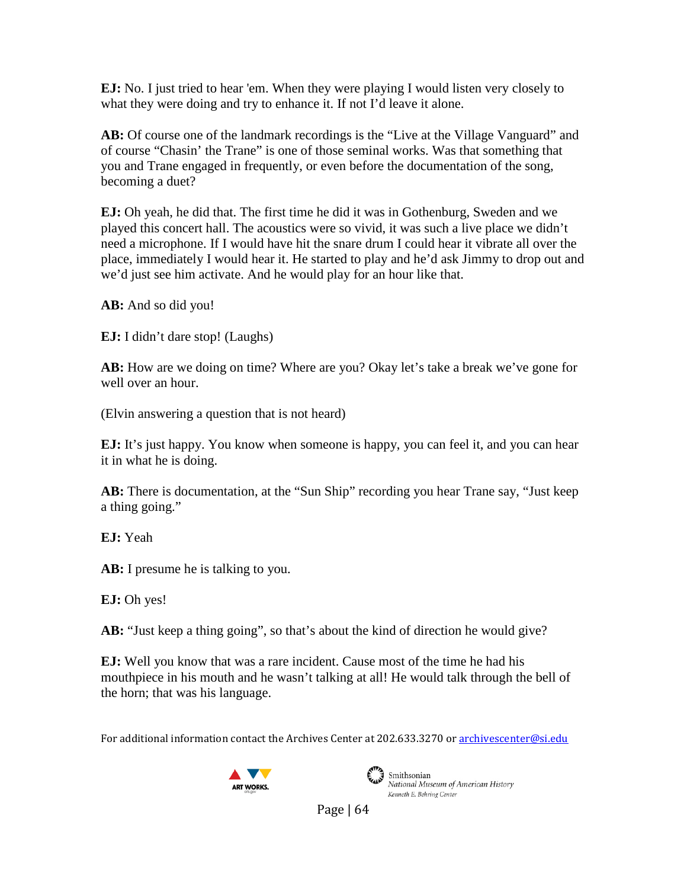**EJ:** No. I just tried to hear 'em. When they were playing I would listen very closely to what they were doing and try to enhance it. If not I'd leave it alone.

**AB:** Of course one of the landmark recordings is the "Live at the Village Vanguard" and of course "Chasin' the Trane" is one of those seminal works. Was that something that you and Trane engaged in frequently, or even before the documentation of the song, becoming a duet?

**EJ:** Oh yeah, he did that. The first time he did it was in Gothenburg, Sweden and we played this concert hall. The acoustics were so vivid, it was such a live place we didn't need a microphone. If I would have hit the snare drum I could hear it vibrate all over the place, immediately I would hear it. He started to play and he'd ask Jimmy to drop out and we'd just see him activate. And he would play for an hour like that.

**AB:** And so did you!

**EJ:** I didn't dare stop! (Laughs)

**AB:** How are we doing on time? Where are you? Okay let's take a break we've gone for well over an hour.

(Elvin answering a question that is not heard)

**EJ:** It's just happy. You know when someone is happy, you can feel it, and you can hear it in what he is doing.

**AB:** There is documentation, at the "Sun Ship" recording you hear Trane say, "Just keep a thing going."

**EJ:** Yeah

**AB:** I presume he is talking to you.

**EJ:** Oh yes!

**AB:** "Just keep a thing going", so that's about the kind of direction he would give?

**EJ:** Well you know that was a rare incident. Cause most of the time he had his mouthpiece in his mouth and he wasn't talking at all! He would talk through the bell of the horn; that was his language.

For additional information contact the Archives Center at 202.633.3270 or archivescenter@si.edu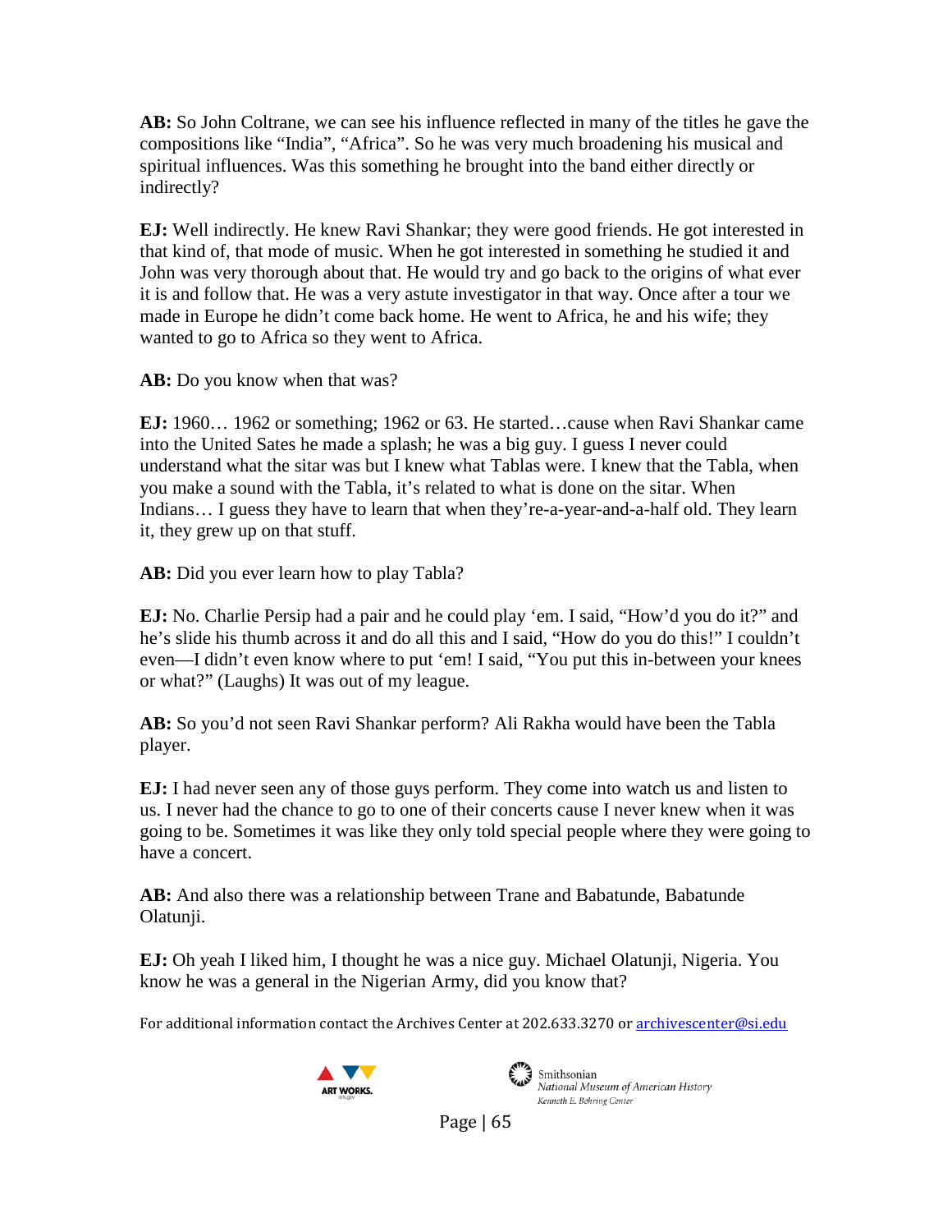**AB:** So John Coltrane, we can see his influence reflected in many of the titles he gave the compositions like "India", "Africa". So he was very much broadening his musical and spiritual influences. Was this something he brought into the band either directly or indirectly?

**EJ:** Well indirectly. He knew Ravi Shankar; they were good friends. He got interested in that kind of, that mode of music. When he got interested in something he studied it and John was very thorough about that. He would try and go back to the origins of what ever it is and follow that. He was a very astute investigator in that way. Once after a tour we made in Europe he didn't come back home. He went to Africa, he and his wife; they wanted to go to Africa so they went to Africa.

**AB:** Do you know when that was?

**EJ:** 1960… 1962 or something; 1962 or 63. He started…cause when Ravi Shankar came into the United Sates he made a splash; he was a big guy. I guess I never could understand what the sitar was but I knew what Tablas were. I knew that the Tabla, when you make a sound with the Tabla, it's related to what is done on the sitar. When Indians… I guess they have to learn that when they're-a-year-and-a-half old. They learn it, they grew up on that stuff.

**AB:** Did you ever learn how to play Tabla?

**EJ:** No. Charlie Persip had a pair and he could play 'em. I said, "How'd you do it?" and he's slide his thumb across it and do all this and I said, "How do you do this!" I couldn't even—I didn't even know where to put 'em! I said, "You put this in-between your knees or what?" (Laughs) It was out of my league.

**AB:** So you'd not seen Ravi Shankar perform? Ali Rakha would have been the Tabla player.

**EJ:** I had never seen any of those guys perform. They come into watch us and listen to us. I never had the chance to go to one of their concerts cause I never knew when it was going to be. Sometimes it was like they only told special people where they were going to have a concert.

**AB:** And also there was a relationship between Trane and Babatunde, Babatunde Olatunji.

**EJ:** Oh yeah I liked him, I thought he was a nice guy. Michael Olatunji, Nigeria. You know he was a general in the Nigerian Army, did you know that?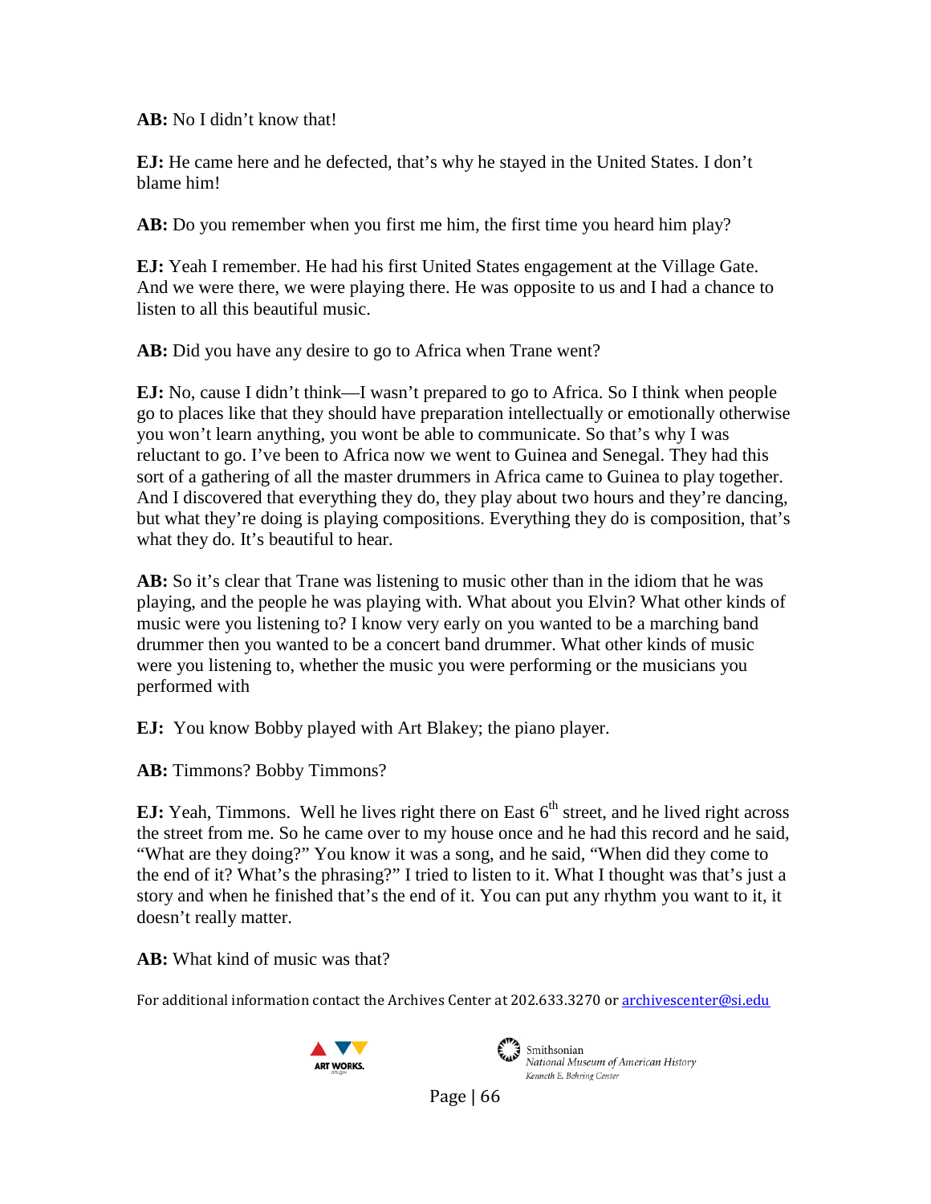**AB:** No I didn't know that!

**EJ:** He came here and he defected, that's why he stayed in the United States. I don't blame him!

**AB:** Do you remember when you first me him, the first time you heard him play?

**EJ:** Yeah I remember. He had his first United States engagement at the Village Gate. And we were there, we were playing there. He was opposite to us and I had a chance to listen to all this beautiful music.

**AB:** Did you have any desire to go to Africa when Trane went?

**EJ:** No, cause I didn't think—I wasn't prepared to go to Africa. So I think when people go to places like that they should have preparation intellectually or emotionally otherwise you won't learn anything, you wont be able to communicate. So that's why I was reluctant to go. I've been to Africa now we went to Guinea and Senegal. They had this sort of a gathering of all the master drummers in Africa came to Guinea to play together. And I discovered that everything they do, they play about two hours and they're dancing, but what they're doing is playing compositions. Everything they do is composition, that's what they do. It's beautiful to hear.

**AB:** So it's clear that Trane was listening to music other than in the idiom that he was playing, and the people he was playing with. What about you Elvin? What other kinds of music were you listening to? I know very early on you wanted to be a marching band drummer then you wanted to be a concert band drummer. What other kinds of music were you listening to, whether the music you were performing or the musicians you performed with

**EJ:** You know Bobby played with Art Blakey; the piano player.

**AB:** Timmons? Bobby Timmons?

**EJ:** Yeah, Timmons. Well he lives right there on East 6th street, and he lived right across the street from me. So he came over to my house once and he had this record and he said, "What are they doing?" You know it was a song, and he said, "When did they come to the end of it? What's the phrasing?" I tried to listen to it. What I thought was that's just a story and when he finished that's the end of it. You can put any rhythm you want to it, it doesn't really matter.

**AB:** What kind of music was that?

For additional information contact the Archives Center at 202.633.3270 or archivescenter@si.edu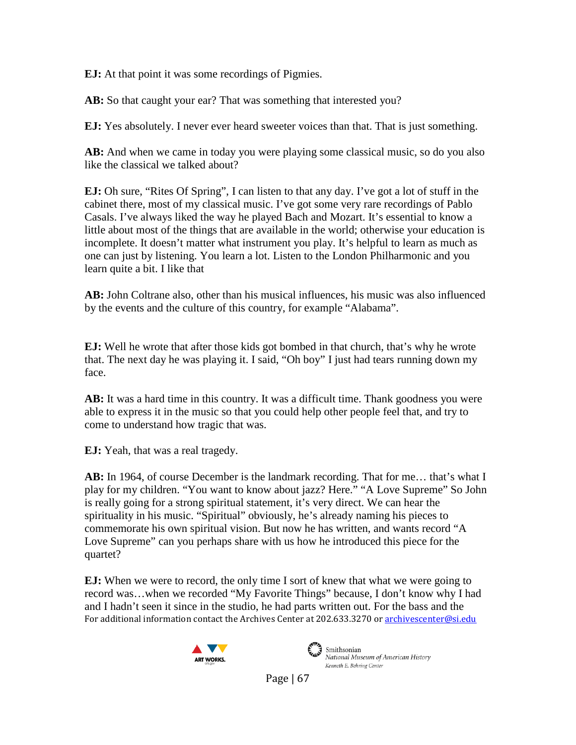**EJ:** At that point it was some recordings of Pigmies.

**AB:** So that caught your ear? That was something that interested you?

**EJ:** Yes absolutely. I never ever heard sweeter voices than that. That is just something.

**AB:** And when we came in today you were playing some classical music, so do you also like the classical we talked about?

**EJ:** Oh sure, "Rites Of Spring", I can listen to that any day. I've got a lot of stuff in the cabinet there, most of my classical music. I've got some very rare recordings of Pablo Casals. I've always liked the way he played Bach and Mozart. It's essential to know a little about most of the things that are available in the world; otherwise your education is incomplete. It doesn't matter what instrument you play. It's helpful to learn as much as one can just by listening. You learn a lot. Listen to the London Philharmonic and you learn quite a bit. I like that

**AB:** John Coltrane also, other than his musical influences, his music was also influenced by the events and the culture of this country, for example "Alabama".

**EJ:** Well he wrote that after those kids got bombed in that church, that's why he wrote that. The next day he was playing it. I said, "Oh boy" I just had tears running down my face.

**AB:** It was a hard time in this country. It was a difficult time. Thank goodness you were able to express it in the music so that you could help other people feel that, and try to come to understand how tragic that was.

**EJ:** Yeah, that was a real tragedy.

**AB:** In 1964, of course December is the landmark recording. That for me… that's what I play for my children. "You want to know about jazz? Here." "A Love Supreme" So John is really going for a strong spiritual statement, it's very direct. We can hear the spirituality in his music. "Spiritual" obviously, he's already naming his pieces to commemorate his own spiritual vision. But now he has written, and wants record "A Love Supreme" can you perhaps share with us how he introduced this piece for the quartet?

**EJ:** When we were to record, the only time I sort of knew that what we were going to record was…when we recorded "My Favorite Things" because, I don't know why I had and I hadn't seen it since in the studio, he had parts written out. For the bass and the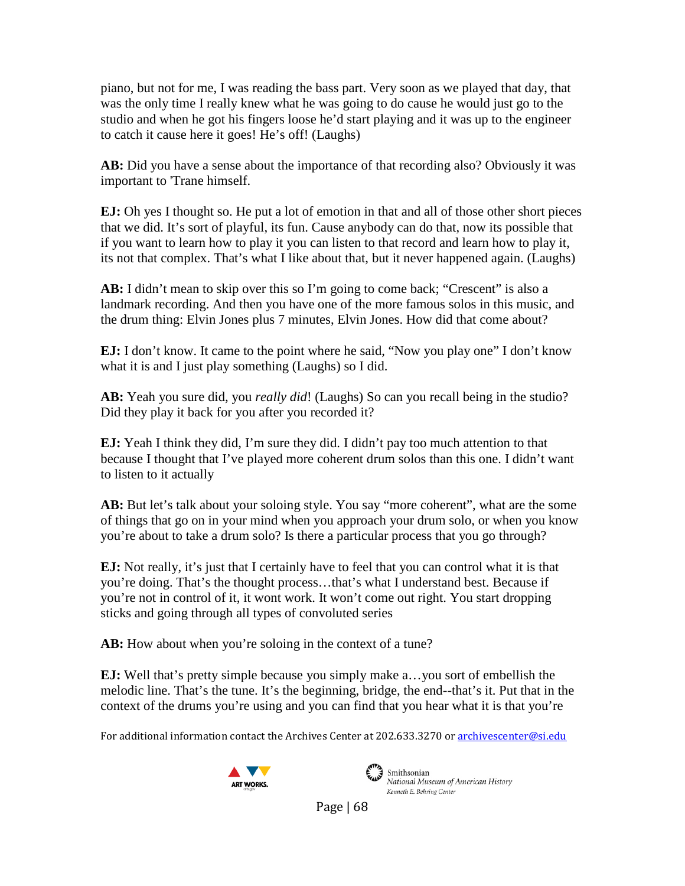piano, but not for me, I was reading the bass part. Very soon as we played that day, that was the only time I really knew what he was going to do cause he would just go to the studio and when he got his fingers loose he'd start playing and it was up to the engineer to catch it cause here it goes! He's off! (Laughs)

**AB:** Did you have a sense about the importance of that recording also? Obviously it was important to 'Trane himself.

**EJ:** Oh yes I thought so. He put a lot of emotion in that and all of those other short pieces that we did. It's sort of playful, its fun. Cause anybody can do that, now its possible that if you want to learn how to play it you can listen to that record and learn how to play it, its not that complex. That's what I like about that, but it never happened again. (Laughs)

**AB:** I didn't mean to skip over this so I'm going to come back; "Crescent" is also a landmark recording. And then you have one of the more famous solos in this music, and the drum thing: Elvin Jones plus 7 minutes, Elvin Jones. How did that come about?

**EJ:** I don't know. It came to the point where he said, "Now you play one" I don't know what it is and I just play something (Laughs) so I did.

**AB:** Yeah you sure did, you *really did*! (Laughs) So can you recall being in the studio? Did they play it back for you after you recorded it?

**EJ:** Yeah I think they did, I'm sure they did. I didn't pay too much attention to that because I thought that I've played more coherent drum solos than this one. I didn't want to listen to it actually

**AB:** But let's talk about your soloing style. You say "more coherent", what are the some of things that go on in your mind when you approach your drum solo, or when you know you're about to take a drum solo? Is there a particular process that you go through?

**EJ:** Not really, it's just that I certainly have to feel that you can control what it is that you're doing. That's the thought process…that's what I understand best. Because if you're not in control of it, it wont work. It won't come out right. You start dropping sticks and going through all types of convoluted series

**AB:** How about when you're soloing in the context of a tune?

**EJ:** Well that's pretty simple because you simply make a…you sort of embellish the melodic line. That's the tune. It's the beginning, bridge, the end--that's it. Put that in the context of the drums you're using and you can find that you hear what it is that you're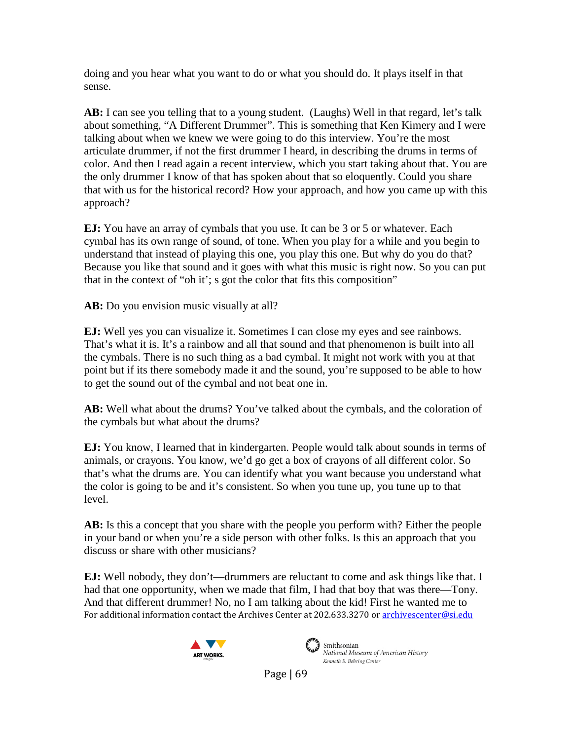doing and you hear what you want to do or what you should do. It plays itself in that sense.

**AB:** I can see you telling that to a young student. (Laughs) Well in that regard, let's talk about something, "A Different Drummer". This is something that Ken Kimery and I were talking about when we knew we were going to do this interview. You're the most articulate drummer, if not the first drummer I heard, in describing the drums in terms of color. And then I read again a recent interview, which you start taking about that. You are the only drummer I know of that has spoken about that so eloquently. Could you share that with us for the historical record? How your approach, and how you came up with this approach?

**EJ:** You have an array of cymbals that you use. It can be 3 or 5 or whatever. Each cymbal has its own range of sound, of tone. When you play for a while and you begin to understand that instead of playing this one, you play this one. But why do you do that? Because you like that sound and it goes with what this music is right now. So you can put that in the context of "oh it'; s got the color that fits this composition"

**AB:** Do you envision music visually at all?

**EJ:** Well yes you can visualize it. Sometimes I can close my eyes and see rainbows. That's what it is. It's a rainbow and all that sound and that phenomenon is built into all the cymbals. There is no such thing as a bad cymbal. It might not work with you at that point but if its there somebody made it and the sound, you're supposed to be able to how to get the sound out of the cymbal and not beat one in.

**AB:** Well what about the drums? You've talked about the cymbals, and the coloration of the cymbals but what about the drums?

**EJ:** You know, I learned that in kindergarten. People would talk about sounds in terms of animals, or crayons. You know, we'd go get a box of crayons of all different color. So that's what the drums are. You can identify what you want because you understand what the color is going to be and it's consistent. So when you tune up, you tune up to that level.

**AB:** Is this a concept that you share with the people you perform with? Either the people in your band or when you're a side person with other folks. Is this an approach that you discuss or share with other musicians?

**EJ:** Well nobody, they don't—drummers are reluctant to come and ask things like that. I had that one opportunity, when we made that film, I had that boy that was there—Tony. And that different drummer! No, no I am talking about the kid! First he wanted me to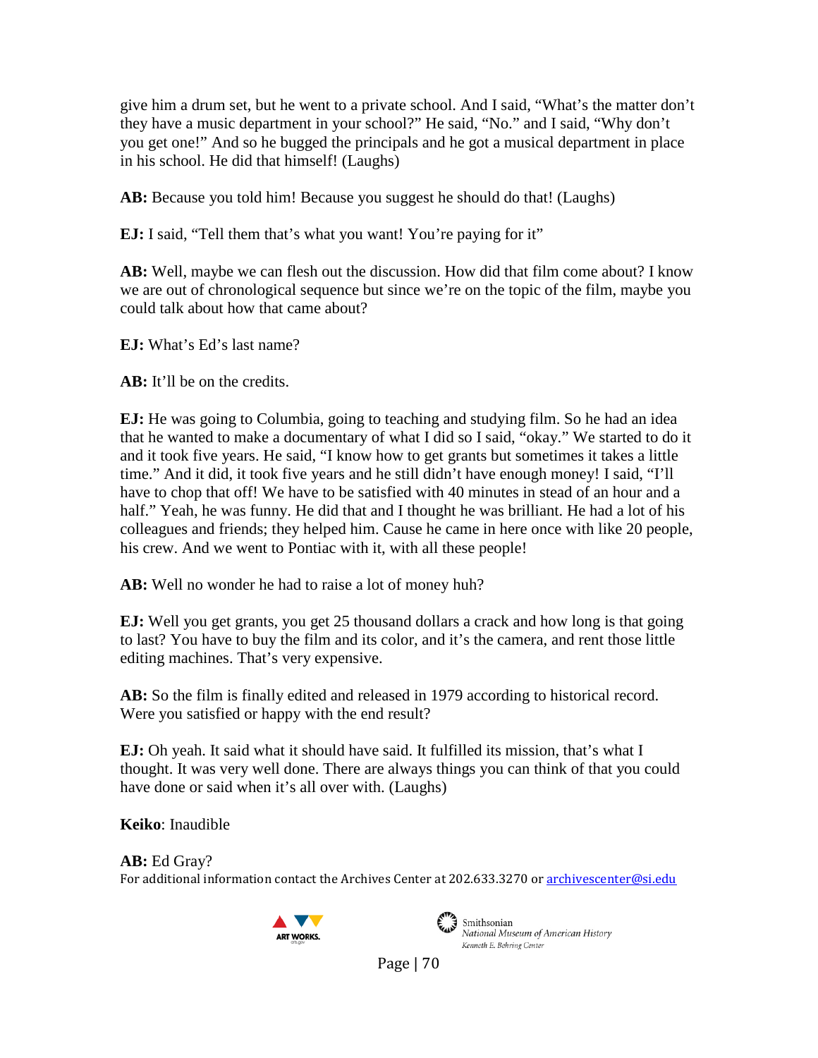give him a drum set, but he went to a private school. And I said, “What’s the matter don’t they have a music department in your school?” He said, “No.” and I said, “Why don’t you get one!” And so he bugged the principals and he got a musical department in place in his school. He did that himself! (Laughs)

**AB:** Because you told him! Because you suggest he should do that! (Laughs)

**EJ:** I said, “Tell them that’s what you want! You’re paying for it”

**AB:** Well, maybe we can flesh out the discussion. How did that film come about? I know we are out of chronological sequence but since we’re on the topic of the film, maybe you could talk about how that came about?

**EJ:** What’s Ed’s last name?

**AB:** It’ll be on the credits.

**EJ:** He was going to Columbia, going to teaching and studying film. So he had an idea that he wanted to make a documentary of what I did so I said, “okay.” We started to do it and it took five years. He said, “I know how to get grants but sometimes it takes a little time.” And it did, it took five years and he still didn’t have enough money! I said, “I’ll have to chop that off! We have to be satisfied with 40 minutes in stead of an hour and a half.” Yeah, he was funny. He did that and I thought he was brilliant. He had a lot of his colleagues and friends; they helped him. Cause he came in here once with like 20 people, his crew. And we went to Pontiac with it, with all these people!

**AB:** Well no wonder he had to raise a lot of money huh?

**EJ:** Well you get grants, you get 25 thousand dollars a crack and how long is that going to last? You have to buy the film and its color, and it’s the camera, and rent those little editing machines. That’s very expensive.

**AB:** So the film is finally edited and released in 1979 according to historical record. Were you satisfied or happy with the end result?

**EJ:** Oh yeah. It said what it should have said. It fulfilled its mission, that’s what I thought. It was very well done. There are always things you can think of that you could have done or said when it’s all over with. (Laughs)

**Keiko**: Inaudible

**AB:** Ed Gray?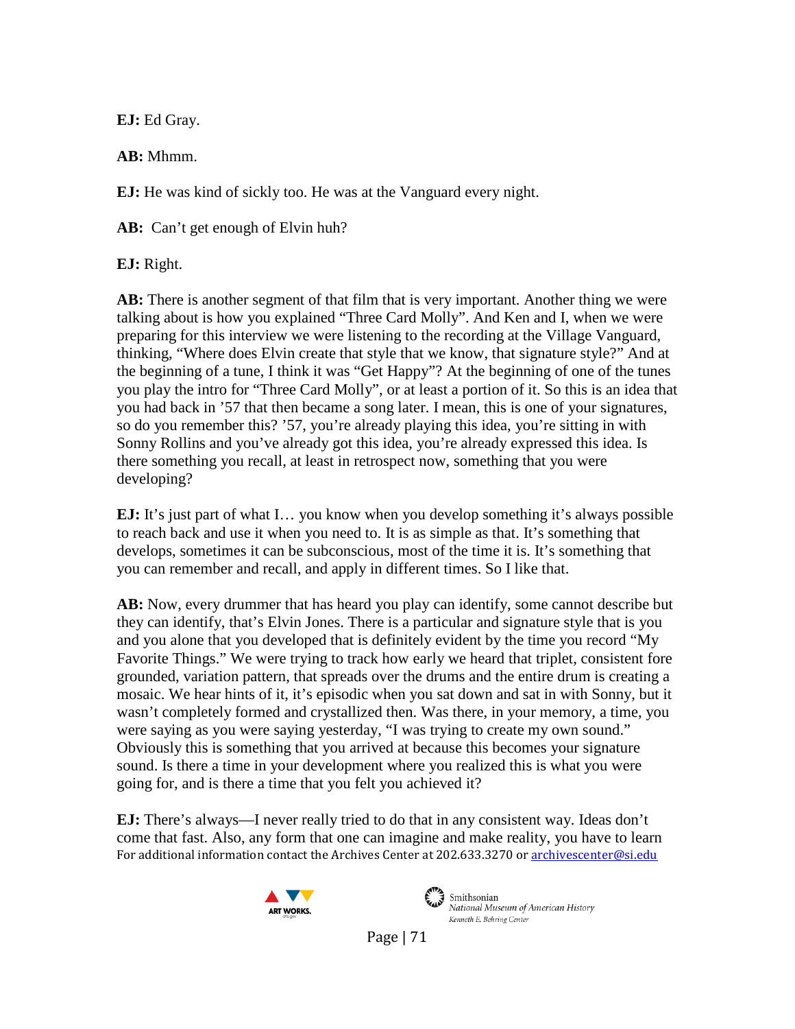**EJ:** Ed Gray.

**AB:** Mhmm.

**EJ:** He was kind of sickly too. He was at the Vanguard every night.

**AB:** Can't get enough of Elvin huh?

**EJ:** Right.

**AB:** There is another segment of that film that is very important. Another thing we were talking about is how you explained "Three Card Molly". And Ken and I, when we were preparing for this interview we were listening to the recording at the Village Vanguard, thinking, "Where does Elvin create that style that we know, that signature style?" And at the beginning of a tune, I think it was "Get Happy"? At the beginning of one of the tunes you play the intro for "Three Card Molly", or at least a portion of it. So this is an idea that you had back in '57 that then became a song later. I mean, this is one of your signatures, so do you remember this? '57, you're already playing this idea, you're sitting in with Sonny Rollins and you've already got this idea, you're already expressed this idea. Is there something you recall, at least in retrospect now, something that you were developing?

**EJ:** It's just part of what I… you know when you develop something it's always possible to reach back and use it when you need to. It is as simple as that. It's something that develops, sometimes it can be subconscious, most of the time it is. It's something that you can remember and recall, and apply in different times. So I like that.

**AB:** Now, every drummer that has heard you play can identify, some cannot describe but they can identify, that's Elvin Jones. There is a particular and signature style that is you and you alone that you developed that is definitely evident by the time you record "My Favorite Things." We were trying to track how early we heard that triplet, consistent fore grounded, variation pattern, that spreads over the drums and the entire drum is creating a mosaic. We hear hints of it, it's episodic when you sat down and sat in with Sonny, but it wasn't completely formed and crystallized then. Was there, in your memory, a time, you were saying as you were saying yesterday, "I was trying to create my own sound." Obviously this is something that you arrived at because this becomes your signature sound. Is there a time in your development where you realized this is what you were going for, and is there a time that you felt you achieved it?

**EJ:** There's always—I never really tried to do that in any consistent way. Ideas don't come that fast. Also, any form that one can imagine and make reality, you have to learn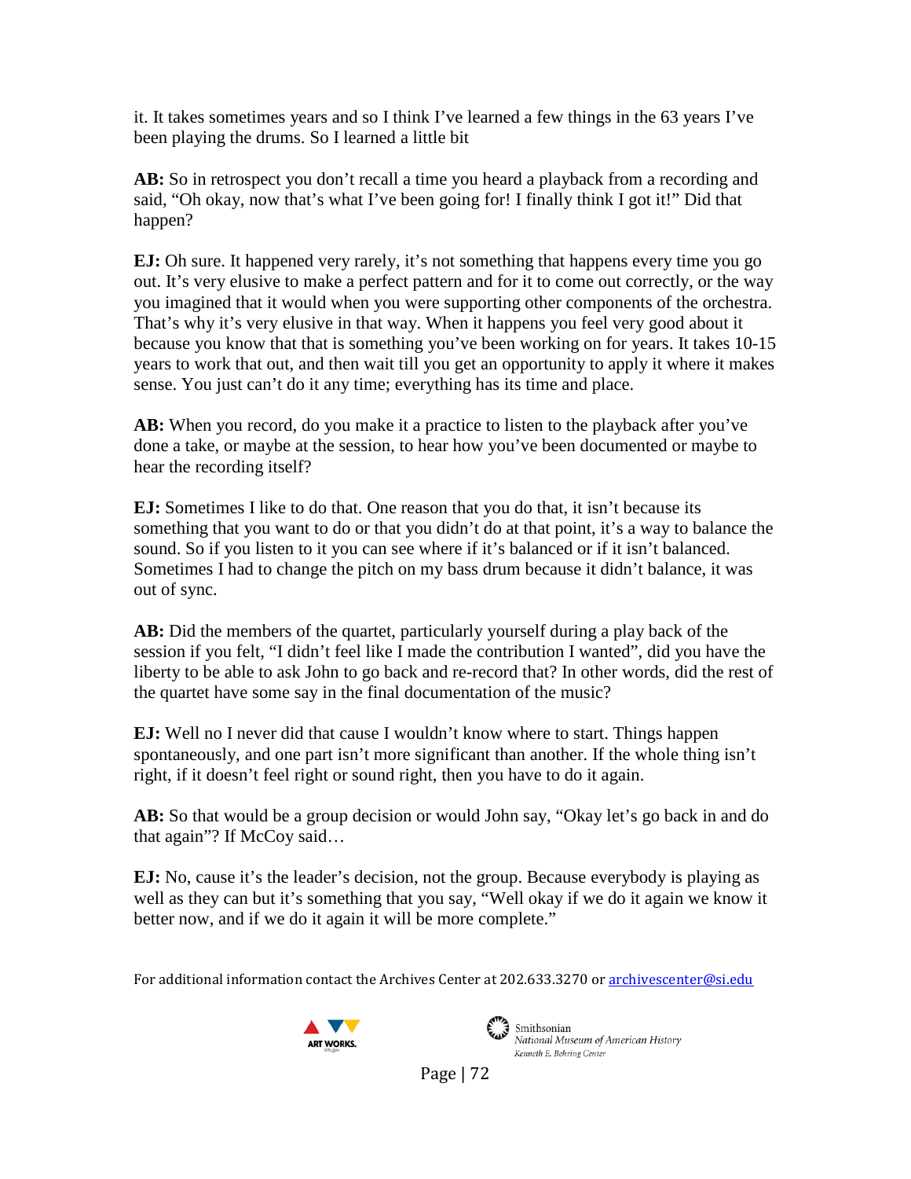it. It takes sometimes years and so I think I've learned a few things in the 63 years I've been playing the drums. So I learned a little bit

**AB:** So in retrospect you don't recall a time you heard a playback from a recording and said, "Oh okay, now that's what I've been going for! I finally think I got it!" Did that happen?

**EJ:** Oh sure. It happened very rarely, it's not something that happens every time you go out. It's very elusive to make a perfect pattern and for it to come out correctly, or the way you imagined that it would when you were supporting other components of the orchestra. That's why it's very elusive in that way. When it happens you feel very good about it because you know that that is something you've been working on for years. It takes 10-15 years to work that out, and then wait till you get an opportunity to apply it where it makes sense. You just can't do it any time; everything has its time and place.

**AB:** When you record, do you make it a practice to listen to the playback after you've done a take, or maybe at the session, to hear how you've been documented or maybe to hear the recording itself?

**EJ:** Sometimes I like to do that. One reason that you do that, it isn't because its something that you want to do or that you didn't do at that point, it's a way to balance the sound. So if you listen to it you can see where if it's balanced or if it isn't balanced. Sometimes I had to change the pitch on my bass drum because it didn't balance, it was out of sync.

**AB:** Did the members of the quartet, particularly yourself during a play back of the session if you felt, "I didn't feel like I made the contribution I wanted", did you have the liberty to be able to ask John to go back and re-record that? In other words, did the rest of the quartet have some say in the final documentation of the music?

**EJ:** Well no I never did that cause I wouldn't know where to start. Things happen spontaneously, and one part isn't more significant than another. If the whole thing isn't right, if it doesn't feel right or sound right, then you have to do it again.

**AB:** So that would be a group decision or would John say, "Okay let's go back in and do that again"? If McCoy said…

**EJ:** No, cause it's the leader's decision, not the group. Because everybody is playing as well as they can but it's something that you say, "Well okay if we do it again we know it better now, and if we do it again it will be more complete."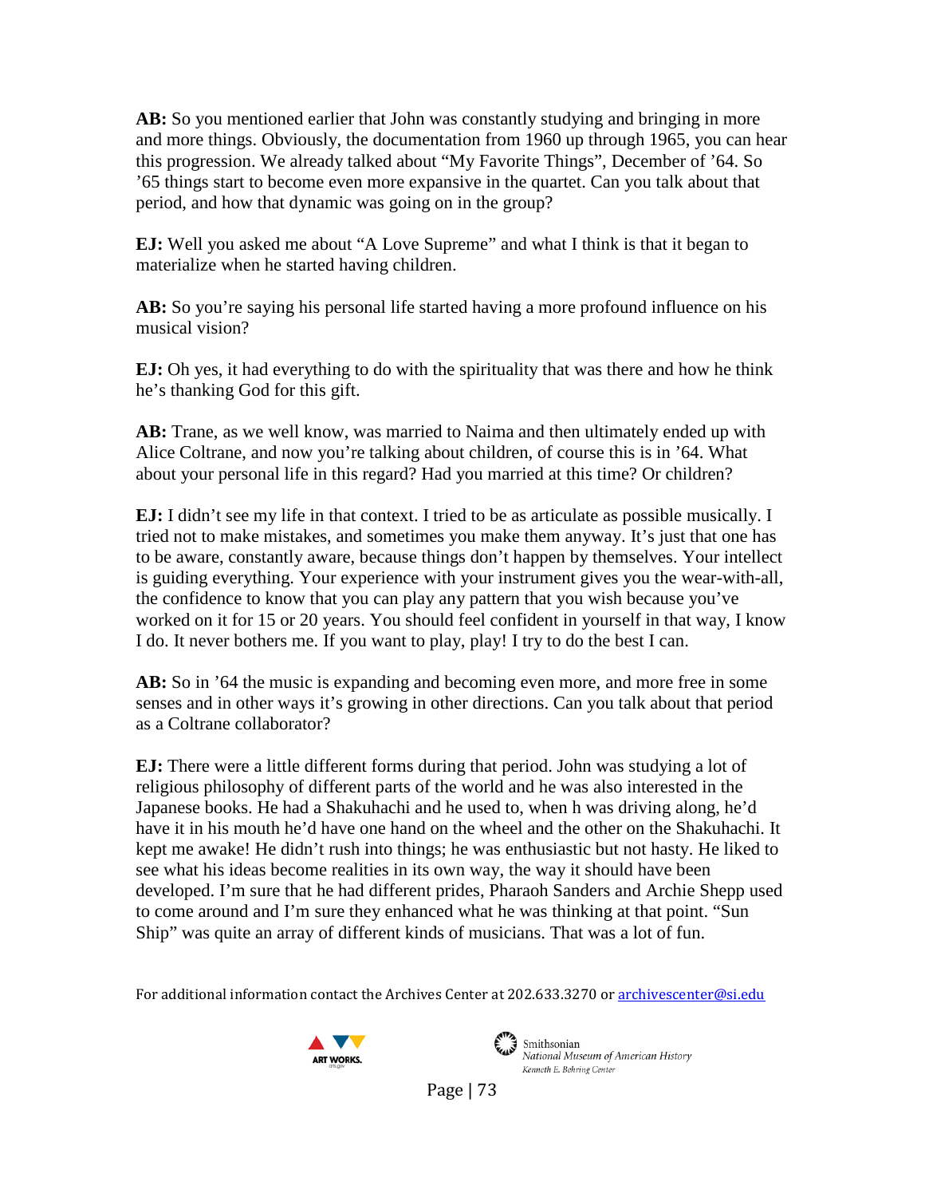**AB:** So you mentioned earlier that John was constantly studying and bringing in more and more things. Obviously, the documentation from 1960 up through 1965, you can hear this progression. We already talked about "My Favorite Things", December of '64. So '65 things start to become even more expansive in the quartet. Can you talk about that period, and how that dynamic was going on in the group?

**EJ:** Well you asked me about "A Love Supreme" and what I think is that it began to materialize when he started having children.

**AB:** So you're saying his personal life started having a more profound influence on his musical vision?

**EJ:** Oh yes, it had everything to do with the spirituality that was there and how he think he's thanking God for this gift.

**AB:** Trane, as we well know, was married to Naima and then ultimately ended up with Alice Coltrane, and now you're talking about children, of course this is in '64. What about your personal life in this regard? Had you married at this time? Or children?

**EJ:** I didn't see my life in that context. I tried to be as articulate as possible musically. I tried not to make mistakes, and sometimes you make them anyway. It's just that one has to be aware, constantly aware, because things don't happen by themselves. Your intellect is guiding everything. Your experience with your instrument gives you the wear-with-all, the confidence to know that you can play any pattern that you wish because you've worked on it for 15 or 20 years. You should feel confident in yourself in that way, I know I do. It never bothers me. If you want to play, play! I try to do the best I can.

**AB:** So in '64 the music is expanding and becoming even more, and more free in some senses and in other ways it's growing in other directions. Can you talk about that period as a Coltrane collaborator?

**EJ:** There were a little different forms during that period. John was studying a lot of religious philosophy of different parts of the world and he was also interested in the Japanese books. He had a Shakuhachi and he used to, when h was driving along, he'd have it in his mouth he'd have one hand on the wheel and the other on the Shakuhachi. It kept me awake! He didn't rush into things; he was enthusiastic but not hasty. He liked to see what his ideas become realities in its own way, the way it should have been developed. I'm sure that he had different prides, Pharaoh Sanders and Archie Shepp used to come around and I'm sure they enhanced what he was thinking at that point. "Sun Ship" was quite an array of different kinds of musicians. That was a lot of fun.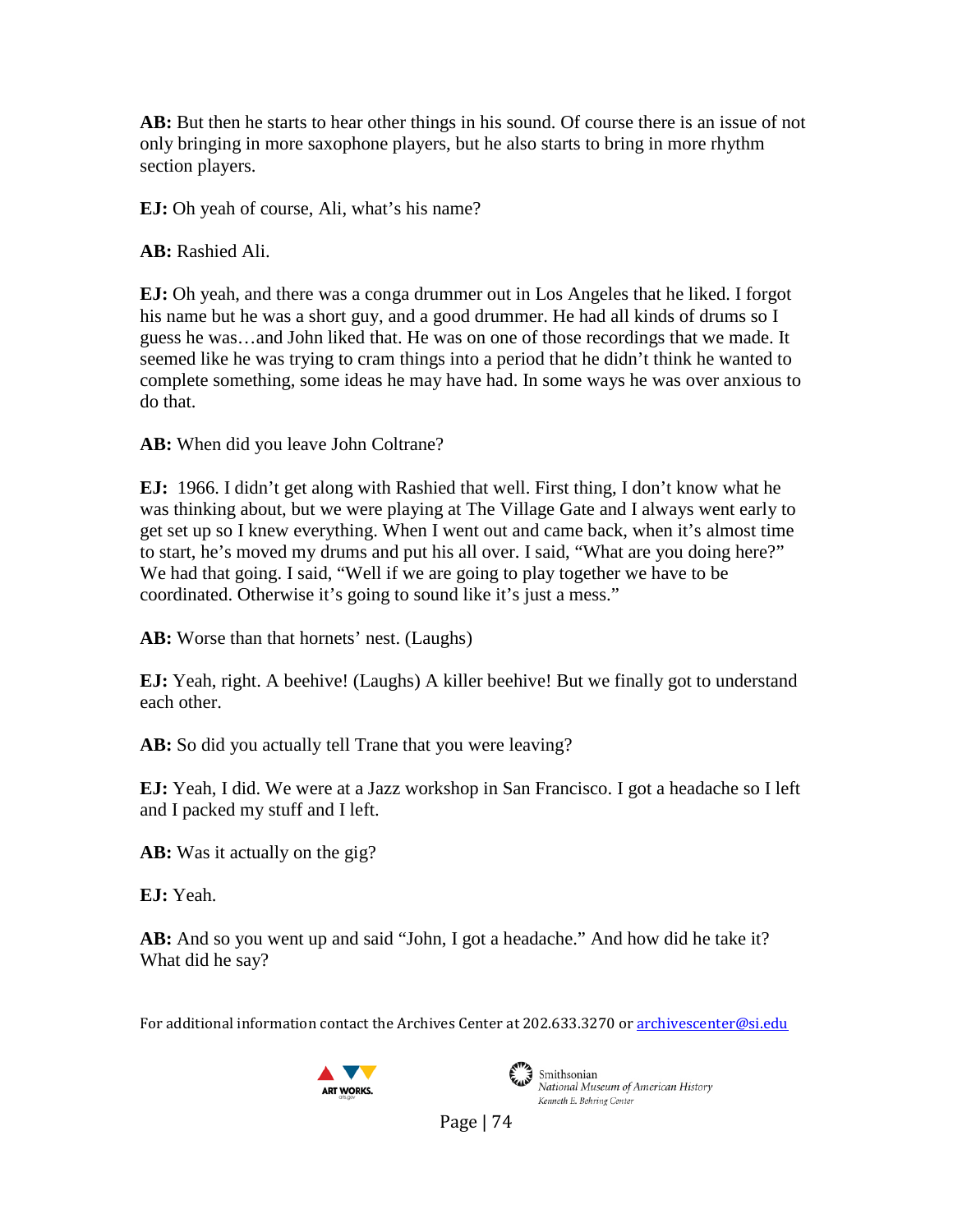**AB:** But then he starts to hear other things in his sound. Of course there is an issue of not only bringing in more saxophone players, but he also starts to bring in more rhythm section players.

**EJ:** Oh yeah of course, Ali, what's his name?

**AB:** Rashied Ali.

**EJ:** Oh yeah, and there was a conga drummer out in Los Angeles that he liked. I forgot his name but he was a short guy, and a good drummer. He had all kinds of drums so I guess he was…and John liked that. He was on one of those recordings that we made. It seemed like he was trying to cram things into a period that he didn't think he wanted to complete something, some ideas he may have had. In some ways he was over anxious to do that.

**AB:** When did you leave John Coltrane?

**EJ:** 1966. I didn't get along with Rashied that well. First thing, I don't know what he was thinking about, but we were playing at The Village Gate and I always went early to get set up so I knew everything. When I went out and came back, when it's almost time to start, he's moved my drums and put his all over. I said, "What are you doing here?" We had that going. I said, "Well if we are going to play together we have to be coordinated. Otherwise it's going to sound like it's just a mess."

**AB:** Worse than that hornets' nest. (Laughs)

**EJ:** Yeah, right. A beehive! (Laughs) A killer beehive! But we finally got to understand each other.

**AB:** So did you actually tell Trane that you were leaving?

**EJ:** Yeah, I did. We were at a Jazz workshop in San Francisco. I got a headache so I left and I packed my stuff and I left.

**AB:** Was it actually on the gig?

**EJ:** Yeah.

**AB:** And so you went up and said "John, I got a headache." And how did he take it? What did he say?

For additional information contact the Archives Center at 202.633.3270 or archivescenter@si.edu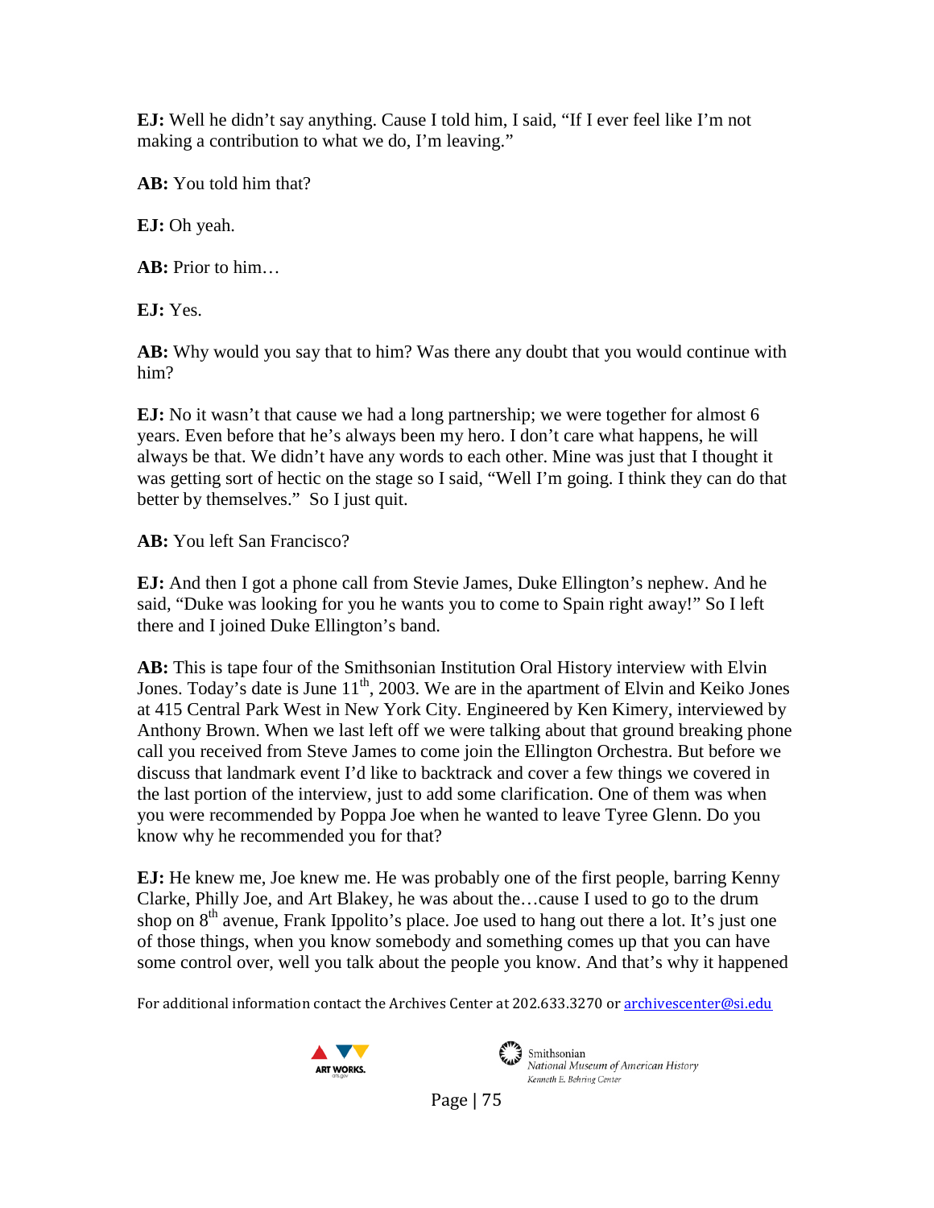**EJ:** Well he didn't say anything. Cause I told him, I said, "If I ever feel like I'm not making a contribution to what we do, I'm leaving."

**AB:** You told him that?

**EJ:** Oh yeah.

**AB:** Prior to him…

**EJ:** Yes.

**AB:** Why would you say that to him? Was there any doubt that you would continue with him?

**EJ:** No it wasn't that cause we had a long partnership; we were together for almost 6 years. Even before that he's always been my hero. I don't care what happens, he will always be that. We didn't have any words to each other. Mine was just that I thought it was getting sort of hectic on the stage so I said, "Well I'm going. I think they can do that better by themselves." So I just quit.

**AB:** You left San Francisco?

**EJ:** And then I got a phone call from Stevie James, Duke Ellington's nephew. And he said, "Duke was looking for you he wants you to come to Spain right away!" So I left there and I joined Duke Ellington's band.

**AB:** This is tape four of the Smithsonian Institution Oral History interview with Elvin Jones. Today's date is June 11th, 2003. We are in the apartment of Elvin and Keiko Jones at 415 Central Park West in New York City. Engineered by Ken Kimery, interviewed by Anthony Brown. When we last left off we were talking about that ground breaking phone call you received from Steve James to come join the Ellington Orchestra. But before we discuss that landmark event I'd like to backtrack and cover a few things we covered in the last portion of the interview, just to add some clarification. One of them was when you were recommended by Poppa Joe when he wanted to leave Tyree Glenn. Do you know why he recommended you for that?

**EJ:** He knew me, Joe knew me. He was probably one of the first people, barring Kenny Clarke, Philly Joe, and Art Blakey, he was about the…cause I used to go to the drum shop on 8th avenue, Frank Ippolito's place. Joe used to hang out there a lot. It's just one of those things, when you know somebody and something comes up that you can have some control over, well you talk about the people you know. And that's why it happened

For additional information contact the Archives Center at 202.633.3270 or archivescenter@si.edu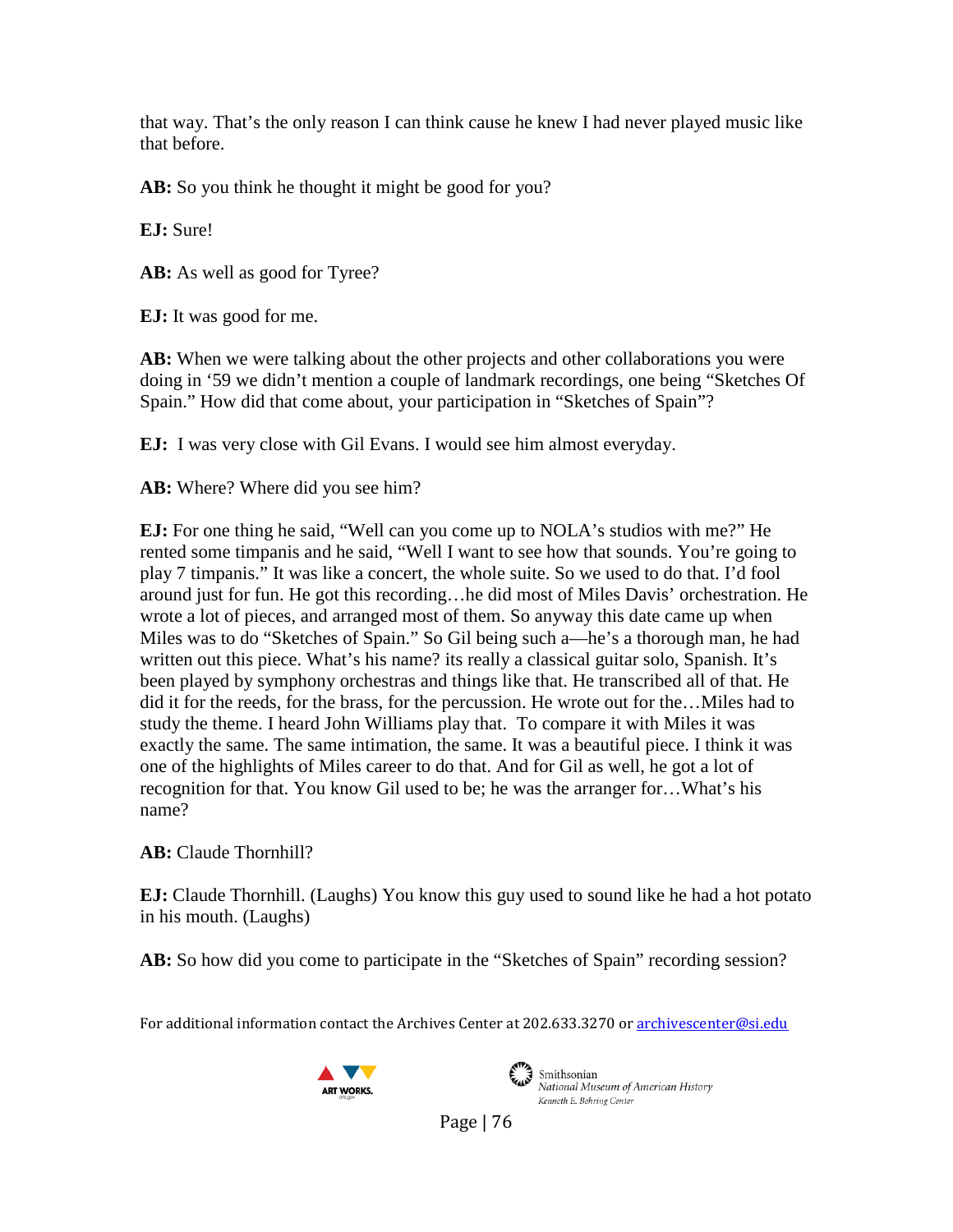that way. That's the only reason I can think cause he knew I had never played music like that before.

**AB:** So you think he thought it might be good for you?

**EJ:** Sure!

**AB:** As well as good for Tyree?

**EJ:** It was good for me.

**AB:** When we were talking about the other projects and other collaborations you were doing in '59 we didn't mention a couple of landmark recordings, one being "Sketches Of Spain." How did that come about, your participation in "Sketches of Spain"?

**EJ:** I was very close with Gil Evans. I would see him almost everyday.

**AB:** Where? Where did you see him?

**EJ:** For one thing he said, "Well can you come up to NOLA's studios with me?" He rented some timpanis and he said, "Well I want to see how that sounds. You're going to play 7 timpanis." It was like a concert, the whole suite. So we used to do that. I'd fool around just for fun. He got this recording…he did most of Miles Davis' orchestration. He wrote a lot of pieces, and arranged most of them. So anyway this date came up when Miles was to do "Sketches of Spain." So Gil being such a—he's a thorough man, he had written out this piece. What's his name? its really a classical guitar solo, Spanish. It's been played by symphony orchestras and things like that. He transcribed all of that. He did it for the reeds, for the brass, for the percussion. He wrote out for the…Miles had to study the theme. I heard John Williams play that. To compare it with Miles it was exactly the same. The same intimation, the same. It was a beautiful piece. I think it was one of the highlights of Miles career to do that. And for Gil as well, he got a lot of recognition for that. You know Gil used to be; he was the arranger for…What's his name?

**AB:** Claude Thornhill?

**EJ:** Claude Thornhill. (Laughs) You know this guy used to sound like he had a hot potato in his mouth. (Laughs)

**AB:** So how did you come to participate in the "Sketches of Spain" recording session?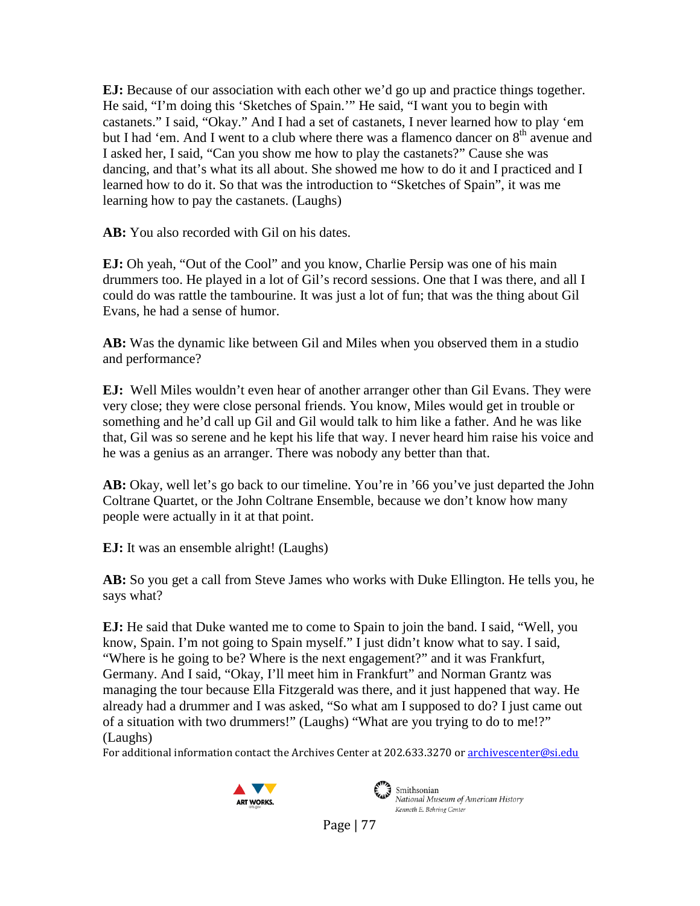**EJ:** Because of our association with each other we'd go up and practice things together. He said, "I'm doing this 'Sketches of Spain.'" He said, "I want you to begin with castanets." I said, "Okay." And I had a set of castanets, I never learned how to play 'em but I had 'em. And I went to a club where there was a flamenco dancer on 8th avenue and I asked her, I said, "Can you show me how to play the castanets?" Cause she was dancing, and that's what its all about. She showed me how to do it and I practiced and I learned how to do it. So that was the introduction to "Sketches of Spain", it was me learning how to pay the castanets. (Laughs)

**AB:** You also recorded with Gil on his dates.

**EJ:** Oh yeah, "Out of the Cool" and you know, Charlie Persip was one of his main drummers too. He played in a lot of Gil's record sessions. One that I was there, and all I could do was rattle the tambourine. It was just a lot of fun; that was the thing about Gil Evans, he had a sense of humor.

**AB:** Was the dynamic like between Gil and Miles when you observed them in a studio and performance?

**EJ:** Well Miles wouldn't even hear of another arranger other than Gil Evans. They were very close; they were close personal friends. You know, Miles would get in trouble or something and he'd call up Gil and Gil would talk to him like a father. And he was like that, Gil was so serene and he kept his life that way. I never heard him raise his voice and he was a genius as an arranger. There was nobody any better than that.

**AB:** Okay, well let's go back to our timeline. You're in '66 you've just departed the John Coltrane Quartet, or the John Coltrane Ensemble, because we don't know how many people were actually in it at that point.

**EJ:** It was an ensemble alright! (Laughs)

**AB:** So you get a call from Steve James who works with Duke Ellington. He tells you, he says what?

**EJ:** He said that Duke wanted me to come to Spain to join the band. I said, "Well, you know, Spain. I'm not going to Spain myself." I just didn't know what to say. I said, "Where is he going to be? Where is the next engagement?" and it was Frankfurt, Germany. And I said, "Okay, I'll meet him in Frankfurt" and Norman Grantz was managing the tour because Ella Fitzgerald was there, and it just happened that way. He already had a drummer and I was asked, "So what am I supposed to do? I just came out of a situation with two drummers!" (Laughs) "What are you trying to do to me!?" (Laughs)

For additional information contact the Archives Center at 202.633.3270 or archivescenter@si.edu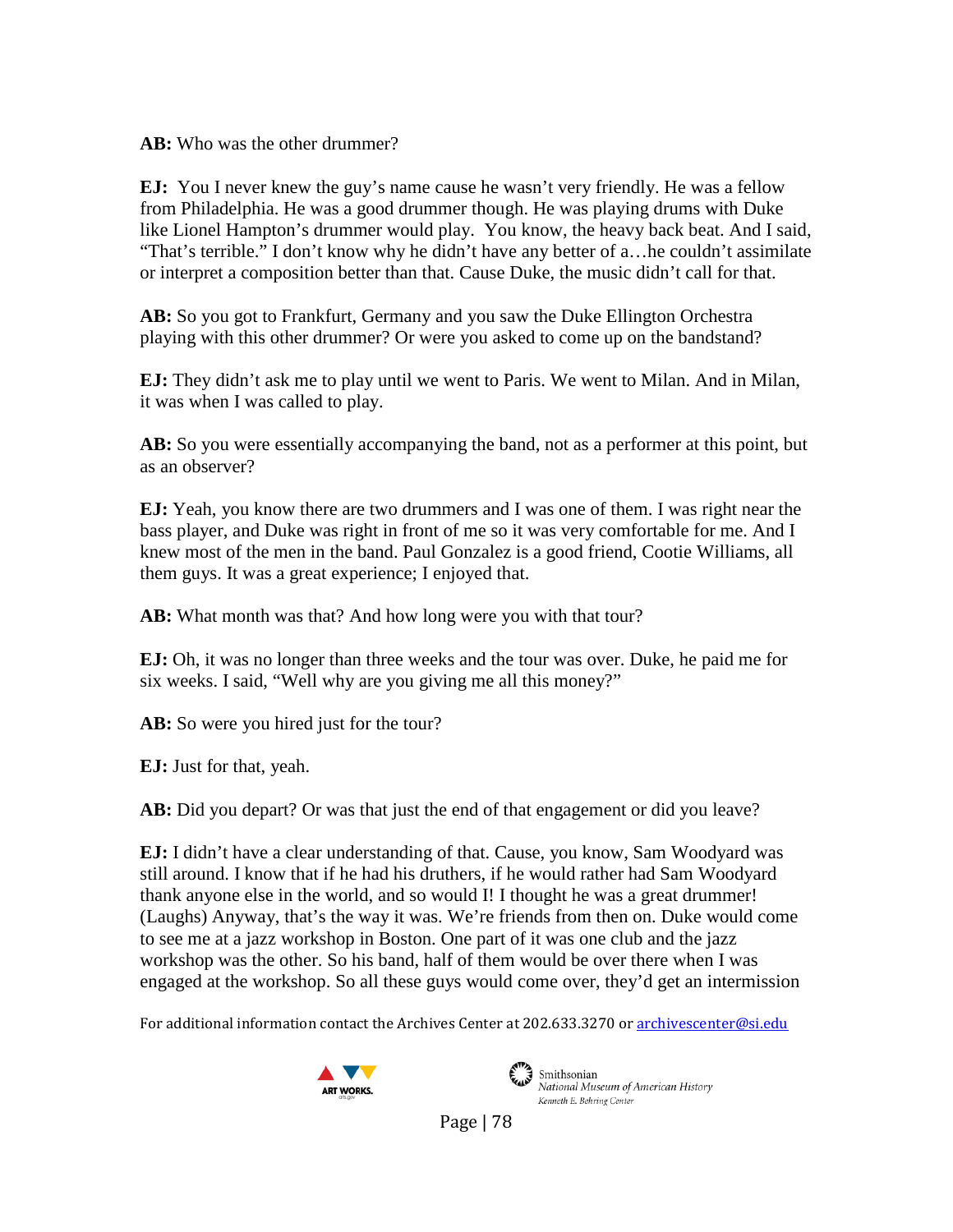**AB:** Who was the other drummer?

**EJ:** You I never knew the guy's name cause he wasn't very friendly. He was a fellow from Philadelphia. He was a good drummer though. He was playing drums with Duke like Lionel Hampton's drummer would play. You know, the heavy back beat. And I said, "That's terrible." I don't know why he didn't have any better of a…he couldn't assimilate or interpret a composition better than that. Cause Duke, the music didn't call for that.

**AB:** So you got to Frankfurt, Germany and you saw the Duke Ellington Orchestra playing with this other drummer? Or were you asked to come up on the bandstand?

**EJ:** They didn't ask me to play until we went to Paris. We went to Milan. And in Milan, it was when I was called to play.

**AB:** So you were essentially accompanying the band, not as a performer at this point, but as an observer?

**EJ:** Yeah, you know there are two drummers and I was one of them. I was right near the bass player, and Duke was right in front of me so it was very comfortable for me. And I knew most of the men in the band. Paul Gonzalez is a good friend, Cootie Williams, all them guys. It was a great experience; I enjoyed that.

**AB:** What month was that? And how long were you with that tour?

**EJ:** Oh, it was no longer than three weeks and the tour was over. Duke, he paid me for six weeks. I said, "Well why are you giving me all this money?"

**AB:** So were you hired just for the tour?

**EJ:** Just for that, yeah.

**AB:** Did you depart? Or was that just the end of that engagement or did you leave?

**EJ:** I didn't have a clear understanding of that. Cause, you know, Sam Woodyard was still around. I know that if he had his druthers, if he would rather had Sam Woodyard thank anyone else in the world, and so would I! I thought he was a great drummer! (Laughs) Anyway, that's the way it was. We're friends from then on. Duke would come to see me at a jazz workshop in Boston. One part of it was one club and the jazz workshop was the other. So his band, half of them would be over there when I was engaged at the workshop. So all these guys would come over, they'd get an intermission

For additional information contact the Archives Center at 202.633.3270 or archivescenter@si.edu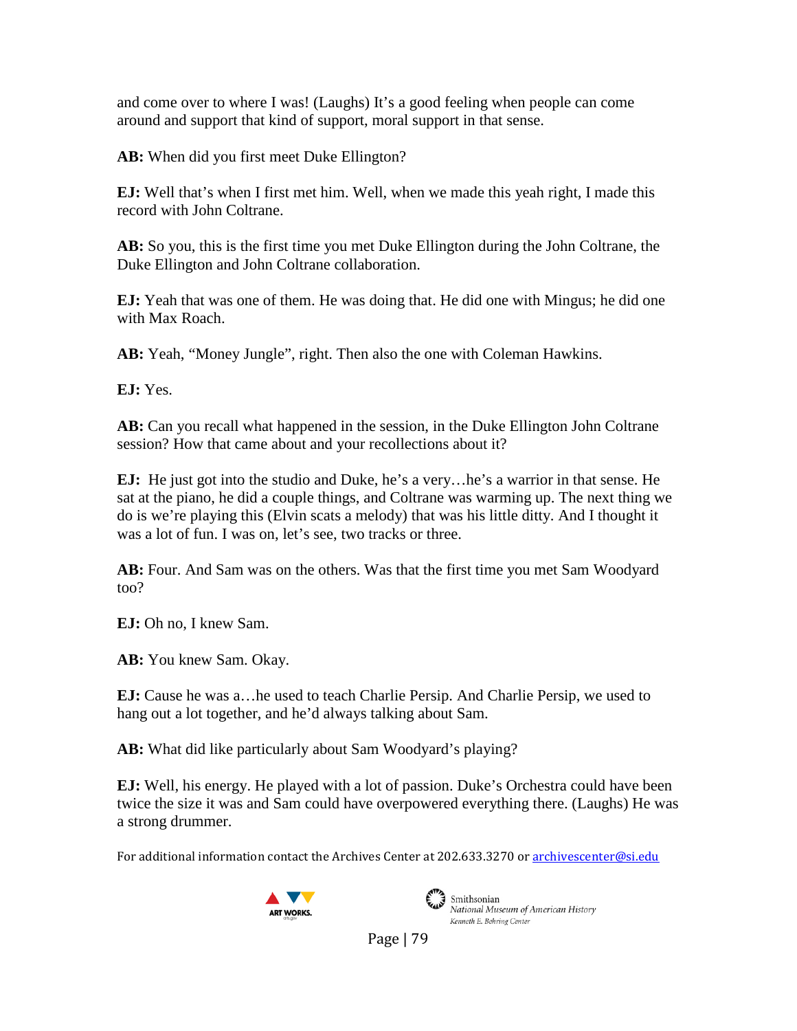and come over to where I was! (Laughs) It's a good feeling when people can come around and support that kind of support, moral support in that sense.

**AB:** When did you first meet Duke Ellington?

**EJ:** Well that's when I first met him. Well, when we made this yeah right, I made this record with John Coltrane.

**AB:** So you, this is the first time you met Duke Ellington during the John Coltrane, the Duke Ellington and John Coltrane collaboration.

**EJ:** Yeah that was one of them. He was doing that. He did one with Mingus; he did one with Max Roach.

**AB:** Yeah, "Money Jungle", right. Then also the one with Coleman Hawkins.

**EJ:** Yes.

**AB:** Can you recall what happened in the session, in the Duke Ellington John Coltrane session? How that came about and your recollections about it?

**EJ:** He just got into the studio and Duke, he's a very…he's a warrior in that sense. He sat at the piano, he did a couple things, and Coltrane was warming up. The next thing we do is we're playing this (Elvin scats a melody) that was his little ditty. And I thought it was a lot of fun. I was on, let's see, two tracks or three.

**AB:** Four. And Sam was on the others. Was that the first time you met Sam Woodyard too?

**EJ:** Oh no, I knew Sam.

**AB:** You knew Sam. Okay.

**EJ:** Cause he was a…he used to teach Charlie Persip. And Charlie Persip, we used to hang out a lot together, and he'd always talking about Sam.

**AB:** What did like particularly about Sam Woodyard's playing?

**EJ:** Well, his energy. He played with a lot of passion. Duke's Orchestra could have been twice the size it was and Sam could have overpowered everything there. (Laughs) He was a strong drummer.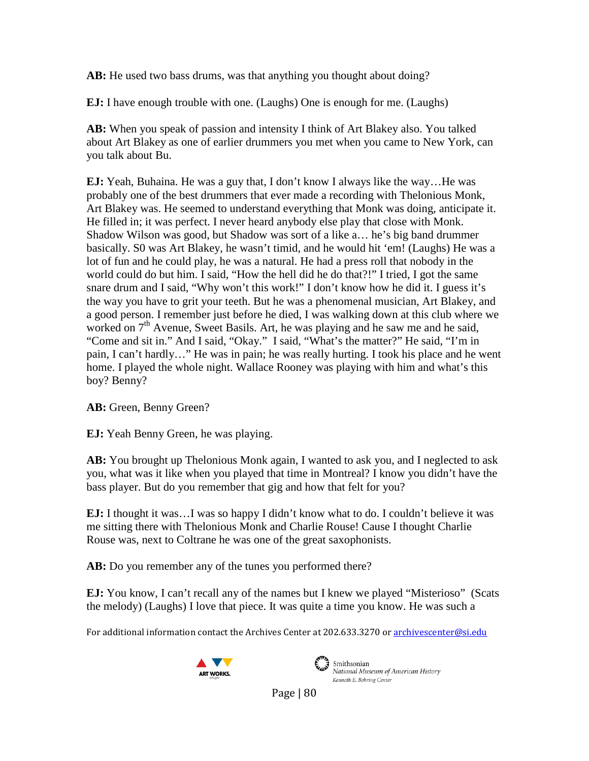**AB:** He used two bass drums, was that anything you thought about doing?

**EJ:** I have enough trouble with one. (Laughs) One is enough for me. (Laughs)

**AB:** When you speak of passion and intensity I think of Art Blakey also. You talked about Art Blakey as one of earlier drummers you met when you came to New York, can you talk about Bu.

**EJ:** Yeah, Buhaina. He was a guy that, I don't know I always like the way…He was probably one of the best drummers that ever made a recording with Thelonious Monk, Art Blakey was. He seemed to understand everything that Monk was doing, anticipate it. He filled in; it was perfect. I never heard anybody else play that close with Monk. Shadow Wilson was good, but Shadow was sort of a like a… he's big band drummer basically. S0 was Art Blakey, he wasn't timid, and he would hit 'em! (Laughs) He was a lot of fun and he could play, he was a natural. He had a press roll that nobody in the world could do but him. I said, "How the hell did he do that?!" I tried, I got the same snare drum and I said, "Why won't this work!" I don't know how he did it. I guess it's the way you have to grit your teeth. But he was a phenomenal musician, Art Blakey, and a good person. I remember just before he died, I was walking down at this club where we worked on 7th Avenue, Sweet Basils. Art, he was playing and he saw me and he said, "Come and sit in." And I said, "Okay." I said, "What's the matter?" He said, "I'm in pain, I can't hardly…" He was in pain; he was really hurting. I took his place and he went home. I played the whole night. Wallace Rooney was playing with him and what's this boy? Benny?

**AB:** Green, Benny Green?

**EJ:** Yeah Benny Green, he was playing.

**AB:** You brought up Thelonious Monk again, I wanted to ask you, and I neglected to ask you, what was it like when you played that time in Montreal? I know you didn't have the bass player. But do you remember that gig and how that felt for you?

**EJ:** I thought it was…I was so happy I didn't know what to do. I couldn't believe it was me sitting there with Thelonious Monk and Charlie Rouse! Cause I thought Charlie Rouse was, next to Coltrane he was one of the great saxophonists.

**AB:** Do you remember any of the tunes you performed there?

**EJ:** You know, I can't recall any of the names but I knew we played "Misterioso" (Scats the melody) (Laughs) I love that piece. It was quite a time you know. He was such a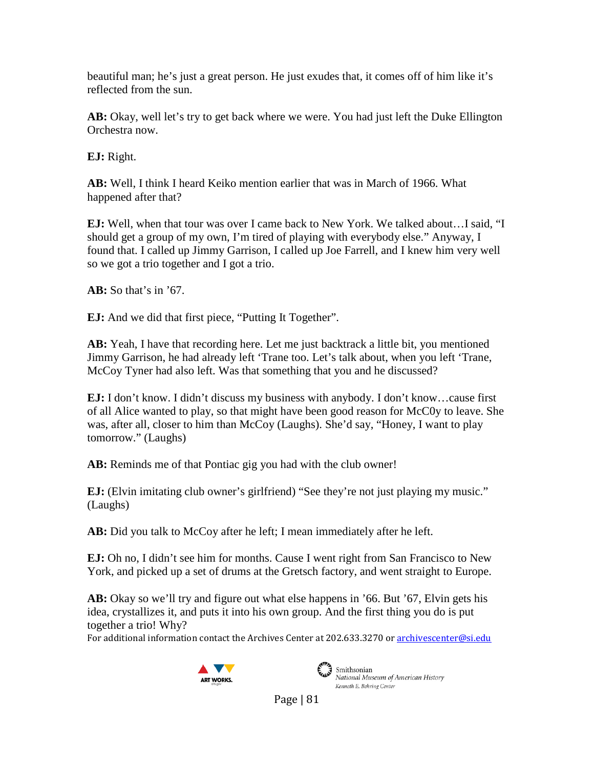beautiful man; he's just a great person. He just exudes that, it comes off of him like it's reflected from the sun.

**AB:** Okay, well let's try to get back where we were. You had just left the Duke Ellington Orchestra now.

**EJ:** Right.

**AB:** Well, I think I heard Keiko mention earlier that was in March of 1966. What happened after that?

**EJ:** Well, when that tour was over I came back to New York. We talked about…I said, "I should get a group of my own, I'm tired of playing with everybody else." Anyway, I found that. I called up Jimmy Garrison, I called up Joe Farrell, and I knew him very well so we got a trio together and I got a trio.

**AB:** So that's in '67.

**EJ:** And we did that first piece, "Putting It Together".

**AB:** Yeah, I have that recording here. Let me just backtrack a little bit, you mentioned Jimmy Garrison, he had already left 'Trane too. Let's talk about, when you left 'Trane, McCoy Tyner had also left. Was that something that you and he discussed?

**EJ:** I don't know. I didn't discuss my business with anybody. I don't know…cause first of all Alice wanted to play, so that might have been good reason for McC0y to leave. She was, after all, closer to him than McCoy (Laughs). She'd say, "Honey, I want to play tomorrow." (Laughs)

**AB:** Reminds me of that Pontiac gig you had with the club owner!

**EJ:** (Elvin imitating club owner's girlfriend) "See they're not just playing my music." (Laughs)

**AB:** Did you talk to McCoy after he left; I mean immediately after he left.

**EJ:** Oh no, I didn't see him for months. Cause I went right from San Francisco to New York, and picked up a set of drums at the Gretsch factory, and went straight to Europe.

**AB:** Okay so we'll try and figure out what else happens in '66. But '67, Elvin gets his idea, crystallizes it, and puts it into his own group. And the first thing you do is put together a trio! Why?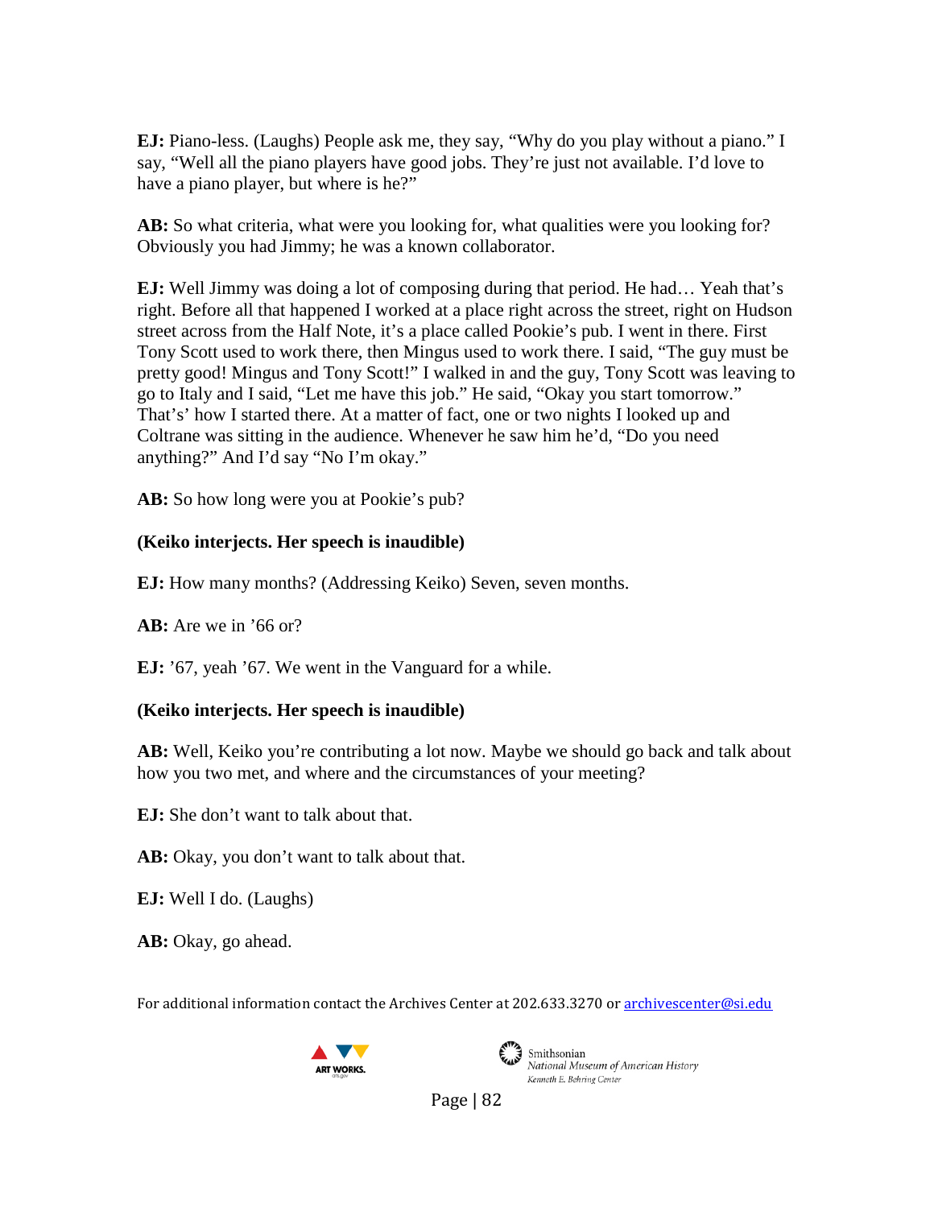**EJ:** Piano-less. (Laughs) People ask me, they say, "Why do you play without a piano." I say, "Well all the piano players have good jobs. They're just not available. I'd love to have a piano player, but where is he?"

**AB:** So what criteria, what were you looking for, what qualities were you looking for? Obviously you had Jimmy; he was a known collaborator.

**EJ:** Well Jimmy was doing a lot of composing during that period. He had… Yeah that's right. Before all that happened I worked at a place right across the street, right on Hudson street across from the Half Note, it's a place called Pookie's pub. I went in there. First Tony Scott used to work there, then Mingus used to work there. I said, "The guy must be pretty good! Mingus and Tony Scott!" I walked in and the guy, Tony Scott was leaving to go to Italy and I said, "Let me have this job." He said, "Okay you start tomorrow." That's' how I started there. At a matter of fact, one or two nights I looked up and Coltrane was sitting in the audience. Whenever he saw him he'd, "Do you need anything?" And I'd say "No I'm okay."

**AB:** So how long were you at Pookie's pub?

**(Keiko interjects. Her speech is inaudible)**

**EJ:** How many months? (Addressing Keiko) Seven, seven months.

**AB:** Are we in '66 or?

**EJ:** '67, yeah '67. We went in the Vanguard for a while.

**(Keiko interjects. Her speech is inaudible)**

**AB:** Well, Keiko you're contributing a lot now. Maybe we should go back and talk about how you two met, and where and the circumstances of your meeting?

**EJ:** She don't want to talk about that.

**AB:** Okay, you don't want to talk about that.

**EJ:** Well I do. (Laughs)

**AB:** Okay, go ahead.

For additional information contact the Archives Center at 202.633.3270 or archivescenter@si.edu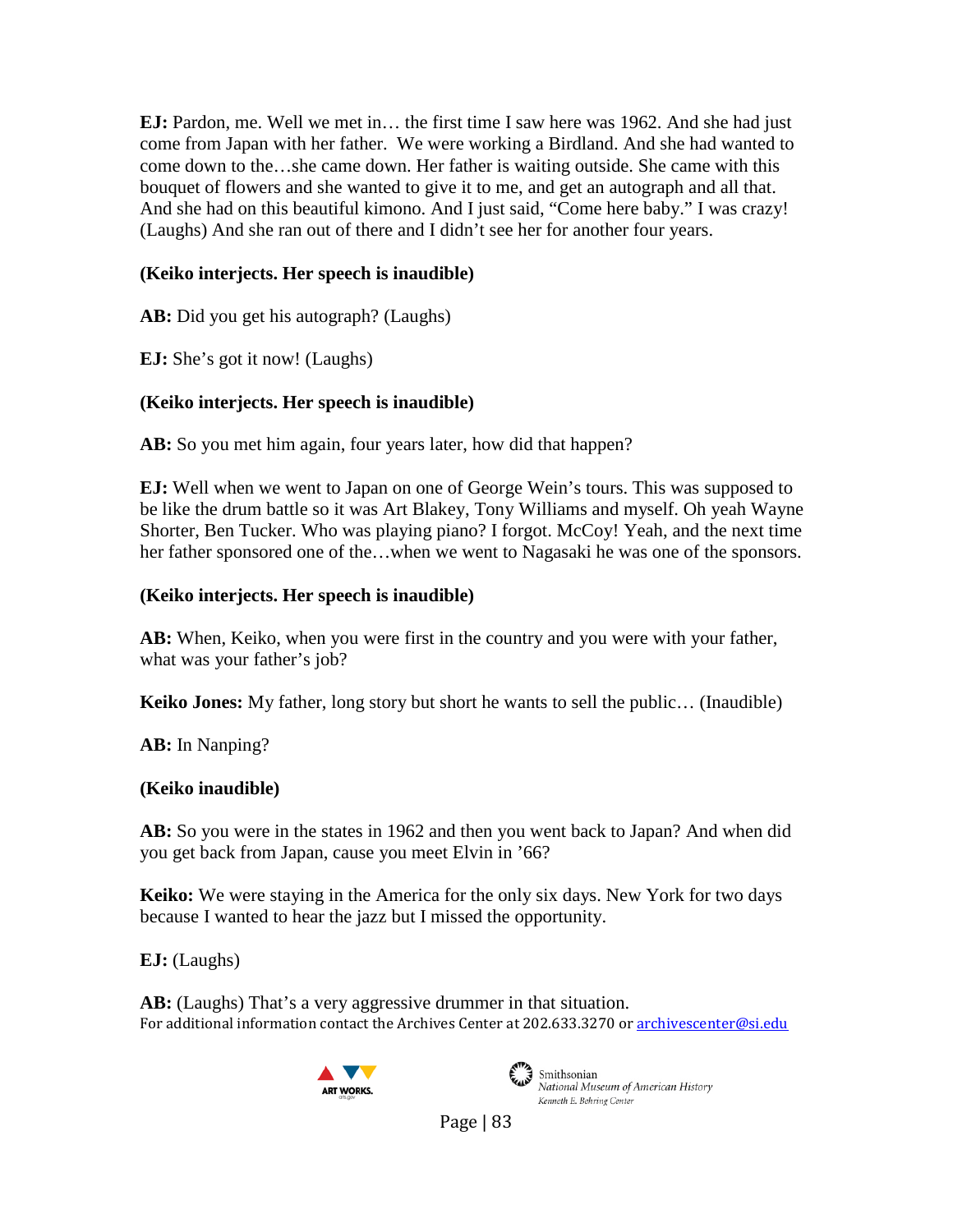**EJ:** Pardon, me. Well we met in… the first time I saw here was 1962. And she had just come from Japan with her father. We were working a Birdland. And she had wanted to come down to the…she came down. Her father is waiting outside. She came with this bouquet of flowers and she wanted to give it to me, and get an autograph and all that. And she had on this beautiful kimono. And I just said, "Come here baby." I was crazy! (Laughs) And she ran out of there and I didn't see her for another four years.

**(Keiko interjects. Her speech is inaudible)**

**AB:** Did you get his autograph? (Laughs)

**EJ:** She's got it now! (Laughs)

**(Keiko interjects. Her speech is inaudible)**

**AB:** So you met him again, four years later, how did that happen?

**EJ:** Well when we went to Japan on one of George Wein's tours. This was supposed to be like the drum battle so it was Art Blakey, Tony Williams and myself. Oh yeah Wayne Shorter, Ben Tucker. Who was playing piano? I forgot. McCoy! Yeah, and the next time her father sponsored one of the…when we went to Nagasaki he was one of the sponsors.

**(Keiko interjects. Her speech is inaudible)**

**AB:** When, Keiko, when you were first in the country and you were with your father, what was your father's job?

**Keiko Jones:** My father, long story but short he wants to sell the public… (Inaudible)

**AB:** In Nanping?

**(Keiko inaudible)**

**AB:** So you were in the states in 1962 and then you went back to Japan? And when did you get back from Japan, cause you meet Elvin in '66?

**Keiko:** We were staying in the America for the only six days. New York for two days because I wanted to hear the jazz but I missed the opportunity.

**EJ:** (Laughs)

**AB:** (Laughs) That's a very aggressive drummer in that situation.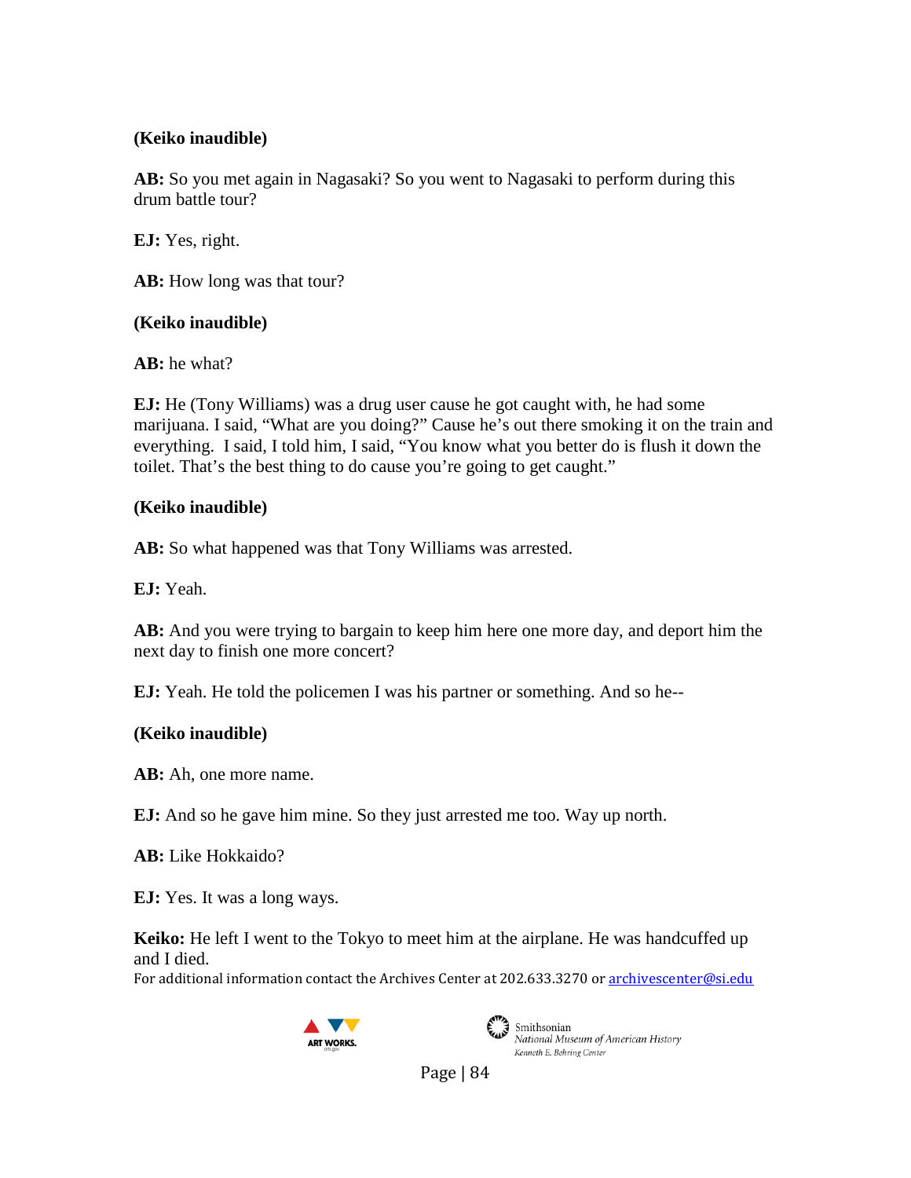**(Keiko inaudible)**

**AB:** So you met again in Nagasaki? So you went to Nagasaki to perform during this drum battle tour?

**EJ:** Yes, right.

**AB:** How long was that tour?

**(Keiko inaudible)**

**AB:** he what?

**EJ:** He (Tony Williams) was a drug user cause he got caught with, he had some marijuana. I said, "What are you doing?" Cause he's out there smoking it on the train and everything. I said, I told him, I said, "You know what you better do is flush it down the toilet. That's the best thing to do cause you're going to get caught."

**(Keiko inaudible)**

**AB:** So what happened was that Tony Williams was arrested.

**EJ:** Yeah.

**AB:** And you were trying to bargain to keep him here one more day, and deport him the next day to finish one more concert?

**EJ:** Yeah. He told the policemen I was his partner or something. And so he--

**(Keiko inaudible)**

**AB:** Ah, one more name.

**EJ:** And so he gave him mine. So they just arrested me too. Way up north.

**AB:** Like Hokkaido?

**EJ:** Yes. It was a long ways.

**Keiko:** He left I went to the Tokyo to meet him at the airplane. He was handcuffed up and I died.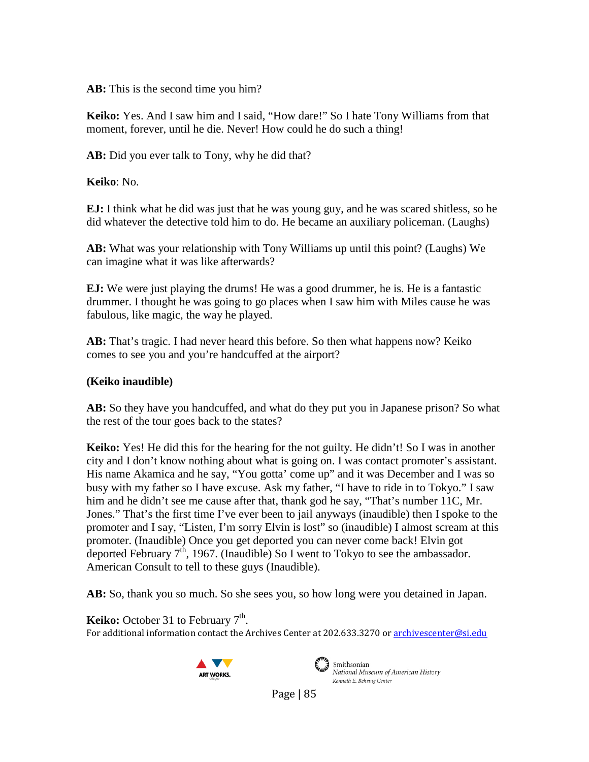**AB:** This is the second time you him?

**Keiko:** Yes. And I saw him and I said, "How dare!" So I hate Tony Williams from that moment, forever, until he die. Never! How could he do such a thing!

**AB:** Did you ever talk to Tony, why he did that?

**Keiko**: No.

**EJ:** I think what he did was just that he was young guy, and he was scared shitless, so he did whatever the detective told him to do. He became an auxiliary policeman. (Laughs)

**AB:** What was your relationship with Tony Williams up until this point? (Laughs) We can imagine what it was like afterwards?

**EJ:** We were just playing the drums! He was a good drummer, he is. He is a fantastic drummer. I thought he was going to go places when I saw him with Miles cause he was fabulous, like magic, the way he played.

**AB:** That's tragic. I had never heard this before. So then what happens now? Keiko comes to see you and you're handcuffed at the airport?

**(Keiko inaudible)**

**AB:** So they have you handcuffed, and what do they put you in Japanese prison? So what the rest of the tour goes back to the states?

**Keiko:** Yes! He did this for the hearing for the not guilty. He didn't! So I was in another city and I don't know nothing about what is going on. I was contact promoter's assistant. His name Akamica and he say, "You gotta' come up" and it was December and I was so busy with my father so I have excuse. Ask my father, "I have to ride in to Tokyo." I saw him and he didn't see me cause after that, thank god he say, "That's number 11C, Mr. Jones." That's the first time I've ever been to jail anyways (inaudible) then I spoke to the promoter and I say, "Listen, I'm sorry Elvin is lost" so (inaudible) I almost scream at this promoter. (Inaudible) Once you get deported you can never come back! Elvin got deported February 7th, 1967. (Inaudible) So I went to Tokyo to see the ambassador. American Consult to tell to these guys (Inaudible).

**AB:** So, thank you so much. So she sees you, so how long were you detained in Japan.

**Keiko:** October 31 to February 7th.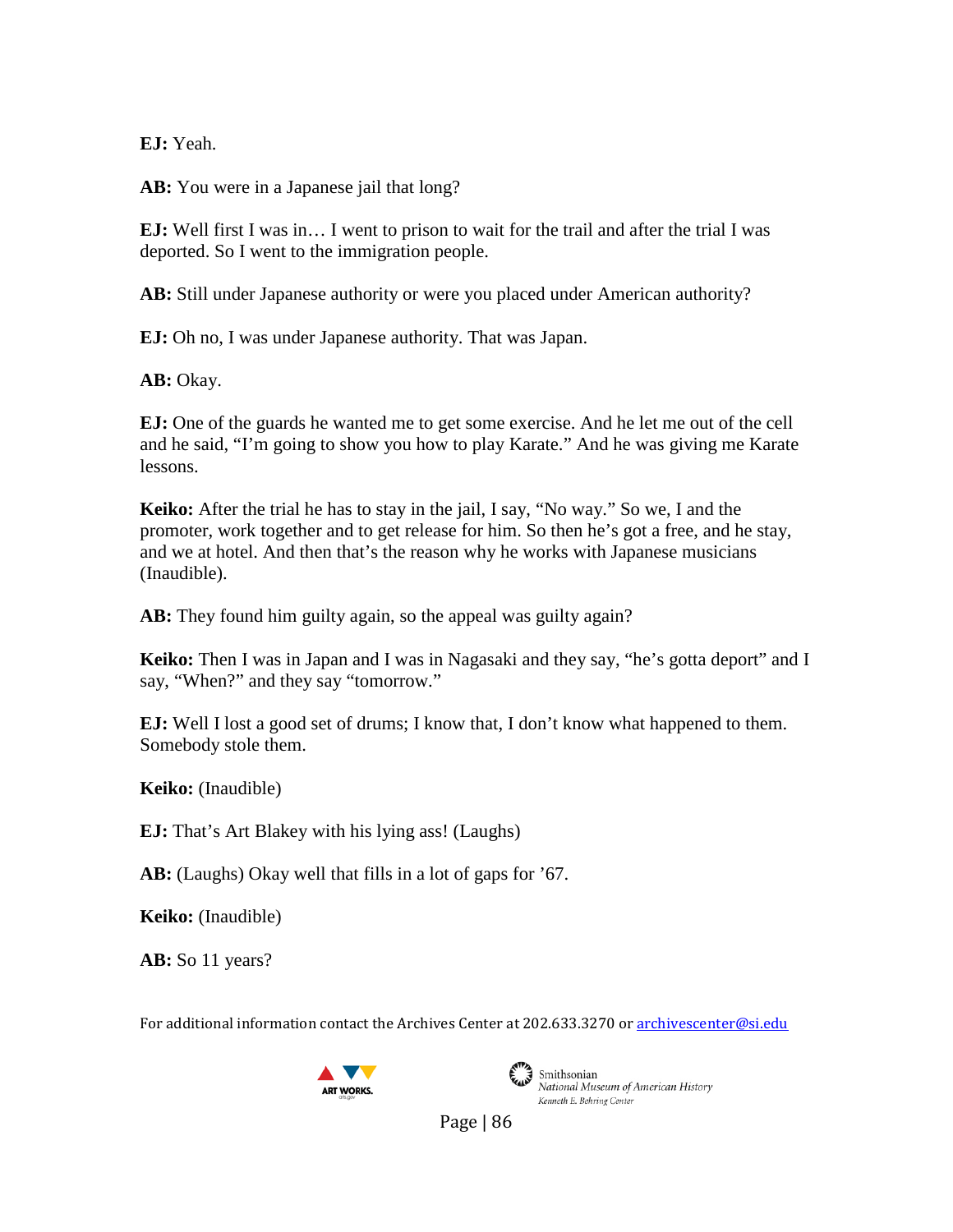**EJ:** Yeah.

**AB:** You were in a Japanese jail that long?

**EJ:** Well first I was in… I went to prison to wait for the trail and after the trial I was deported. So I went to the immigration people.

**AB:** Still under Japanese authority or were you placed under American authority?

**EJ:** Oh no, I was under Japanese authority. That was Japan.

**AB:** Okay.

**EJ:** One of the guards he wanted me to get some exercise. And he let me out of the cell and he said, "I'm going to show you how to play Karate." And he was giving me Karate lessons.

**Keiko:** After the trial he has to stay in the jail, I say, "No way." So we, I and the promoter, work together and to get release for him. So then he's got a free, and he stay, and we at hotel. And then that's the reason why he works with Japanese musicians (Inaudible).

**AB:** They found him guilty again, so the appeal was guilty again?

**Keiko:** Then I was in Japan and I was in Nagasaki and they say, "he's gotta deport" and I say, "When?" and they say "tomorrow."

**EJ:** Well I lost a good set of drums; I know that, I don't know what happened to them. Somebody stole them.

**Keiko:** (Inaudible)

**EJ:** That's Art Blakey with his lying ass! (Laughs)

**AB:** (Laughs) Okay well that fills in a lot of gaps for '67.

**Keiko:** (Inaudible)

**AB:** So 11 years?

For additional information contact the Archives Center at 202.633.3270 or archivescenter@si.edu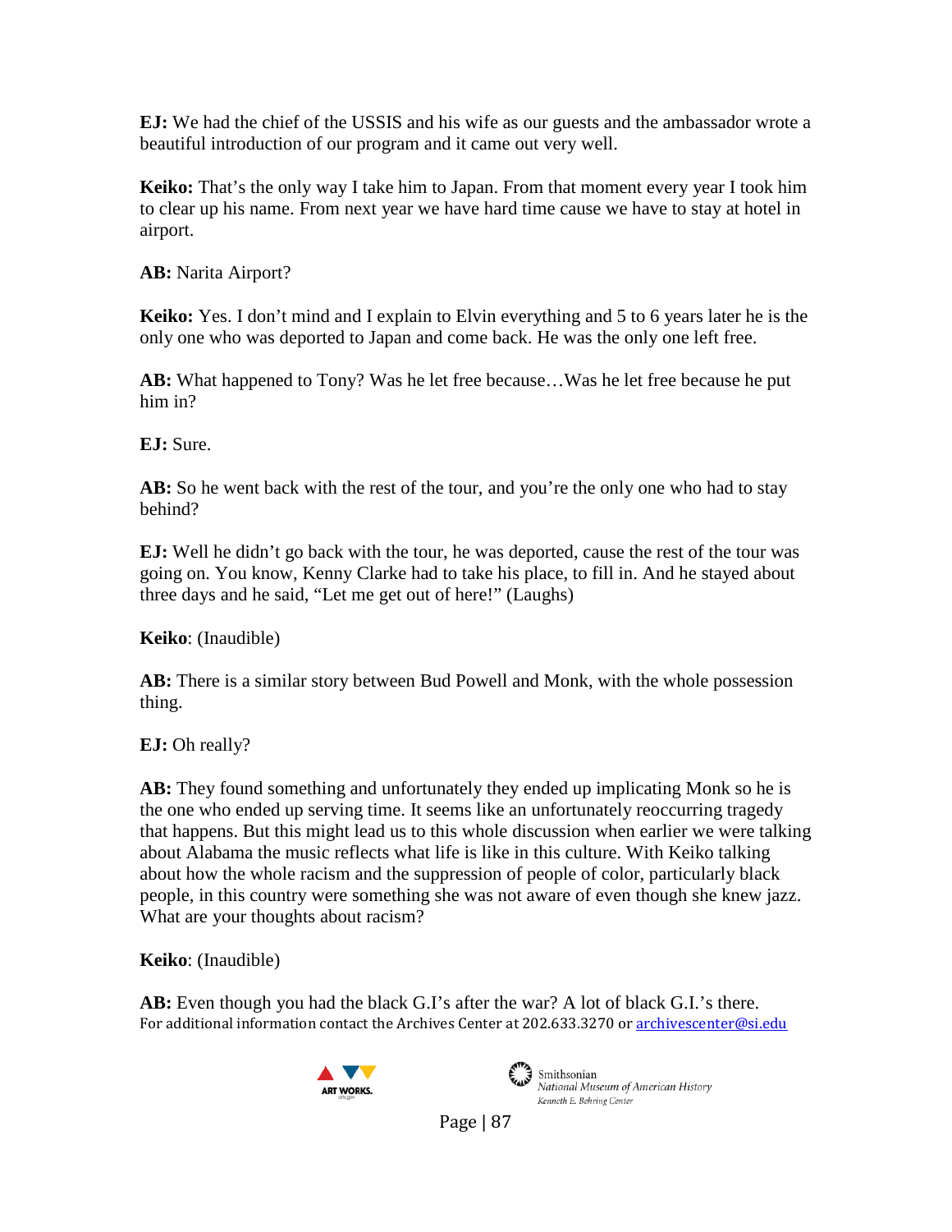**EJ:** We had the chief of the USSIS and his wife as our guests and the ambassador wrote a beautiful introduction of our program and it came out very well.

**Keiko:** That's the only way I take him to Japan. From that moment every year I took him to clear up his name. From next year we have hard time cause we have to stay at hotel in airport.

**AB:** Narita Airport?

**Keiko:** Yes. I don't mind and I explain to Elvin everything and 5 to 6 years later he is the only one who was deported to Japan and come back. He was the only one left free.

**AB:** What happened to Tony? Was he let free because…Was he let free because he put him in?

**EJ:** Sure.

**AB:** So he went back with the rest of the tour, and you're the only one who had to stay behind?

**EJ:** Well he didn't go back with the tour, he was deported, cause the rest of the tour was going on. You know, Kenny Clarke had to take his place, to fill in. And he stayed about three days and he said, "Let me get out of here!" (Laughs)

**Keiko**: (Inaudible)

**AB:** There is a similar story between Bud Powell and Monk, with the whole possession thing.

**EJ:** Oh really?

**AB:** They found something and unfortunately they ended up implicating Monk so he is the one who ended up serving time. It seems like an unfortunately reoccurring tragedy that happens. But this might lead us to this whole discussion when earlier we were talking about Alabama the music reflects what life is like in this culture. With Keiko talking about how the whole racism and the suppression of people of color, particularly black people, in this country were something she was not aware of even though she knew jazz. What are your thoughts about racism?

**Keiko**: (Inaudible)

**AB:** Even though you had the black G.I.'s after the war? A lot of black G.I.'s there.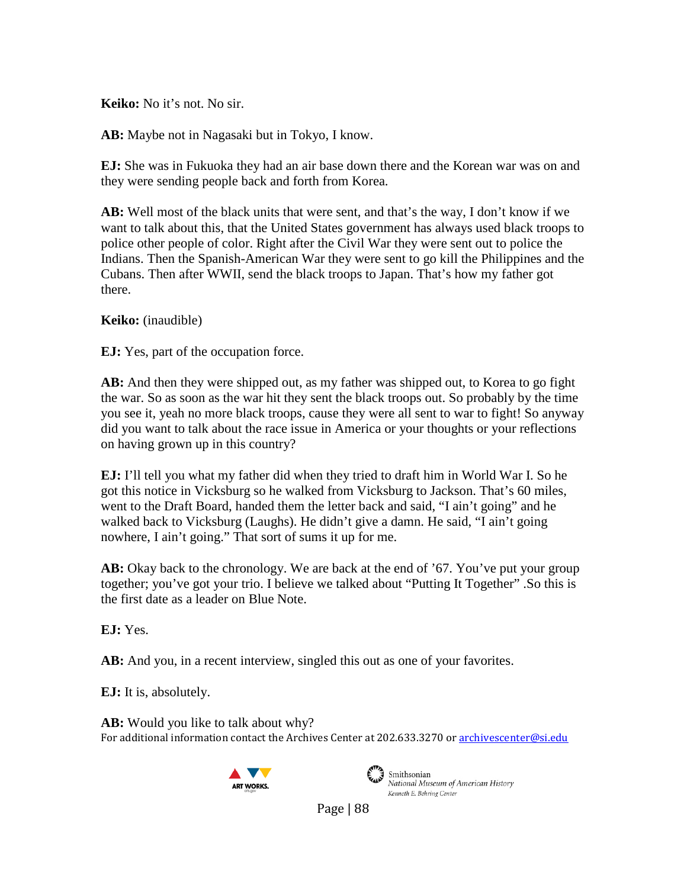**Keiko:** No it's not. No sir.

**AB:** Maybe not in Nagasaki but in Tokyo, I know.

**EJ:** She was in Fukuoka they had an air base down there and the Korean war was on and they were sending people back and forth from Korea.

**AB:** Well most of the black units that were sent, and that's the way, I don't know if we want to talk about this, that the United States government has always used black troops to police other people of color. Right after the Civil War they were sent out to police the Indians. Then the Spanish-American War they were sent to go kill the Philippines and the Cubans. Then after WWII, send the black troops to Japan. That's how my father got there.

**Keiko:** (inaudible)

**EJ:** Yes, part of the occupation force.

**AB:** And then they were shipped out, as my father was shipped out, to Korea to go fight the war. So as soon as the war hit they sent the black troops out. So probably by the time you see it, yeah no more black troops, cause they were all sent to war to fight! So anyway did you want to talk about the race issue in America or your thoughts or your reflections on having grown up in this country?

**EJ:** I'll tell you what my father did when they tried to draft him in World War I. So he got this notice in Vicksburg so he walked from Vicksburg to Jackson. That's 60 miles, went to the Draft Board, handed them the letter back and said, "I ain't going" and he walked back to Vicksburg (Laughs). He didn't give a damn. He said, "I ain't going nowhere, I ain't going." That sort of sums it up for me.

**AB:** Okay back to the chronology. We are back at the end of '67. You've put your group together; you've got your trio. I believe we talked about "Putting It Together" .So this is the first date as a leader on Blue Note.

**EJ:** Yes.

**AB:** And you, in a recent interview, singled this out as one of your favorites.

**EJ:** It is, absolutely.

**AB:** Would you like to talk about why?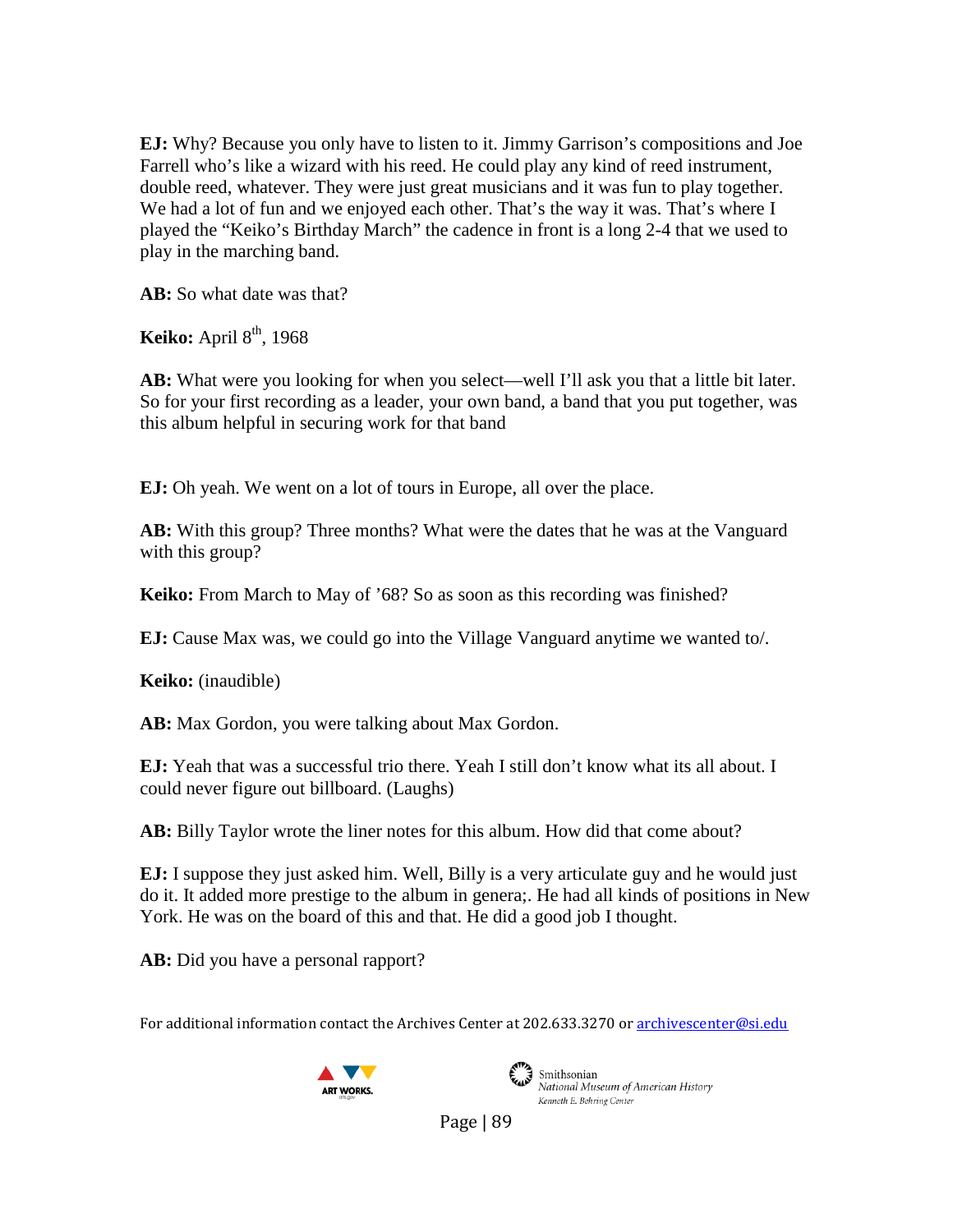**EJ:** Why? Because you only have to listen to it. Jimmy Garrison's compositions and Joe Farrell who's like a wizard with his reed. He could play any kind of reed instrument, double reed, whatever. They were just great musicians and it was fun to play together. We had a lot of fun and we enjoyed each other. That's the way it was. That's where I played the "Keiko's Birthday March" the cadence in front is a long 2-4 that we used to play in the marching band.

**AB:** So what date was that?

**Keiko:** April 8th, 1968

**AB:** What were you looking for when you select—well I'll ask you that a little bit later. So for your first recording as a leader, your own band, a band that you put together, was this album helpful in securing work for that band

**EJ:** Oh yeah. We went on a lot of tours in Europe, all over the place.

**AB:** With this group? Three months? What were the dates that he was at the Vanguard with this group?

**Keiko:** From March to May of '68? So as soon as this recording was finished?

**EJ:** Cause Max was, we could go into the Village Vanguard anytime we wanted to/.

**Keiko:** (inaudible)

**AB:** Max Gordon, you were talking about Max Gordon.

**EJ:** Yeah that was a successful trio there. Yeah I still don't know what its all about. I could never figure out billboard. (Laughs)

**AB:** Billy Taylor wrote the liner notes for this album. How did that come about?

**EJ:** I suppose they just asked him. Well, Billy is a very articulate guy and he would just do it. It added more prestige to the album in genera;. He had all kinds of positions in New York. He was on the board of this and that. He did a good job I thought.

**AB:** Did you have a personal rapport?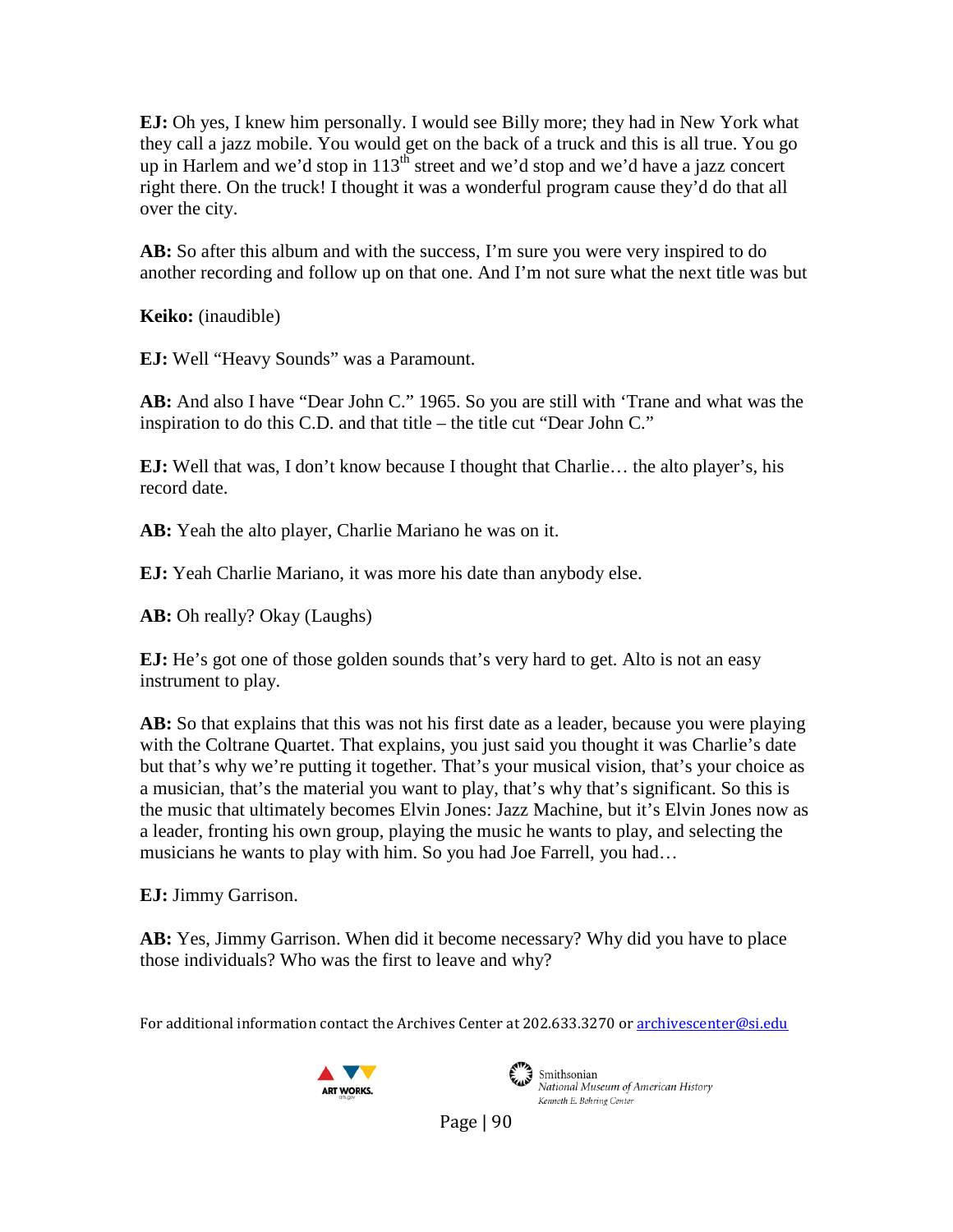**EJ:** Oh yes, I knew him personally. I would see Billy more; they had in New York what they call a jazz mobile. You would get on the back of a truck and this is all true. You go up in Harlem and we'd stop in 113th street and we'd stop and we'd have a jazz concert right there. On the truck! I thought it was a wonderful program cause they'd do that all over the city.

**AB:** So after this album and with the success, I'm sure you were very inspired to do another recording and follow up on that one. And I'm not sure what the next title was but

**Keiko:** (inaudible)

**EJ:** Well "Heavy Sounds" was a Paramount.

**AB:** And also I have "Dear John C." 1965. So you are still with 'Trane and what was the inspiration to do this C.D. and that title – the title cut "Dear John C."

**EJ:** Well that was, I don't know because I thought that Charlie… the alto player's, his record date.

**AB:** Yeah the alto player, Charlie Mariano he was on it.

**EJ:** Yeah Charlie Mariano, it was more his date than anybody else.

**AB:** Oh really? Okay (Laughs)

**EJ:** He's got one of those golden sounds that's very hard to get. Alto is not an easy instrument to play.

**AB:** So that explains that this was not his first date as a leader, because you were playing with the Coltrane Quartet. That explains, you just said you thought it was Charlie's date but that's why we're putting it together. That's your musical vision, that's your choice as a musician, that's the material you want to play, that's why that's significant. So this is the music that ultimately becomes Elvin Jones: Jazz Machine, but it's Elvin Jones now as a leader, fronting his own group, playing the music he wants to play, and selecting the musicians he wants to play with him. So you had Joe Farrell, you had…

**EJ:** Jimmy Garrison.

**AB:** Yes, Jimmy Garrison. When did it become necessary? Why did you have to place those individuals? Who was the first to leave and why?

For additional information contact the Archives Center at 202.633.3270 or archivescenter@si.edu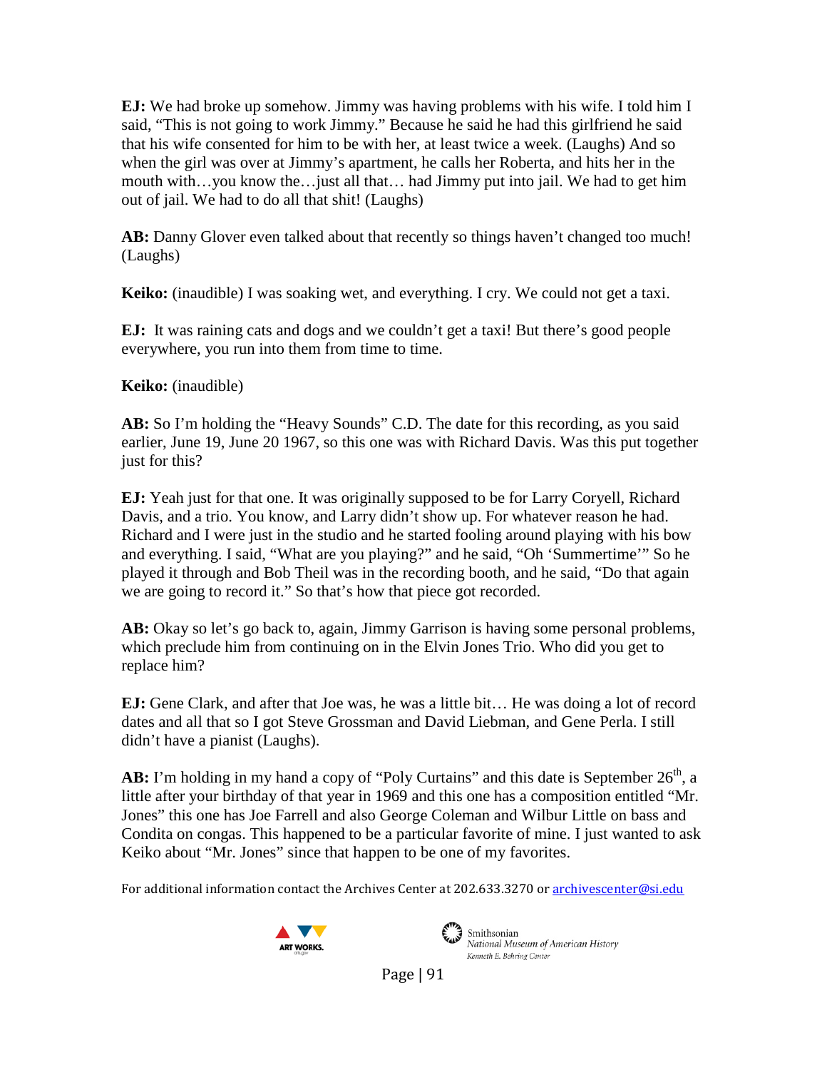**EJ:** We had broke up somehow. Jimmy was having problems with his wife. I told him I said, "This is not going to work Jimmy." Because he said he had this girlfriend he said that his wife consented for him to be with her, at least twice a week. (Laughs) And so when the girl was over at Jimmy's apartment, he calls her Roberta, and hits her in the mouth with…you know the…just all that… had Jimmy put into jail. We had to get him out of jail. We had to do all that shit! (Laughs)

**AB:** Danny Glover even talked about that recently so things haven't changed too much! (Laughs)

**Keiko:** (inaudible) I was soaking wet, and everything. I cry. We could not get a taxi.

**EJ:** It was raining cats and dogs and we couldn't get a taxi! But there's good people everywhere, you run into them from time to time.

**Keiko:** (inaudible)

**AB:** So I'm holding the "Heavy Sounds" C.D. The date for this recording, as you said earlier, June 19, June 20 1967, so this one was with Richard Davis. Was this put together just for this?

**EJ:** Yeah just for that one. It was originally supposed to be for Larry Coryell, Richard Davis, and a trio. You know, and Larry didn't show up. For whatever reason he had. Richard and I were just in the studio and he started fooling around playing with his bow and everything. I said, "What are you playing?" and he said, "Oh 'Summertime'" So he played it through and Bob Theil was in the recording booth, and he said, "Do that again we are going to record it." So that's how that piece got recorded.

**AB:** Okay so let's go back to, again, Jimmy Garrison is having some personal problems, which preclude him from continuing on in the Elvin Jones Trio. Who did you get to replace him?

**EJ:** Gene Clark, and after that Joe was, he was a little bit… He was doing a lot of record dates and all that so I got Steve Grossman and David Liebman, and Gene Perla. I still didn't have a pianist (Laughs).

**AB:** I'm holding in my hand a copy of "Poly Curtains" and this date is September 26th, a little after your birthday of that year in 1969 and this one has a composition entitled "Mr. Jones" this one has Joe Farrell and also George Coleman and Wilbur Little on bass and Condita on congas. This happened to be a particular favorite of mine. I just wanted to ask Keiko about "Mr. Jones" since that happen to be one of my favorites.

For additional information contact the Archives Center at 202.633.3270 or archivescenter@si.edu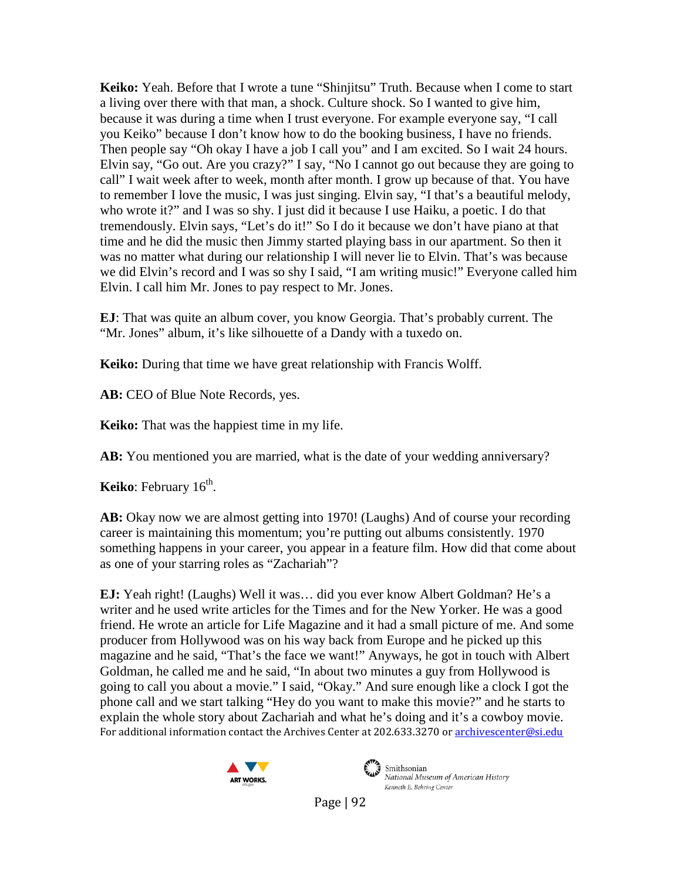**Keiko:** Yeah. Before that I wrote a tune "Shinjitsu" Truth. Because when I come to start a living over there with that man, a shock. Culture shock. So I wanted to give him, because it was during a time when I trust everyone. For example everyone say, "I call you Keiko" because I don't know how to do the booking business, I have no friends. Then people say "Oh okay I have a job I call you" and I am excited. So I wait 24 hours. Elvin say, "Go out. Are you crazy?" I say, "No I cannot go out because they are going to call" I wait week after to week, month after month. I grow up because of that. You have to remember I love the music, I was just singing. Elvin say, "I that's a beautiful melody, who wrote it?" and I was so shy. I just did it because I use Haiku, a poetic. I do that tremendously. Elvin says, "Let's do it!" So I do it because we don't have piano at that time and he did the music then Jimmy started playing bass in our apartment. So then it was no matter what during our relationship I will never lie to Elvin. That's was because we did Elvin's record and I was so shy I said, "I am writing music!" Everyone called him Elvin. I call him Mr. Jones to pay respect to Mr. Jones.

**EJ**: That was quite an album cover, you know Georgia. That's probably current. The "Mr. Jones" album, it's like silhouette of a Dandy with a tuxedo on.

**Keiko:** During that time we have great relationship with Francis Wolff.

**AB:** CEO of Blue Note Records, yes.

**Keiko:** That was the happiest time in my life.

**AB:** You mentioned you are married, what is the date of your wedding anniversary?

**Keiko**: February 16th.

**AB:** Okay now we are almost getting into 1970! (Laughs) And of course your recording career is maintaining this momentum; you're putting out albums consistently. 1970 something happens in your career, you appear in a feature film. How did that come about as one of your starring roles as "Zachariah"?

**EJ:** Yeah right! (Laughs) Well it was… did you ever know Albert Goldman? He's a writer and he used write articles for the Times and for the New Yorker. He was a good friend. He wrote an article for Life Magazine and it had a small picture of me. And some producer from Hollywood was on his way back from Europe and he picked up this magazine and he said, "That's the face we want!" Anyways, he got in touch with Albert Goldman, he called me and he said, "In about two minutes a guy from Hollywood is going to call you about a movie." I said, "Okay." And sure enough like a clock I got the phone call and we start talking "Hey do you want to make this movie?" and he starts to explain the whole story about Zachariah and what he's doing and it's a cowboy movie.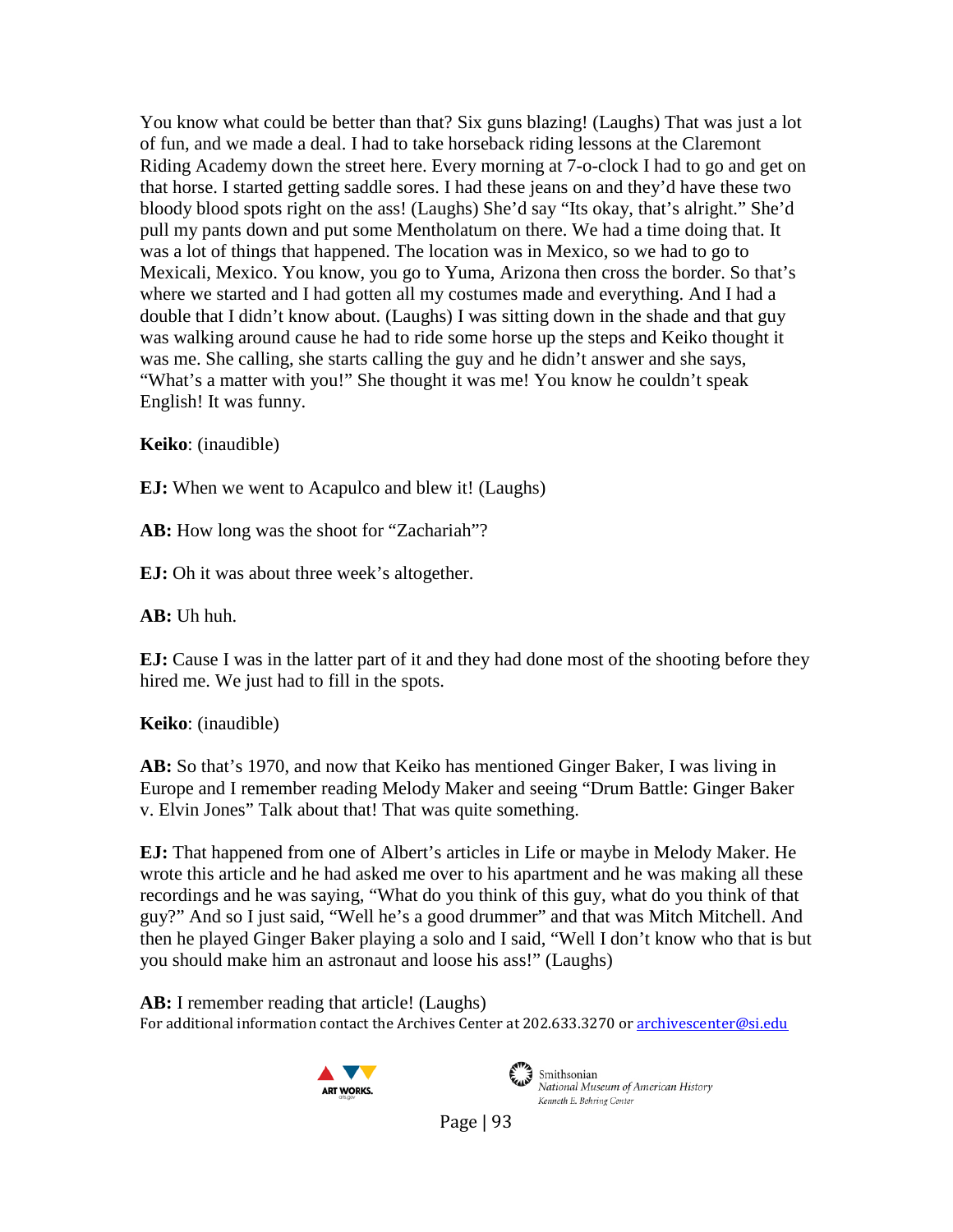You know what could be better than that? Six guns blazing! (Laughs) That was just a lot of fun, and we made a deal. I had to take horseback riding lessons at the Claremont Riding Academy down the street here. Every morning at 7-o-clock I had to go and get on that horse. I started getting saddle sores. I had these jeans on and they'd have these two bloody blood spots right on the ass! (Laughs) She'd say "Its okay, that's alright." She'd pull my pants down and put some Mentholatum on there. We had a time doing that. It was a lot of things that happened. The location was in Mexico, so we had to go to Mexicali, Mexico. You know, you go to Yuma, Arizona then cross the border. So that's where we started and I had gotten all my costumes made and everything. And I had a double that I didn't know about. (Laughs) I was sitting down in the shade and that guy was walking around cause he had to ride some horse up the steps and Keiko thought it was me. She calling, she starts calling the guy and he didn't answer and she says, "What's a matter with you!" She thought it was me! You know he couldn't speak English! It was funny.

**Keiko**: (inaudible)

**EJ:** When we went to Acapulco and blew it! (Laughs)

**AB:** How long was the shoot for "Zachariah"?

**EJ:** Oh it was about three week's altogether.

**AB:** Uh huh.

**EJ:** Cause I was in the latter part of it and they had done most of the shooting before they hired me. We just had to fill in the spots.

**Keiko**: (inaudible)

**AB:** So that's 1970, and now that Keiko has mentioned Ginger Baker, I was living in Europe and I remember reading Melody Maker and seeing "Drum Battle: Ginger Baker v. Elvin Jones" Talk about that! That was quite something.

**EJ:** That happened from one of Albert's articles in Life or maybe in Melody Maker. He wrote this article and he had asked me over to his apartment and he was making all these recordings and he was saying, "What do you think of this guy, what do you think of that guy?" And so I just said, "Well he's a good drummer" and that was Mitch Mitchell. And then he played Ginger Baker playing a solo and I said, "Well I don't know who that is but you should make him an astronaut and loose his ass!" (Laughs)

**AB:** I remember reading that article! (Laughs)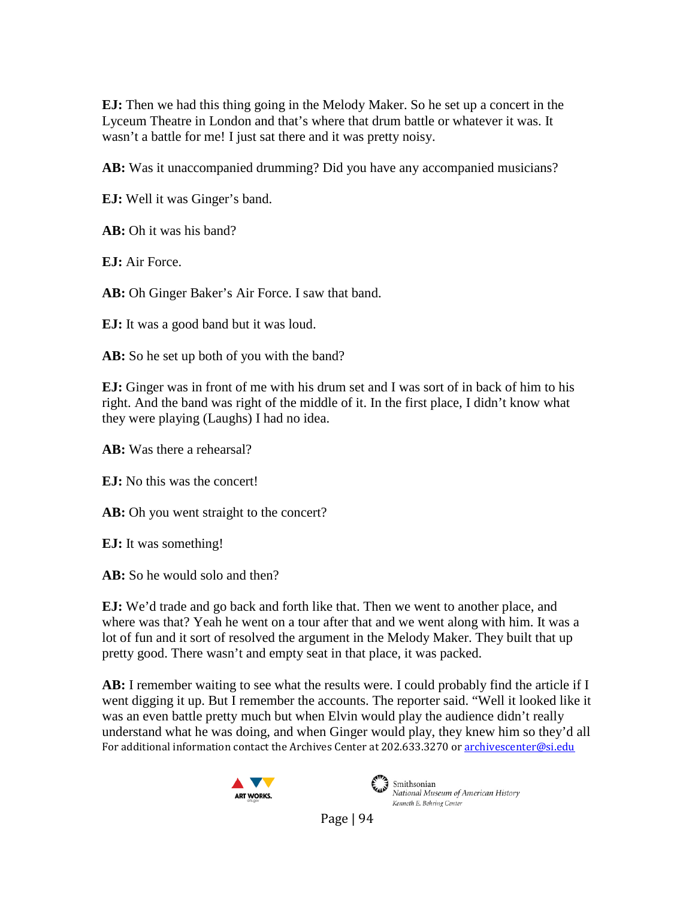**EJ:** Then we had this thing going in the Melody Maker. So he set up a concert in the Lyceum Theatre in London and that's where that drum battle or whatever it was. It wasn't a battle for me! I just sat there and it was pretty noisy.

**AB:** Was it unaccompanied drumming? Did you have any accompanied musicians?

**EJ:** Well it was Ginger's band.

**AB:** Oh it was his band?

**EJ:** Air Force.

**AB:** Oh Ginger Baker's Air Force. I saw that band.

**EJ:** It was a good band but it was loud.

**AB:** So he set up both of you with the band?

**EJ:** Ginger was in front of me with his drum set and I was sort of in back of him to his right. And the band was right of the middle of it. In the first place, I didn't know what they were playing (Laughs) I had no idea.

**AB:** Was there a rehearsal?

**EJ:** No this was the concert!

**AB:** Oh you went straight to the concert?

**EJ:** It was something!

**AB:** So he would solo and then?

**EJ:** We'd trade and go back and forth like that. Then we went to another place, and where was that? Yeah he went on a tour after that and we went along with him. It was a lot of fun and it sort of resolved the argument in the Melody Maker. They built that up pretty good. There wasn't and empty seat in that place, it was packed.

**AB:** I remember waiting to see what the results were. I could probably find the article if I went digging it up. But I remember the accounts. The reporter said. "Well it looked like it was an even battle pretty much but when Elvin would play the audience didn't really understand what he was doing, and when Ginger would play, they knew him so they'd all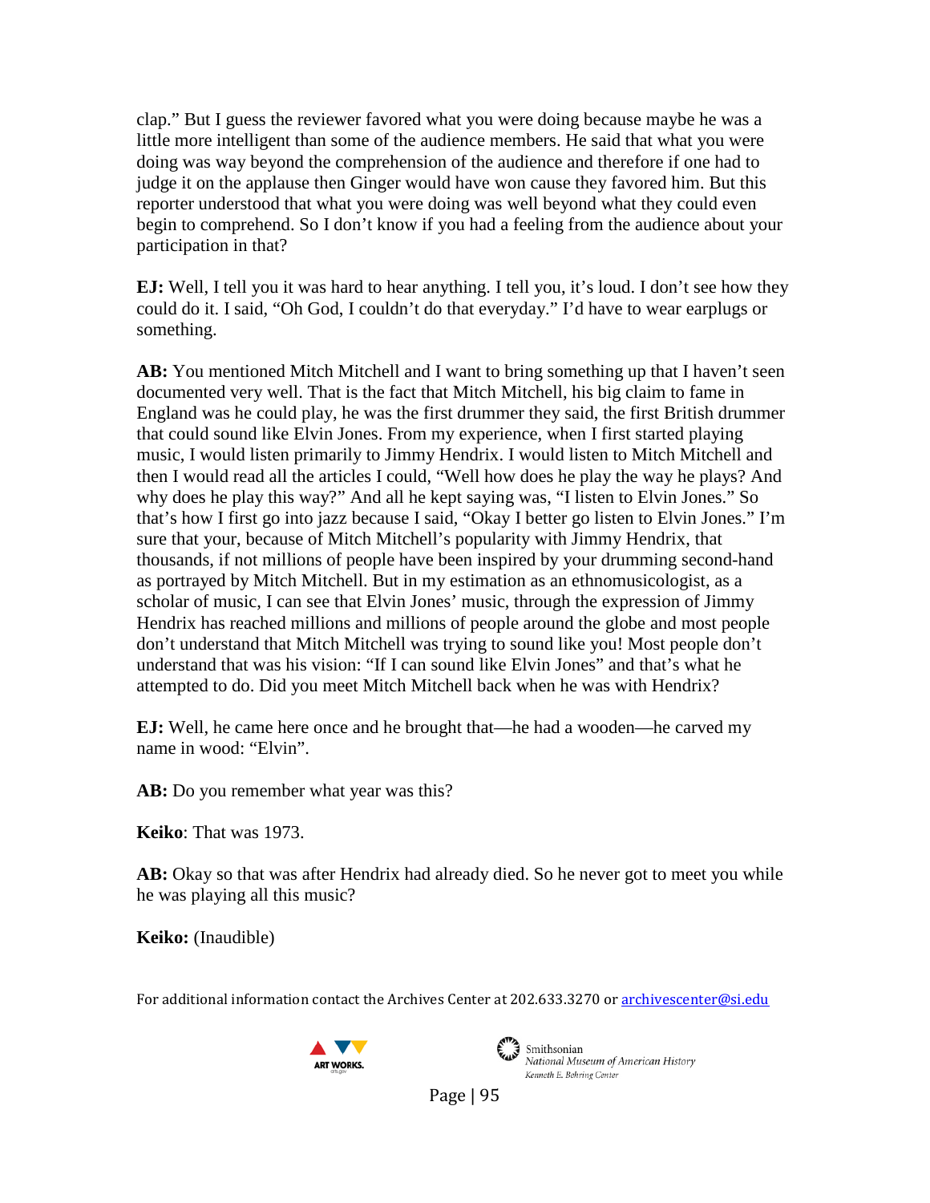clap." But I guess the reviewer favored what you were doing because maybe he was a little more intelligent than some of the audience members. He said that what you were doing was way beyond the comprehension of the audience and therefore if one had to judge it on the applause then Ginger would have won cause they favored him. But this reporter understood that what you were doing was well beyond what they could even begin to comprehend. So I don't know if you had a feeling from the audience about your participation in that?

**EJ:** Well, I tell you it was hard to hear anything. I tell you, it's loud. I don't see how they could do it. I said, "Oh God, I couldn't do that everyday." I'd have to wear earplugs or something.

**AB:** You mentioned Mitch Mitchell and I want to bring something up that I haven't seen documented very well. That is the fact that Mitch Mitchell, his big claim to fame in England was he could play, he was the first drummer they said, the first British drummer that could sound like Elvin Jones. From my experience, when I first started playing music, I would listen primarily to Jimmy Hendrix. I would listen to Mitch Mitchell and then I would read all the articles I could, "Well how does he play the way he plays? And why does he play this way?" And all he kept saying was, "I listen to Elvin Jones." So that's how I first go into jazz because I said, "Okay I better go listen to Elvin Jones." I'm sure that your, because of Mitch Mitchell's popularity with Jimmy Hendrix, that thousands, if not millions of people have been inspired by your drumming second-hand as portrayed by Mitch Mitchell. But in my estimation as an ethnomusicologist, as a scholar of music, I can see that Elvin Jones' music, through the expression of Jimmy Hendrix has reached millions and millions of people around the globe and most people don't understand that Mitch Mitchell was trying to sound like you! Most people don't understand that was his vision: "If I can sound like Elvin Jones" and that's what he attempted to do. Did you meet Mitch Mitchell back when he was with Hendrix?

**EJ:** Well, he came here once and he brought that—he had a wooden—he carved my name in wood: "Elvin".

**AB:** Do you remember what year was this?

**Keiko**: That was 1973.

**AB:** Okay so that was after Hendrix had already died. So he never got to meet you while he was playing all this music?

**Keiko:** (Inaudible)

For additional information contact the Archives Center at 202.633.3270 or archivescenter@si.edu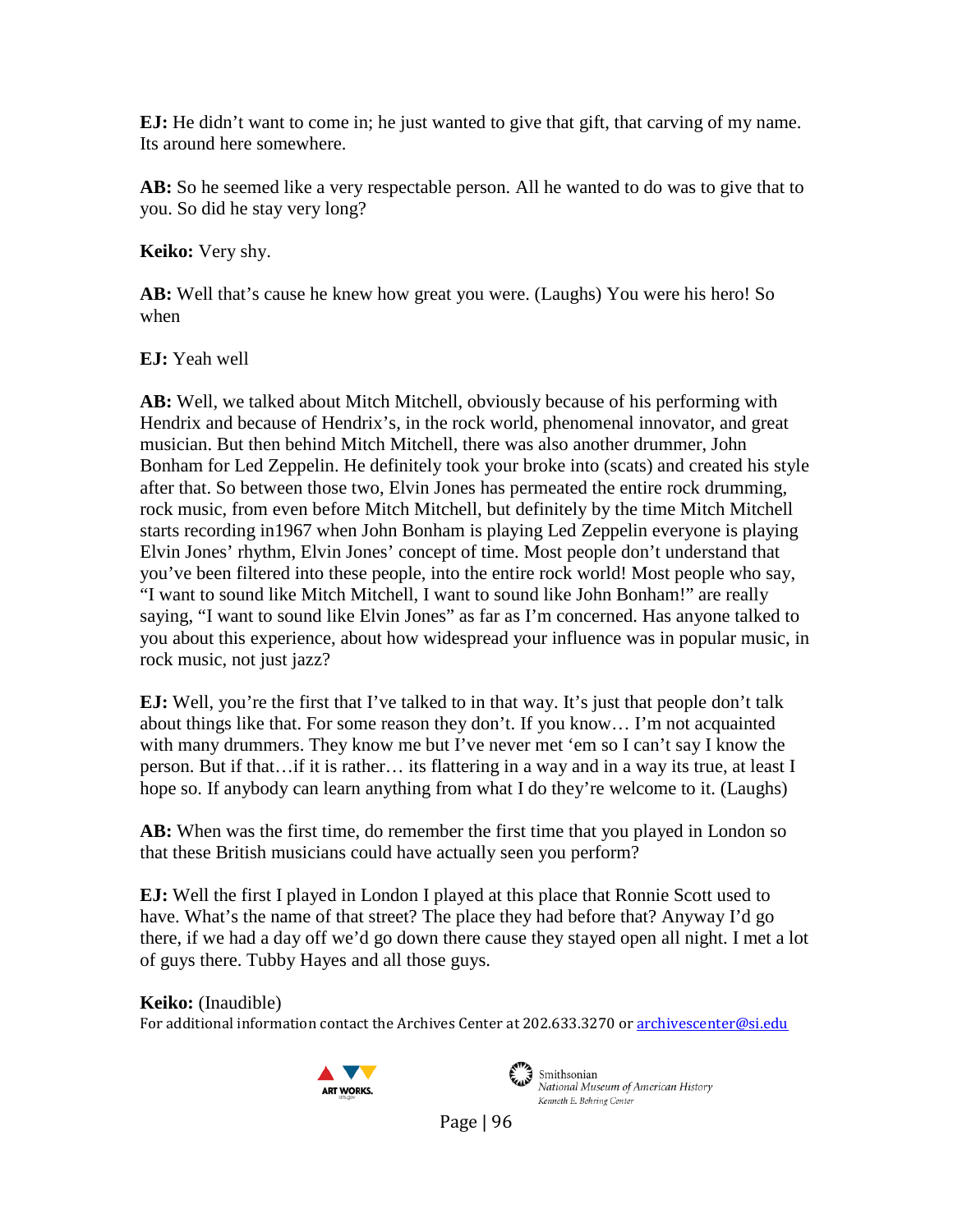**EJ:** He didn't want to come in; he just wanted to give that gift, that carving of my name. Its around here somewhere.

**AB:** So he seemed like a very respectable person. All he wanted to do was to give that to you. So did he stay very long?

**Keiko:** Very shy.

**AB:** Well that's cause he knew how great you were. (Laughs) You were his hero! So when

**EJ:** Yeah well

**AB:** Well, we talked about Mitch Mitchell, obviously because of his performing with Hendrix and because of Hendrix's, in the rock world, phenomenal innovator, and great musician. But then behind Mitch Mitchell, there was also another drummer, John Bonham for Led Zeppelin. He definitely took your broke into (scats) and created his style after that. So between those two, Elvin Jones has permeated the entire rock drumming, rock music, from even before Mitch Mitchell, but definitely by the time Mitch Mitchell starts recording in1967 when John Bonham is playing Led Zeppelin everyone is playing Elvin Jones' rhythm, Elvin Jones' concept of time. Most people don't understand that you've been filtered into these people, into the entire rock world! Most people who say, "I want to sound like Mitch Mitchell, I want to sound like John Bonham!" are really saying, "I want to sound like Elvin Jones" as far as I'm concerned. Has anyone talked to you about this experience, about how widespread your influence was in popular music, in rock music, not just jazz?

**EJ:** Well, you're the first that I've talked to in that way. It's just that people don't talk about things like that. For some reason they don't. If you know… I'm not acquainted with many drummers. They know me but I've never met 'em so I can't say I know the person. But if that…if it is rather… its flattering in a way and in a way its true, at least I hope so. If anybody can learn anything from what I do they're welcome to it. (Laughs)

**AB:** When was the first time, do remember the first time that you played in London so that these British musicians could have actually seen you perform?

**EJ:** Well the first I played in London I played at this place that Ronnie Scott used to have. What's the name of that street? The place they had before that? Anyway I'd go there, if we had a day off we'd go down there cause they stayed open all night. I met a lot of guys there. Tubby Hayes and all those guys.

**Keiko:** (Inaudible)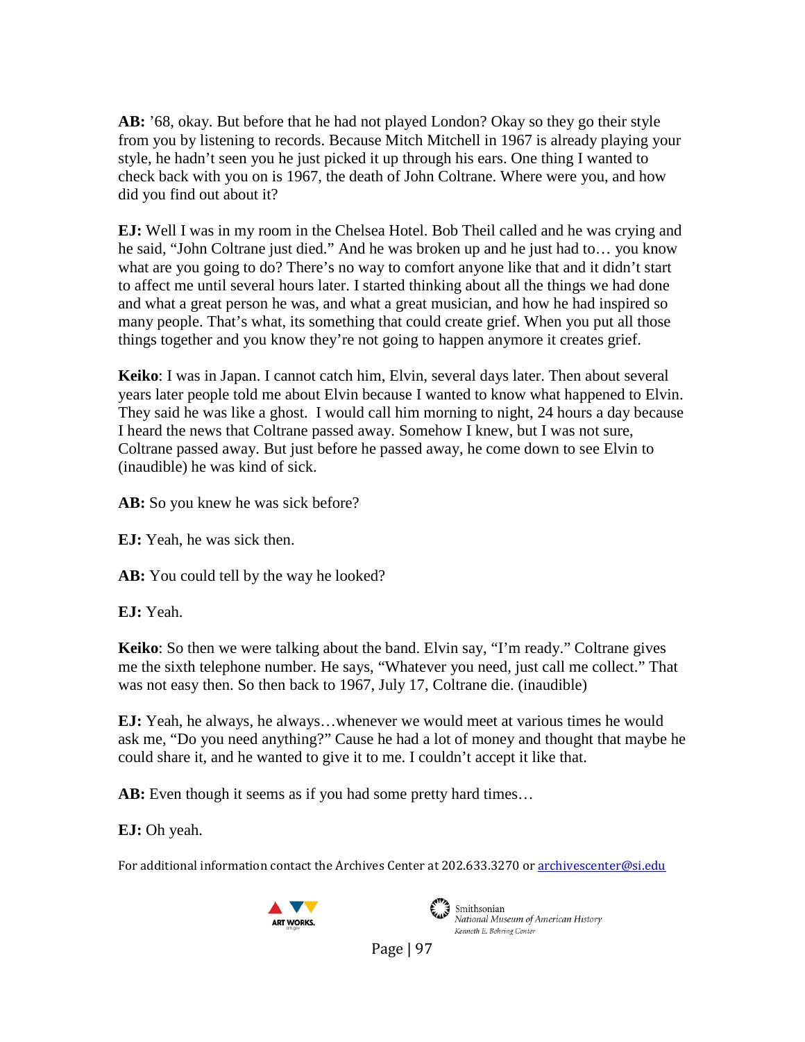**AB:** '68, okay. But before that he had not played London? Okay so they go their style from you by listening to records. Because Mitch Mitchell in 1967 is already playing your style, he hadn't seen you he just picked it up through his ears. One thing I wanted to check back with you on is 1967, the death of John Coltrane. Where were you, and how did you find out about it?

**EJ:** Well I was in my room in the Chelsea Hotel. Bob Theil called and he was crying and he said, "John Coltrane just died." And he was broken up and he just had to… you know what are you going to do? There's no way to comfort anyone like that and it didn't start to affect me until several hours later. I started thinking about all the things we had done and what a great person he was, and what a great musician, and how he had inspired so many people. That's what, its something that could create grief. When you put all those things together and you know they're not going to happen anymore it creates grief.

**Keiko**: I was in Japan. I cannot catch him, Elvin, several days later. Then about several years later people told me about Elvin because I wanted to know what happened to Elvin. They said he was like a ghost. I would call him morning to night, 24 hours a day because I heard the news that Coltrane passed away. Somehow I knew, but I was not sure, Coltrane passed away. But just before he passed away, he come down to see Elvin to (inaudible) he was kind of sick.

**AB:** So you knew he was sick before?

**EJ:** Yeah, he was sick then.

**AB:** You could tell by the way he looked?

**EJ:** Yeah.

**Keiko**: So then we were talking about the band. Elvin say, "I'm ready." Coltrane gives me the sixth telephone number. He says, "Whatever you need, just call me collect." That was not easy then. So then back to 1967, July 17, Coltrane die. (inaudible)

**EJ:** Yeah, he always, he always…whenever we would meet at various times he would ask me, "Do you need anything?" Cause he had a lot of money and thought that maybe he could share it, and he wanted to give it to me. I couldn't accept it like that.

**AB:** Even though it seems as if you had some pretty hard times…

**EJ:** Oh yeah.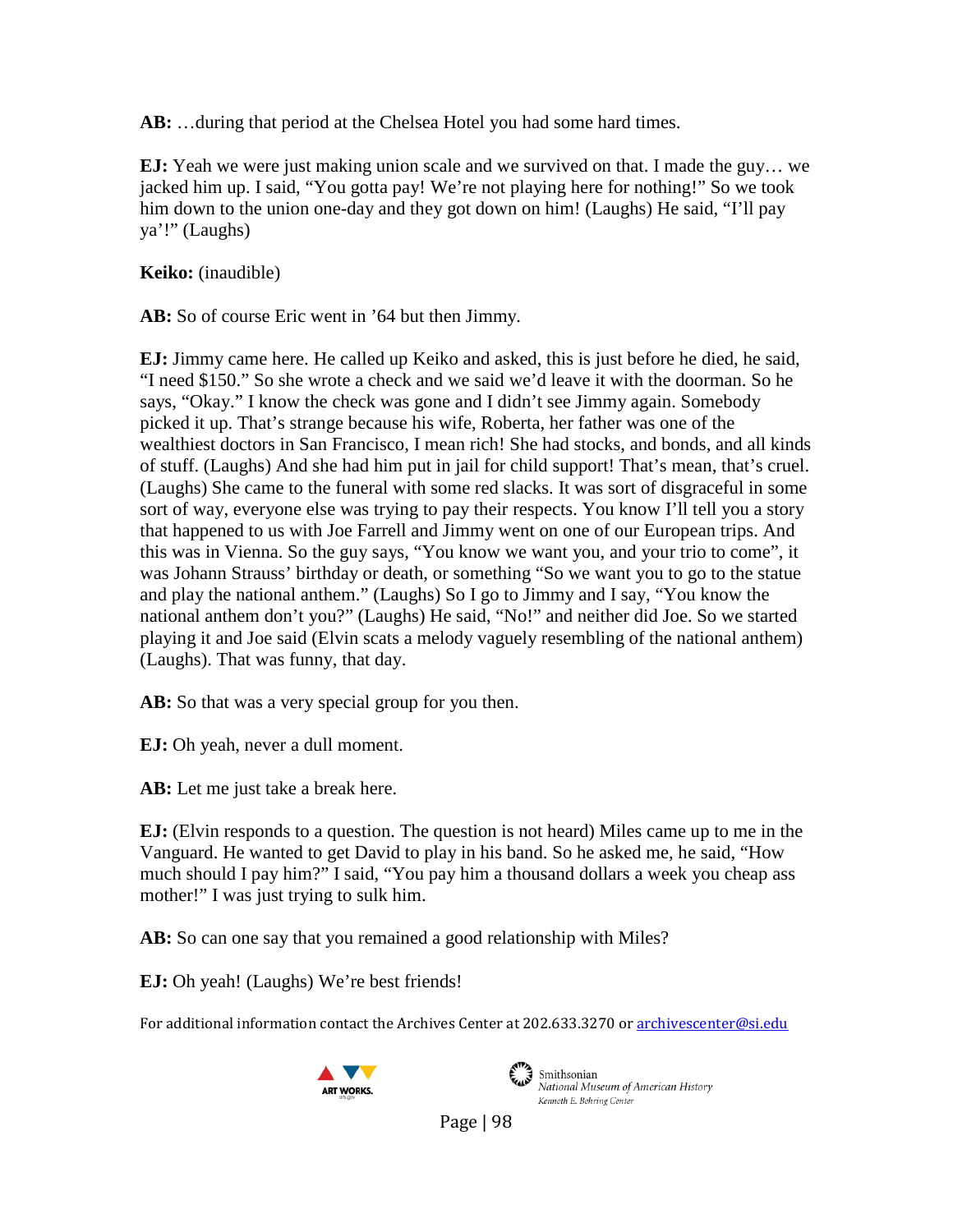**AB:** …during that period at the Chelsea Hotel you had some hard times.

**EJ:** Yeah we were just making union scale and we survived on that. I made the guy… we jacked him up. I said, "You gotta pay! We're not playing here for nothing!" So we took him down to the union one-day and they got down on him! (Laughs) He said, "I'll pay ya'!" (Laughs)

**Keiko:** (inaudible)

**AB:** So of course Eric went in '64 but then Jimmy.

**EJ:** Jimmy came here. He called up Keiko and asked, this is just before he died, he said, "I need $150." So she wrote a check and we said we'd leave it with the doorman. So he says, "Okay." I know the check was gone and I didn't see Jimmy again. Somebody picked it up. That's strange because his wife, Roberta, her father was one of the wealthiest doctors in San Francisco, I mean rich! She had stocks, and bonds, and all kinds of stuff. (Laughs) And she had him put in jail for child support! That's mean, that's cruel. (Laughs) She came to the funeral with some red slacks. It was sort of disgraceful in some sort of way, everyone else was trying to pay their respects. You know I'll tell you a story that happened to us with Joe Farrell and Jimmy went on one of our European trips. And this was in Vienna. So the guy says, "You know we want you, and your trio to come", it was Johann Strauss' birthday or death, or something "So we want you to go to the statue and play the national anthem." (Laughs) So I go to Jimmy and I say, "You know the national anthem don't you?" (Laughs) He said, "No!" and neither did Joe. So we started playing it and Joe said (Elvin scats a melody vaguely resembling of the national anthem) (Laughs). That was funny, that day.

**AB:** So that was a very special group for you then.

**EJ:** Oh yeah, never a dull moment.

**AB:** Let me just take a break here.

**EJ:** (Elvin responds to a question. The question is not heard) Miles came up to me in the Vanguard. He wanted to get David to play in his band. So he asked me, he said, "How much should I pay him?" I said, "You pay him a thousand dollars a week you cheap ass mother!" I was just trying to sulk him.

**AB:** So can one say that you remained a good relationship with Miles?

**EJ:** Oh yeah! (Laughs) We're best friends!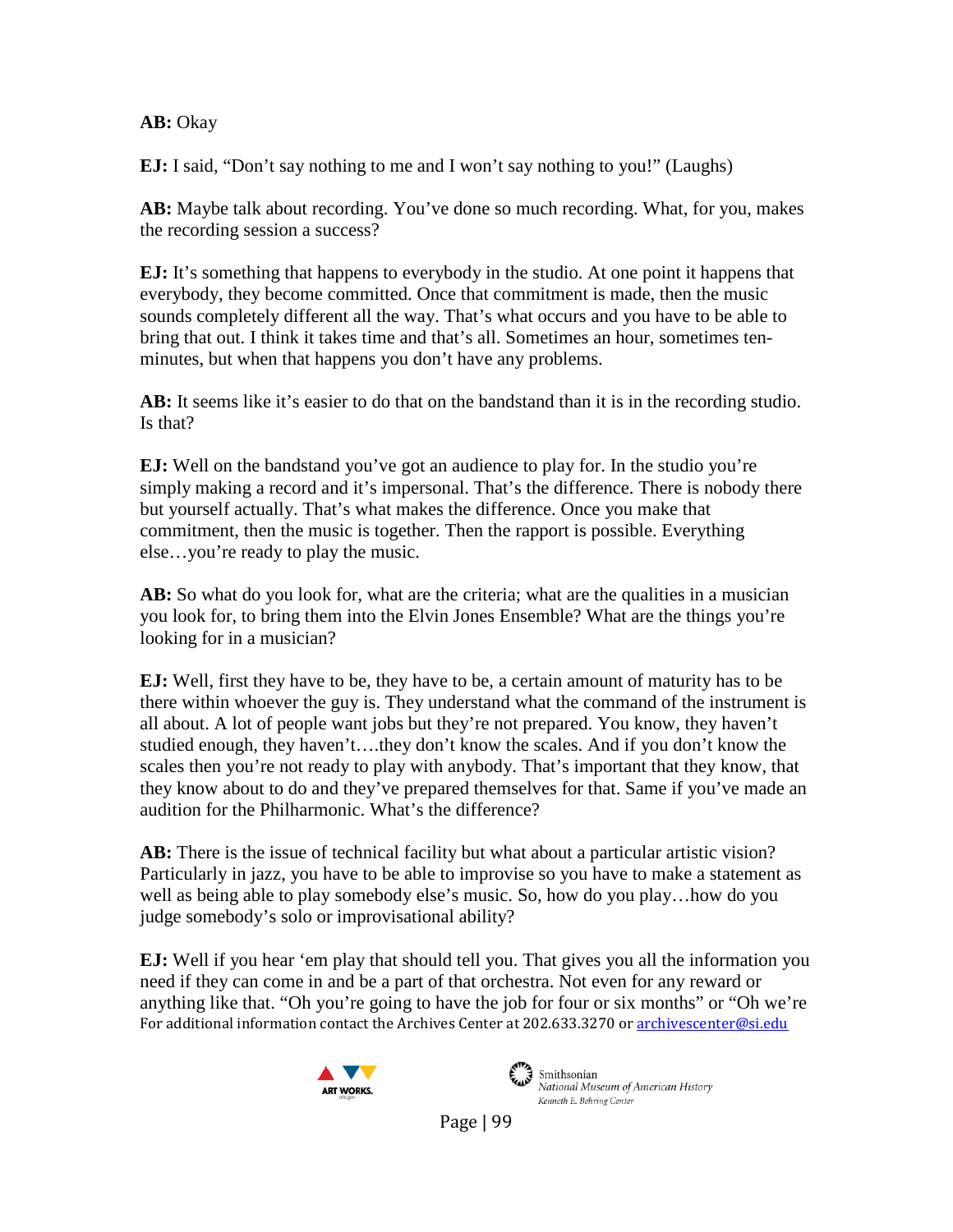**AB:** Okay

**EJ:** I said, "Don't say nothing to me and I won't say nothing to you!" (Laughs)

**AB:** Maybe talk about recording. You've done so much recording. What, for you, makes the recording session a success?

**EJ:** It's something that happens to everybody in the studio. At one point it happens that everybody, they become committed. Once that commitment is made, then the music sounds completely different all the way. That's what occurs and you have to be able to bring that out. I think it takes time and that's all. Sometimes an hour, sometimes ten-minutes, but when that happens you don't have any problems.

**AB:** It seems like it's easier to do that on the bandstand than it is in the recording studio. Is that?

**EJ:** Well on the bandstand you've got an audience to play for. In the studio you're simply making a record and it's impersonal. That's the difference. There is nobody there but yourself actually. That's what makes the difference. Once you make that commitment, then the music is together. Then the rapport is possible. Everything else…you're ready to play the music.

**AB:** So what do you look for, what are the criteria; what are the qualities in a musician you look for, to bring them into the Elvin Jones Ensemble? What are the things you're looking for in a musician?

**EJ:** Well, first they have to be, they have to be, a certain amount of maturity has to be there within whoever the guy is. They understand what the command of the instrument is all about. A lot of people want jobs but they're not prepared. You know, they haven't studied enough, they haven't….they don't know the scales. And if you don't know the scales then you're not ready to play with anybody. That's important that they know, that they know about to do and they've prepared themselves for that. Same if you've made an audition for the Philharmonic. What's the difference?

**AB:** There is the issue of technical facility but what about a particular artistic vision? Particularly in jazz, you have to be able to improvise so you have to make a statement as well as being able to play somebody else's music. So, how do you play…how do you judge somebody's solo or improvisational ability?

**EJ:** Well if you hear 'em play that should tell you. That gives you all the information you need if they can come in and be a part of that orchestra. Not even for any reward or anything like that. "Oh you're going to have the job for four or six months" or "Oh we're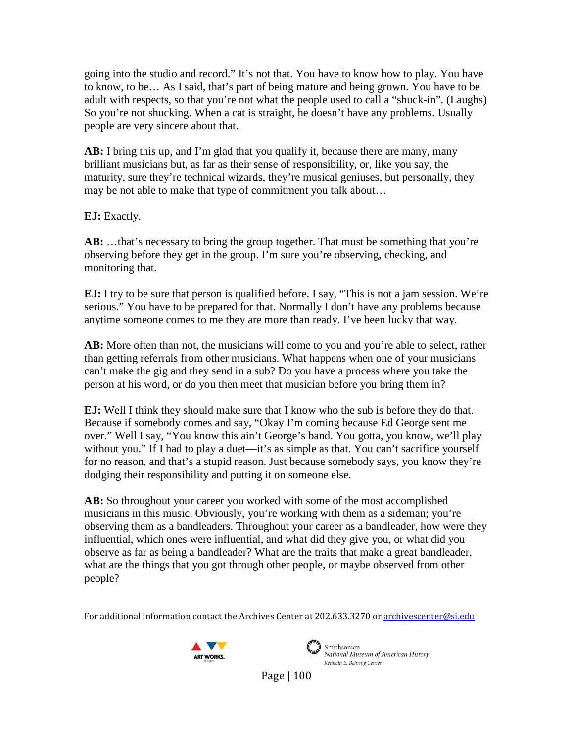going into the studio and record." It's not that. You have to know how to play. You have to know, to be… As I said, that's part of being mature and being grown. You have to be adult with respects, so that you're not what the people used to call a "shuck-in". (Laughs) So you're not shucking. When a cat is straight, he doesn't have any problems. Usually people are very sincere about that.

**AB:** I bring this up, and I'm glad that you qualify it, because there are many, many brilliant musicians but, as far as their sense of responsibility, or, like you say, the maturity, sure they're technical wizards, they're musical geniuses, but personally, they may be not able to make that type of commitment you talk about…

**EJ:** Exactly.

**AB:** …that's necessary to bring the group together. That must be something that you're observing before they get in the group. I'm sure you're observing, checking, and monitoring that.

**EJ:** I try to be sure that person is qualified before. I say, "This is not a jam session. We're serious." You have to be prepared for that. Normally I don't have any problems because anytime someone comes to me they are more than ready. I've been lucky that way.

**AB:** More often than not, the musicians will come to you and you're able to select, rather than getting referrals from other musicians. What happens when one of your musicians can't make the gig and they send in a sub? Do you have a process where you take the person at his word, or do you then meet that musician before you bring them in?

**EJ:** Well I think they should make sure that I know who the sub is before they do that. Because if somebody comes and say, "Okay I'm coming because Ed George sent me over." Well I say, "You know this ain't George's band. You gotta, you know, we'll play without you." If I had to play a duet—it's as simple as that. You can't sacrifice yourself for no reason, and that's a stupid reason. Just because somebody says, you know they're dodging their responsibility and putting it on someone else.

**AB:** So throughout your career you worked with some of the most accomplished musicians in this music. Obviously, you're working with them as a sideman; you're observing them as a bandleaders. Throughout your career as a bandleader, how were they influential, which ones were influential, and what did they give you, or what did you observe as far as being a bandleader? What are the traits that make a great bandleader, what are the things that you got through other people, or maybe observed from other people?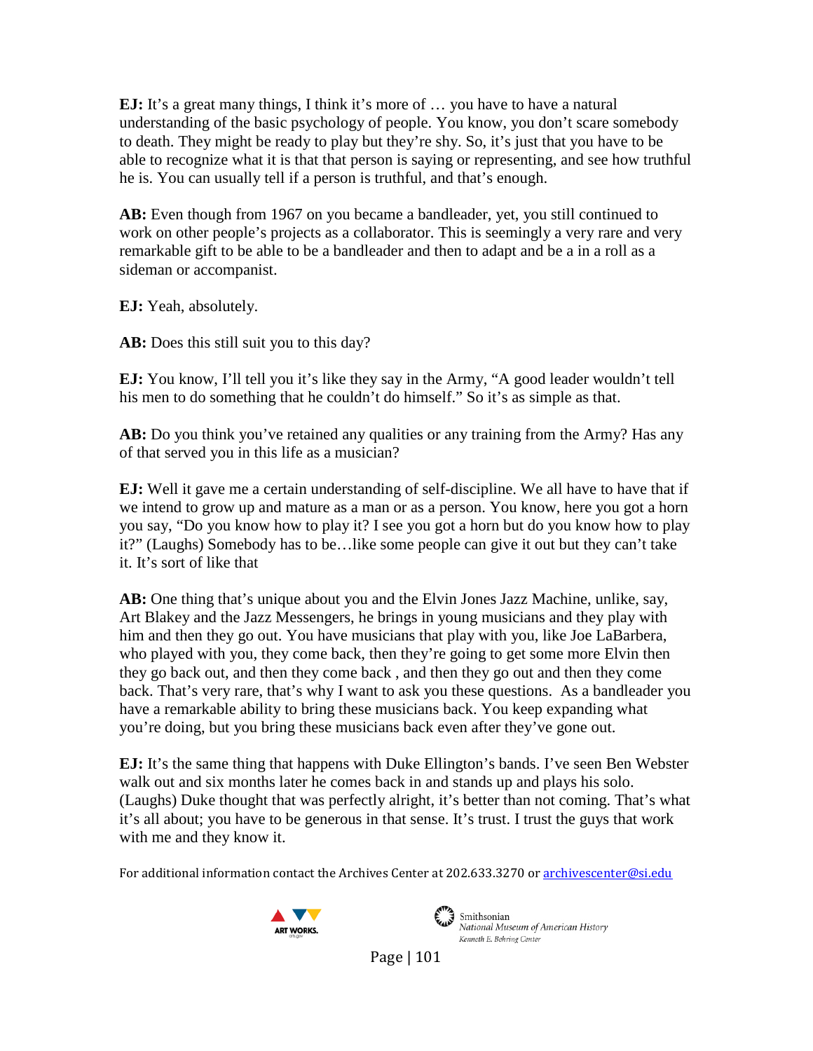**EJ:** It's a great many things, I think it's more of … you have to have a natural understanding of the basic psychology of people. You know, you don't scare somebody to death. They might be ready to play but they're shy. So, it's just that you have to be able to recognize what it is that that person is saying or representing, and see how truthful he is. You can usually tell if a person is truthful, and that's enough.

**AB:** Even though from 1967 on you became a bandleader, yet, you still continued to work on other people's projects as a collaborator. This is seemingly a very rare and very remarkable gift to be able to be a bandleader and then to adapt and be a in a roll as a sideman or accompanist.

**EJ:** Yeah, absolutely.

**AB:** Does this still suit you to this day?

**EJ:** You know, I'll tell you it's like they say in the Army, "A good leader wouldn't tell his men to do something that he couldn't do himself." So it's as simple as that.

**AB:** Do you think you've retained any qualities or any training from the Army? Has any of that served you in this life as a musician?

**EJ:** Well it gave me a certain understanding of self-discipline. We all have to have that if we intend to grow up and mature as a man or as a person. You know, here you got a horn you say, "Do you know how to play it? I see you got a horn but do you know how to play it?" (Laughs) Somebody has to be…like some people can give it out but they can't take it. It's sort of like that

**AB:** One thing that's unique about you and the Elvin Jones Jazz Machine, unlike, say, Art Blakey and the Jazz Messengers, he brings in young musicians and they play with him and then they go out. You have musicians that play with you, like Joe LaBarbera, who played with you, they come back, then they're going to get some more Elvin then they go back out, and then they come back , and then they go out and then they come back. That's very rare, that's why I want to ask you these questions. As a bandleader you have a remarkable ability to bring these musicians back. You keep expanding what you're doing, but you bring these musicians back even after they've gone out.

**EJ:** It's the same thing that happens with Duke Ellington's bands. I've seen Ben Webster walk out and six months later he comes back in and stands up and plays his solo. (Laughs) Duke thought that was perfectly alright, it's better than not coming. That's what it's all about; you have to be generous in that sense. It's trust. I trust the guys that work with me and they know it.

For additional information contact the Archives Center at 202.633.3270 or archivescenter@si.edu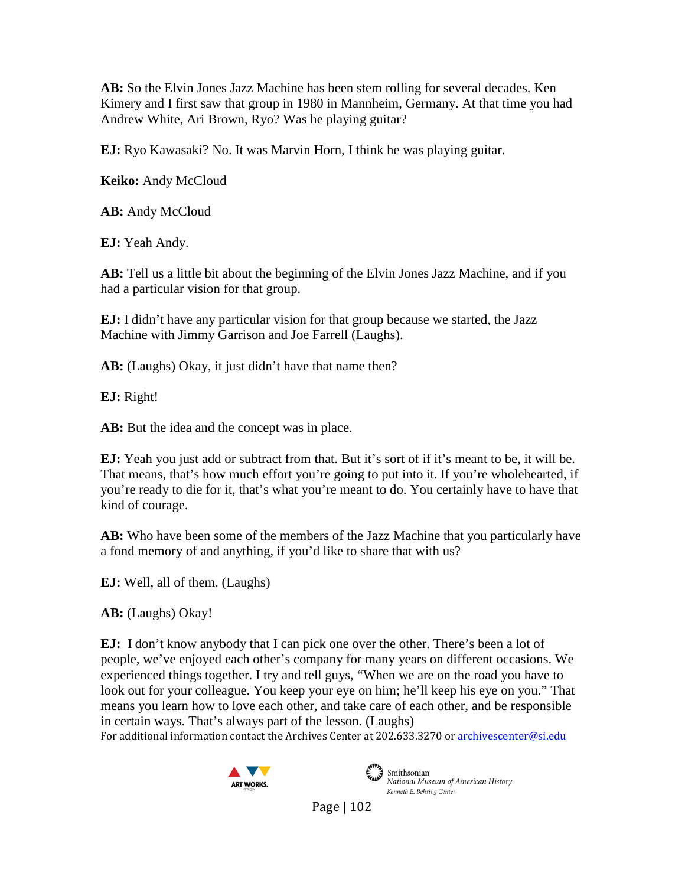**AB:** So the Elvin Jones Jazz Machine has been stem rolling for several decades. Ken Kimery and I first saw that group in 1980 in Mannheim, Germany. At that time you had Andrew White, Ari Brown, Ryo? Was he playing guitar?

**EJ:** Ryo Kawasaki? No. It was Marvin Horn, I think he was playing guitar.

**Keiko:** Andy McCloud

**AB:** Andy McCloud

**EJ:** Yeah Andy.

**AB:** Tell us a little bit about the beginning of the Elvin Jones Jazz Machine, and if you had a particular vision for that group.

**EJ:** I didn't have any particular vision for that group because we started, the Jazz Machine with Jimmy Garrison and Joe Farrell (Laughs).

**AB:** (Laughs) Okay, it just didn't have that name then?

**EJ:** Right!

**AB:** But the idea and the concept was in place.

**EJ:** Yeah you just add or subtract from that. But it's sort of if it's meant to be, it will be. That means, that's how much effort you're going to put into it. If you're wholehearted, if you're ready to die for it, that's what you're meant to do. You certainly have to have that kind of courage.

**AB:** Who have been some of the members of the Jazz Machine that you particularly have a fond memory of and anything, if you'd like to share that with us?

**EJ:** Well, all of them. (Laughs)

**AB:** (Laughs) Okay!

**EJ:** I don't know anybody that I can pick one over the other. There's been a lot of people, we've enjoyed each other's company for many years on different occasions. We experienced things together. I try and tell guys, "When we are on the road you have to look out for your colleague. You keep your eye on him; he'll keep his eye on you." That means you learn how to love each other, and take care of each other, and be responsible in certain ways. That's always part of the lesson. (Laughs)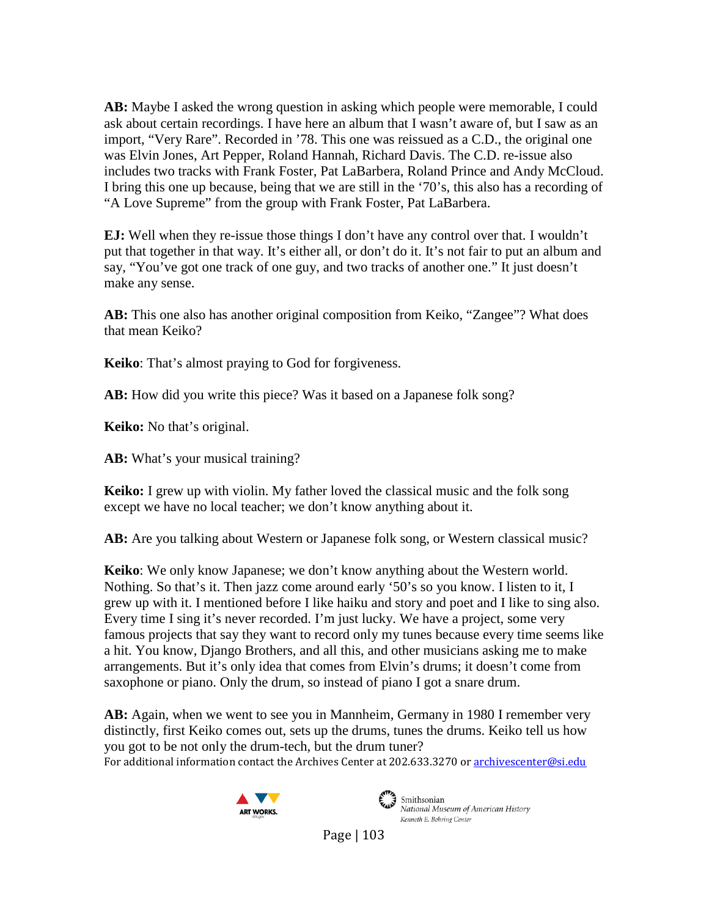**AB:** Maybe I asked the wrong question in asking which people were memorable, I could ask about certain recordings. I have here an album that I wasn't aware of, but I saw as an import, "Very Rare". Recorded in '78. This one was reissued as a C.D., the original one was Elvin Jones, Art Pepper, Roland Hannah, Richard Davis. The C.D. re-issue also includes two tracks with Frank Foster, Pat LaBarbera, Roland Prince and Andy McCloud. I bring this one up because, being that we are still in the '70's, this also has a recording of "A Love Supreme" from the group with Frank Foster, Pat LaBarbera.

**EJ:** Well when they re-issue those things I don't have any control over that. I wouldn't put that together in that way. It's either all, or don't do it. It's not fair to put an album and say, "You've got one track of one guy, and two tracks of another one." It just doesn't make any sense.

**AB:** This one also has another original composition from Keiko, "Zangee"? What does that mean Keiko?

**Keiko**: That's almost praying to God for forgiveness.

**AB:** How did you write this piece? Was it based on a Japanese folk song?

**Keiko:** No that's original.

**AB:** What's your musical training?

**Keiko:** I grew up with violin. My father loved the classical music and the folk song except we have no local teacher; we don't know anything about it.

**AB:** Are you talking about Western or Japanese folk song, or Western classical music?

**Keiko**: We only know Japanese; we don't know anything about the Western world. Nothing. So that's it. Then jazz come around early '50's so you know. I listen to it, I grew up with it. I mentioned before I like haiku and story and poet and I like to sing also. Every time I sing it's never recorded. I'm just lucky. We have a project, some very famous projects that say they want to record only my tunes because every time seems like a hit. You know, Django Brothers, and all this, and other musicians asking me to make arrangements. But it's only idea that comes from Elvin's drums; it doesn't come from saxophone or piano. Only the drum, so instead of piano I got a snare drum.

**AB:** Again, when we went to see you in Mannheim, Germany in 1980 I remember very distinctly, first Keiko comes out, sets up the drums, tunes the drums. Keiko tell us how you got to be not only the drum-tech, but the drum tuner?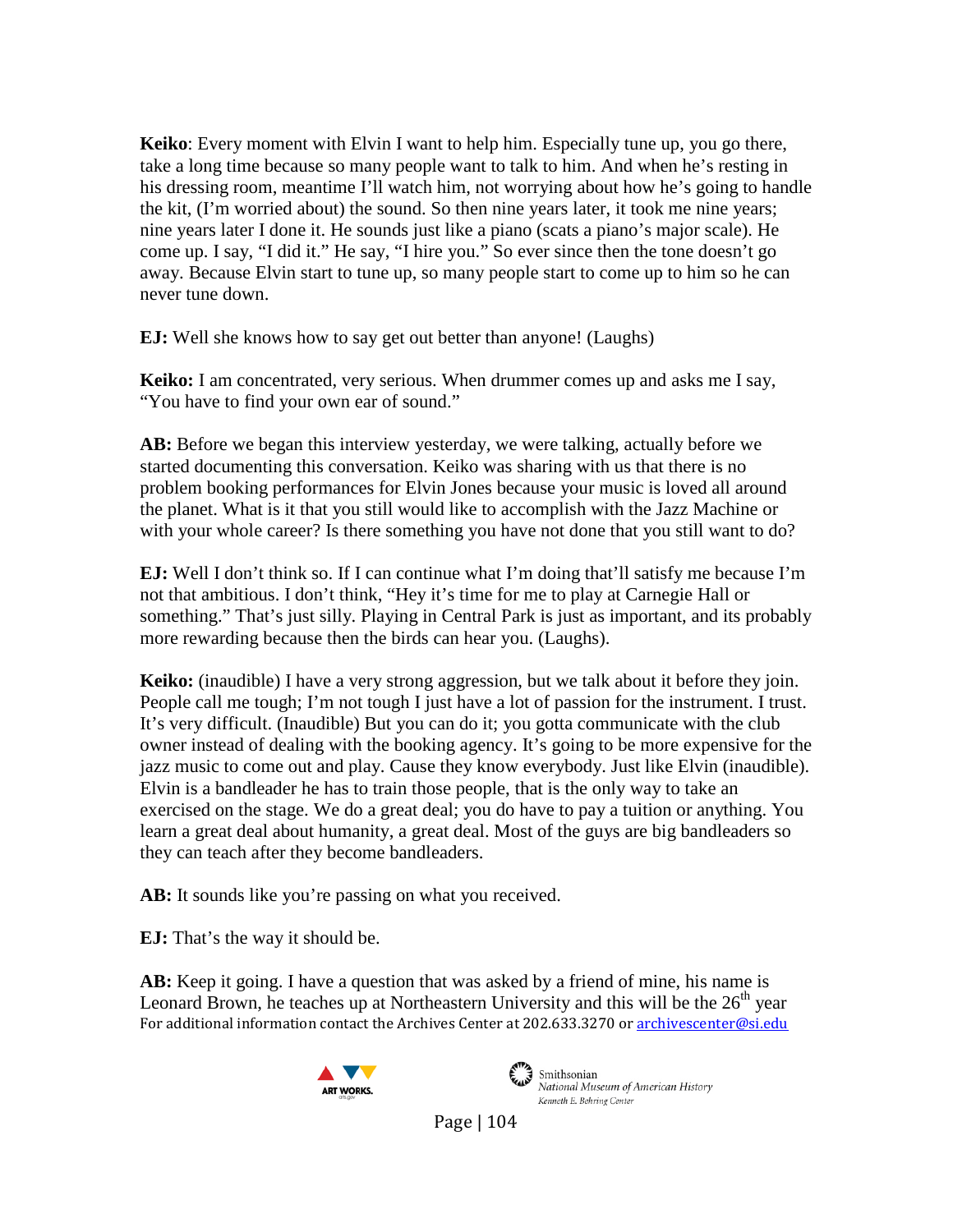**Keiko**: Every moment with Elvin I want to help him. Especially tune up, you go there, take a long time because so many people want to talk to him. And when he's resting in his dressing room, meantime I'll watch him, not worrying about how he's going to handle the kit, (I'm worried about) the sound. So then nine years later, it took me nine years; nine years later I done it. He sounds just like a piano (scats a piano's major scale). He come up. I say, "I did it." He say, "I hire you." So ever since then the tone doesn't go away. Because Elvin start to tune up, so many people start to come up to him so he can never tune down.

**EJ:** Well she knows how to say get out better than anyone! (Laughs)

**Keiko:** I am concentrated, very serious. When drummer comes up and asks me I say, "You have to find your own ear of sound."

**AB:** Before we began this interview yesterday, we were talking, actually before we started documenting this conversation. Keiko was sharing with us that there is no problem booking performances for Elvin Jones because your music is loved all around the planet. What is it that you still would like to accomplish with the Jazz Machine or with your whole career? Is there something you have not done that you still want to do?

**EJ:** Well I don't think so. If I can continue what I'm doing that'll satisfy me because I'm not that ambitious. I don't think, "Hey it's time for me to play at Carnegie Hall or something." That's just silly. Playing in Central Park is just as important, and its probably more rewarding because then the birds can hear you. (Laughs).

**Keiko:** (inaudible) I have a very strong aggression, but we talk about it before they join. People call me tough; I'm not tough I just have a lot of passion for the instrument. I trust. It's very difficult. (Inaudible) But you can do it; you gotta communicate with the club owner instead of dealing with the booking agency. It's going to be more expensive for the jazz music to come out and play. Cause they know everybody. Just like Elvin (inaudible). Elvin is a bandleader he has to train those people, that is the only way to take an exercised on the stage. We do a great deal; you do have to pay a tuition or anything. You learn a great deal about humanity, a great deal. Most of the guys are big bandleaders so they can teach after they become bandleaders.

**AB:** It sounds like you're passing on what you received.

**EJ:** That's the way it should be.

**AB:** Keep it going. I have a question that was asked by a friend of mine, his name is Leonard Brown, he teaches up at Northeastern University and this will be the 26th year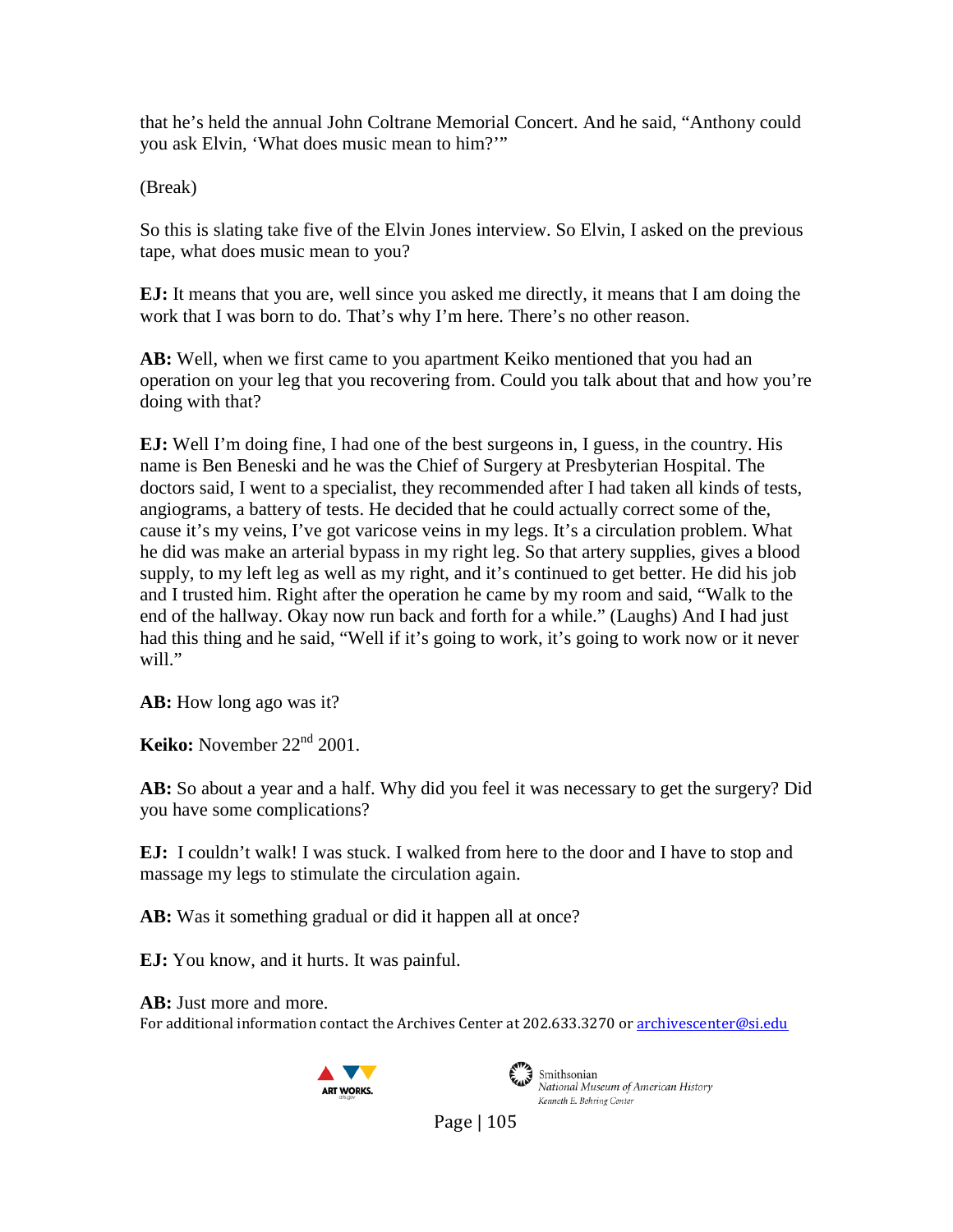that he's held the annual John Coltrane Memorial Concert. And he said, "Anthony could you ask Elvin, 'What does music mean to him?'"

(Break)

So this is slating take five of the Elvin Jones interview. So Elvin, I asked on the previous tape, what does music mean to you?

**EJ:** It means that you are, well since you asked me directly, it means that I am doing the work that I was born to do. That's why I'm here. There's no other reason.

**AB:** Well, when we first came to you apartment Keiko mentioned that you had an operation on your leg that you recovering from. Could you talk about that and how you're doing with that?

**EJ:** Well I'm doing fine, I had one of the best surgeons in, I guess, in the country. His name is Ben Beneski and he was the Chief of Surgery at Presbyterian Hospital. The doctors said, I went to a specialist, they recommended after I had taken all kinds of tests, angiograms, a battery of tests. He decided that he could actually correct some of the, cause it's my veins, I've got varicose veins in my legs. It's a circulation problem. What he did was make an arterial bypass in my right leg. So that artery supplies, gives a blood supply, to my left leg as well as my right, and it's continued to get better. He did his job and I trusted him. Right after the operation he came by my room and said, "Walk to the end of the hallway. Okay now run back and forth for a while." (Laughs) And I had just had this thing and he said, "Well if it's going to work, it's going to work now or it never will."

**AB:** How long ago was it?

**Keiko:** November 22nd 2001.

**AB:** So about a year and a half. Why did you feel it was necessary to get the surgery? Did you have some complications?

**EJ:** I couldn't walk! I was stuck. I walked from here to the door and I have to stop and massage my legs to stimulate the circulation again.

**AB:** Was it something gradual or did it happen all at once?

**EJ:** You know, and it hurts. It was painful.

**AB:** Just more and more.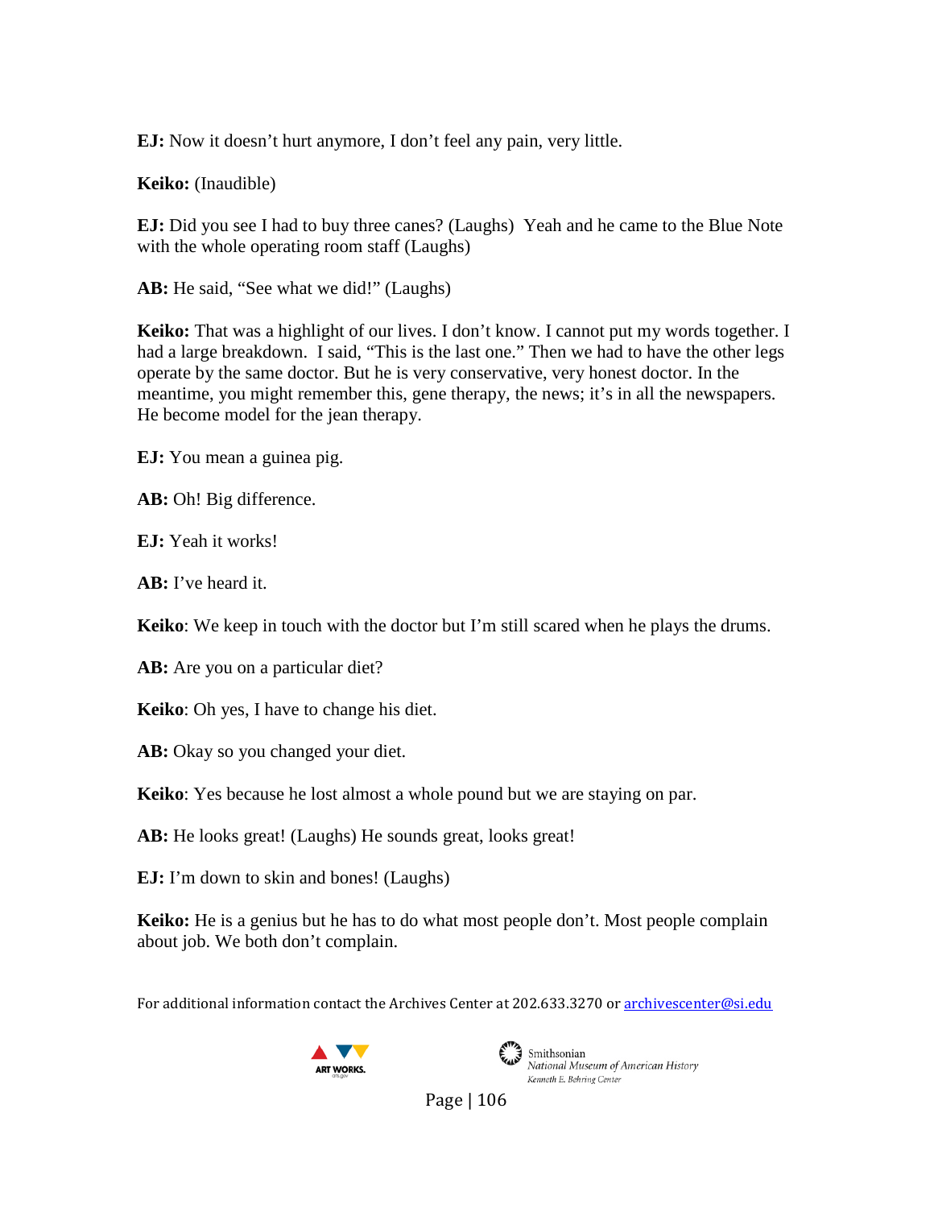**EJ:** Now it doesn't hurt anymore, I don't feel any pain, very little.

**Keiko:** (Inaudible)

**EJ:** Did you see I had to buy three canes? (Laughs)  Yeah and he came to the Blue Note with the whole operating room staff (Laughs)

**AB:** He said, "See what we did!" (Laughs)

**Keiko:** That was a highlight of our lives. I don't know. I cannot put my words together. I had a large breakdown.  I said, "This is the last one." Then we had to have the other legs operate by the same doctor. But he is very conservative, very honest doctor. In the meantime, you might remember this, gene therapy, the news; it's in all the newspapers. He become model for the jean therapy.

**EJ:** You mean a guinea pig.

**AB:** Oh! Big difference.

**EJ:** Yeah it works!

**AB:** I've heard it.

**Keiko**: We keep in touch with the doctor but I'm still scared when he plays the drums.

**AB:** Are you on a particular diet?

**Keiko**: Oh yes, I have to change his diet.

**AB:** Okay so you changed your diet.

**Keiko**: Yes because he lost almost a whole pound but we are staying on par.

**AB:** He looks great! (Laughs) He sounds great, looks great!

**EJ:** I'm down to skin and bones! (Laughs)

**Keiko:** He is a genius but he has to do what most people don't. Most people complain about job. We both don't complain.

For additional information contact the Archives Center at 202.633.3270 or archivescenter@si.edu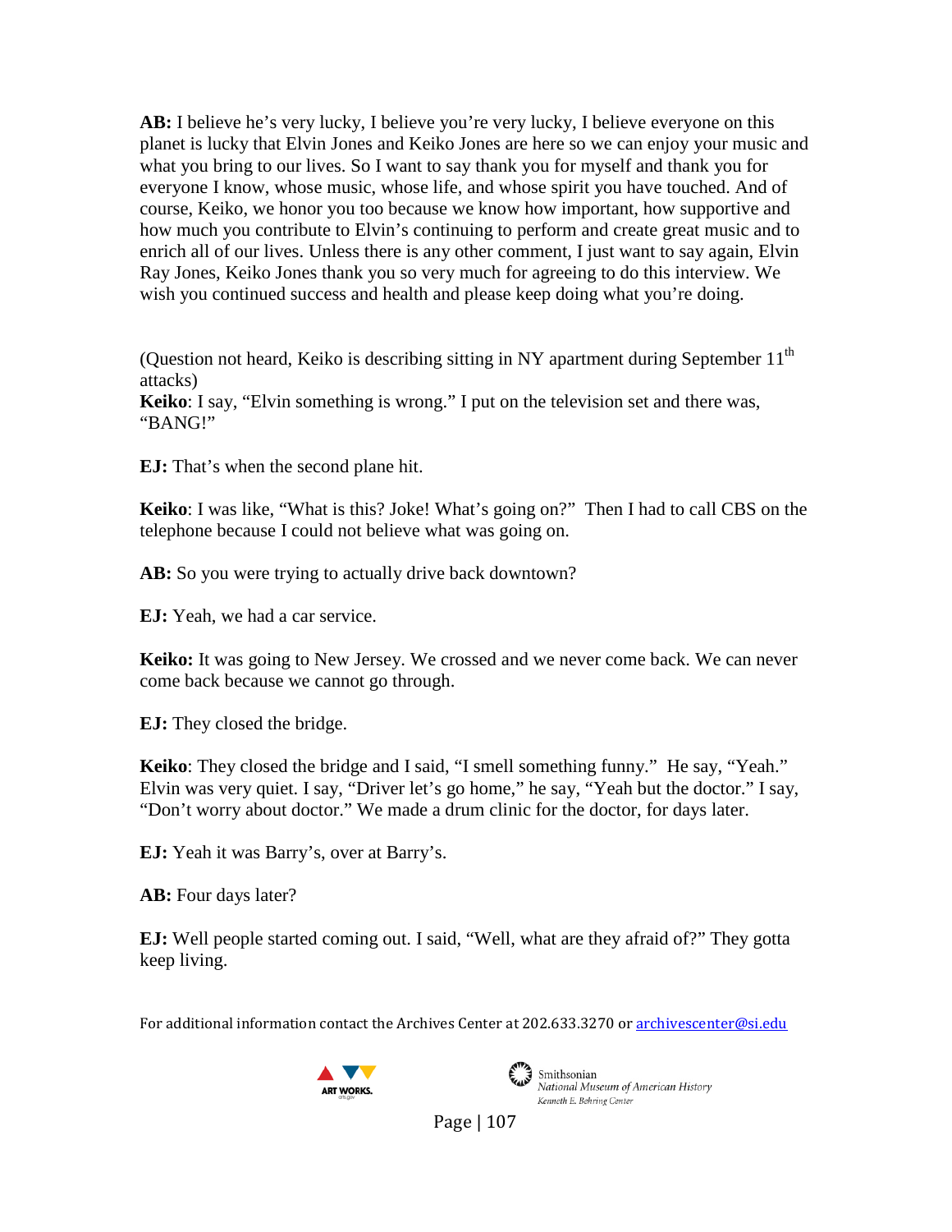**AB:** I believe he's very lucky, I believe you're very lucky, I believe everyone on this planet is lucky that Elvin Jones and Keiko Jones are here so we can enjoy your music and what you bring to our lives. So I want to say thank you for myself and thank you for everyone I know, whose music, whose life, and whose spirit you have touched. And of course, Keiko, we honor you too because we know how important, how supportive and how much you contribute to Elvin's continuing to perform and create great music and to enrich all of our lives. Unless there is any other comment, I just want to say again, Elvin Ray Jones, Keiko Jones thank you so very much for agreeing to do this interview. We wish you continued success and health and please keep doing what you're doing.

(Question not heard, Keiko is describing sitting in NY apartment during September 11th attacks)
**Keiko**: I say, "Elvin something is wrong." I put on the television set and there was, "BANG!"

**EJ:** That's when the second plane hit.

**Keiko**: I was like, "What is this? Joke! What's going on?" Then I had to call CBS on the telephone because I could not believe what was going on.

**AB:** So you were trying to actually drive back downtown?

**EJ:** Yeah, we had a car service.

**Keiko:** It was going to New Jersey. We crossed and we never come back. We can never come back because we cannot go through.

**EJ:** They closed the bridge.

**Keiko**: They closed the bridge and I said, "I smell something funny." He say, "Yeah." Elvin was very quiet. I say, "Driver let's go home," he say, "Yeah but the doctor." I say, "Don't worry about doctor." We made a drum clinic for the doctor, for days later.

**EJ:** Yeah it was Barry's, over at Barry's.

**AB:** Four days later?

**EJ:** Well people started coming out. I said, "Well, what are they afraid of?" They gotta keep living.

For additional information contact the Archives Center at 202.633.3270 or archivescenter@si.edu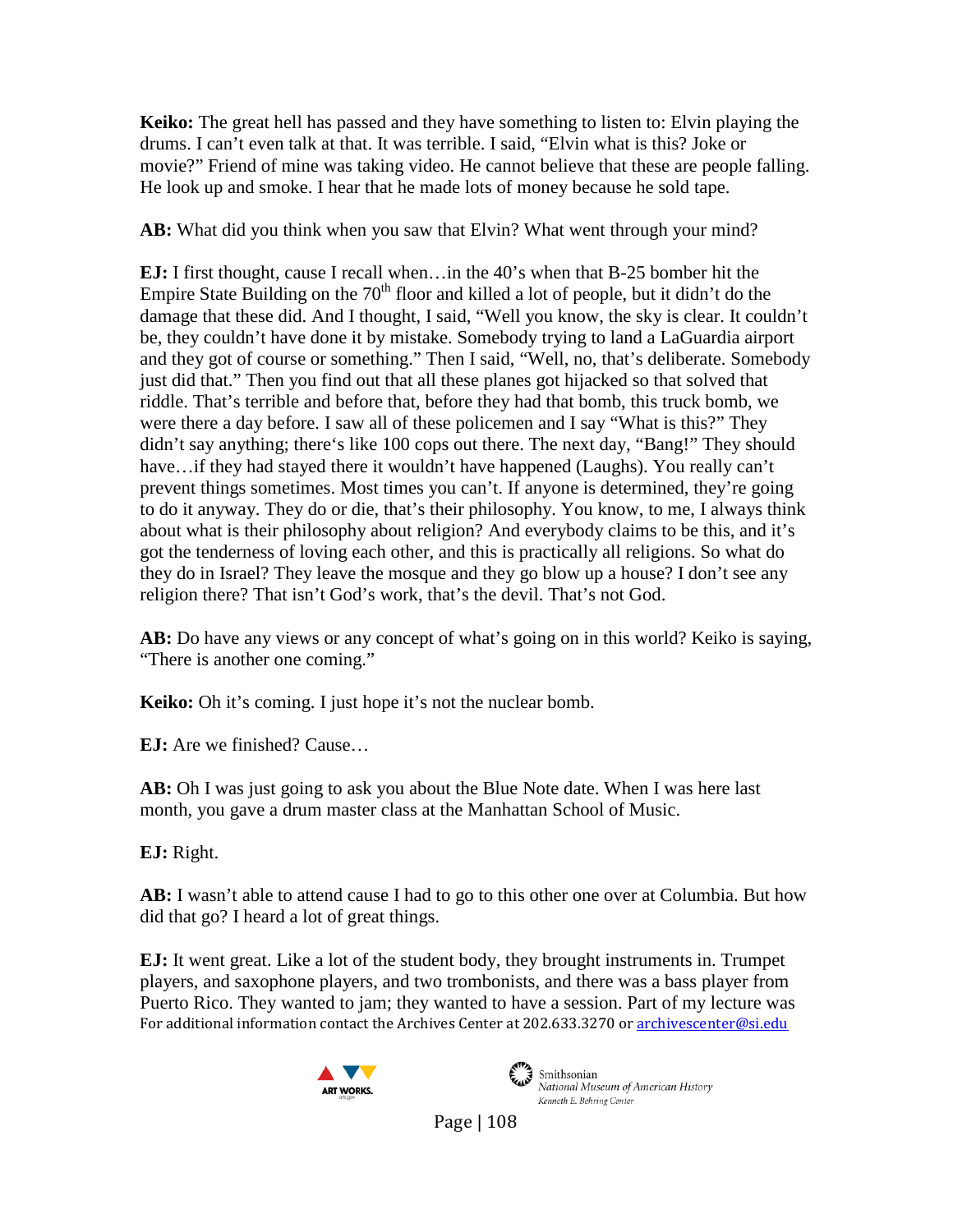**Keiko:** The great hell has passed and they have something to listen to: Elvin playing the drums. I can't even talk at that. It was terrible. I said, "Elvin what is this? Joke or movie?" Friend of mine was taking video. He cannot believe that these are people falling. He look up and smoke. I hear that he made lots of money because he sold tape.

**AB:** What did you think when you saw that Elvin? What went through your mind?

**EJ:** I first thought, cause I recall when…in the 40's when that B-25 bomber hit the Empire State Building on the 70th floor and killed a lot of people, but it didn't do the damage that these did. And I thought, I said, "Well you know, the sky is clear. It couldn't be, they couldn't have done it by mistake. Somebody trying to land a LaGuardia airport and they got of course or something." Then I said, "Well, no, that's deliberate. Somebody just did that." Then you find out that all these planes got hijacked so that solved that riddle. That's terrible and before that, before they had that bomb, this truck bomb, we were there a day before. I saw all of these policemen and I say "What is this?" They didn't say anything; there's like 100 cops out there. The next day, "Bang!" They should have…if they had stayed there it wouldn't have happened (Laughs). You really can't prevent things sometimes. Most times you can't. If anyone is determined, they're going to do it anyway. They do or die, that's their philosophy. You know, to me, I always think about what is their philosophy about religion? And everybody claims to be this, and it's got the tenderness of loving each other, and this is practically all religions. So what do they do in Israel? They leave the mosque and they go blow up a house? I don't see any religion there? That isn't God's work, that's the devil. That's not God.

**AB:** Do have any views or any concept of what's going on in this world? Keiko is saying, "There is another one coming."

**Keiko:** Oh it's coming. I just hope it's not the nuclear bomb.

**EJ:** Are we finished? Cause…

**AB:** Oh I was just going to ask you about the Blue Note date. When I was here last month, you gave a drum master class at the Manhattan School of Music.

**EJ:** Right.

**AB:** I wasn't able to attend cause I had to go to this other one over at Columbia. But how did that go? I heard a lot of great things.

**EJ:** It went great. Like a lot of the student body, they brought instruments in. Trumpet players, and saxophone players, and two trombonists, and there was a bass player from Puerto Rico. They wanted to jam; they wanted to have a session. Part of my lecture was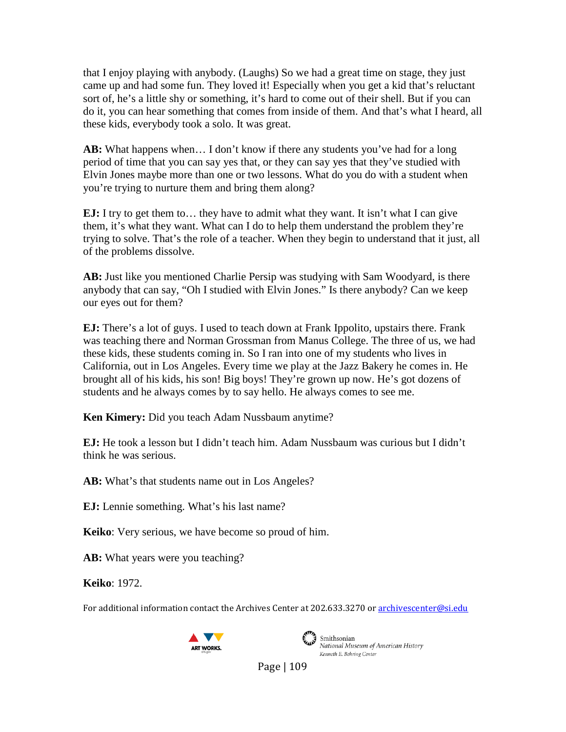that I enjoy playing with anybody. (Laughs) So we had a great time on stage, they just came up and had some fun. They loved it! Especially when you get a kid that's reluctant sort of, he's a little shy or something, it's hard to come out of their shell. But if you can do it, you can hear something that comes from inside of them. And that's what I heard, all these kids, everybody took a solo. It was great.

**AB:** What happens when… I don't know if there any students you've had for a long period of time that you can say yes that, or they can say yes that they've studied with Elvin Jones maybe more than one or two lessons. What do you do with a student when you're trying to nurture them and bring them along?

**EJ:** I try to get them to… they have to admit what they want. It isn't what I can give them, it's what they want. What can I do to help them understand the problem they're trying to solve. That's the role of a teacher. When they begin to understand that it just, all of the problems dissolve.

**AB:** Just like you mentioned Charlie Persip was studying with Sam Woodyard, is there anybody that can say, "Oh I studied with Elvin Jones." Is there anybody? Can we keep our eyes out for them?

**EJ:** There's a lot of guys. I used to teach down at Frank Ippolito, upstairs there. Frank was teaching there and Norman Grossman from Manus College. The three of us, we had these kids, these students coming in. So I ran into one of my students who lives in California, out in Los Angeles. Every time we play at the Jazz Bakery he comes in. He brought all of his kids, his son! Big boys! They're grown up now. He's got dozens of students and he always comes by to say hello. He always comes to see me.

**Ken Kimery:** Did you teach Adam Nussbaum anytime?

**EJ:** He took a lesson but I didn't teach him. Adam Nussbaum was curious but I didn't think he was serious.

**AB:** What's that students name out in Los Angeles?

**EJ:** Lennie something. What's his last name?

**Keiko**: Very serious, we have become so proud of him.

**AB:** What years were you teaching?

**Keiko**: 1972.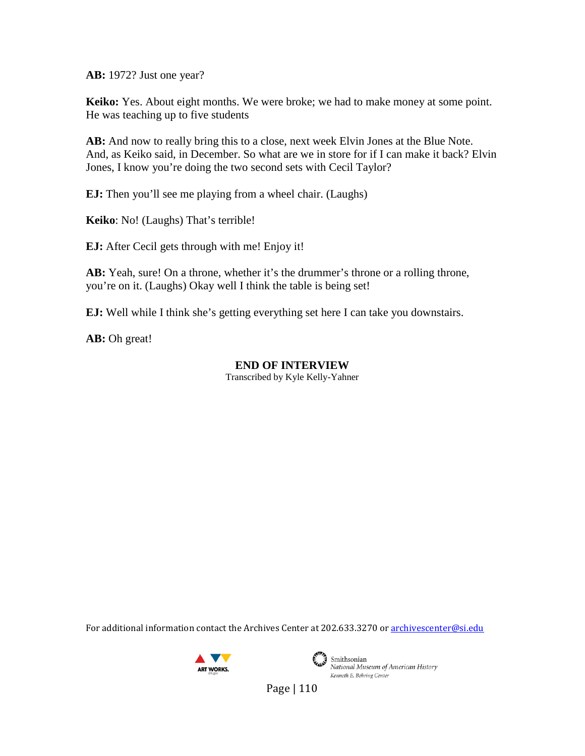**AB:** 1972? Just one year?

**Keiko:** Yes. About eight months. We were broke; we had to make money at some point. He was teaching up to five students

**AB:** And now to really bring this to a close, next week Elvin Jones at the Blue Note. And, as Keiko said, in December. So what are we in store for if I can make it back? Elvin Jones, I know you're doing the two second sets with Cecil Taylor?

**EJ:** Then you'll see me playing from a wheel chair. (Laughs)

**Keiko**: No! (Laughs) That's terrible!

**EJ:** After Cecil gets through with me! Enjoy it!

**AB:** Yeah, sure! On a throne, whether it's the drummer's throne or a rolling throne, you're on it. (Laughs) Okay well I think the table is being set!

**EJ:** Well while I think she's getting everything set here I can take you downstairs.

**AB:** Oh great!

**END OF INTERVIEW**

Transcribed by Kyle Kelly-Yahner

For additional information contact the Archives Center at 202.633.3270 or archivescenter@si.edu